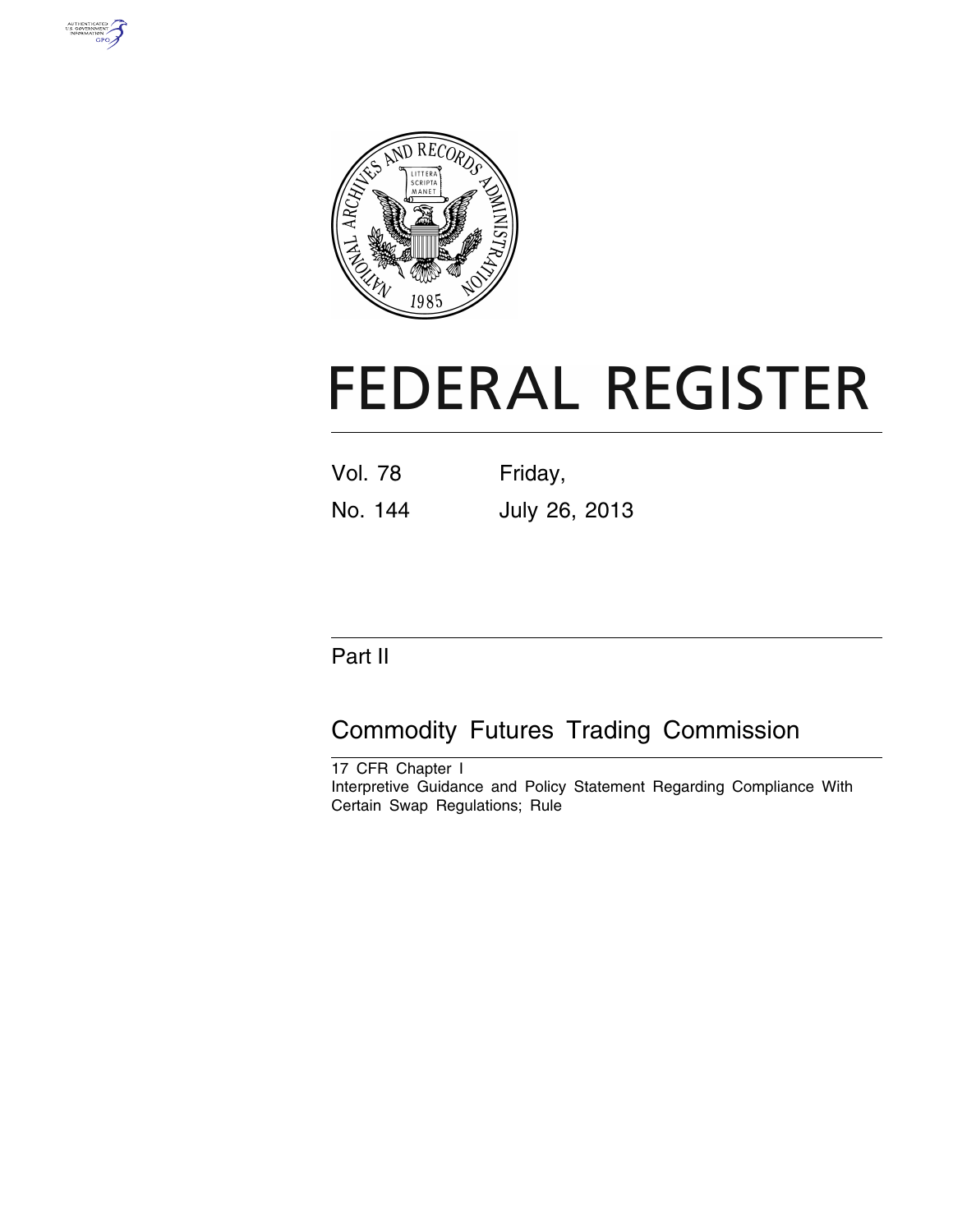# FEDERAL REGISTER

Vol. 78 Friday,

No. 144 July 26, 2013

## Part II

## Commodity Futures Trading Commission

17 CFR Chapter I

Interpretive Guidance and Policy Statement Regarding Compliance With Certain Swap Regulations; Rule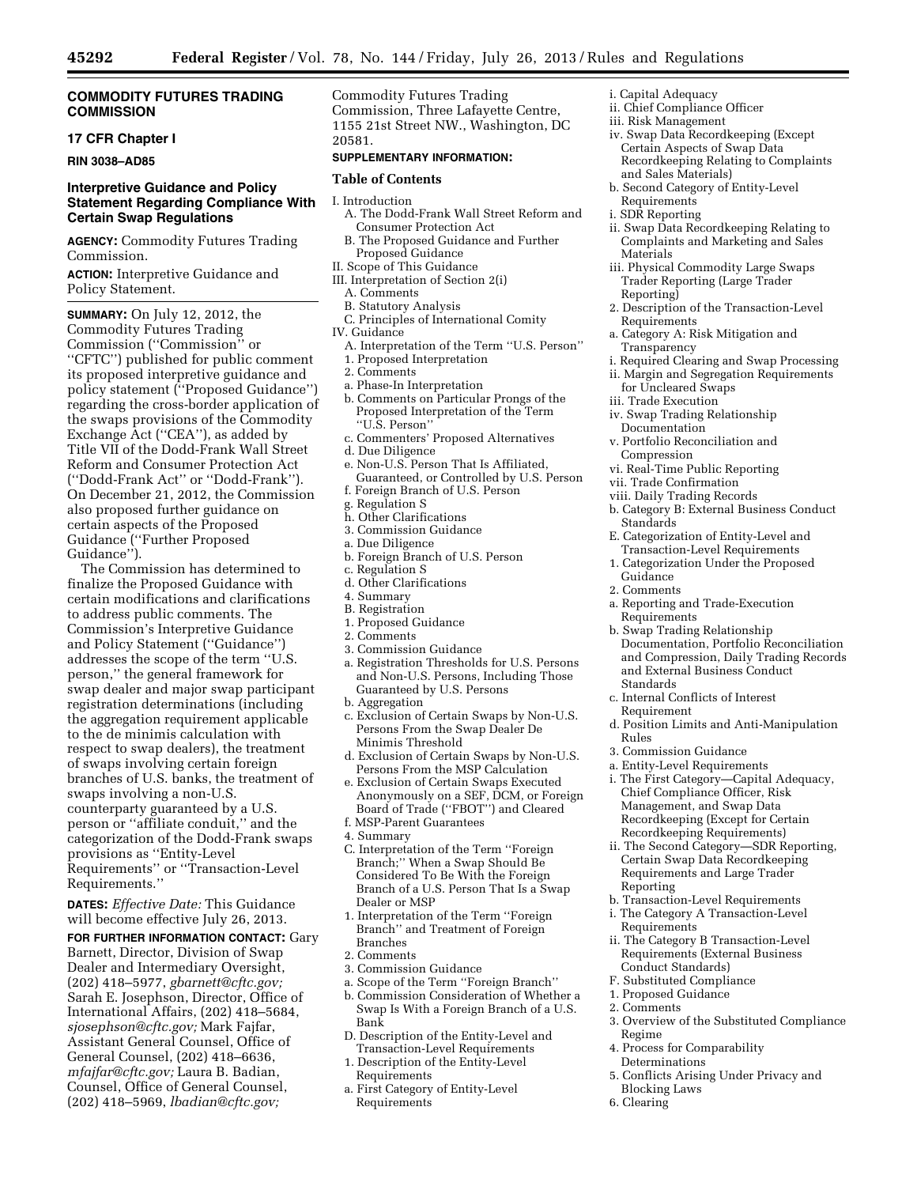## COMMODITY FUTURES TRADING COMMISSION

### 17 CFR Chapter I

**RIN 3038–AD85**

## Interpretive Guidance and Policy Statement Regarding Compliance With Certain Swap Regulations

**AGENCY:** Commodity Futures Trading Commission.

**ACTION:** Interpretive Guidance and Policy Statement.

**SUMMARY:** On July 12, 2012, the Commodity Futures Trading Commission (''Commission'' or ''CFTC'') published for public comment its proposed interpretive guidance and policy statement (''Proposed Guidance'') regarding the cross-border application of the swaps provisions of the Commodity Exchange Act (''CEA''), as added by Title VII of the Dodd-Frank Wall Street Reform and Consumer Protection Act (''Dodd-Frank Act'' or ''Dodd-Frank''). On December 21, 2012, the Commission also proposed further guidance on certain aspects of the Proposed Guidance (''Further Proposed Guidance'').

The Commission has determined to finalize the Proposed Guidance with certain modifications and clarifications to address public comments. The Commission's Interpretive Guidance and Policy Statement (''Guidance'') addresses the scope of the term ''U.S. person,'' the general framework for swap dealer and major swap participant registration determinations (including the aggregation requirement applicable to the de minimis calculation with respect to swap dealers), the treatment of swaps involving certain foreign branches of U.S. banks, the treatment of swaps involving a non-U.S. counterparty guaranteed by a U.S. person or ''affiliate conduit,'' and the categorization of the Dodd-Frank swaps provisions as ''Entity-Level Requirements'' or ''Transaction-Level Requirements.''

**DATES:** *Effective Date:* This Guidance will become effective July 26, 2013.

**FOR FURTHER INFORMATION CONTACT:** Gary Barnett, Director, Division of Swap Dealer and Intermediary Oversight, (202) 418–5977, *gbarnett@cftc.gov;* Sarah E. Josephson, Director, Office of International Affairs, (202) 418–5684, *sjosephson@cftc.gov;* Mark Fajfar, Assistant General Counsel, Office of General Counsel, (202) 418–6636, *mfajfar@cftc.gov;* Laura B. Badian, Counsel, Office of General Counsel, (202) 418–5969, *lbadian@cftc.gov;* Commodity Futures Trading Commission, Three Lafayette Centre, 1155 21st Street NW., Washington, DC 20581.

**SUPPLEMENTARY INFORMATION:**

### Table of Contents

I. Introduction
  A. The Dodd-Frank Wall Street Reform and Consumer Protection Act
  B. The Proposed Guidance and Further Proposed Guidance
II. Scope of This Guidance
III. Interpretation of Section 2(i)
  A. Comments
  B. Statutory Analysis
  C. Principles of International Comity
IV. Guidance
  A. Interpretation of the Term ''U.S. Person''
  1. Proposed Interpretation
  2. Comments
  a. Phase-In Interpretation
  b. Comments on Particular Prongs of the Proposed Interpretation of the Term ''U.S. Person''
  c. Commenters' Proposed Alternatives
  d. Due Diligence
  e. Non-U.S. Person That Is Affiliated, Guaranteed, or Controlled by U.S. Person
  f. Foreign Branch of U.S. Person
  g. Regulation S
  h. Other Clarifications
  3. Commission Guidance
  a. Due Diligence
  b. Foreign Branch of U.S. Person
  c. Regulation S
  d. Other Clarifications
  4. Summary
  B. Registration
  1. Proposed Guidance
  2. Comments
  3. Commission Guidance
  a. Registration Thresholds for U.S. Persons and Non-U.S. Persons, Including Those Guaranteed by U.S. Persons
  b. Aggregation
  c. Exclusion of Certain Swaps by Non-U.S. Persons From the Swap Dealer De Minimis Threshold
  d. Exclusion of Certain Swaps by Non-U.S. Persons From the MSP Calculation
  e. Exclusion of Certain Swaps Executed Anonymously on a SEF, DCM, or Foreign Board of Trade (''FBOT'') and Cleared
  f. MSP-Parent Guarantees
  4. Summary
  C. Interpretation of the Term ''Foreign Branch;'' When a Swap Should Be Considered To Be With the Foreign Branch of a U.S. Person That Is a Swap Dealer or MSP
  1. Interpretation of the Term ''Foreign Branch'' and Treatment of Foreign Branches
  2. Comments
  3. Commission Guidance
  a. Scope of the Term ''Foreign Branch''
  b. Commission Consideration of Whether a Swap Is With a Foreign Branch of a U.S. Bank
  D. Description of the Entity-Level and Transaction-Level Requirements
  1. Description of the Entity-Level Requirements
  a. First Category of Entity-Level Requirements
  i. Capital Adequacy
  ii. Chief Compliance Officer
  iii. Risk Management
  iv. Swap Data Recordkeeping (Except Certain Aspects of Swap Data Recordkeeping Relating to Complaints and Sales Materials)
  b. Second Category of Entity-Level Requirements
  i. SDR Reporting
  ii. Swap Data Recordkeeping Relating to Complaints and Marketing and Sales Materials
  iii. Physical Commodity Large Swaps Trader Reporting (Large Trader Reporting)
  2. Description of the Transaction-Level Requirements
  a. Category A: Risk Mitigation and Transparency
  i. Required Clearing and Swap Processing
  ii. Margin and Segregation Requirements for Uncleared Swaps
  iii. Trade Execution
  iv. Swap Trading Relationship Documentation
  v. Portfolio Reconciliation and Compression
  vi. Real-Time Public Reporting
  vii. Trade Confirmation
  viii. Daily Trading Records
  b. Category B: External Business Conduct Standards
  E. Categorization of Entity-Level and Transaction-Level Requirements
  1. Categorization Under the Proposed Guidance
  2. Comments
  a. Reporting and Trade-Execution Requirements
  b. Swap Trading Relationship Documentation, Portfolio Reconciliation and Compression, Daily Trading Records and External Business Conduct Standards
  c. Internal Conflicts of Interest Requirement
  d. Position Limits and Anti-Manipulation Rules
  3. Commission Guidance
  a. Entity-Level Requirements
  i. The First Category—Capital Adequacy, Chief Compliance Officer, Risk Management, and Swap Data Recordkeeping (Except for Certain Recordkeeping Requirements)
  ii. The Second Category—SDR Reporting, Certain Swap Data Recordkeeping Requirements and Large Trader Reporting
  b. Transaction-Level Requirements
  i. The Category A Transaction-Level Requirements
  ii. The Category B Transaction-Level Requirements (External Business Conduct Standards)
  F. Substituted Compliance
  1. Proposed Guidance
  2. Comments
  3. Overview of the Substituted Compliance Regime
  4. Process for Comparability Determinations
  5. Conflicts Arising Under Privacy and Blocking Laws
  6. Clearing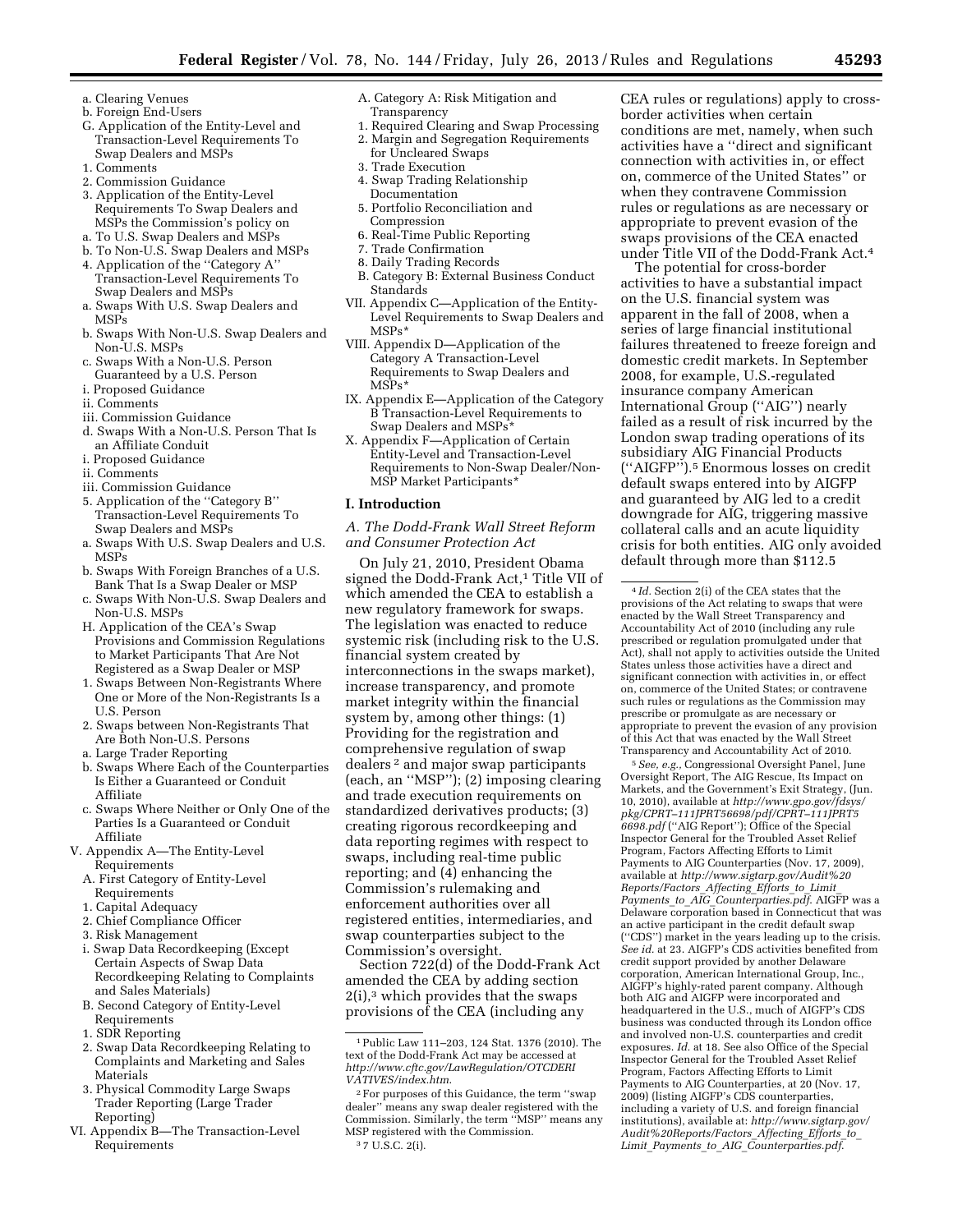a. Clearing Venues
b. Foreign End-Users
G. Application of the Entity-Level and Transaction-Level Requirements To Swap Dealers and MSPs
1. Comments
2. Commission Guidance
3. Application of the Entity-Level Requirements To Swap Dealers and MSPs the Commission's policy on
a. To U.S. Swap Dealers and MSPs
b. To Non-U.S. Swap Dealers and MSPs
4. Application of the "Category A" Transaction-Level Requirements To Swap Dealers and MSPs
a. Swaps With U.S. Swap Dealers and MSPs
b. Swaps With Non-U.S. Swap Dealers and Non-U.S. MSPs
c. Swaps With a Non-U.S. Person Guaranteed by a U.S. Person
i. Proposed Guidance
ii. Comments
iii. Commission Guidance
d. Swaps With a Non-U.S. Person That Is an Affiliate Conduit
i. Proposed Guidance
ii. Comments
iii. Commission Guidance
5. Application of the "Category B" Transaction-Level Requirements To Swap Dealers and MSPs
a. Swaps With U.S. Swap Dealers and U.S. MSPs
b. Swaps With Foreign Branches of a U.S. Bank That Is a Swap Dealer or MSP
c. Swaps With Non-U.S. Swap Dealers and Non-U.S. MSPs
H. Application of the CEA's Swap Provisions and Commission Regulations to Market Participants That Are Not Registered as a Swap Dealer or MSP
1. Swaps Between Non-Registrants Where One or More of the Non-Registrants Is a U.S. Person
2. Swaps between Non-Registrants That Are Both Non-U.S. Persons
a. Large Trader Reporting
b. Swaps Where Each of the Counterparties Is Either a Guaranteed or Conduit Affiliate
c. Swaps Where Neither or Only One of the Parties Is a Guaranteed or Conduit Affiliate
V. Appendix A—The Entity-Level Requirements
A. First Category of Entity-Level Requirements
1. Capital Adequacy
2. Chief Compliance Officer
3. Risk Management
i. Swap Data Recordkeeping (Except Certain Aspects of Swap Data Recordkeeping Relating to Complaints and Sales Materials)
B. Second Category of Entity-Level Requirements
1. SDR Reporting
2. Swap Data Recordkeeping Relating to Complaints and Marketing and Sales Materials
3. Physical Commodity Large Swaps Trader Reporting (Large Trader Reporting)
VI. Appendix B—The Transaction-Level Requirements
A. Category A: Risk Mitigation and Transparency
1. Required Clearing and Swap Processing
2. Margin and Segregation Requirements for Uncleared Swaps
3. Trade Execution
4. Swap Trading Relationship Documentation
5. Portfolio Reconciliation and Compression
6. Real-Time Public Reporting
7. Trade Confirmation
8. Daily Trading Records
B. Category B: External Business Conduct Standards
VII. Appendix C—Application of the Entity-Level Requirements to Swap Dealers and MSPs*
VIII. Appendix D—Application of the Category A Transaction-Level Requirements to Swap Dealers and MSPs*
IX. Appendix E—Application of the Category B Transaction-Level Requirements to Swap Dealers and MSPs*
X. Appendix F—Application of Certain Entity-Level and Transaction-Level Requirements to Non-Swap Dealer/Non-MSP Market Participants*

## I. Introduction

### A. The Dodd-Frank Wall Street Reform and Consumer Protection Act

On July 21, 2010, President Obama signed the Dodd-Frank Act,[1] Title VII of which amended the CEA to establish a new regulatory framework for swaps. The legislation was enacted to reduce systemic risk (including risk to the U.S. financial system created by interconnections in the swaps market), increase transparency, and promote market integrity within the financial system by, among other things: (1) Providing for the registration and comprehensive regulation of swap dealers[2] and major swap participants (each, an "MSP"); (2) imposing clearing and trade execution requirements on standardized derivatives products; (3) creating rigorous recordkeeping and data reporting regimes with respect to swaps, including real-time public reporting; and (4) enhancing the Commission's rulemaking and enforcement authorities over all registered entities, intermediaries, and swap counterparties subject to the Commission's oversight.

Section 722(d) of the Dodd-Frank Act amended the CEA by adding section 2(i),[3] which provides that the swaps provisions of the CEA (including any CEA rules or regulations) apply to cross-border activities when certain conditions are met, namely, when such activities have a "direct and significant connection with activities in, or effect on, commerce of the United States" or when they contravene Commission rules or regulations as are necessary or appropriate to prevent evasion of the swaps provisions of the CEA enacted under Title VII of the Dodd-Frank Act.[4]

The potential for cross-border activities to have a substantial impact on the U.S. financial system was apparent in the fall of 2008, when a series of large financial institutional failures threatened to freeze foreign and domestic credit markets. In September 2008, for example, U.S.-regulated insurance company American International Group ("AIG") nearly failed as a result of risk incurred by the London swap trading operations of its subsidiary AIG Financial Products ("AIGFP").[5] Enormous losses on credit default swaps entered into by AIGFP and guaranteed by AIG led to a credit downgrade for AIG, triggering massive collateral calls and an acute liquidity crisis for both entities. AIG only avoided default through more than $112.5

---

[1] Public Law 111–203, 124 Stat. 1376 (2010). The text of the Dodd-Frank Act may be accessed at *http://www.cftc.gov/LawRegulation/OTCDERIVATIVES/index.htm*.

[2] For purposes of this Guidance, the term "swap dealer" means any swap dealer registered with the Commission. Similarly, the term "MSP" means any MSP registered with the Commission.

[3] 7 U.S.C. 2(i).

[4] *Id.* Section 2(i) of the CEA states that the provisions of the Act relating to swaps that were enacted by the Wall Street Transparency and Accountability Act of 2010 (including any rule prescribed or regulation promulgated under that Act), shall not apply to activities outside the United States unless those activities have a direct and significant connection with activities in, or effect on, commerce of the United States; or contravene such rules or regulations as the Commission may prescribe or promulgate as are necessary or appropriate to prevent the evasion of any provision of this Act that was enacted by the Wall Street Transparency and Accountability Act of 2010.

[5] *See, e.g.,* Congressional Oversight Panel, June Oversight Report, The AIG Rescue, Its Impact on Markets, and the Government's Exit Strategy, (Jun. 10, 2010), available at *http://www.gpo.gov/fdsys/pkg/CPRT–111JPRT56698/pdf/CPRT–111JPRT56698.pdf* ("AIG Report"); Office of the Special Inspector General for the Troubled Asset Relief Program, Factors Affecting Efforts to Limit Payments to AIG Counterparties (Nov. 17, 2009), available at *http://www.sigtarp.gov/Audit%20Reports/Factors_Affecting_Efforts_to_Limit_Payments_to_AIG_Counterparties.pdf*. AIGFP was a Delaware corporation based in Connecticut that was an active participant in the credit default swap ("CDS") market in the years leading up to the crisis. *See id.* at 23. AIGFP's CDS activities benefited from credit support provided by another Delaware corporation, American International Group, Inc., AIGFP's highly-rated parent company. Although both AIG and AIGFP were incorporated and headquartered in the U.S., much of AIGFP's CDS business was conducted through its London office and involved non-U.S. counterparties and credit exposures. *Id.* at 18. See also Office of the Special Inspector General for the Troubled Asset Relief Program, Factors Affecting Efforts to Limit Payments to AIG Counterparties, at 20 (Nov. 17, 2009) (listing AIGFP's CDS counterparties, including a variety of U.S. and foreign financial institutions), available at: *http://www.sigtarp.gov/Audit%20Reports/Factors_Affecting_Efforts_to_Limit_Payments_to_AIG_Counterparties.pdf*.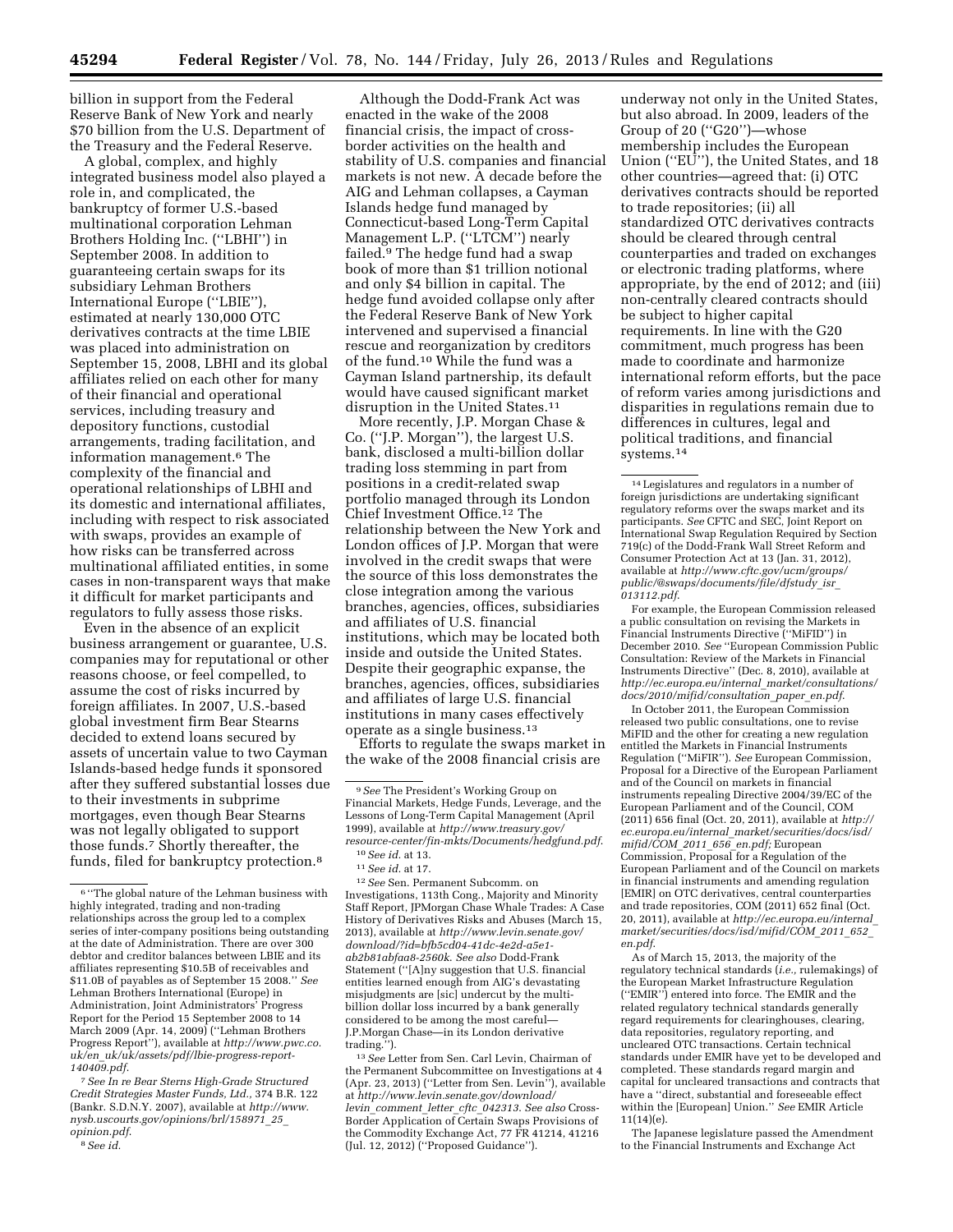billion in support from the Federal Reserve Bank of New York and nearly $70 billion from the U.S. Department of the Treasury and the Federal Reserve.

A global, complex, and highly integrated business model also played a role in, and complicated, the bankruptcy of former U.S.-based multinational corporation Lehman Brothers Holding Inc. (''LBHI'') in September 2008. In addition to guaranteeing certain swaps for its subsidiary Lehman Brothers International Europe (''LBIE''), estimated at nearly 130,000 OTC derivatives contracts at the time LBIE was placed into administration on September 15, 2008, LBHI and its global affiliates relied on each other for many of their financial and operational services, including treasury and depository functions, custodial arrangements, trading facilitation, and information management.[6] The complexity of the financial and operational relationships of LBHI and its domestic and international affiliates, including with respect to risk associated with swaps, provides an example of how risks can be transferred across multinational affiliated entities, in some cases in non-transparent ways that make it difficult for market participants and regulators to fully assess those risks.

Even in the absence of an explicit business arrangement or guarantee, U.S. companies may for reputational or other reasons choose, or feel compelled, to assume the cost of risks incurred by foreign affiliates. In 2007, U.S.-based global investment firm Bear Stearns decided to extend loans secured by assets of uncertain value to two Cayman Islands-based hedge funds it sponsored after they suffered substantial losses due to their investments in subprime mortgages, even though Bear Stearns was not legally obligated to support those funds.[7] Shortly thereafter, the funds, filed for bankruptcy protection.[8]

Although the Dodd-Frank Act was enacted in the wake of the 2008 financial crisis, the impact of cross-border activities on the health and stability of U.S. companies and financial markets is not new. A decade before the AIG and Lehman collapses, a Cayman Islands hedge fund managed by Connecticut-based Long-Term Capital Management L.P. (''LTCM'') nearly failed.[9] The hedge fund had a swap book of more than $1 trillion notional and only $4 billion in capital. The hedge fund avoided collapse only after the Federal Reserve Bank of New York intervened and supervised a financial rescue and reorganization by creditors of the fund.[10] While the fund was a Cayman Island partnership, its default would have caused significant market disruption in the United States.[11]

More recently, J.P. Morgan Chase & Co. (''J.P. Morgan''), the largest U.S. bank, disclosed a multi-billion dollar trading loss stemming in part from positions in a credit-related swap portfolio managed through its London Chief Investment Office.[12] The relationship between the New York and London offices of J.P. Morgan that were involved in the credit swaps that were the source of this loss demonstrates the close integration among the various branches, agencies, offices, subsidiaries and affiliates of U.S. financial institutions, which may be located both inside and outside the United States. Despite their geographic expanse, the branches, agencies, offices, subsidiaries and affiliates of large U.S. financial institutions in many cases effectively operate as a single business.[13]

Efforts to regulate the swaps market in the wake of the 2008 financial crisis are underway not only in the United States, but also abroad. In 2009, leaders of the Group of 20 (''G20'')—whose membership includes the European Union (''EU''), the United States, and 18 other countries—agreed that: (i) OTC derivatives contracts should be reported to trade repositories; (ii) all standardized OTC derivatives contracts should be cleared through central counterparties and traded on exchanges or electronic trading platforms, where appropriate, by the end of 2012; and (iii) non-centrally cleared contracts should be subject to higher capital requirements. In line with the G20 commitment, much progress has been made to coordinate and harmonize international reform efforts, but the pace of reform varies among jurisdictions and disparities in regulations remain due to differences in cultures, legal and political traditions, and financial systems.[14]

---

[6] ''The global nature of the Lehman business with highly integrated, trading and non-trading relationships across the group led to a complex series of inter-company positions being outstanding at the date of Administration. There are over 300 debtor and creditor balances between LBIE and its affiliates representing $10.5B of receivables and $11.0B of payables as of September 15 2008.'' *See* Lehman Brothers International (Europe) in Administration, Joint Administrators' Progress Report for the Period 15 September 2008 to 14 March 2009 (Apr. 14, 2009) (''Lehman Brothers Progress Report''), available at *http://www.pwc.co.uk/en_uk/uk/assets/pdf/lbie-progress-report-140409.pdf*.

[7] *See In re Bear Sterns High-Grade Structured Credit Strategies Master Funds, Ltd.,* 374 B.R. 122 (Bankr. S.D.N.Y. 2007), available at *http://www.nysb.uscourts.gov/opinions/brl/158971_25_opinion.pdf*.

[8] *See id.*

[9] *See* The President's Working Group on Financial Markets, Hedge Funds, Leverage, and the Lessons of Long-Term Capital Management (April 1999), available at *http://www.treasury.gov/resource-center/fin-mkts/Documents/hedgfund.pdf*.

[10] *See id.* at 13.

[11] *See id.* at 17.

[12] *See* Sen. Permanent Subcomm. on Investigations, 113th Cong., Majority and Minority Staff Report, JPMorgan Chase Whale Trades: A Case History of Derivatives Risks and Abuses (March 15, 2013), available at *http://www.levin.senate.gov/download/?id=bfb5cd04-41dc-4e2d-a5e1-ab2b81abfaa8-2560k*. *See also* Dodd-Frank Statement (''[A]ny suggestion that U.S. financial entities learned enough from AIG's devastating misjudgments are [sic] undercut by the multi-billion dollar loss incurred by a bank generally considered to be among the most careful—J.P.Morgan Chase—in its London derivative trading.'').

[13] *See* Letter from Sen. Carl Levin, Chairman of the Permanent Subcommittee on Investigations at 4 (Apr. 23, 2013) (''Letter from Sen. Levin''), available at *http://www.levin.senate.gov/download/levin_comment_letter_cftc_042313*. *See also* Cross-Border Application of Certain Swaps Provisions of the Commodity Exchange Act, 77 FR 41214, 41216 (Jul. 12, 2012) (''Proposed Guidance'').

[14] Legislatures and regulators in a number of foreign jurisdictions are undertaking significant regulatory reforms over the swaps market and its participants. *See* CFTC and SEC, Joint Report on International Swap Regulation Required by Section 719(c) of the Dodd-Frank Wall Street Reform and Consumer Protection Act at 13 (Jan. 31, 2012), available at *http://www.cftc.gov/ucm/groups/public/@swaps/documents/file/dfstudy_isr_013112.pdf*.

For example, the European Commission released a public consultation on revising the Markets in Financial Instruments Directive (''MiFID'') in December 2010. *See* ''European Commission Public Consultation: Review of the Markets in Financial Instruments Directive'' (Dec. 8, 2010), available at *http://ec.europa.eu/internal_market/consultations/docs/2010/mifid/consultation_paper_en.pdf*.

In October 2011, the European Commission released two public consultations, one to revise MiFID and the other for creating a new regulation entitled the Markets in Financial Instruments Regulation (''MiFIR''). *See* European Commission, Proposal for a Directive of the European Parliament and of the Council on markets in financial instruments repealing Directive 2004/39/EC of the European Parliament and of the Council, COM (2011) 656 final (Oct. 20, 2011), available at *http://ec.europa.eu/internal_market/securities/docs/isd/mifid/COM_2011_656_en.pdf;* European Commission, Proposal for a Regulation of the European Parliament and of the Council on markets in financial instruments and amending regulation [EMIR] on OTC derivatives, central counterparties and trade repositories, COM (2011) 652 final (Oct. 20, 2011), available at *http://ec.europa.eu/internal_market/securities/docs/isd/mifid/COM_2011_652_en.pdf*.

As of March 15, 2013, the majority of the regulatory technical standards (*i.e.,* rulemakings) of the European Market Infrastructure Regulation (''EMIR'') entered into force. The EMIR and the related regulatory technical standards generally regard requirements for clearinghouses, clearing, data repositories, regulatory reporting, and uncleared OTC transactions. Certain technical standards under EMIR have yet to be developed and completed. These standards regard margin and capital for uncleared transactions and contracts that have a ''direct, substantial and foreseeable effect within the [European] Union.'' *See* EMIR Article 11(14)(e).

The Japanese legislature passed the Amendment to the Financial Instruments and Exchange Act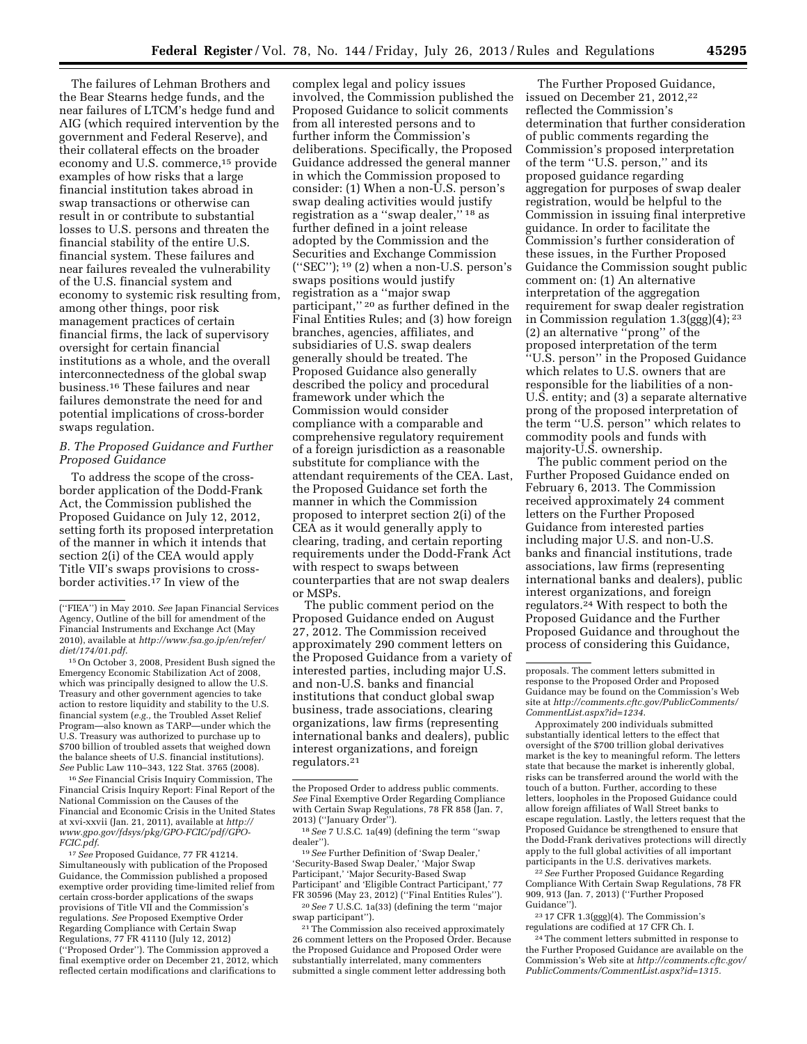The failures of Lehman Brothers and the Bear Stearns hedge funds, and the near failures of LTCM's hedge fund and AIG (which required intervention by the government and Federal Reserve), and their collateral effects on the broader economy and U.S. commerce,[15] provide examples of how risks that a large financial institution takes abroad in swap transactions or otherwise can result in or contribute to substantial losses to U.S. persons and threaten the financial stability of the entire U.S. financial system. These failures and near failures revealed the vulnerability of the U.S. financial system and economy to systemic risk resulting from, among other things, poor risk management practices of certain financial firms, the lack of supervisory oversight for certain financial institutions as a whole, and the overall interconnectedness of the global swap business.[16] These failures and near failures demonstrate the need for and potential implications of cross-border swaps regulation.

### B. The Proposed Guidance and Further Proposed Guidance

To address the scope of the cross-border application of the Dodd-Frank Act, the Commission published the Proposed Guidance on July 12, 2012, setting forth its proposed interpretation of the manner in which it intends that section 2(i) of the CEA would apply Title VII's swaps provisions to cross-border activities.[17] In view of the complex legal and policy issues involved, the Commission published the Proposed Guidance to solicit comments from all interested persons and to further inform the Commission's deliberations. Specifically, the Proposed Guidance addressed the general manner in which the Commission proposed to consider: (1) When a non-U.S. person's swap dealing activities would justify registration as a "swap dealer," [18] as further defined in a joint release adopted by the Commission and the Securities and Exchange Commission ("SEC"); [19] (2) when a non-U.S. person's swaps positions would justify registration as a "major swap participant," [20] as further defined in the Final Entities Rules; and (3) how foreign branches, agencies, affiliates, and subsidiaries of U.S. swap dealers generally should be treated. The Proposed Guidance also generally described the policy and procedural framework under which the Commission would consider compliance with a comparable and comprehensive regulatory requirement of a foreign jurisdiction as a reasonable substitute for compliance with the attendant requirements of the CEA. Last, the Proposed Guidance set forth the manner in which the Commission proposed to interpret section 2(i) of the CEA as it would generally apply to clearing, trading, and certain reporting requirements under the Dodd-Frank Act with respect to swaps between counterparties that are not swap dealers or MSPs.

The public comment period on the Proposed Guidance ended on August 27, 2012. The Commission received approximately 290 comment letters on the Proposed Guidance from a variety of interested parties, including major U.S. and non-U.S. banks and financial institutions that conduct global swap business, trade associations, clearing organizations, law firms (representing international banks and dealers), public interest organizations, and foreign regulators.[21]

The Further Proposed Guidance, issued on December 21, 2012,[22] reflected the Commission's determination that further consideration of public comments regarding the Commission's proposed interpretation of the term "U.S. person," and its proposed guidance regarding aggregation for purposes of swap dealer registration, would be helpful to the Commission in issuing final interpretive guidance. In order to facilitate the Commission's further consideration of these issues, in the Further Proposed Guidance the Commission sought public comment on: (1) An alternative interpretation of the aggregation requirement for swap dealer registration in Commission regulation 1.3(ggg)(4); [23] (2) an alternative "prong" of the proposed interpretation of the term "U.S. person" in the Proposed Guidance which relates to U.S. owners that are responsible for the liabilities of a non-U.S. entity; and (3) a separate alternative prong of the proposed interpretation of the term "U.S. person" which relates to commodity pools and funds with majority-U.S. ownership.

The public comment period on the Further Proposed Guidance ended on February 6, 2013. The Commission received approximately 24 comment letters on the Further Proposed Guidance from interested parties including major U.S. and non-U.S. banks and financial institutions, trade associations, law firms (representing international banks and dealers), public interest organizations, and foreign regulators.[24] With respect to both the Proposed Guidance and the Further Proposed Guidance and throughout the process of considering this Guidance,

---

("FIEA") in May 2010. *See* Japan Financial Services Agency, Outline of the bill for amendment of the Financial Instruments and Exchange Act (May 2010), available at *http://www.fsa.go.jp/en/refer/diet/174/01.pdf*.

[15] On October 3, 2008, President Bush signed the Emergency Economic Stabilization Act of 2008, which was principally designed to allow the U.S. Treasury and other government agencies to take action to restore liquidity and stability to the U.S. financial system (*e.g.,* the Troubled Asset Relief Program—also known as TARP—under which the U.S. Treasury was authorized to purchase up to $700 billion of troubled assets that weighed down the balance sheets of U.S. financial institutions). *See* Public Law 110–343, 122 Stat. 3765 (2008).

[16] *See* Financial Crisis Inquiry Commission, The Financial Crisis Inquiry Report: Final Report of the National Commission on the Causes of the Financial and Economic Crisis in the United States at xvi-xxvii (Jan. 21, 2011), available at *http://www.gpo.gov/fdsys/pkg/GPO-FCIC/pdf/GPO-FCIC.pdf*.

[17] *See* Proposed Guidance, 77 FR 41214. Simultaneously with publication of the Proposed Guidance, the Commission published a proposed exemptive order providing time-limited relief from certain cross-border applications of the swaps provisions of Title VII and the Commission's regulations. *See* Proposed Exemptive Order Regarding Compliance with Certain Swap Regulations, 77 FR 41110 (July 12, 2012) ("Proposed Order"). The Commission approved a final exemptive order on December 21, 2012, which reflected certain modifications and clarifications to the Proposed Order to address public comments. *See* Final Exemptive Order Regarding Compliance with Certain Swap Regulations, 78 FR 858 (Jan. 7, 2013) ("January Order").

[18] *See* 7 U.S.C. 1a(49) (defining the term "swap dealer").

[19] *See* Further Definition of 'Swap Dealer,' 'Security-Based Swap Dealer,' 'Major Swap Participant,' 'Major Security-Based Swap Participant' and 'Eligible Contract Participant,' 77 FR 30596 (May 23, 2012) ("Final Entities Rules").

[20] *See* 7 U.S.C. 1a(33) (defining the term "major swap participant").

[21] The Commission also received approximately 26 comment letters on the Proposed Order. Because the Proposed Guidance and Proposed Order were substantially interrelated, many commenters submitted a single comment letter addressing both proposals. The comment letters submitted in response to the Proposed Order and Proposed Guidance may be found on the Commission's Web site at *http://comments.cftc.gov/PublicComments/CommentList.aspx?id=1234*.

Approximately 200 individuals submitted substantially identical letters to the effect that oversight of the $700 trillion global derivatives market is the key to meaningful reform. The letters state that because the market is inherently global, risks can be transferred around the world with the touch of a button. Further, according to these letters, loopholes in the Proposed Guidance could allow foreign affiliates of Wall Street banks to escape regulation. Lastly, the letters request that the Proposed Guidance be strengthened to ensure that the Dodd-Frank derivatives protections will directly apply to the full global activities of all important participants in the U.S. derivatives markets.

[22] *See* Further Proposed Guidance Regarding Compliance With Certain Swap Regulations, 78 FR 909, 913 (Jan. 7, 2013) ("Further Proposed Guidance").

[23] 17 CFR 1.3(ggg)(4). The Commission's regulations are codified at 17 CFR Ch. I.

[24] The comment letters submitted in response to the Further Proposed Guidance are available on the Commission's Web site at *http://comments.cftc.gov/PublicComments/CommentList.aspx?id=1315*.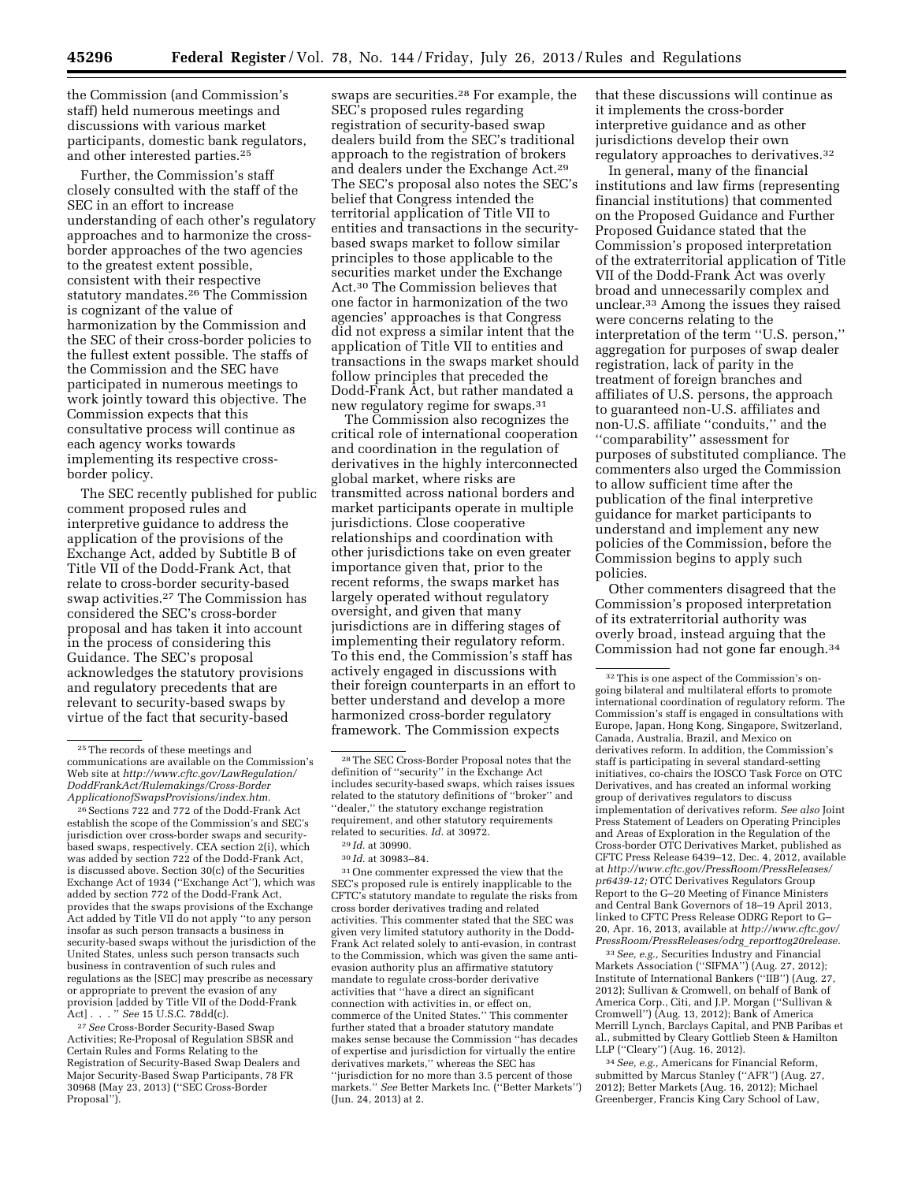the Commission (and Commission's staff) held numerous meetings and discussions with various market participants, domestic bank regulators, and other interested parties.[25]

Further, the Commission's staff closely consulted with the staff of the SEC in an effort to increase understanding of each other's regulatory approaches and to harmonize the cross-border approaches of the two agencies to the greatest extent possible, consistent with their respective statutory mandates.[26] The Commission is cognizant of the value of harmonization by the Commission and the SEC of their cross-border policies to the fullest extent possible. The staffs of the Commission and the SEC have participated in numerous meetings to work jointly toward this objective. The Commission expects that this consultative process will continue as each agency works towards implementing its respective cross-border policy.

The SEC recently published for public comment proposed rules and interpretive guidance to address the application of the provisions of the Exchange Act, added by Subtitle B of Title VII of the Dodd-Frank Act, that relate to cross-border security-based swap activities.[27] The Commission has considered the SEC's cross-border proposal and has taken it into account in the process of considering this Guidance. The SEC's proposal acknowledges the statutory provisions and regulatory precedents that are relevant to security-based swaps by virtue of the fact that security-based swaps are securities.[28] For example, the SEC's proposed rules regarding registration of security-based swap dealers build from the SEC's traditional approach to the registration of brokers and dealers under the Exchange Act.[29] The SEC's proposal also notes the SEC's belief that Congress intended the territorial application of Title VII to entities and transactions in the security-based swaps market to follow similar principles to those applicable to the securities market under the Exchange Act.[30] The Commission believes that one factor in harmonization of the two agencies' approaches is that Congress did not express a similar intent that the application of Title VII to entities and transactions in the swaps market should follow principles that preceded the Dodd-Frank Act, but rather mandated a new regulatory regime for swaps.[31]

The Commission also recognizes the critical role of international cooperation and coordination in the regulation of derivatives in the highly interconnected global market, where risks are transmitted across national borders and market participants operate in multiple jurisdictions. Close cooperative relationships and coordination with other jurisdictions take on even greater importance given that, prior to the recent reforms, the swaps market has largely operated without regulatory oversight, and given that many jurisdictions are in differing stages of implementing their regulatory reform. To this end, the Commission's staff has actively engaged in discussions with their foreign counterparts in an effort to better understand and develop a more harmonized cross-border regulatory framework. The Commission expects that these discussions will continue as it implements the cross-border interpretive guidance and as other jurisdictions develop their own regulatory approaches to derivatives.[32]

In general, many of the financial institutions and law firms (representing financial institutions) that commented on the Proposed Guidance and Further Proposed Guidance stated that the Commission's proposed interpretation of the extraterritorial application of Title VII of the Dodd-Frank Act was overly broad and unnecessarily complex and unclear.[33] Among the issues they raised were concerns relating to the interpretation of the term "U.S. person," aggregation for purposes of swap dealer registration, lack of parity in the treatment of foreign branches and affiliates of U.S. persons, the approach to guaranteed non-U.S. affiliates and non-U.S. affiliate "conduits," and the "comparability" assessment for purposes of substituted compliance. The commenters also urged the Commission to allow sufficient time after the publication of the final interpretive guidance for market participants to understand and implement any new policies of the Commission, before the Commission begins to apply such policies.

Other commenters disagreed that the Commission's proposed interpretation of its extraterritorial authority was overly broad, instead arguing that the Commission had not gone far enough.[34]

---

[25] The records of these meetings and communications are available on the Commission's Web site at *http://www.cftc.gov/LawRegulation/DoddFrankAct/Rulemakings/Cross-BorderApplicationofSwapsProvisions/index.htm.*

[26] Sections 722 and 772 of the Dodd-Frank Act establish the scope of the Commission's and SEC's jurisdiction over cross-border swaps and security-based swaps, respectively. CEA section 2(i), which was added by section 722 of the Dodd-Frank Act, is discussed above. Section 30(c) of the Securities Exchange Act of 1934 ("Exchange Act"), which was added by section 772 of the Dodd-Frank Act, provides that the swaps provisions of the Exchange Act added by Title VII do not apply "to any person insofar as such person transacts a business in security-based swaps without the jurisdiction of the United States, unless such person transacts such business in contravention of such rules and regulations as the [SEC] may prescribe as necessary or appropriate to prevent the evasion of any provision [added by Title VII of the Dodd-Frank Act] . . ." *See* 15 U.S.C. 78dd(c).

[27] *See* Cross-Border Security-Based Swap Activities; Re-Proposal of Regulation SBSR and Certain Rules and Forms Relating to the Registration of Security-Based Swap Dealers and Major Security-Based Swap Participants, 78 FR 30968 (May 23, 2013) ("SEC Cross-Border Proposal").

[28] The SEC Cross-Border Proposal notes that the definition of "security" in the Exchange Act includes security-based swaps, which raises issues related to the statutory definitions of "broker" and "dealer," the statutory exchange registration requirement, and other statutory requirements related to securities. *Id.* at 30972.

[29] *Id.* at 30990.

[30] *Id.* at 30983–84.

[31] One commenter expressed the view that the SEC's proposed rule is entirely inapplicable to the CFTC's statutory mandate to regulate the risks from cross border derivatives trading and related activities. This commenter stated that the SEC was given very limited statutory authority in the Dodd-Frank Act related solely to anti-evasion, in contrast to the Commission, which was given the same anti-evasion authority plus an affirmative statutory mandate to regulate cross-border derivative activities that "have a direct an significant connection with activities in, or effect on, commerce of the United States." This commenter further stated that a broader statutory mandate makes sense because the Commission "has decades of expertise and jurisdiction for virtually the entire derivatives markets," whereas the SEC has "jurisdiction for no more than 3.5 percent of those markets." *See* Better Markets Inc. ("Better Markets") (Jun. 24, 2013) at 2.

[32] This is one aspect of the Commission's on-going bilateral and multilateral efforts to promote international coordination of regulatory reform. The Commission's staff is engaged in consultations with Europe, Japan, Hong Kong, Singapore, Switzerland, Canada, Australia, Brazil, and Mexico on derivatives reform. In addition, the Commission's staff is participating in several standard-setting initiatives, co-chairs the IOSCO Task Force on OTC Derivatives, and has created an informal working group of derivatives regulators to discuss implementation of derivatives reform. *See also* Joint Press Statement of Leaders on Operating Principles and Areas of Exploration in the Regulation of the Cross-border OTC Derivatives Market, published as CFTC Press Release 6439–12, Dec. 4, 2012, available at *http://www.cftc.gov/PressRoom/PressReleases/pr6439-12;* OTC Derivatives Regulators Group Report to the G–20 Meeting of Finance Ministers and Central Bank Governors of 18–19 April 2013, linked to CFTC Press Release ODRG Report to G–20, Apr. 16, 2013, available at *http://www.cftc.gov/PressRoom/PressReleases/odrg_reporttog20release.*

[33] *See, e.g.,* Securities Industry and Financial Markets Association ("SIFMA") (Aug. 27, 2012); Institute of International Bankers ("IIB") (Aug. 27, 2012); Sullivan & Cromwell, on behalf of Bank of America Corp., Citi, and J.P. Morgan ("Sullivan & Cromwell") (Aug. 13, 2012); Bank of America Merrill Lynch, Barclays Capital, and PNB Paribas et al., submitted by Cleary Gottlieb Steen & Hamilton LLP ("Cleary") (Aug. 16, 2012).

[34] *See, e.g.,* Americans for Financial Reform, submitted by Marcus Stanley ("AFR") (Aug. 27, 2012); Better Markets (Aug. 16, 2012); Michael Greenberger, Francis King Cary School of Law,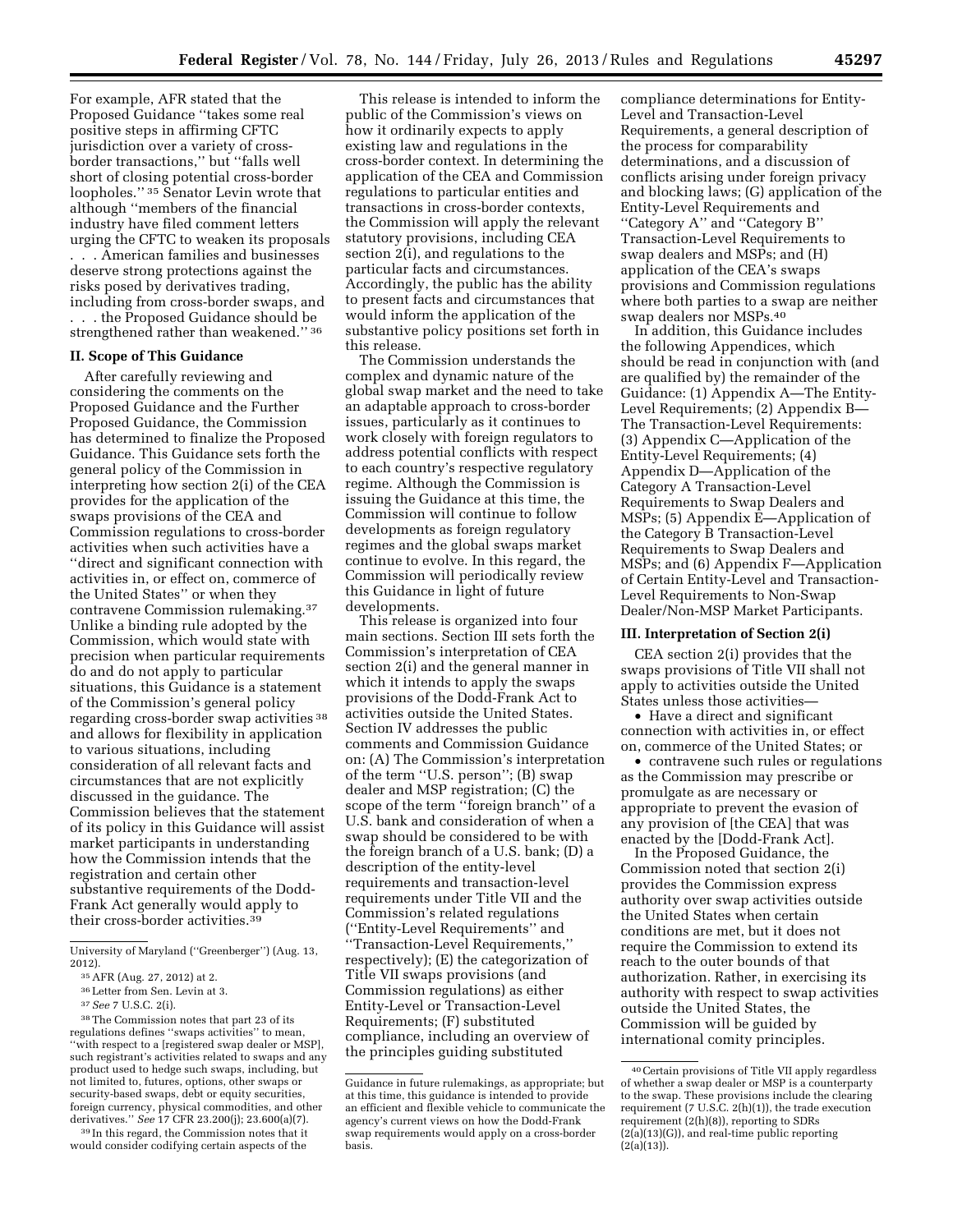For example, AFR stated that the Proposed Guidance ''takes some real positive steps in affirming CFTC jurisdiction over a variety of cross-border transactions,'' but ''falls well short of closing potential cross-border loopholes.'' [35] Senator Levin wrote that although ''members of the financial industry have filed comment letters urging the CFTC to weaken its proposals . . . American families and businesses deserve strong protections against the risks posed by derivatives trading, including from cross-border swaps, and . . . the Proposed Guidance should be strengthened rather than weakened.'' [36]

## II. Scope of This Guidance

After carefully reviewing and considering the comments on the Proposed Guidance and the Further Proposed Guidance, the Commission has determined to finalize the Proposed Guidance. This Guidance sets forth the general policy of the Commission in interpreting how section 2(i) of the CEA provides for the application of the swaps provisions of the CEA and Commission regulations to cross-border activities when such activities have a ''direct and significant connection with activities in, or effect on, commerce of the United States'' or when they contravene Commission rulemaking.[37] Unlike a binding rule adopted by the Commission, which would state with precision when particular requirements do and do not apply to particular situations, this Guidance is a statement of the Commission's general policy regarding cross-border swap activities [38] and allows for flexibility in application to various situations, including consideration of all relevant facts and circumstances that are not explicitly discussed in the guidance. The Commission believes that the statement of its policy in this Guidance will assist market participants in understanding how the Commission intends that the registration and certain other substantive requirements of the Dodd-Frank Act generally would apply to their cross-border activities.[39]

This release is intended to inform the public of the Commission's views on how it ordinarily expects to apply existing law and regulations in the cross-border context. In determining the application of the CEA and Commission regulations to particular entities and transactions in cross-border contexts, the Commission will apply the relevant statutory provisions, including CEA section 2(i), and regulations to the particular facts and circumstances. Accordingly, the public has the ability to present facts and circumstances that would inform the application of the substantive policy positions set forth in this release.

The Commission understands the complex and dynamic nature of the global swap market and the need to take an adaptable approach to cross-border issues, particularly as it continues to work closely with foreign regulators to address potential conflicts with respect to each country's respective regulatory regime. Although the Commission is issuing the Guidance at this time, the Commission will continue to follow developments as foreign regulatory regimes and the global swaps market continue to evolve. In this regard, the Commission will periodically review this Guidance in light of future developments.

This release is organized into four main sections. Section III sets forth the Commission's interpretation of CEA section 2(i) and the general manner in which it intends to apply the swaps provisions of the Dodd-Frank Act to activities outside the United States. Section IV addresses the public comments and Commission Guidance on: (A) The Commission's interpretation of the term ''U.S. person''; (B) swap dealer and MSP registration; (C) the scope of the term ''foreign branch'' of a U.S. bank and consideration of when a swap should be considered to be with the foreign branch of a U.S. bank; (D) a description of the entity-level requirements and transaction-level requirements under Title VII and the Commission's related regulations (''Entity-Level Requirements'' and ''Transaction-Level Requirements,'' respectively); (E) the categorization of Title VII swaps provisions (and Commission regulations) as either Entity-Level or Transaction-Level Requirements; (F) substituted compliance, including an overview of the principles guiding substituted compliance determinations for Entity-Level and Transaction-Level Requirements, a general description of the process for comparability determinations, and a discussion of conflicts arising under foreign privacy and blocking laws; (G) application of the Entity-Level Requirements and ''Category A'' and ''Category B'' Transaction-Level Requirements to swap dealers and MSPs; and (H) application of the CEA's swaps provisions and Commission regulations where both parties to a swap are neither swap dealers nor MSPs.[40]

In addition, this Guidance includes the following Appendices, which should be read in conjunction with (and are qualified by) the remainder of the Guidance: (1) Appendix A—The Entity-Level Requirements; (2) Appendix B—The Transaction-Level Requirements: (3) Appendix C—Application of the Entity-Level Requirements; (4) Appendix D—Application of the Category A Transaction-Level Requirements to Swap Dealers and MSPs; (5) Appendix E—Application of the Category B Transaction-Level Requirements to Swap Dealers and MSPs; and (6) Appendix F—Application of Certain Entity-Level and Transaction-Level Requirements to Non-Swap Dealer/Non-MSP Market Participants.

## III. Interpretation of Section 2(i)

CEA section 2(i) provides that the swaps provisions of Title VII shall not apply to activities outside the United States unless those activities—

- Have a direct and significant connection with activities in, or effect on, commerce of the United States; or
- contravene such rules or regulations as the Commission may prescribe or promulgate as are necessary or appropriate to prevent the evasion of any provision of [the CEA] that was enacted by the [Dodd-Frank Act].

In the Proposed Guidance, the Commission noted that section 2(i) provides the Commission express authority over swap activities outside the United States when certain conditions are met, but it does not require the Commission to extend its reach to the outer bounds of that authorization. Rather, in exercising its authority with respect to swap activities outside the United States, the Commission will be guided by international comity principles.

---

University of Maryland (''Greenberger'') (Aug. 13, 2012).

[35] AFR (Aug. 27, 2012) at 2.

[36] Letter from Sen. Levin at 3.

[37] *See* 7 U.S.C. 2(i).

[38] The Commission notes that part 23 of its regulations defines ''swaps activities'' to mean, ''with respect to a [registered swap dealer or MSP], such registrant's activities related to swaps and any product used to hedge such swaps, including, but not limited to, futures, options, other swaps or security-based swaps, debt or equity securities, foreign currency, physical commodities, and other derivatives.'' *See* 17 CFR 23.200(j); 23.600(a)(7).

[39] In this regard, the Commission notes that it would consider codifying certain aspects of the Guidance in future rulemakings, as appropriate; but at this time, this guidance is intended to provide an efficient and flexible vehicle to communicate the agency's current views on how the Dodd-Frank swap requirements would apply on a cross-border basis.

[40] Certain provisions of Title VII apply regardless of whether a swap dealer or MSP is a counterparty to the swap. These provisions include the clearing requirement (7 U.S.C. 2(h)(1)), the trade execution requirement (2(h)(8)), reporting to SDRs (2(a)(13)(G)), and real-time public reporting (2(a)(13)).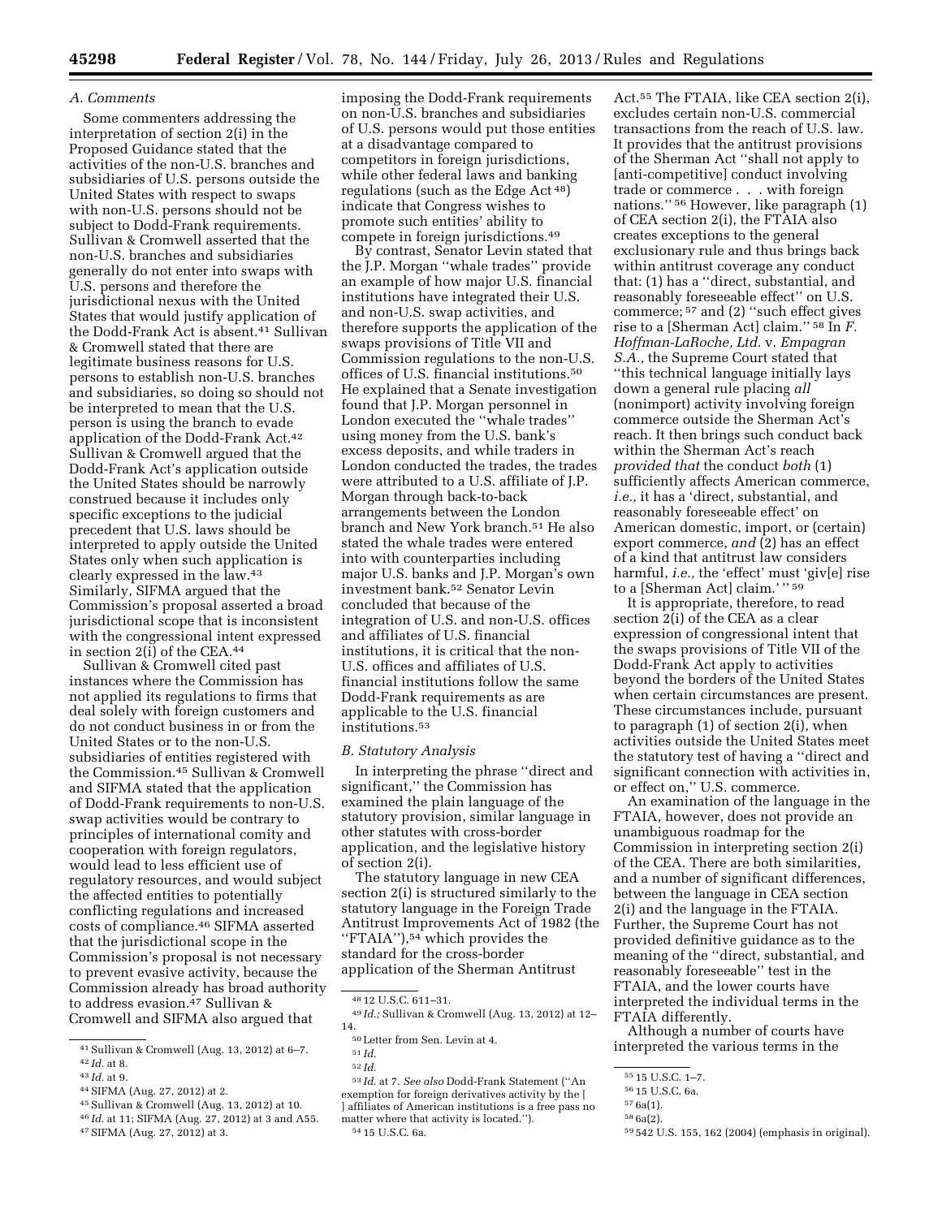### *A. Comments*

Some commenters addressing the interpretation of section 2(i) in the Proposed Guidance stated that the activities of the non-U.S. branches and subsidiaries of U.S. persons outside the United States with respect to swaps with non-U.S. persons should not be subject to Dodd-Frank requirements. Sullivan & Cromwell asserted that the non-U.S. branches and subsidiaries generally do not enter into swaps with U.S. persons and therefore the jurisdictional nexus with the United States that would justify application of the Dodd-Frank Act is absent.[41] Sullivan & Cromwell stated that there are legitimate business reasons for U.S. persons to establish non-U.S. branches and subsidiaries, so doing so should not be interpreted to mean that the U.S. person is using the branch to evade application of the Dodd-Frank Act.[42] Sullivan & Cromwell argued that the Dodd-Frank Act's application outside the United States should be narrowly construed because it includes only specific exceptions to the judicial precedent that U.S. laws should be interpreted to apply outside the United States only when such application is clearly expressed in the law.[43] Similarly, SIFMA argued that the Commission's proposal asserted a broad jurisdictional scope that is inconsistent with the congressional intent expressed in section 2(i) of the CEA.[44]

Sullivan & Cromwell cited past instances where the Commission has not applied its regulations to firms that deal solely with foreign customers and do not conduct business in or from the United States or to the non-U.S. subsidiaries of entities registered with the Commission.[45] Sullivan & Cromwell and SIFMA stated that the application of Dodd-Frank requirements to non-U.S. swap activities would be contrary to principles of international comity and cooperation with foreign regulators, would lead to less efficient use of regulatory resources, and would subject the affected entities to potentially conflicting regulations and increased costs of compliance.[46] SIFMA asserted that the jurisdictional scope in the Commission's proposal is not necessary to prevent evasive activity, because the Commission already has broad authority to address evasion.[47] Sullivan & Cromwell and SIFMA also argued that imposing the Dodd-Frank requirements on non-U.S. branches and subsidiaries of U.S. persons would put those entities at a disadvantage compared to competitors in foreign jurisdictions, while other federal laws and banking regulations (such as the Edge Act[48]) indicate that Congress wishes to promote such entities' ability to compete in foreign jurisdictions.[49]

By contrast, Senator Levin stated that the J.P. Morgan "whale trades" provide an example of how major U.S. financial institutions have integrated their U.S. and non-U.S. swap activities, and therefore supports the application of the swaps provisions of Title VII and Commission regulations to the non-U.S. offices of U.S. financial institutions.[50] He explained that a Senate investigation found that J.P. Morgan personnel in London executed the "whale trades" using money from the U.S. bank's excess deposits, and while traders in London conducted the trades, the trades were attributed to a U.S. affiliate of J.P. Morgan through back-to-back arrangements between the London branch and New York branch.[51] He also stated the whale trades were entered into with counterparties including major U.S. banks and J.P. Morgan's own investment bank.[52] Senator Levin concluded that because of the integration of U.S. and non-U.S. offices and affiliates of U.S. financial institutions, it is critical that the non-U.S. offices and affiliates of U.S. financial institutions follow the same Dodd-Frank requirements as are applicable to the U.S. financial institutions.[53]

### *B. Statutory Analysis*

In interpreting the phrase "direct and significant," the Commission has examined the plain language of the statutory provision, similar language in other statutes with cross-border application, and the legislative history of section 2(i).

The statutory language in new CEA section 2(i) is structured similarly to the statutory language in the Foreign Trade Antitrust Improvements Act of 1982 (the "FTAIA"),[54] which provides the standard for the cross-border application of the Sherman Antitrust Act.[55] The FTAIA, like CEA section 2(i), excludes certain non-U.S. commercial transactions from the reach of U.S. law. It provides that the antitrust provisions of the Sherman Act "shall not apply to [anti-competitive] conduct involving trade or commerce . . . with foreign nations."[56] However, like paragraph (1) of CEA section 2(i), the FTAIA also creates exceptions to the general exclusionary rule and thus brings back within antitrust coverage any conduct that: (1) has a "direct, substantial, and reasonably foreseeable effect" on U.S. commerce;[57] and (2) "such effect gives rise to a [Sherman Act] claim."[58] In *F. Hoffman-LaRoche, Ltd.* v. *Empagran S.A.,* the Supreme Court stated that "this technical language initially lays down a general rule placing *all* (nonimport) activity involving foreign commerce outside the Sherman Act's reach. It then brings such conduct back within the Sherman Act's reach *provided that* the conduct *both* (1) sufficiently affects American commerce, *i.e.,* it has a 'direct, substantial, and reasonably foreseeable effect' on American domestic, import, or (certain) export commerce, *and* (2) has an effect of a kind that antitrust law considers harmful, *i.e.,* the 'effect' must 'giv[e] rise to a [Sherman Act] claim.' "[59]

It is appropriate, therefore, to read section 2(i) of the CEA as a clear expression of congressional intent that the swaps provisions of Title VII of the Dodd-Frank Act apply to activities beyond the borders of the United States when certain circumstances are present. These circumstances include, pursuant to paragraph (1) of section 2(i), when activities outside the United States meet the statutory test of having a "direct and significant connection with activities in, or effect on," U.S. commerce.

An examination of the language in the FTAIA, however, does not provide an unambiguous roadmap for the Commission in interpreting section 2(i) of the CEA. There are both similarities, and a number of significant differences, between the language in CEA section 2(i) and the language in the FTAIA. Further, the Supreme Court has not provided definitive guidance as to the meaning of the "direct, substantial, and reasonably foreseeable" test in the FTAIA, and the lower courts have interpreted the individual terms in the FTAIA differently.

Although a number of courts have interpreted the various terms in the

---

[41] Sullivan & Cromwell (Aug. 13, 2012) at 6–7.

[42] *Id.* at 8.

[43] *Id.* at 9.

[44] SIFMA (Aug. 27, 2012) at 2.

[45] Sullivan & Cromwell (Aug. 13, 2012) at 10.

[46] *Id.* at 11; SIFMA (Aug. 27, 2012) at 3 and A55.

[47] SIFMA (Aug. 27, 2012) at 3.

[48] 12 U.S.C. 611–31.

[49] *Id.;* Sullivan & Cromwell (Aug. 13, 2012) at 12–14.

[50] Letter from Sen. Levin at 4.

[51] *Id.*

[52] *Id.*

[53] *Id.* at 7. *See also* Dodd-Frank Statement ("An exemption for foreign derivatives activity by the [ ] affiliates of American institutions is a free pass no matter where that activity is located.").

[54] 15 U.S.C. 6a.

[55] 15 U.S.C. 1–7.

[56] 15 U.S.C. 6a.

[57] 6a(1).

[58] 6a(2).

[59] 542 U.S. 155, 162 (2004) (emphasis in original).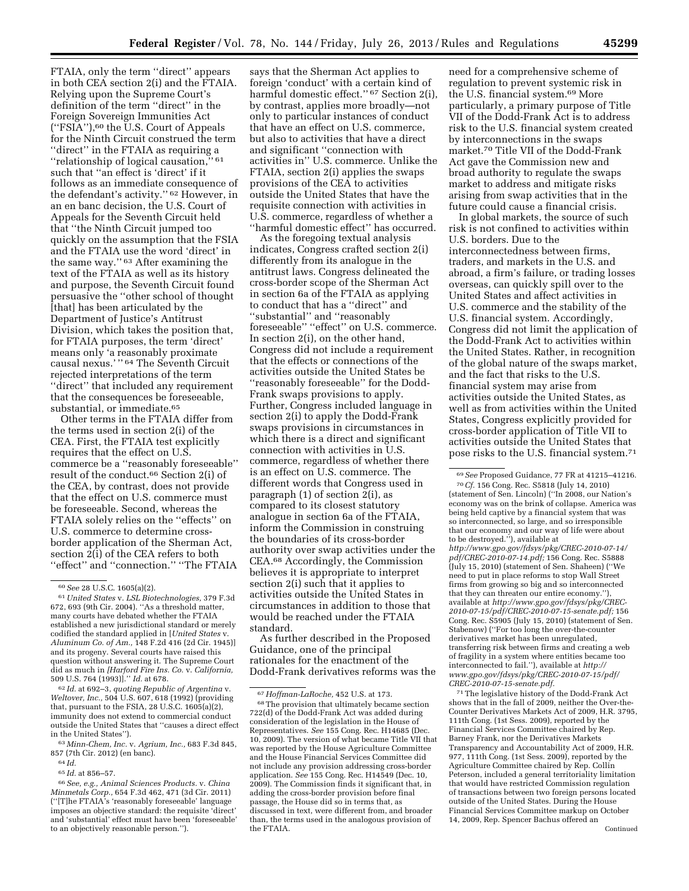FTAIA, only the term ''direct'' appears in both CEA section 2(i) and the FTAIA. Relying upon the Supreme Court's definition of the term ''direct'' in the Foreign Sovereign Immunities Act (''FSIA''),[60] the U.S. Court of Appeals for the Ninth Circuit construed the term ''direct'' in the FTAIA as requiring a ''relationship of logical causation,'' [61] such that ''an effect is 'direct' if it follows as an immediate consequence of the defendant's activity.'' [62] However, in an en banc decision, the U.S. Court of Appeals for the Seventh Circuit held that ''the Ninth Circuit jumped too quickly on the assumption that the FSIA and the FTAIA use the word 'direct' in the same way.'' [63] After examining the text of the FTAIA as well as its history and purpose, the Seventh Circuit found persuasive the ''other school of thought [that] has been articulated by the Department of Justice's Antitrust Division, which takes the position that, for FTAIA purposes, the term 'direct' means only 'a reasonably proximate causal nexus.' '' [64] The Seventh Circuit rejected interpretations of the term ''direct'' that included any requirement that the consequences be foreseeable, substantial, or immediate.[65]

Other terms in the FTAIA differ from the terms used in section 2(i) of the CEA. First, the FTAIA test explicitly requires that the effect on U.S. commerce be a ''reasonably foreseeable'' result of the conduct.[66] Section 2(i) of the CEA, by contrast, does not provide that the effect on U.S. commerce must be foreseeable. Second, whereas the FTAIA solely relies on the ''effects'' on U.S. commerce to determine cross-border application of the Sherman Act, section 2(i) of the CEA refers to both ''effect'' and ''connection.'' ''The FTAIA says that the Sherman Act applies to foreign 'conduct' with a certain kind of harmful domestic effect.'' [67] Section 2(i), by contrast, applies more broadly—not only to particular instances of conduct that have an effect on U.S. commerce, but also to activities that have a direct and significant ''connection with activities in'' U.S. commerce. Unlike the FTAIA, section 2(i) applies the swaps provisions of the CEA to activities outside the United States that have the requisite connection with activities in U.S. commerce, regardless of whether a ''harmful domestic effect'' has occurred.

As the foregoing textual analysis indicates, Congress crafted section 2(i) differently from its analogue in the antitrust laws. Congress delineated the cross-border scope of the Sherman Act in section 6a of the FTAIA as applying to conduct that has a ''direct'' and ''substantial'' and ''reasonably foreseeable'' ''effect'' on U.S. commerce. In section 2(i), on the other hand, Congress did not include a requirement that the effects or connections of the activities outside the United States be ''reasonably foreseeable'' for the Dodd-Frank swaps provisions to apply. Further, Congress included language in section 2(i) to apply the Dodd-Frank swaps provisions in circumstances in which there is a direct and significant connection with activities in U.S. commerce, regardless of whether there is an effect on U.S. commerce. The different words that Congress used in paragraph (1) of section 2(i), as compared to its closest statutory analogue in section 6a of the FTAIA, inform the Commission in construing the boundaries of its cross-border authority over swap activities under the CEA.[68] Accordingly, the Commission believes it is appropriate to interpret section 2(i) such that it applies to activities outside the United States in circumstances in addition to those that would be reached under the FTAIA standard.

As further described in the Proposed Guidance, one of the principal rationales for the enactment of the Dodd-Frank derivatives reforms was the need for a comprehensive scheme of regulation to prevent systemic risk in the U.S. financial system.[69] More particularly, a primary purpose of Title VII of the Dodd-Frank Act is to address risk to the U.S. financial system created by interconnections in the swaps market.[70] Title VII of the Dodd-Frank Act gave the Commission new and broad authority to regulate the swaps market to address and mitigate risks arising from swap activities that in the future could cause a financial crisis.

In global markets, the source of such risk is not confined to activities within U.S. borders. Due to the interconnectedness between firms, traders, and markets in the U.S. and abroad, a firm's failure, or trading losses overseas, can quickly spill over to the United States and affect activities in U.S. commerce and the stability of the U.S. financial system. Accordingly, Congress did not limit the application of the Dodd-Frank Act to activities within the United States. Rather, in recognition of the global nature of the swaps market, and the fact that risks to the U.S. financial system may arise from activities outside the United States, as well as from activities within the United States, Congress explicitly provided for cross-border application of Title VII to activities outside the United States that pose risks to the U.S. financial system.[71]

---

[60] *See* 28 U.S.C. 1605(a)(2).

[61] *United States* v. *LSL Biotechnologies,* 379 F.3d 672, 693 (9th Cir. 2004). ''As a threshold matter, many courts have debated whether the FTAIA established a new jurisdictional standard or merely codified the standard applied in [*United States* v. *Aluminum Co. of Am.,* 148 F.2d 416 (2d Cir. 1945)] and its progeny. Several courts have raised this question without answering it. The Supreme Court did as much in *[Harford Fire Ins. Co.* v. *California,* 509 U.S. 764 (1993)].'' *Id.* at 678.

[62] *Id.* at 692–3, *quoting Republic of Argentina* v. *Weltover, Inc.,* 504 U.S. 607, 618 (1992) (providing that, pursuant to the FSIA, 28 U.S.C. 1605(a)(2), immunity does not extend to commercial conduct outside the United States that ''causes a direct effect in the United States'').

[63] *Minn-Chem, Inc.* v. *Agrium, Inc.,* 683 F.3d 845, 857 (7th Cir. 2012) (en banc).

[64] *Id.*

[65] *Id.* at 856–57.

[66] *See, e.g., Animal Sciences Products.* v. *China Minmetals Corp.,* 654 F.3d 462, 471 (3d Cir. 2011) (''[T]he FTAIA's 'reasonably foreseeable' language imposes an objective standard: the requisite 'direct' and 'substantial' effect must have been 'foreseeable' to an objectively reasonable person.'').

[67] *Hoffman-LaRoche,* 452 U.S. at 173.

[68] The provision that ultimately became section 722(d) of the Dodd-Frank Act was added during consideration of the legislation in the House of Representatives. *See* 155 Cong. Rec. H14685 (Dec. 10, 2009). The version of what became Title VII that was reported by the House Agriculture Committee and the House Financial Services Committee did not include any provision addressing cross-border application. *See* 155 Cong. Rec. H14549 (Dec. 10, 2009). The Commission finds it significant that, in adding the cross-border provision before final passage, the House did so in terms that, as discussed in text, were different from, and broader than, the terms used in the analogous provision of the FTAIA.

[69] *See* Proposed Guidance, 77 FR at 41215–41216.

[70] *Cf.* 156 Cong. Rec. S5818 (July 14, 2010) (statement of Sen. Lincoln) (''In 2008, our Nation's economy was on the brink of collapse. America was being held captive by a financial system that was so interconnected, so large, and so irresponsible that our economy and our way of life were about to be destroyed.''), available at *http://www.gpo.gov/fdsys/pkg/CREC-2010-07-14/pdf/CREC-2010-07-14.pdf;* 156 Cong. Rec. S5888 (July 15, 2010) (statement of Sen. Shaheen) (''We need to put in place reforms to stop Wall Street firms from growing so big and so interconnected that they can threaten our entire economy.''), available at *http://www.gpo.gov/fdsys/pkg/CREC-2010-07-15/pdf/CREC-2010-07-15-senate.pdf;* 156 Cong. Rec. S5905 (July 15, 2010) (statement of Sen. Stabenow) (''For too long the over-the-counter derivatives market has been unregulated, transferring risk between firms and creating a web of fragility in a system where entities became too interconnected to fail.''), available at *http://www.gpo.gov/fdsys/pkg/CREC-2010-07-15/pdf/CREC-2010-07-15-senate.pdf.*

[71] The legislative history of the Dodd-Frank Act shows that in the fall of 2009, neither the Over-the-Counter Derivatives Markets Act of 2009, H.R. 3795, 111th Cong. (1st Sess. 2009), reported by the Financial Services Committee chaired by Rep. Barney Frank, nor the Derivatives Markets Transparency and Accountability Act of 2009, H.R. 977, 111th Cong. (1st Sess. 2009), reported by the Agriculture Committee chaired by Rep. Collin Peterson, included a general territoriality limitation that would have restricted Commission regulation of transactions between two foreign persons located outside of the United States. During the House Financial Services Committee markup on October 14, 2009, Rep. Spencer Bachus offered an

Continued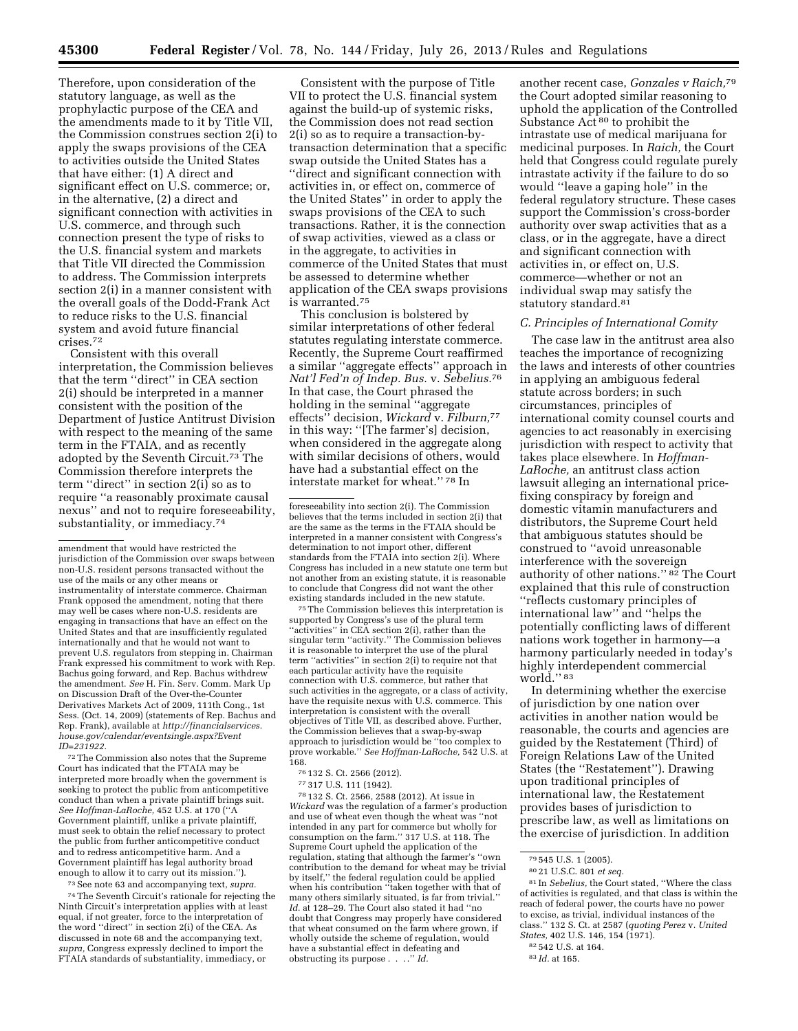Therefore, upon consideration of the statutory language, as well as the prophylactic purpose of the CEA and the amendments made to it by Title VII, the Commission construes section 2(i) to apply the swaps provisions of the CEA to activities outside the United States that have either: (1) A direct and significant effect on U.S. commerce; or, in the alternative, (2) a direct and significant connection with activities in U.S. commerce, and through such connection present the type of risks to the U.S. financial system and markets that Title VII directed the Commission to address. The Commission interprets section 2(i) in a manner consistent with the overall goals of the Dodd-Frank Act to reduce risks to the U.S. financial system and avoid future financial crises.[72]

Consistent with this overall interpretation, the Commission believes that the term ''direct'' in CEA section 2(i) should be interpreted in a manner consistent with the position of the Department of Justice Antitrust Division with respect to the meaning of the same term in the FTAIA, and as recently adopted by the Seventh Circuit.[73] The Commission therefore interprets the term ''direct'' in section 2(i) so as to require ''a reasonably proximate causal nexus'' and not to require foreseeability, substantiality, or immediacy.[74]

Consistent with the purpose of Title VII to protect the U.S. financial system against the build-up of systemic risks, the Commission does not read section 2(i) so as to require a transaction-by-transaction determination that a specific swap outside the United States has a ''direct and significant connection with activities in, or effect on, commerce of the United States'' in order to apply the swaps provisions of the CEA to such transactions. Rather, it is the connection of swap activities, viewed as a class or in the aggregate, to activities in commerce of the United States that must be assessed to determine whether application of the CEA swaps provisions is warranted.[75]

This conclusion is bolstered by similar interpretations of other federal statutes regulating interstate commerce. Recently, the Supreme Court reaffirmed a similar ''aggregate effects'' approach in *Nat'l Fed'n of Indep. Bus.* v. *Sebelius*.[76] In that case, the Court phrased the holding in the seminal ''aggregate effects'' decision, *Wickard* v. *Filburn*,[77] in this way: ''[The farmer's] decision, when considered in the aggregate along with similar decisions of others, would have had a substantial effect on the interstate market for wheat.'' [78] In another recent case, *Gonzales v Raich*,[79] the Court adopted similar reasoning to uphold the application of the Controlled Substance Act [80] to prohibit the intrastate use of medical marijuana for medicinal purposes. In *Raich*, the Court held that Congress could regulate purely intrastate activity if the failure to do so would ''leave a gaping hole'' in the federal regulatory structure. These cases support the Commission's cross-border authority over swap activities that as a class, or in the aggregate, have a direct and significant connection with activities in, or effect on, U.S. commerce—whether or not an individual swap may satisfy the statutory standard.[81]

### *C. Principles of International Comity*

The case law in the antitrust area also teaches the importance of recognizing the laws and interests of other countries in applying an ambiguous federal statute across borders; in such circumstances, principles of international comity counsel courts and agencies to act reasonably in exercising jurisdiction with respect to activity that takes place elsewhere. In *Hoffman-LaRoche*, an antitrust class action lawsuit alleging an international price-fixing conspiracy by foreign and domestic vitamin manufacturers and distributors, the Supreme Court held that ambiguous statutes should be construed to ''avoid unreasonable interference with the sovereign authority of other nations.'' [82] The Court explained that this rule of construction ''reflects customary principles of international law'' and ''helps the potentially conflicting laws of different nations work together in harmony—a harmony particularly needed in today's highly interdependent commercial world.'' [83]

In determining whether the exercise of jurisdiction by one nation over activities in another nation would be reasonable, the courts and agencies are guided by the Restatement (Third) of Foreign Relations Law of the United States (the ''Restatement''). Drawing upon traditional principles of international law, the Restatement provides bases of jurisdiction to prescribe law, as well as limitations on the exercise of jurisdiction. In addition

---

amendment that would have restricted the jurisdiction of the Commission over swaps between non-U.S. resident persons transacted without the use of the mails or any other means or instrumentality of interstate commerce. Chairman Frank opposed the amendment, noting that there may well be cases where non-U.S. residents are engaging in transactions that have an effect on the United States and that are insufficiently regulated internationally and that he would not want to prevent U.S. regulators from stepping in. Chairman Frank expressed his commitment to work with Rep. Bachus going forward, and Rep. Bachus withdrew the amendment. *See* H. Fin. Serv. Comm. Mark Up on Discussion Draft of the Over-the-Counter Derivatives Markets Act of 2009, 111th Cong., 1st Sess. (Oct. 14, 2009) (statements of Rep. Bachus and Rep. Frank), available at *http://financialservices.house.gov/calendar/eventsingle.aspx?EventID=231922*.

[72] The Commission also notes that the Supreme Court has indicated that the FTAIA may be interpreted more broadly when the government is seeking to protect the public from anticompetitive conduct than when a private plaintiff brings suit. *See Hoffman-LaRoche*, 452 U.S. at 170 (''A Government plaintiff, unlike a private plaintiff, must seek to obtain the relief necessary to protect the public from further anticompetitive conduct and to redress anticompetitive harm. And a Government plaintiff has legal authority broad enough to allow it to carry out its mission.'').

[73] See note 63 and accompanying text, *supra*.

[74] The Seventh Circuit's rationale for rejecting the Ninth Circuit's interpretation applies with at least equal, if not greater, force to the interpretation of the word ''direct'' in section 2(i) of the CEA. As discussed in note 68 and the accompanying text, *supra*, Congress expressly declined to import the FTAIA standards of substantiality, immediacy, or foreseeability into section 2(i). The Commission believes that the terms included in section 2(i) that are the same as the terms in the FTAIA should be interpreted in a manner consistent with Congress's determination to not import other, different standards from the FTAIA into section 2(i). Where Congress has included in a new statute one term but not another from an existing statute, it is reasonable to conclude that Congress did not want the other existing standards included in the new statute.

[75] The Commission believes this interpretation is supported by Congress's use of the plural term ''activities'' in CEA section 2(i), rather than the singular term ''activity.'' The Commission believes it is reasonable to interpret the use of the plural term ''activities'' in section 2(i) to require not that each particular activity have the requisite connection with U.S. commerce, but rather that such activities in the aggregate, or a class of activity, have the requisite nexus with U.S. commerce. This interpretation is consistent with the overall objectives of Title VII, as described above. Further, the Commission believes that a swap-by-swap approach to jurisdiction would be ''too complex to prove workable.'' *See Hoffman-LaRoche*, 542 U.S. at 168.

[76] 132 S. Ct. 2566 (2012).

[77] 317 U.S. 111 (1942).

[78] 132 S. Ct. 2566, 2588 (2012). At issue in *Wickard* was the regulation of a farmer's production and use of wheat even though the wheat was ''not intended in any part for commerce but wholly for consumption on the farm.'' 317 U.S. at 118. The Supreme Court upheld the application of the regulation, stating that although the farmer's ''own contribution to the demand for wheat may be trivial by itself,'' the federal regulation could be applied when his contribution ''taken together with that of many others similarly situated, is far from trivial.'' *Id.* at 128–29. The Court also stated it had ''no doubt that Congress may properly have considered that wheat consumed on the farm where grown, if wholly outside the scheme of regulation, would have a substantial effect in defeating and obstructing its purpose . . . .'' *Id.*

[79] 545 U.S. 1 (2005).

[80] 21 U.S.C. 801 *et seq.*

[81] In *Sebelius*, the Court stated, ''Where the class of activities is regulated, and that class is within the reach of federal power, the courts have no power to excise, as trivial, individual instances of the class.'' 132 S. Ct. at 2587 (*quoting Perez* v. *United States*, 402 U.S. 146, 154 (1971).

[82] 542 U.S. at 164.

[83] *Id.* at 165.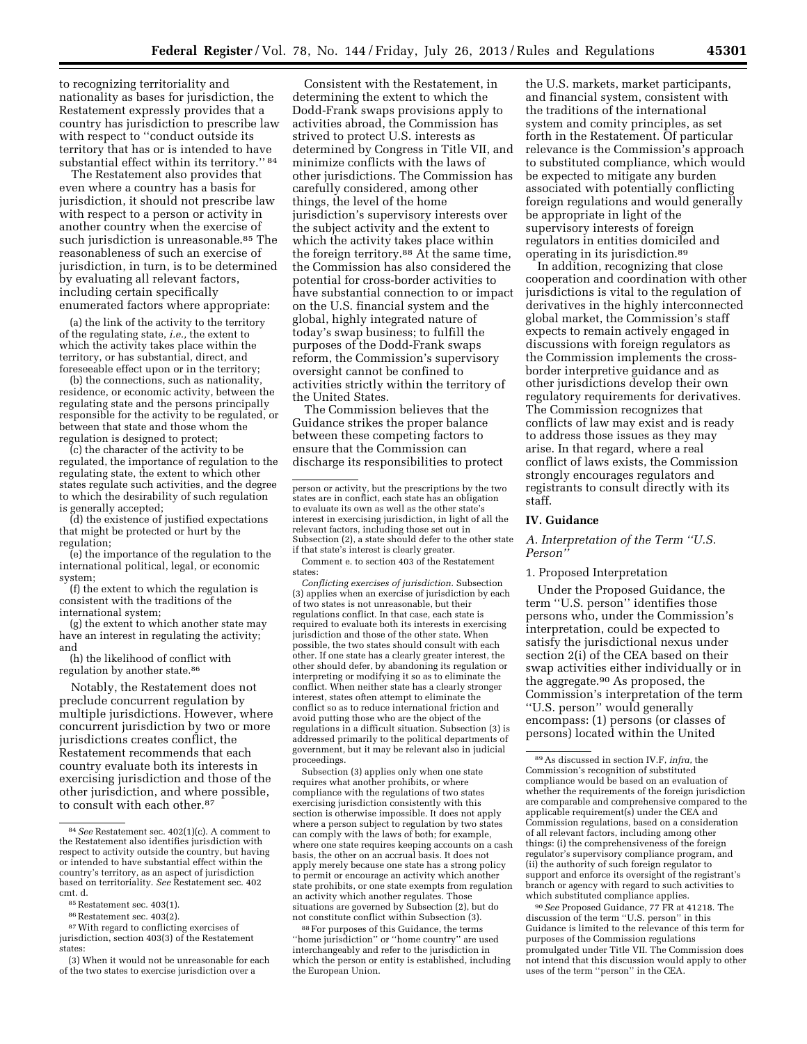to recognizing territoriality and nationality as bases for jurisdiction, the Restatement expressly provides that a country has jurisdiction to prescribe law with respect to ''conduct outside its territory that has or is intended to have substantial effect within its territory.'' [84]

The Restatement also provides that even where a country has a basis for jurisdiction, it should not prescribe law with respect to a person or activity in another country when the exercise of such jurisdiction is unreasonable.[85] The reasonableness of such an exercise of jurisdiction, in turn, is to be determined by evaluating all relevant factors, including certain specifically enumerated factors where appropriate:

(a) the link of the activity to the territory of the regulating state, *i.e.,* the extent to which the activity takes place within the territory, or has substantial, direct, and foreseeable effect upon or in the territory;

(b) the connections, such as nationality, residence, or economic activity, between the regulating state and the persons principally responsible for the activity to be regulated, or between that state and those whom the regulation is designed to protect;

(c) the character of the activity to be regulated, the importance of regulation to the regulating state, the extent to which other states regulate such activities, and the degree to which the desirability of such regulation is generally accepted;

(d) the existence of justified expectations that might be protected or hurt by the regulation;

(e) the importance of the regulation to the international political, legal, or economic system;

(f) the extent to which the regulation is consistent with the traditions of the international system;

(g) the extent to which another state may have an interest in regulating the activity; and

(h) the likelihood of conflict with regulation by another state.[86]

Notably, the Restatement does not preclude concurrent regulation by multiple jurisdictions. However, where concurrent jurisdiction by two or more jurisdictions creates conflict, the Restatement recommends that each country evaluate both its interests in exercising jurisdiction and those of the other jurisdiction, and where possible, to consult with each other.[87]

Consistent with the Restatement, in determining the extent to which the Dodd-Frank swaps provisions apply to activities abroad, the Commission has strived to protect U.S. interests as determined by Congress in Title VII, and minimize conflicts with the laws of other jurisdictions. The Commission has carefully considered, among other things, the level of the home jurisdiction's supervisory interests over the subject activity and the extent to which the activity takes place within the foreign territory.[88] At the same time, the Commission has also considered the potential for cross-border activities to have substantial connection to or impact on the U.S. financial system and the global, highly integrated nature of today's swap business; to fulfill the purposes of the Dodd-Frank swaps reform, the Commission's supervisory oversight cannot be confined to activities strictly within the territory of the United States.

The Commission believes that the Guidance strikes the proper balance between these competing factors to ensure that the Commission can discharge its responsibilities to protect the U.S. markets, market participants, and financial system, consistent with the traditions of the international system and comity principles, as set forth in the Restatement. Of particular relevance is the Commission's approach to substituted compliance, which would be expected to mitigate any burden associated with potentially conflicting foreign regulations and would generally be appropriate in light of the supervisory interests of foreign regulators in entities domiciled and operating in its jurisdiction.[89]

In addition, recognizing that close cooperation and coordination with other jurisdictions is vital to the regulation of derivatives in the highly interconnected global market, the Commission's staff expects to remain actively engaged in discussions with foreign regulators as the Commission implements the cross-border interpretive guidance and as other jurisdictions develop their own regulatory requirements for derivatives. The Commission recognizes that conflicts of law may exist and is ready to address those issues as they may arise. In that regard, where a real conflict of laws exists, the Commission strongly encourages regulators and registrants to consult directly with its staff.

## IV. Guidance

### *A. Interpretation of the Term ''U.S. Person''*

#### 1. Proposed Interpretation

Under the Proposed Guidance, the term ''U.S. person'' identifies those persons who, under the Commission's interpretation, could be expected to satisfy the jurisdictional nexus under section 2(i) of the CEA based on their swap activities either individually or in the aggregate.[90] As proposed, the Commission's interpretation of the term ''U.S. person'' would generally encompass: (1) persons (or classes of persons) located within the United

---

[84] *See* Restatement sec. 402(1)(c). A comment to the Restatement also identifies jurisdiction with respect to activity outside the country, but having or intended to have substantial effect within the country's territory, as an aspect of jurisdiction based on territoriality. *See* Restatement sec. 402 cmt. d.

[85] Restatement sec. 403(1).

[86] Restatement sec. 403(2).

[87] With regard to conflicting exercises of jurisdiction, section 403(3) of the Restatement states:

(3) When it would not be unreasonable for each of the two states to exercise jurisdiction over a person or activity, but the prescriptions by the two states are in conflict, each state has an obligation to evaluate its own as well as the other state's interest in exercising jurisdiction, in light of all the relevant factors, including those set out in Subsection (2), a state should defer to the other state if that state's interest is clearly greater.

Comment e. to section 403 of the Restatement states:

*Conflicting exercises of jurisdiction.* Subsection (3) applies when an exercise of jurisdiction by each of two states is not unreasonable, but their regulations conflict. In that case, each state is required to evaluate both its interests in exercising jurisdiction and those of the other state. When possible, the two states should consult with each other. If one state has a clearly greater interest, the other should defer, by abandoning its regulation or interpreting or modifying it so as to eliminate the conflict. When neither state has a clearly stronger interest, states often attempt to eliminate the conflict so as to reduce international friction and avoid putting those who are the object of the regulations in a difficult situation. Subsection (3) is addressed primarily to the political departments of government, but it may be relevant also in judicial proceedings.

Subsection (3) applies only when one state requires what another prohibits, or where compliance with the regulations of two states exercising jurisdiction consistently with this section is otherwise impossible. It does not apply where a person subject to regulation by two states can comply with the laws of both; for example, where one state requires keeping accounts on a cash basis, the other on an accrual basis. It does not apply merely because one state has a strong policy to permit or encourage an activity which another state prohibits, or one state exempts from regulation an activity which another regulates. Those situations are governed by Subsection (2), but do not constitute conflict within Subsection (3).

[88] For purposes of this Guidance, the terms ''home jurisdiction'' or ''home country'' are used interchangeably and refer to the jurisdiction in which the person or entity is established, including the European Union.

[89] As discussed in section IV.F, *infra,* the Commission's recognition of substituted compliance would be based on an evaluation of whether the requirements of the foreign jurisdiction are comparable and comprehensive compared to the applicable requirement(s) under the CEA and Commission regulations, based on a consideration of all relevant factors, including among other things: (i) the comprehensiveness of the foreign regulator's supervisory compliance program, and (ii) the authority of such foreign regulator to support and enforce its oversight of the registrant's branch or agency with regard to such activities to which substituted compliance applies.

[90] *See* Proposed Guidance, 77 FR at 41218. The discussion of the term ''U.S. person'' in this Guidance is limited to the relevance of this term for purposes of the Commission regulations promulgated under Title VII. The Commission does not intend that this discussion would apply to other uses of the term ''person'' in the CEA.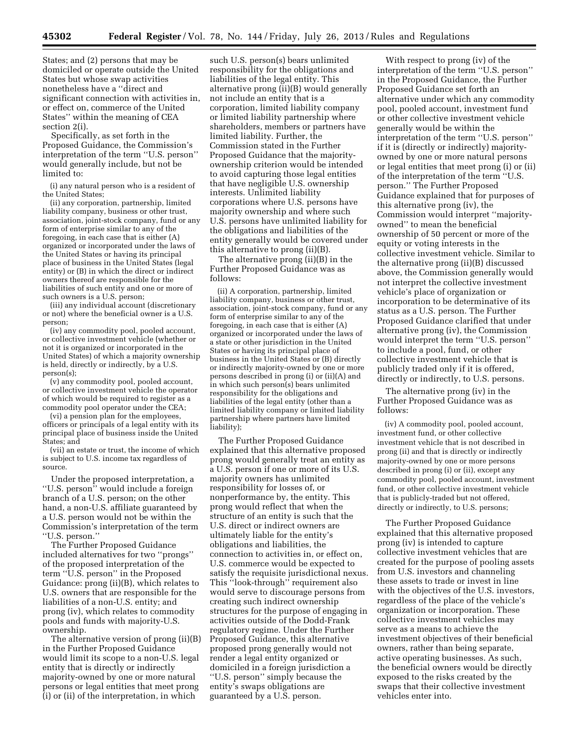States; and (2) persons that may be domiciled or operate outside the United States but whose swap activities nonetheless have a ''direct and significant connection with activities in, or effect on, commerce of the United States'' within the meaning of CEA section 2(i).

Specifically, as set forth in the Proposed Guidance, the Commission's interpretation of the term ''U.S. person'' would generally include, but not be limited to:

(i) any natural person who is a resident of the United States;

(ii) any corporation, partnership, limited liability company, business or other trust, association, joint-stock company, fund or any form of enterprise similar to any of the foregoing, in each case that is either (A) organized or incorporated under the laws of the United States or having its principal place of business in the United States (legal entity) or (B) in which the direct or indirect owners thereof are responsible for the liabilities of such entity and one or more of such owners is a U.S. person;

(iii) any individual account (discretionary or not) where the beneficial owner is a U.S. person;

(iv) any commodity pool, pooled account, or collective investment vehicle (whether or not it is organized or incorporated in the United States) of which a majority ownership is held, directly or indirectly, by a U.S. person(s);

(v) any commodity pool, pooled account, or collective investment vehicle the operator of which would be required to register as a commodity pool operator under the CEA;

(vi) a pension plan for the employees, officers or principals of a legal entity with its principal place of business inside the United States; and

(vii) an estate or trust, the income of which is subject to U.S. income tax regardless of source.

Under the proposed interpretation, a ''U.S. person'' would include a foreign branch of a U.S. person; on the other hand, a non-U.S. affiliate guaranteed by a U.S. person would not be within the Commission's interpretation of the term ''U.S. person.''

The Further Proposed Guidance included alternatives for two ''prongs'' of the proposed interpretation of the term ''U.S. person'' in the Proposed Guidance: prong (ii)(B), which relates to U.S. owners that are responsible for the liabilities of a non-U.S. entity; and prong (iv), which relates to commodity pools and funds with majority-U.S. ownership.

The alternative version of prong (ii)(B) in the Further Proposed Guidance would limit its scope to a non-U.S. legal entity that is directly or indirectly majority-owned by one or more natural persons or legal entities that meet prong (i) or (ii) of the interpretation, in which such U.S. person(s) bears unlimited responsibility for the obligations and liabilities of the legal entity. This alternative prong (ii)(B) would generally not include an entity that is a corporation, limited liability company or limited liability partnership where shareholders, members or partners have limited liability. Further, the Commission stated in the Further Proposed Guidance that the majority-ownership criterion would be intended to avoid capturing those legal entities that have negligible U.S. ownership interests. Unlimited liability corporations where U.S. persons have majority ownership and where such U.S. persons have unlimited liability for the obligations and liabilities of the entity generally would be covered under this alternative to prong (ii)(B).

The alternative prong (ii)(B) in the Further Proposed Guidance was as follows:

(ii) A corporation, partnership, limited liability company, business or other trust, association, joint-stock company, fund or any form of enterprise similar to any of the foregoing, in each case that is either (A) organized or incorporated under the laws of a state or other jurisdiction in the United States or having its principal place of business in the United States or (B) directly or indirectly majority-owned by one or more persons described in prong (i) or (ii)(A) and in which such person(s) bears unlimited responsibility for the obligations and liabilities of the legal entity (other than a limited liability company or limited liability partnership where partners have limited liability);

The Further Proposed Guidance explained that this alternative proposed prong would generally treat an entity as a U.S. person if one or more of its U.S. majority owners has unlimited responsibility for losses of, or nonperformance by, the entity. This prong would reflect that when the structure of an entity is such that the U.S. direct or indirect owners are ultimately liable for the entity's obligations and liabilities, the connection to activities in, or effect on, U.S. commerce would be expected to satisfy the requisite jurisdictional nexus. This ''look-through'' requirement also would serve to discourage persons from creating such indirect ownership structures for the purpose of engaging in activities outside of the Dodd-Frank regulatory regime. Under the Further Proposed Guidance, this alternative proposed prong generally would not render a legal entity organized or domiciled in a foreign jurisdiction a ''U.S. person'' simply because the entity's swaps obligations are guaranteed by a U.S. person.

With respect to prong (iv) of the interpretation of the term ''U.S. person'' in the Proposed Guidance, the Further Proposed Guidance set forth an alternative under which any commodity pool, pooled account, investment fund or other collective investment vehicle generally would be within the interpretation of the term ''U.S. person'' if it is (directly or indirectly) majority-owned by one or more natural persons or legal entities that meet prong (i) or (ii) of the interpretation of the term ''U.S. person.'' The Further Proposed Guidance explained that for purposes of this alternative prong (iv), the Commission would interpret ''majority-owned'' to mean the beneficial ownership of 50 percent or more of the equity or voting interests in the collective investment vehicle. Similar to the alternative prong (ii)(B) discussed above, the Commission generally would not interpret the collective investment vehicle's place of organization or incorporation to be determinative of its status as a U.S. person. The Further Proposed Guidance clarified that under alternative prong (iv), the Commission would interpret the term ''U.S. person'' to include a pool, fund, or other collective investment vehicle that is publicly traded only if it is offered, directly or indirectly, to U.S. persons.

The alternative prong (iv) in the Further Proposed Guidance was as follows:

(iv) A commodity pool, pooled account, investment fund, or other collective investment vehicle that is not described in prong (ii) and that is directly or indirectly majority-owned by one or more persons described in prong (i) or (ii), except any commodity pool, pooled account, investment fund, or other collective investment vehicle that is publicly-traded but not offered, directly or indirectly, to U.S. persons;

The Further Proposed Guidance explained that this alternative proposed prong (iv) is intended to capture collective investment vehicles that are created for the purpose of pooling assets from U.S. investors and channeling these assets to trade or invest in line with the objectives of the U.S. investors, regardless of the place of the vehicle's organization or incorporation. These collective investment vehicles may serve as a means to achieve the investment objectives of their beneficial owners, rather than being separate, active operating businesses. As such, the beneficial owners would be directly exposed to the risks created by the swaps that their collective investment vehicles enter into.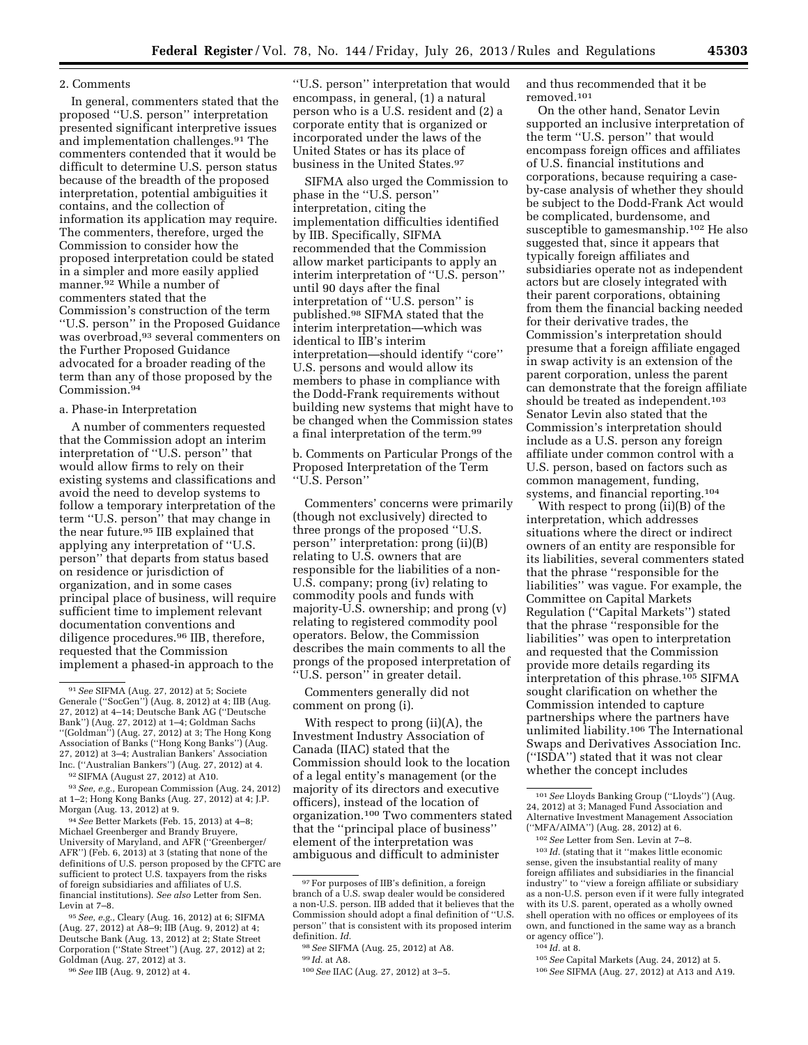2. Comments

In general, commenters stated that the proposed ''U.S. person'' interpretation presented significant interpretive issues and implementation challenges.[91] The commenters contended that it would be difficult to determine U.S. person status because of the breadth of the proposed interpretation, potential ambiguities it contains, and the collection of information its application may require. The commenters, therefore, urged the Commission to consider how the proposed interpretation could be stated in a simpler and more easily applied manner.[92] While a number of commenters stated that the Commission's construction of the term ''U.S. person'' in the Proposed Guidance was overbroad,[93] several commenters on the Further Proposed Guidance advocated for a broader reading of the term than any of those proposed by the Commission.[94]

a. Phase-in Interpretation

A number of commenters requested that the Commission adopt an interim interpretation of ''U.S. person'' that would allow firms to rely on their existing systems and classifications and avoid the need to develop systems to follow a temporary interpretation of the term ''U.S. person'' that may change in the near future.[95] IIB explained that applying any interpretation of ''U.S. person'' that departs from status based on residence or jurisdiction of organization, and in some cases principal place of business, will require sufficient time to implement relevant documentation conventions and diligence procedures.[96] IIB, therefore, requested that the Commission implement a phased-in approach to the ''U.S. person'' interpretation that would encompass, in general, (1) a natural person who is a U.S. resident and (2) a corporate entity that is organized or incorporated under the laws of the United States or has its place of business in the United States.[97]

SIFMA also urged the Commission to phase in the ''U.S. person'' interpretation, citing the implementation difficulties identified by IIB. Specifically, SIFMA recommended that the Commission allow market participants to apply an interim interpretation of ''U.S. person'' until 90 days after the final interpretation of ''U.S. person'' is published.[98] SIFMA stated that the interim interpretation—which was identical to IIB's interim interpretation—should identify ''core'' U.S. persons and would allow its members to phase in compliance with the Dodd-Frank requirements without building new systems that might have to be changed when the Commission states a final interpretation of the term.[99]

b. Comments on Particular Prongs of the Proposed Interpretation of the Term ''U.S. Person''

Commenters' concerns were primarily (though not exclusively) directed to three prongs of the proposed ''U.S. person'' interpretation: prong (ii)(B) relating to U.S. owners that are responsible for the liabilities of a non-U.S. company; prong (iv) relating to commodity pools and funds with majority-U.S. ownership; and prong (v) relating to registered commodity pool operators. Below, the Commission describes the main comments to all the prongs of the proposed interpretation of ''U.S. person'' in greater detail.

Commenters generally did not comment on prong (i).

With respect to prong (ii)(A), the Investment Industry Association of Canada (IIAC) stated that the Commission should look to the location of a legal entity's management (or the majority of its directors and executive officers), instead of the location of organization.[100] Two commenters stated that the ''principal place of business'' element of the interpretation was ambiguous and difficult to administer and thus recommended that it be removed.[101]

On the other hand, Senator Levin supported an inclusive interpretation of the term ''U.S. person'' that would encompass foreign offices and affiliates of U.S. financial institutions and corporations, because requiring a case-by-case analysis of whether they should be subject to the Dodd-Frank Act would be complicated, burdensome, and susceptible to gamesmanship.[102] He also suggested that, since it appears that typically foreign affiliates and subsidiaries operate not as independent actors but are closely integrated with their parent corporations, obtaining from them the financial backing needed for their derivative trades, the Commission's interpretation should presume that a foreign affiliate engaged in swap activity is an extension of the parent corporation, unless the parent can demonstrate that the foreign affiliate should be treated as independent.[103] Senator Levin also stated that the Commission's interpretation should include as a U.S. person any foreign affiliate under common control with a U.S. person, based on factors such as common management, funding, systems, and financial reporting.[104]

With respect to prong (ii)(B) of the interpretation, which addresses situations where the direct or indirect owners of an entity are responsible for its liabilities, several commenters stated that the phrase ''responsible for the liabilities'' was vague. For example, the Committee on Capital Markets Regulation (''Capital Markets'') stated that the phrase ''responsible for the liabilities'' was open to interpretation and requested that the Commission provide more details regarding its interpretation of this phrase.[105] SIFMA sought clarification on whether the Commission intended to capture partnerships where the partners have unlimited liability.[106] The International Swaps and Derivatives Association Inc. (''ISDA'') stated that it was not clear whether the concept includes

---

[91] *See* SIFMA (Aug. 27, 2012) at 5; Societe Generale (''SocGen'') (Aug. 8, 2012) at 4; IIB (Aug. 27, 2012) at 4–14; Deutsche Bank AG (''Deutsche Bank'') (Aug. 27, 2012) at 1–4; Goldman Sachs ''(Goldman'') (Aug. 27, 2012) at 3; The Hong Kong Association of Banks (''Hong Kong Banks'') (Aug. 27, 2012) at 3–4; Australian Bankers' Association Inc. (''Australian Bankers'') (Aug. 27, 2012) at 4.

[92] SIFMA (August 27, 2012) at A10.

[93] *See, e.g.,* European Commission (Aug. 24, 2012) at 1–2; Hong Kong Banks (Aug. 27, 2012) at 4; J.P. Morgan (Aug. 13, 2012) at 9.

[94] *See* Better Markets (Feb. 15, 2013) at 4–8; Michael Greenberger and Brandy Bruyere, University of Maryland, and AFR (''Greenberger/AFR'') (Feb. 6, 2013) at 3 (stating that none of the definitions of U.S. person proposed by the CFTC are sufficient to protect U.S. taxpayers from the risks of foreign subsidiaries and affiliates of U.S. financial institutions). *See also* Letter from Sen. Levin at 7–8.

[95] *See, e.g.,* Cleary (Aug. 16, 2012) at 6; SIFMA (Aug. 27, 2012) at A8–9; IIB (Aug. 9, 2012) at 4; Deutsche Bank (Aug. 13, 2012) at 2; State Street Corporation (''State Street'') (Aug. 27, 2012) at 2; Goldman (Aug. 27, 2012) at 3.

[96] *See* IIB (Aug. 9, 2012) at 4.

[97] For purposes of IIB's definition, a foreign branch of a U.S. swap dealer would be considered a non-U.S. person. IIB added that it believes that the Commission should adopt a final definition of ''U.S. person'' that is consistent with its proposed interim definition. *Id.*

[98] *See* SIFMA (Aug. 25, 2012) at A8.

[99] *Id.* at A8.

[100] *See* IIAC (Aug. 27, 2012) at 3–5.

[101] *See* Lloyds Banking Group (''Lloyds'') (Aug. 24, 2012) at 3; Managed Fund Association and Alternative Investment Management Association (''MFA/AIMA'') (Aug. 28, 2012) at 6.

[102] *See* Letter from Sen. Levin at 7–8.

[103] *Id.* (stating that it ''makes little economic sense, given the insubstantial reality of many foreign affiliates and subsidiaries in the financial industry'' to ''view a foreign affiliate or subsidiary as a non-U.S. person even if it were fully integrated with its U.S. parent, operated as a wholly owned shell operation with no offices or employees of its own, and functioned in the same way as a branch or agency office'').

[104] *Id.* at 8.

[105] *See* Capital Markets (Aug. 24, 2012) at 5.

[106] *See* SIFMA (Aug. 27, 2012) at A13 and A19.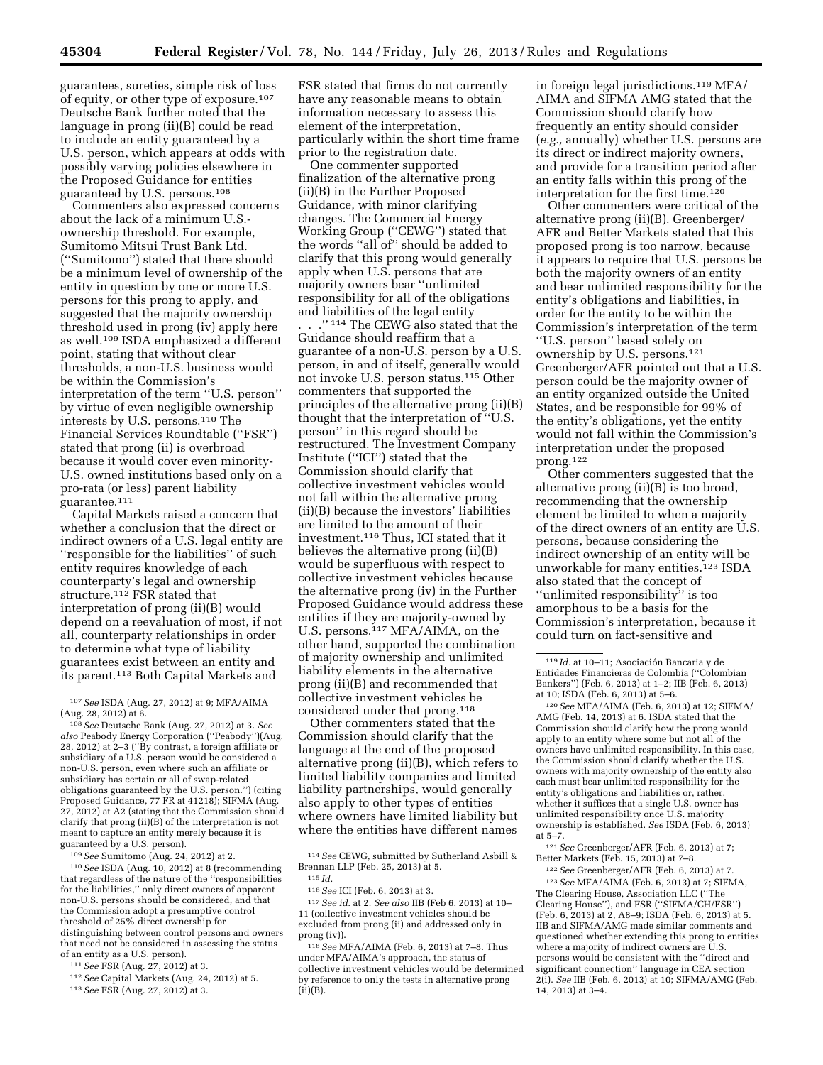guarantees, sureties, simple risk of loss of equity, or other type of exposure.[107] Deutsche Bank further noted that the language in prong (ii)(B) could be read to include an entity guaranteed by a U.S. person, which appears at odds with possibly varying policies elsewhere in the Proposed Guidance for entities guaranteed by U.S. persons.[108]

Commenters also expressed concerns about the lack of a minimum U.S.-ownership threshold. For example, Sumitomo Mitsui Trust Bank Ltd. (''Sumitomo'') stated that there should be a minimum level of ownership of the entity in question by one or more U.S. persons for this prong to apply, and suggested that the majority ownership threshold used in prong (iv) apply here as well.[109] ISDA emphasized a different point, stating that without clear thresholds, a non-U.S. business would be within the Commission's interpretation of the term ''U.S. person'' by virtue of even negligible ownership interests by U.S. persons.[110] The Financial Services Roundtable (''FSR'') stated that prong (ii) is overbroad because it would cover even minority-U.S. owned institutions based only on a pro-rata (or less) parent liability guarantee.[111]

Capital Markets raised a concern that whether a conclusion that the direct or indirect owners of a U.S. legal entity are ''responsible for the liabilities'' of such entity requires knowledge of each counterparty's legal and ownership structure.[112] FSR stated that interpretation of prong (ii)(B) would depend on a reevaluation of most, if not all, counterparty relationships in order to determine what type of liability guarantees exist between an entity and its parent.[113] Both Capital Markets and FSR stated that firms do not currently have any reasonable means to obtain information necessary to assess this element of the interpretation, particularly within the short time frame prior to the registration date.

One commenter supported finalization of the alternative prong (ii)(B) in the Further Proposed Guidance, with minor clarifying changes. The Commercial Energy Working Group (''CEWG'') stated that the words ''all of'' should be added to clarify that this prong would generally apply when U.S. persons that are majority owners bear ''unlimited responsibility for all of the obligations and liabilities of the legal entity . . .'' [114] The CEWG also stated that the Guidance should reaffirm that a guarantee of a non-U.S. person by a U.S. person, in and of itself, generally would not invoke U.S. person status.[115] Other commenters that supported the principles of the alternative prong (ii)(B) thought that the interpretation of ''U.S. person'' in this regard should be restructured. The Investment Company Institute (''ICI'') stated that the Commission should clarify that collective investment vehicles would not fall within the alternative prong (ii)(B) because the investors' liabilities are limited to the amount of their investment.[116] Thus, ICI stated that it believes the alternative prong (ii)(B) would be superfluous with respect to collective investment vehicles because the alternative prong (iv) in the Further Proposed Guidance would address these entities if they are majority-owned by U.S. persons.[117] MFA/AIMA, on the other hand, supported the combination of majority ownership and unlimited liability elements in the alternative prong (ii)(B) and recommended that collective investment vehicles be considered under that prong.[118]

Other commenters stated that the Commission should clarify that the language at the end of the proposed alternative prong (ii)(B), which refers to limited liability companies and limited liability partnerships, would generally also apply to other types of entities where owners have limited liability but where the entities have different names in foreign legal jurisdictions.[119] MFA/AIMA and SIFMA AMG stated that the Commission should clarify how frequently an entity should consider (*e.g.,* annually) whether U.S. persons are its direct or indirect majority owners, and provide for a transition period after an entity falls within this prong of the interpretation for the first time.[120]

Other commenters were critical of the alternative prong (ii)(B). Greenberger/AFR and Better Markets stated that this proposed prong is too narrow, because it appears to require that U.S. persons be both the majority owners of an entity and bear unlimited responsibility for the entity's obligations and liabilities, in order for the entity to be within the Commission's interpretation of the term ''U.S. person'' based solely on ownership by U.S. persons.[121] Greenberger/AFR pointed out that a U.S. person could be the majority owner of an entity organized outside the United States, and be responsible for 99% of the entity's obligations, yet the entity would not fall within the Commission's interpretation under the proposed prong.[122]

Other commenters suggested that the alternative prong (ii)(B) is too broad, recommending that the ownership element be limited to when a majority of the direct owners of an entity are U.S. persons, because considering the indirect ownership of an entity will be unworkable for many entities.[123] ISDA also stated that the concept of ''unlimited responsibility'' is too amorphous to be a basis for the Commission's interpretation, because it could turn on fact-sensitive and

---

[107] *See* ISDA (Aug. 27, 2012) at 9; MFA/AIMA (Aug. 28, 2012) at 6.

[108] *See* Deutsche Bank (Aug. 27, 2012) at 3. *See also* Peabody Energy Corporation (''Peabody'')(Aug. 28, 2012) at 2–3 (''By contrast, a foreign affiliate or subsidiary of a U.S. person would be considered a non-U.S. person, even where such an affiliate or subsidiary has certain or all of swap-related obligations guaranteed by the U.S. person.'') (citing Proposed Guidance, 77 FR at 41218); SIFMA (Aug. 27, 2012) at A2 (stating that the Commission should clarify that prong (ii)(B) of the interpretation is not meant to capture an entity merely because it is guaranteed by a U.S. person).

[109] *See* Sumitomo (Aug. 24, 2012) at 2.

[110] *See* ISDA (Aug. 10, 2012) at 8 (recommending that regardless of the nature of the ''responsibilities for the liabilities,'' only direct owners of apparent non-U.S. persons should be considered, and that the Commission adopt a presumptive control threshold of 25% direct ownership for distinguishing between control persons and owners that need not be considered in assessing the status of an entity as a U.S. person).

[111] *See* FSR (Aug. 27, 2012) at 3.

[112] *See* Capital Markets (Aug. 24, 2012) at 5.

[113] *See* FSR (Aug. 27, 2012) at 3.

[114] *See* CEWG, submitted by Sutherland Asbill & Brennan LLP (Feb. 25, 2013) at 5.

[115] *Id.*

[116] *See* ICI (Feb. 6, 2013) at 3.

[117] *See id.* at 2. *See also* IIB (Feb 6, 2013) at 10–11 (collective investment vehicles should be excluded from prong (ii) and addressed only in prong (iv)).

[118] *See* MFA/AIMA (Feb. 6, 2013) at 7–8. Thus under MFA/AIMA's approach, the status of collective investment vehicles would be determined by reference to only the tests in alternative prong (ii)(B).

[119] *Id.* at 10–11; Asociación Bancaria y de Entidades Financieras de Colombia (''Colombian Bankers'') (Feb. 6, 2013) at 1–2; IIB (Feb. 6, 2013) at 10; ISDA (Feb. 6, 2013) at 5–6.

[120] *See* MFA/AIMA (Feb. 6, 2013) at 12; SIFMA/AMG (Feb. 14, 2013) at 6. ISDA stated that the Commission should clarify how the prong would apply to an entity where some but not all of the owners have unlimited responsibility. In this case, the Commission should clarify whether the U.S. owners with majority ownership of the entity also each must bear unlimited responsibility for the entity's obligations and liabilities or, rather, whether it suffices that a single U.S. owner has unlimited responsibility once U.S. majority ownership is established. *See* ISDA (Feb. 6, 2013) at 5–7.

[121] *See* Greenberger/AFR (Feb. 6, 2013) at 7; Better Markets (Feb. 15, 2013) at 7–8.

[122] *See* Greenberger/AFR (Feb. 6, 2013) at 7.

[123] *See* MFA/AIMA (Feb. 6, 2013) at 7; SIFMA, The Clearing House, Association LLC (''The Clearing House''), and FSR (''SIFMA/CH/FSR'') (Feb. 6, 2013) at 2, A8–9; ISDA (Feb. 6, 2013) at 5. IIB and SIFMA/AMG made similar comments and questioned whether extending this prong to entities where a majority of indirect owners are U.S. persons would be consistent with the ''direct and significant connection'' language in CEA section 2(i). *See* IIB (Feb. 6, 2013) at 10; SIFMA/AMG (Feb. 14, 2013) at 3–4.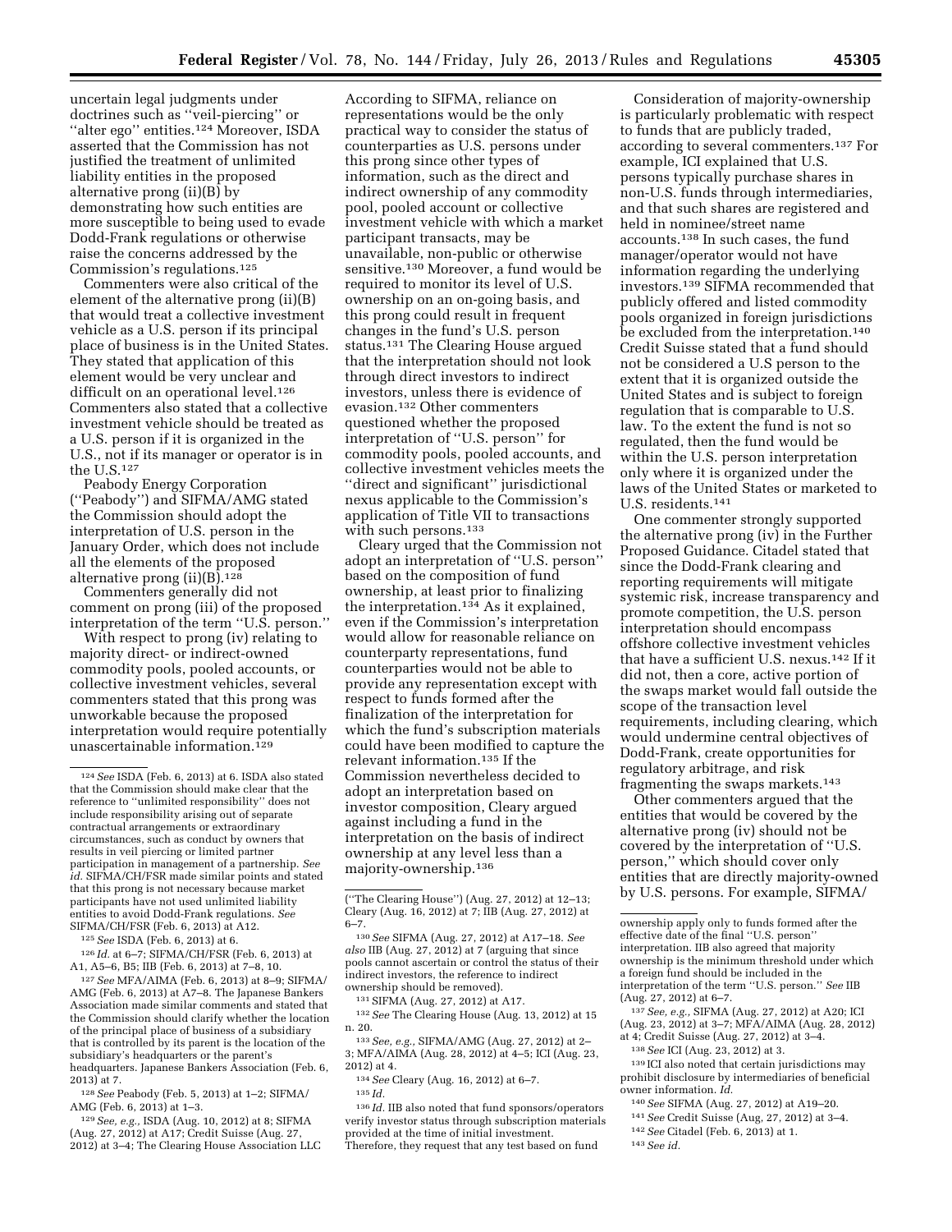uncertain legal judgments under doctrines such as ''veil-piercing'' or ''alter ego'' entities.[124] Moreover, ISDA asserted that the Commission has not justified the treatment of unlimited liability entities in the proposed alternative prong (ii)(B) by demonstrating how such entities are more susceptible to being used to evade Dodd-Frank regulations or otherwise raise the concerns addressed by the Commission's regulations.[125]

Commenters were also critical of the element of the alternative prong (ii)(B) that would treat a collective investment vehicle as a U.S. person if its principal place of business is in the United States. They stated that application of this element would be very unclear and difficult on an operational level.[126] Commenters also stated that a collective investment vehicle should be treated as a U.S. person if it is organized in the U.S., not if its manager or operator is in the U.S.[127]

Peabody Energy Corporation (''Peabody'') and SIFMA/AMG stated the Commission should adopt the interpretation of U.S. person in the January Order, which does not include all the elements of the proposed alternative prong (ii)(B).[128]

Commenters generally did not comment on prong (iii) of the proposed interpretation of the term ''U.S. person.''

With respect to prong (iv) relating to majority direct- or indirect-owned commodity pools, pooled accounts, or collective investment vehicles, several commenters stated that this prong was unworkable because the proposed interpretation would require potentially unascertainable information.[129] According to SIFMA, reliance on representations would be the only practical way to consider the status of counterparties as U.S. persons under this prong since other types of information, such as the direct and indirect ownership of any commodity pool, pooled account or collective investment vehicle with which a market participant transacts, may be unavailable, non-public or otherwise sensitive.[130] Moreover, a fund would be required to monitor its level of U.S. ownership on an on-going basis, and this prong could result in frequent changes in the fund's U.S. person status.[131] The Clearing House argued that the interpretation should not look through direct investors to indirect investors, unless there is evidence of evasion.[132] Other commenters questioned whether the proposed interpretation of ''U.S. person'' for commodity pools, pooled accounts, and collective investment vehicles meets the ''direct and significant'' jurisdictional nexus applicable to the Commission's application of Title VII to transactions with such persons.[133]

Cleary urged that the Commission not adopt an interpretation of ''U.S. person'' based on the composition of fund ownership, at least prior to finalizing the interpretation.[134] As it explained, even if the Commission's interpretation would allow for reasonable reliance on counterparty representations, fund counterparties would not be able to provide any representation except with respect to funds formed after the finalization of the interpretation for which the fund's subscription materials could have been modified to capture the relevant information.[135] If the Commission nevertheless decided to adopt an interpretation based on investor composition, Cleary argued against including a fund in the interpretation on the basis of indirect ownership at any level less than a majority-ownership.[136]

Consideration of majority-ownership is particularly problematic with respect to funds that are publicly traded, according to several commenters.[137] For example, ICI explained that U.S. persons typically purchase shares in non-U.S. funds through intermediaries, and that such shares are registered and held in nominee/street name accounts.[138] In such cases, the fund manager/operator would not have information regarding the underlying investors.[139] SIFMA recommended that publicly offered and listed commodity pools organized in foreign jurisdictions be excluded from the interpretation.[140] Credit Suisse stated that a fund should not be considered a U.S person to the extent that it is organized outside the United States and is subject to foreign regulation that is comparable to U.S. law. To the extent the fund is not so regulated, then the fund would be within the U.S. person interpretation only where it is organized under the laws of the United States or marketed to U.S. residents.[141]

One commenter strongly supported the alternative prong (iv) in the Further Proposed Guidance. Citadel stated that since the Dodd-Frank clearing and reporting requirements will mitigate systemic risk, increase transparency and promote competition, the U.S. person interpretation should encompass offshore collective investment vehicles that have a sufficient U.S. nexus.[142] If it did not, then a core, active portion of the swaps market would fall outside the scope of the transaction level requirements, including clearing, which would undermine central objectives of Dodd-Frank, create opportunities for regulatory arbitrage, and risk fragmenting the swaps markets.[143]

Other commenters argued that the entities that would be covered by the alternative prong (iv) should not be covered by the interpretation of ''U.S. person,'' which should cover only entities that are directly majority-owned by U.S. persons. For example, SIFMA/

---

[124] *See* ISDA (Feb. 6, 2013) at 6. ISDA also stated that the Commission should make clear that the reference to ''unlimited responsibility'' does not include responsibility arising out of separate contractual arrangements or extraordinary circumstances, such as conduct by owners that results in veil piercing or limited partner participation in management of a partnership. *See id.* SIFMA/CH/FSR made similar points and stated that this prong is not necessary because market participants have not used unlimited liability entities to avoid Dodd-Frank regulations. *See* SIFMA/CH/FSR (Feb. 6, 2013) at A12.

[125] *See* ISDA (Feb. 6, 2013) at 6.

[126] *Id.* at 6–7; SIFMA/CH/FSR (Feb. 6, 2013) at A1, A5–6, B5; IIB (Feb. 6, 2013) at 7–8, 10.

[127] *See* MFA/AIMA (Feb. 6, 2013) at 8–9; SIFMA/AMG (Feb. 6, 2013) at A7–8. The Japanese Bankers Association made similar comments and stated that the Commission should clarify whether the location of the principal place of business of a subsidiary that is controlled by its parent is the location of the subsidiary's headquarters or the parent's headquarters. Japanese Bankers Association (Feb. 6, 2013) at 7.

[128] *See* Peabody (Feb. 5, 2013) at 1–2; SIFMA/AMG (Feb. 6, 2013) at 1–3.

[129] *See, e.g.,* ISDA (Aug. 10, 2012) at 8; SIFMA (Aug. 27, 2012) at A17; Credit Suisse (Aug. 27, 2012) at 3–4; The Clearing House Association LLC (''The Clearing House'') (Aug. 27, 2012) at 12–13; Cleary (Aug. 16, 2012) at 7; IIB (Aug. 27, 2012) at 6–7.

[130] *See* SIFMA (Aug. 27, 2012) at A17–18. *See also* IIB (Aug. 27, 2012) at 7 (arguing that since pools cannot ascertain or control the status of their indirect investors, the reference to indirect ownership should be removed).

[131] SIFMA (Aug. 27, 2012) at A17.

[132] *See* The Clearing House (Aug. 13, 2012) at 15 n. 20.

[133] *See, e.g.,* SIFMA/AMG (Aug. 27, 2012) at 2–3; MFA/AIMA (Aug. 28, 2012) at 4–5; ICI (Aug. 23, 2012) at 4.

[134] *See* Cleary (Aug. 16, 2012) at 6–7.

[135] *Id.*

[136] *Id.* IIB also noted that fund sponsors/operators verify investor status through subscription materials provided at the time of initial investment. Therefore, they request that any test based on fund ownership apply only to funds formed after the effective date of the final ''U.S. person'' interpretation. IIB also agreed that majority ownership is the minimum threshold under which a foreign fund should be included in the interpretation of the term ''U.S. person.'' *See* IIB (Aug. 27, 2012) at 6–7.

[137] *See, e.g.,* SIFMA (Aug. 27, 2012) at A20; ICI (Aug. 23, 2012) at 3–7; MFA/AIMA (Aug. 28, 2012) at 4; Credit Suisse (Aug. 27, 2012) at 3–4.

[138] *See* ICI (Aug. 23, 2012) at 3.

[139] ICI also noted that certain jurisdictions may prohibit disclosure by intermediaries of beneficial owner information. *Id.*

[140] *See* SIFMA (Aug. 27, 2012) at A19–20.

[141] *See* Credit Suisse (Aug, 27, 2012) at 3–4.

[142] *See* Citadel (Feb. 6, 2013) at 1.

[143] *See id.*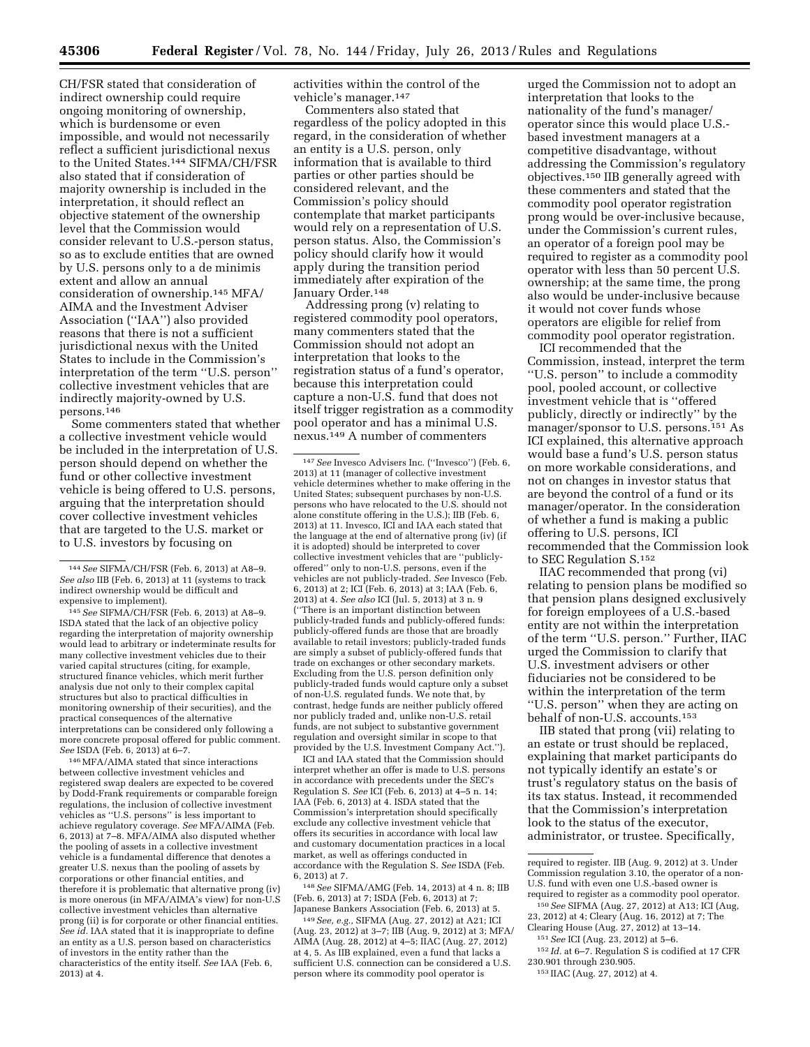CH/FSR stated that consideration of indirect ownership could require ongoing monitoring of ownership, which is burdensome or even impossible, and would not necessarily reflect a sufficient jurisdictional nexus to the United States.[144] SIFMA/CH/FSR also stated that if consideration of majority ownership is included in the interpretation, it should reflect an objective statement of the ownership level that the Commission would consider relevant to U.S.-person status, so as to exclude entities that are owned by U.S. persons only to a de minimis extent and allow an annual consideration of ownership.[145] MFA/AIMA and the Investment Adviser Association (''IAA'') also provided reasons that there is not a sufficient jurisdictional nexus with the United States to include in the Commission's interpretation of the term ''U.S. person'' collective investment vehicles that are indirectly majority-owned by U.S. persons.[146]

Some commenters stated that whether a collective investment vehicle would be included in the interpretation of U.S. person should depend on whether the fund or other collective investment vehicle is being offered to U.S. persons, arguing that the interpretation should cover collective investment vehicles that are targeted to the U.S. market or to U.S. investors by focusing on activities within the control of the vehicle's manager.[147]

Commenters also stated that regardless of the policy adopted in this regard, in the consideration of whether an entity is a U.S. person, only information that is available to third parties or other parties should be considered relevant, and the Commission's policy should contemplate that market participants would rely on a representation of U.S. person status. Also, the Commission's policy should clarify how it would apply during the transition period immediately after expiration of the January Order.[148]

Addressing prong (v) relating to registered commodity pool operators, many commenters stated that the Commission should not adopt an interpretation that looks to the registration status of a fund's operator, because this interpretation could capture a non-U.S. fund that does not itself trigger registration as a commodity pool operator and has a minimal U.S. nexus.[149] A number of commenters urged the Commission not to adopt an interpretation that looks to the nationality of the fund's manager/operator since this would place U.S.-based investment managers at a competitive disadvantage, without addressing the Commission's regulatory objectives.[150] IIB generally agreed with these commenters and stated that the commodity pool operator registration prong would be over-inclusive because, under the Commission's current rules, an operator of a foreign pool may be required to register as a commodity pool operator with less than 50 percent U.S. ownership; at the same time, the prong also would be under-inclusive because it would not cover funds whose operators are eligible for relief from commodity pool operator registration.

ICI recommended that the Commission, instead, interpret the term ''U.S. person'' to include a commodity pool, pooled account, or collective investment vehicle that is ''offered publicly, directly or indirectly'' by the manager/sponsor to U.S. persons.[151] As ICI explained, this alternative approach would base a fund's U.S. person status on more workable considerations, and not on changes in investor status that are beyond the control of a fund or its manager/operator. In the consideration of whether a fund is making a public offering to U.S. persons, ICI recommended that the Commission look to SEC Regulation S.[152]

IIAC recommended that prong (vi) relating to pension plans be modified so that pension plans designed exclusively for foreign employees of a U.S.-based entity are not within the interpretation of the term ''U.S. person.'' Further, IIAC urged the Commission to clarify that U.S. investment advisers or other fiduciaries not be considered to be within the interpretation of the term ''U.S. person'' when they are acting on behalf of non-U.S. accounts.[153]

IIB stated that prong (vii) relating to an estate or trust should be replaced, explaining that market participants do not typically identify an estate's or trust's regulatory status on the basis of its tax status. Instead, it recommended that the Commission's interpretation look to the status of the executor, administrator, or trustee. Specifically,

---

[144] *See* SIFMA/CH/FSR (Feb. 6, 2013) at A8–9. *See also* IIB (Feb. 6, 2013) at 11 (systems to track indirect ownership would be difficult and expensive to implement).

[145] *See* SIFMA/CH/FSR (Feb. 6, 2013) at A8–9. ISDA stated that the lack of an objective policy regarding the interpretation of majority ownership would lead to arbitrary or indeterminate results for many collective investment vehicles due to their varied capital structures (citing, for example, structured finance vehicles, which merit further analysis due not only to their complex capital structures but also to practical difficulties in monitoring ownership of their securities), and the practical consequences of the alternative interpretations can be considered only following a more concrete proposal offered for public comment. *See* ISDA (Feb. 6, 2013) at 6–7.

[146] MFA/AIMA stated that since interactions between collective investment vehicles and registered swap dealers are expected to be covered by Dodd-Frank requirements or comparable foreign regulations, the inclusion of collective investment vehicles as ''U.S. persons'' is less important to achieve regulatory coverage. *See* MFA/AIMA (Feb. 6, 2013) at 7–8. MFA/AIMA also disputed whether the pooling of assets in a collective investment vehicle is a fundamental difference that denotes a greater U.S. nexus than the pooling of assets by corporations or other financial entities, and therefore it is problematic that alternative prong (iv) is more onerous (in MFA/AIMA's view) for non-U.S collective investment vehicles than alternative prong (ii) is for corporate or other financial entities. *See id.* IAA stated that it is inappropriate to define an entity as a U.S. person based on characteristics of investors in the entity rather than the characteristics of the entity itself. *See* IAA (Feb. 6, 2013) at 4.

[147] *See* Invesco Advisers Inc. (''Invesco'') (Feb. 6, 2013) at 11 (manager of collective investment vehicle determines whether to make offering in the United States; subsequent purchases by non-U.S. persons who have relocated to the U.S. should not alone constitute offering in the U.S.); IIB (Feb. 6, 2013) at 11. Invesco, ICI and IAA each stated that the language at the end of alternative prong (iv) (if it is adopted) should be interpreted to cover collective investment vehicles that are ''publicly-offered'' only to non-U.S. persons, even if the vehicles are not publicly-traded. *See* Invesco (Feb. 6, 2013) at 2; ICI (Feb. 6, 2013) at 3; IAA (Feb. 6, 2013) at 4. *See also* ICI (Jul. 5, 2013) at 3 n. 9 (''There is an important distinction between publicly-traded funds and publicly-offered funds: publicly-offered funds are those that are broadly available to retail investors; publicly-traded funds are simply a subset of publicly-offered funds that trade on exchanges or other secondary markets. Excluding from the U.S. person definition only publicly-traded funds would capture only a subset of non-U.S. regulated funds. We note that, by contrast, hedge funds are neither publicly offered nor publicly traded and, unlike non-U.S. retail funds, are not subject to substantive government regulation and oversight similar in scope to that provided by the U.S. Investment Company Act.'').

ICI and IAA stated that the Commission should interpret whether an offer is made to U.S. persons in accordance with precedents under the SEC's Regulation S. *See* ICI (Feb. 6, 2013) at 4–5 n. 14; IAA (Feb. 6, 2013) at 4. ISDA stated that the Commission's interpretation should specifically exclude any collective investment vehicle that offers its securities in accordance with local law and customary documentation practices in a local market, as well as offerings conducted in accordance with the Regulation S. *See* ISDA (Feb. 6, 2013) at 7.

[148] *See* SIFMA/AMG (Feb. 14, 2013) at 4 n. 8; IIB (Feb. 6, 2013) at 7; ISDA (Feb. 6, 2013) at 7; Japanese Bankers Association (Feb. 6, 2013) at 5.

[149] *See, e.g.,* SIFMA (Aug. 27, 2012) at A21; ICI (Aug. 23, 2012) at 3–7; IIB (Aug. 9, 2012) at 3; MFA/AIMA (Aug. 28, 2012) at 4–5; IIAC (Aug. 27, 2012) at 4, 5. As IIB explained, even a fund that lacks a sufficient U.S. connection can be considered a U.S. person where its commodity pool operator is required to register. IIB (Aug. 9, 2012) at 3. Under Commission regulation 3.10, the operator of a non-U.S. fund with even one U.S.-based owner is required to register as a commodity pool operator.

[150] *See* SIFMA (Aug. 27, 2012) at A13; ICI (Aug, 23, 2012) at 4; Cleary (Aug. 16, 2012) at 7; The Clearing House (Aug. 27, 2012) at 13–14.

[151] *See* ICI (Aug. 23, 2012) at 5–6.

[152] *Id.* at 6–7. Regulation S is codified at 17 CFR 230.901 through 230.905.

[153] IIAC (Aug. 27, 2012) at 4.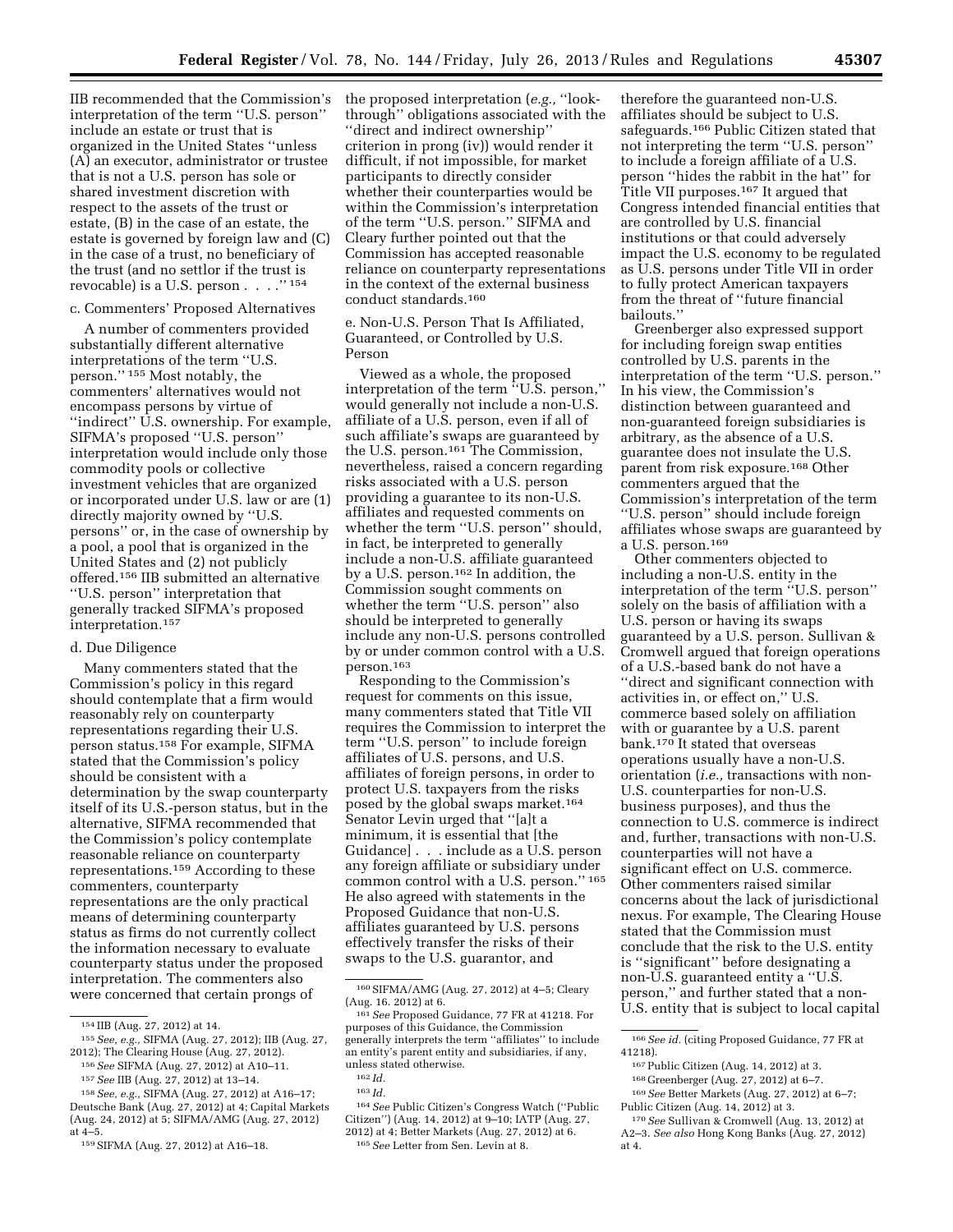IIB recommended that the Commission's interpretation of the term ''U.S. person'' include an estate or trust that is organized in the United States ''unless (A) an executor, administrator or trustee that is not a U.S. person has sole or shared investment discretion with respect to the assets of the trust or estate, (B) in the case of an estate, the estate is governed by foreign law and (C) in the case of a trust, no beneficiary of the trust (and no settlor if the trust is revocable) is a U.S. person . . . .'' [154]

c. Commenters' Proposed Alternatives

A number of commenters provided substantially different alternative interpretations of the term ''U.S. person.'' [155] Most notably, the commenters' alternatives would not encompass persons by virtue of ''indirect'' U.S. ownership. For example, SIFMA's proposed ''U.S. person'' interpretation would include only those commodity pools or collective investment vehicles that are organized or incorporated under U.S. law or are (1) directly majority owned by ''U.S. persons'' or, in the case of ownership by a pool, a pool that is organized in the United States and (2) not publicly offered.[156] IIB submitted an alternative ''U.S. person'' interpretation that generally tracked SIFMA's proposed interpretation.[157]

d. Due Diligence

Many commenters stated that the Commission's policy in this regard should contemplate that a firm would reasonably rely on counterparty representations regarding their U.S. person status.[158] For example, SIFMA stated that the Commission's policy should be consistent with a determination by the swap counterparty itself of its U.S.-person status, but in the alternative, SIFMA recommended that the Commission's policy contemplate reasonable reliance on counterparty representations.[159] According to these commenters, counterparty representations are the only practical means of determining counterparty status as firms do not currently collect the information necessary to evaluate counterparty status under the proposed interpretation. The commenters also were concerned that certain prongs of the proposed interpretation (*e.g.,* ''look-through'' obligations associated with the ''direct and indirect ownership'' criterion in prong (iv)) would render it difficult, if not impossible, for market participants to directly consider whether their counterparties would be within the Commission's interpretation of the term ''U.S. person.'' SIFMA and Cleary further pointed out that the Commission has accepted reasonable reliance on counterparty representations in the context of the external business conduct standards.[160]

e. Non-U.S. Person That Is Affiliated, Guaranteed, or Controlled by U.S. Person

Viewed as a whole, the proposed interpretation of the term ''U.S. person,'' would generally not include a non-U.S. affiliate of a U.S. person, even if all of such affiliate's swaps are guaranteed by the U.S. person.[161] The Commission, nevertheless, raised a concern regarding risks associated with a U.S. person providing a guarantee to its non-U.S. affiliates and requested comments on whether the term ''U.S. person'' should, in fact, be interpreted to generally include a non-U.S. affiliate guaranteed by a U.S. person.[162] In addition, the Commission sought comments on whether the term ''U.S. person'' also should be interpreted to generally include any non-U.S. persons controlled by or under common control with a U.S. person.[163]

Responding to the Commission's request for comments on this issue, many commenters stated that Title VII requires the Commission to interpret the term ''U.S. person'' to include foreign affiliates of U.S. persons, and U.S. affiliates of foreign persons, in order to protect U.S. taxpayers from the risks posed by the global swaps market.[164] Senator Levin urged that ''[a]t a minimum, it is essential that [the Guidance] . . . include as a U.S. person any foreign affiliate or subsidiary under common control with a U.S. person.'' [165] He also agreed with statements in the Proposed Guidance that non-U.S. affiliates guaranteed by U.S. persons effectively transfer the risks of their swaps to the U.S. guarantor, and therefore the guaranteed non-U.S. affiliates should be subject to U.S. safeguards.[166] Public Citizen stated that not interpreting the term ''U.S. person'' to include a foreign affiliate of a U.S. person ''hides the rabbit in the hat'' for Title VII purposes.[167] It argued that Congress intended financial entities that are controlled by U.S. financial institutions or that could adversely impact the U.S. economy to be regulated as U.S. persons under Title VII in order to fully protect American taxpayers from the threat of ''future financial bailouts.''

Greenberger also expressed support for including foreign swap entities controlled by U.S. parents in the interpretation of the term ''U.S. person.'' In his view, the Commission's distinction between guaranteed and non-guaranteed foreign subsidiaries is arbitrary, as the absence of a U.S. guarantee does not insulate the U.S. parent from risk exposure.[168] Other commenters argued that the Commission's interpretation of the term ''U.S. person'' should include foreign affiliates whose swaps are guaranteed by a U.S. person.[169]

Other commenters objected to including a non-U.S. entity in the interpretation of the term ''U.S. person'' solely on the basis of affiliation with a U.S. person or having its swaps guaranteed by a U.S. person. Sullivan & Cromwell argued that foreign operations of a U.S.-based bank do not have a ''direct and significant connection with activities in, or effect on,'' U.S. commerce based solely on affiliation with or guarantee by a U.S. parent bank.[170] It stated that overseas operations usually have a non-U.S. orientation (*i.e.,* transactions with non-U.S. counterparties for non-U.S. business purposes), and thus the connection to U.S. commerce is indirect and, further, transactions with non-U.S. counterparties will not have a significant effect on U.S. commerce. Other commenters raised similar concerns about the lack of jurisdictional nexus. For example, The Clearing House stated that the Commission must conclude that the risk to the U.S. entity is ''significant'' before designating a non-U.S. guaranteed entity a ''U.S. person,'' and further stated that a non-U.S. entity that is subject to local capital

---

[154] IIB (Aug. 27, 2012) at 14.

[155] *See, e.g.,* SIFMA (Aug. 27, 2012); IIB (Aug. 27, 2012); The Clearing House (Aug. 27, 2012).

[156] *See* SIFMA (Aug. 27, 2012) at A10–11.

[157] *See* IIB (Aug. 27, 2012) at 13–14.

[158] *See, e.g.,* SIFMA (Aug. 27, 2012) at A16–17; Deutsche Bank (Aug. 27, 2012) at 4; Capital Markets (Aug. 24, 2012) at 5; SIFMA/AMG (Aug. 27, 2012) at 4–5.

[159] SIFMA (Aug. 27, 2012) at A16–18.

[160] SIFMA/AMG (Aug. 27, 2012) at 4–5; Cleary (Aug. 16. 2012) at 6.

[161] *See* Proposed Guidance, 77 FR at 41218. For purposes of this Guidance, the Commission generally interprets the term ''affiliates'' to include an entity's parent entity and subsidiaries, if any, unless stated otherwise.

[162] *Id.*

[163] *Id.*

[164] *See* Public Citizen's Congress Watch (''Public Citizen'') (Aug. 14, 2012) at 9–10; IATP (Aug. 27, 2012) at 4; Better Markets (Aug. 27, 2012) at 6.

[165] *See* Letter from Sen. Levin at 8.

[166] *See id.* (citing Proposed Guidance, 77 FR at 41218).

[167] Public Citizen (Aug. 14, 2012) at 3.

[168] Greenberger (Aug. 27, 2012) at 6–7.

[169] *See* Better Markets (Aug. 27, 2012) at 6–7; Public Citizen (Aug. 14, 2012) at 3.

[170] *See* Sullivan & Cromwell (Aug. 13, 2012) at A2–3. *See also* Hong Kong Banks (Aug. 27, 2012) at 4.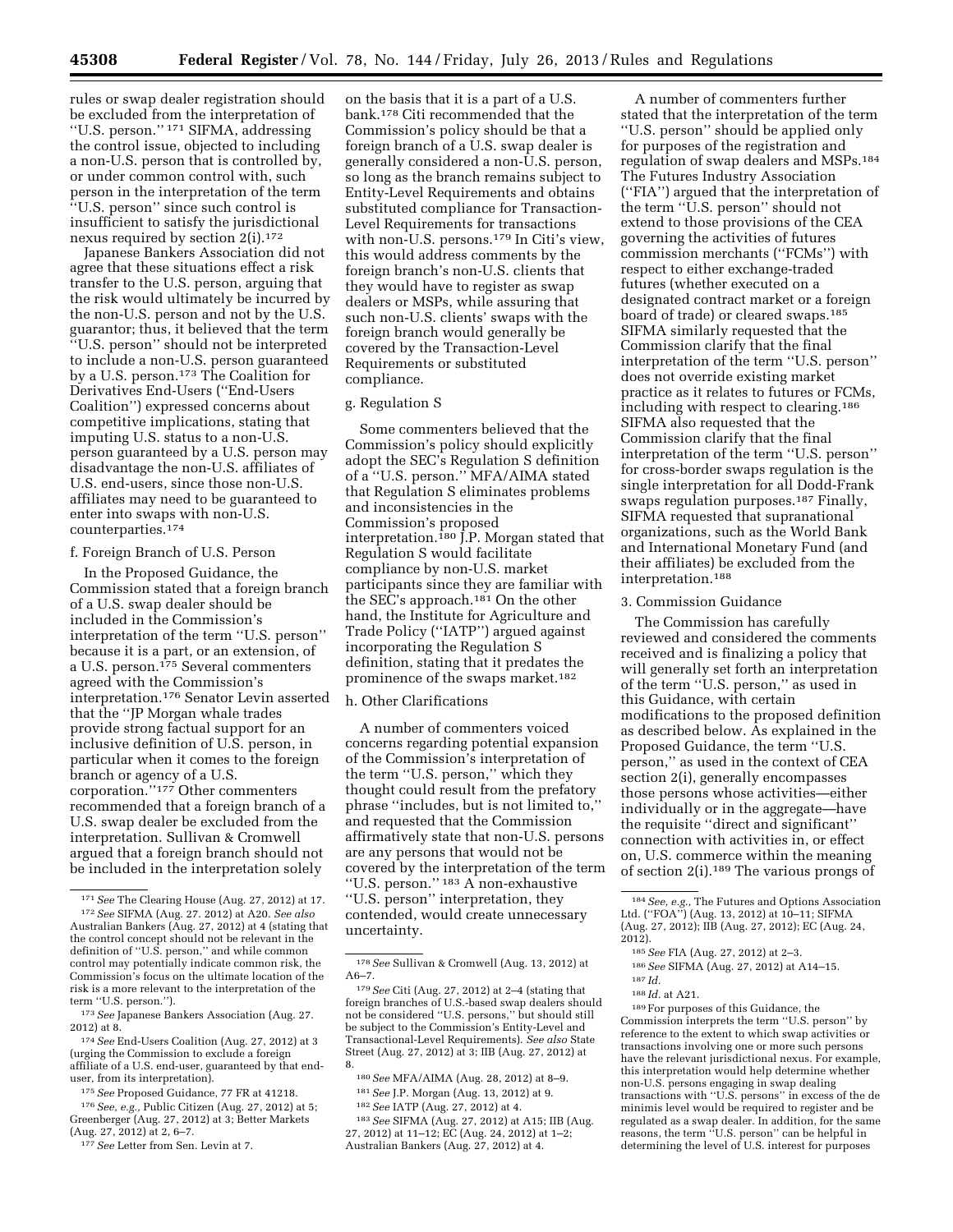rules or swap dealer registration should be excluded from the interpretation of "U.S. person." [171] SIFMA, addressing the control issue, objected to including a non-U.S. person that is controlled by, or under common control with, such person in the interpretation of the term "U.S. person" since such control is insufficient to satisfy the jurisdictional nexus required by section 2(i).[172]

Japanese Bankers Association did not agree that these situations effect a risk transfer to the U.S. person, arguing that the risk would ultimately be incurred by the non-U.S. person and not by the U.S. guarantor; thus, it believed that the term "U.S. person" should not be interpreted to include a non-U.S. person guaranteed by a U.S. person.[173] The Coalition for Derivatives End-Users ("End-Users Coalition") expressed concerns about competitive implications, stating that imputing U.S. status to a non-U.S. person guaranteed by a U.S. person may disadvantage the non-U.S. affiliates of U.S. end-users, since those non-U.S. affiliates may need to be guaranteed to enter into swaps with non-U.S. counterparties.[174]

f. Foreign Branch of U.S. Person

In the Proposed Guidance, the Commission stated that a foreign branch of a U.S. swap dealer should be included in the Commission's interpretation of the term "U.S. person" because it is a part, or an extension, of a U.S. person.[175] Several commenters agreed with the Commission's interpretation.[176] Senator Levin asserted that the "JP Morgan whale trades provide strong factual support for an inclusive definition of U.S. person, in particular when it comes to the foreign branch or agency of a U.S. corporation."[177] Other commenters recommended that a foreign branch of a U.S. swap dealer be excluded from the interpretation. Sullivan & Cromwell argued that a foreign branch should not be included in the interpretation solely on the basis that it is a part of a U.S. bank.[178] Citi recommended that the Commission's policy should be that a foreign branch of a U.S. swap dealer is generally considered a non-U.S. person, so long as the branch remains subject to Entity-Level Requirements and obtains substituted compliance for Transaction-Level Requirements for transactions with non-U.S. persons.[179] In Citi's view, this would address comments by the foreign branch's non-U.S. clients that they would have to register as swap dealers or MSPs, while assuring that such non-U.S. clients' swaps with the foreign branch would generally be covered by the Transaction-Level Requirements or substituted compliance.

g. Regulation S

Some commenters believed that the Commission's policy should explicitly adopt the SEC's Regulation S definition of a "U.S. person." MFA/AIMA stated that Regulation S eliminates problems and inconsistencies in the Commission's proposed interpretation.[180] J.P. Morgan stated that Regulation S would facilitate compliance by non-U.S. market participants since they are familiar with the SEC's approach.[181] On the other hand, the Institute for Agriculture and Trade Policy ("IATP") argued against incorporating the Regulation S definition, stating that it predates the prominence of the swaps market.[182]

h. Other Clarifications

A number of commenters voiced concerns regarding potential expansion of the Commission's interpretation of the term "U.S. person," which they thought could result from the prefatory phrase "includes, but is not limited to," and requested that the Commission affirmatively state that non-U.S. persons are any persons that would not be covered by the interpretation of the term "U.S. person." [183] A non-exhaustive "U.S. person" interpretation, they contended, would create unnecessary uncertainty.

A number of commenters further stated that the interpretation of the term "U.S. person" should be applied only for purposes of the registration and regulation of swap dealers and MSPs.[184] The Futures Industry Association ("FIA") argued that the interpretation of the term "U.S. person" should not extend to those provisions of the CEA governing the activities of futures commission merchants ("FCMs") with respect to either exchange-traded futures (whether executed on a designated contract market or a foreign board of trade) or cleared swaps.[185] SIFMA similarly requested that the Commission clarify that the final interpretation of the term "U.S. person" does not override existing market practice as it relates to futures or FCMs, including with respect to clearing.[186] SIFMA also requested that the Commission clarify that the final interpretation of the term "U.S. person" for cross-border swaps regulation is the single interpretation for all Dodd-Frank swaps regulation purposes.[187] Finally, SIFMA requested that supranational organizations, such as the World Bank and International Monetary Fund (and their affiliates) be excluded from the interpretation.[188]

3. Commission Guidance

The Commission has carefully reviewed and considered the comments received and is finalizing a policy that will generally set forth an interpretation of the term "U.S. person," as used in this Guidance, with certain modifications to the proposed definition as described below. As explained in the Proposed Guidance, the term "U.S. person," as used in the context of CEA section 2(i), generally encompasses those persons whose activities—either individually or in the aggregate—have the requisite "direct and significant" connection with activities in, or effect on, U.S. commerce within the meaning of section 2(i).[189] The various prongs of

---

[171] *See* The Clearing House (Aug. 27, 2012) at 17.

[172] *See* SIFMA (Aug. 27. 2012) at A20. *See also* Australian Bankers (Aug. 27, 2012) at 4 (stating that the control concept should not be relevant in the definition of "U.S. person," and while common control may potentially indicate common risk, the Commission's focus on the ultimate location of the risk is a more relevant to the interpretation of the term "U.S. person.").

[173] *See* Japanese Bankers Association (Aug. 27. 2012) at 8.

[174] *See* End-Users Coalition (Aug. 27, 2012) at 3 (urging the Commission to exclude a foreign affiliate of a U.S. end-user, guaranteed by that end-user, from its interpretation).

[175] *See* Proposed Guidance, 77 FR at 41218.

[176] *See, e.g.,* Public Citizen (Aug. 27, 2012) at 5; Greenberger (Aug. 27, 2012) at 3; Better Markets (Aug. 27, 2012) at 2, 6–7.

[177] *See* Letter from Sen. Levin at 7.

[178] *See* Sullivan & Cromwell (Aug. 13, 2012) at A6–7.

[179] *See* Citi (Aug. 27, 2012) at 2–4 (stating that foreign branches of U.S.-based swap dealers should not be considered "U.S. persons," but should still be subject to the Commission's Entity-Level and Transactional-Level Requirements). *See also* State Street (Aug. 27, 2012) at 3; IIB (Aug. 27, 2012) at 8.

[180] *See* MFA/AIMA (Aug. 28, 2012) at 8–9.

[181] *See* J.P. Morgan (Aug. 13, 2012) at 9.

[182] *See* IATP (Aug. 27, 2012) at 4.

[183] *See* SIFMA (Aug. 27, 2012) at A15; IIB (Aug. 27, 2012) at 11–12; EC (Aug. 24, 2012) at 1–2; Australian Bankers (Aug. 27, 2012) at 4.

[184] *See, e.g.,* The Futures and Options Association Ltd. ("FOA") (Aug. 13, 2012) at 10–11; SIFMA (Aug. 27, 2012); IIB (Aug. 27, 2012); EC (Aug. 24, 2012).

[185] *See* FIA (Aug. 27, 2012) at 2–3.

[186] *See* SIFMA (Aug. 27, 2012) at A14–15.

[187] *Id.*

[188] *Id.* at A21.

[189] For purposes of this Guidance, the Commission interprets the term "U.S. person" by reference to the extent to which swap activities or transactions involving one or more such persons have the relevant jurisdictional nexus. For example, this interpretation would help determine whether non-U.S. persons engaging in swap dealing transactions with "U.S. persons" in excess of the de minimis level would be required to register and be regulated as a swap dealer. In addition, for the same reasons, the term "U.S. person" can be helpful in determining the level of U.S. interest for purposes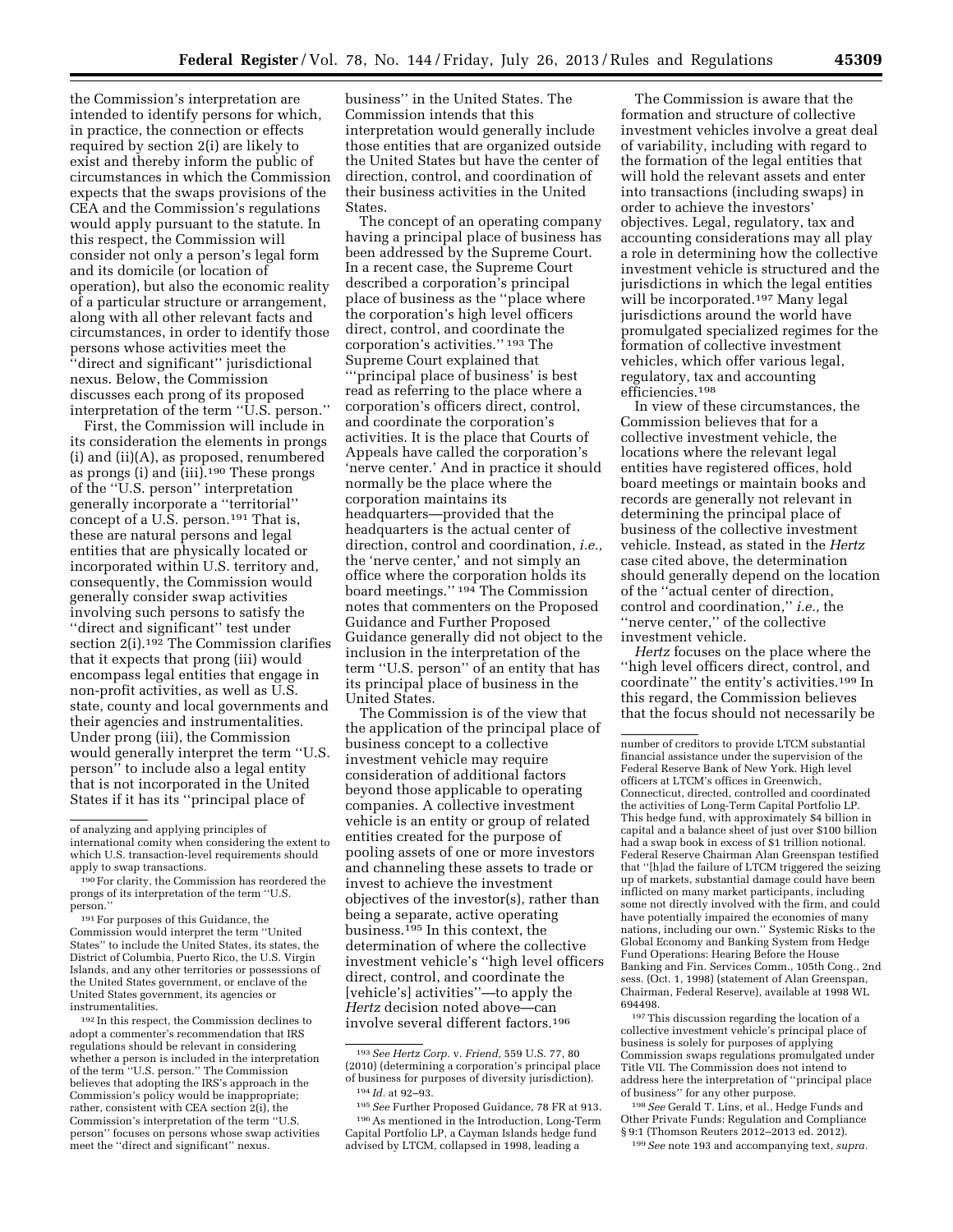the Commission's interpretation are intended to identify persons for which, in practice, the connection or effects required by section 2(i) are likely to exist and thereby inform the public of circumstances in which the Commission expects that the swaps provisions of the CEA and the Commission's regulations would apply pursuant to the statute. In this respect, the Commission will consider not only a person's legal form and its domicile (or location of operation), but also the economic reality of a particular structure or arrangement, along with all other relevant facts and circumstances, in order to identify those persons whose activities meet the ''direct and significant'' jurisdictional nexus. Below, the Commission discusses each prong of its proposed interpretation of the term ''U.S. person.''

First, the Commission will include in its consideration the elements in prongs (i) and (ii)(A), as proposed, renumbered as prongs (i) and (iii).[190] These prongs of the ''U.S. person'' interpretation generally incorporate a ''territorial'' concept of a U.S. person.[191] That is, these are natural persons and legal entities that are physically located or incorporated within U.S. territory and, consequently, the Commission would generally consider swap activities involving such persons to satisfy the ''direct and significant'' test under section 2(i).[192] The Commission clarifies that it expects that prong (iii) would encompass legal entities that engage in non-profit activities, as well as U.S. state, county and local governments and their agencies and instrumentalities. Under prong (iii), the Commission would generally interpret the term ''U.S. person'' to include also a legal entity that is not incorporated in the United States if it has its ''principal place of business'' in the United States. The Commission intends that this interpretation would generally include those entities that are organized outside the United States but have the center of direction, control, and coordination of their business activities in the United States.

The concept of an operating company having a principal place of business has been addressed by the Supreme Court. In a recent case, the Supreme Court described a corporation's principal place of business as the ''place where the corporation's high level officers direct, control, and coordinate the corporation's activities.''[193] The Supreme Court explained that '''principal place of business' is best read as referring to the place where a corporation's officers direct, control, and coordinate the corporation's activities. It is the place that Courts of Appeals have called the corporation's 'nerve center.' And in practice it should normally be the place where the corporation maintains its headquarters—provided that the headquarters is the actual center of direction, control and coordination, *i.e.,* the 'nerve center,' and not simply an office where the corporation holds its board meetings.''[194] The Commission notes that commenters on the Proposed Guidance and Further Proposed Guidance generally did not object to the inclusion in the interpretation of the term ''U.S. person'' of an entity that has its principal place of business in the United States.

The Commission is of the view that the application of the principal place of business concept to a collective investment vehicle may require consideration of additional factors beyond those applicable to operating companies. A collective investment vehicle is an entity or group of related entities created for the purpose of pooling assets of one or more investors and channeling these assets to trade or invest to achieve the investment objectives of the investor(s), rather than being a separate, active operating business.[195] In this context, the determination of where the collective investment vehicle's ''high level officers direct, control, and coordinate the [vehicle's] activities''—to apply the *Hertz* decision noted above—can involve several different factors.[196]

The Commission is aware that the formation and structure of collective investment vehicles involve a great deal of variability, including with regard to the formation of the legal entities that will hold the relevant assets and enter into transactions (including swaps) in order to achieve the investors' objectives. Legal, regulatory, tax and accounting considerations may all play a role in determining how the collective investment vehicle is structured and the jurisdictions in which the legal entities will be incorporated.[197] Many legal jurisdictions around the world have promulgated specialized regimes for the formation of collective investment vehicles, which offer various legal, regulatory, tax and accounting efficiencies.[198]

In view of these circumstances, the Commission believes that for a collective investment vehicle, the locations where the relevant legal entities have registered offices, hold board meetings or maintain books and records are generally not relevant in determining the principal place of business of the collective investment vehicle. Instead, as stated in the *Hertz* case cited above, the determination should generally depend on the location of the ''actual center of direction, control and coordination,'' *i.e.,* the ''nerve center,'' of the collective investment vehicle.

*Hertz* focuses on the place where the ''high level officers direct, control, and coordinate'' the entity's activities.[199] In this regard, the Commission believes that the focus should not necessarily be

---

of analyzing and applying principles of international comity when considering the extent to which U.S. transaction-level requirements should apply to swap transactions.

[190] For clarity, the Commission has reordered the prongs of its interpretation of the term ''U.S. person.''

[191] For purposes of this Guidance, the Commission would interpret the term ''United States'' to include the United States, its states, the District of Columbia, Puerto Rico, the U.S. Virgin Islands, and any other territories or possessions of the United States government, or enclave of the United States government, its agencies or instrumentalities.

[192] In this respect, the Commission declines to adopt a commenter's recommendation that IRS regulations should be relevant in considering whether a person is included in the interpretation of the term ''U.S. person.'' The Commission believes that adopting the IRS's approach in the Commission's policy would be inappropriate; rather, consistent with CEA section 2(i), the Commission's interpretation of the term ''U.S. person'' focuses on persons whose swap activities meet the ''direct and significant'' nexus.

[193] *See Hertz Corp.* v. *Friend,* 559 U.S. 77, 80 (2010) (determining a corporation's principal place of business for purposes of diversity jurisdiction).

[194] *Id.* at 92–93.

[195] *See* Further Proposed Guidance, 78 FR at 913.

[196] As mentioned in the Introduction, Long-Term Capital Portfolio LP, a Cayman Islands hedge fund advised by LTCM, collapsed in 1998, leading a number of creditors to provide LTCM substantial financial assistance under the supervision of the Federal Reserve Bank of New York. High level officers at LTCM's offices in Greenwich, Connecticut, directed, controlled and coordinated the activities of Long-Term Capital Portfolio LP. This hedge fund, with approximately $4 billion in capital and a balance sheet of just over $100 billion had a swap book in excess of $1 trillion notional. Federal Reserve Chairman Alan Greenspan testified that ''[h]ad the failure of LTCM triggered the seizing up of markets, substantial damage could have been inflicted on many market participants, including some not directly involved with the firm, and could have potentially impaired the economies of many nations, including our own.'' Systemic Risks to the Global Economy and Banking System from Hedge Fund Operations: Hearing Before the House Banking and Fin. Services Comm., 105th Cong., 2nd sess. (Oct. 1, 1998) (statement of Alan Greenspan, Chairman, Federal Reserve), available at 1998 WL 694498.

[197] This discussion regarding the location of a collective investment vehicle's principal place of business is solely for purposes of applying Commission swaps regulations promulgated under Title VII. The Commission does not intend to address here the interpretation of ''principal place of business'' for any other purpose.

[198] *See* Gerald T. Lins, et al., Hedge Funds and Other Private Funds: Regulation and Compliance § 9:1 (Thomson Reuters 2012–2013 ed. 2012).

[199] *See* note 193 and accompanying text, *supra.*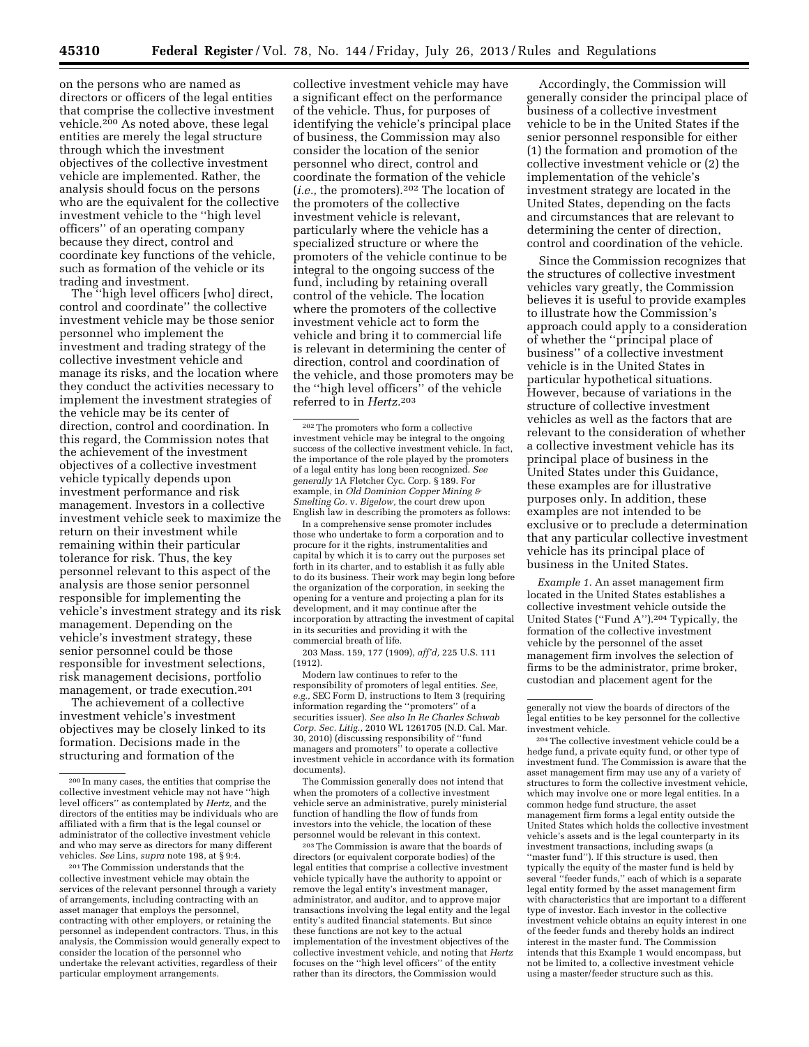on the persons who are named as directors or officers of the legal entities that comprise the collective investment vehicle.[200] As noted above, these legal entities are merely the legal structure through which the investment objectives of the collective investment vehicle are implemented. Rather, the analysis should focus on the persons who are the equivalent for the collective investment vehicle to the ''high level officers'' of an operating company because they direct, control and coordinate key functions of the vehicle, such as formation of the vehicle or its trading and investment.

The ''high level officers [who] direct, control and coordinate'' the collective investment vehicle may be those senior personnel who implement the investment and trading strategy of the collective investment vehicle and manage its risks, and the location where they conduct the activities necessary to implement the investment strategies of the vehicle may be its center of direction, control and coordination. In this regard, the Commission notes that the achievement of the investment objectives of a collective investment vehicle typically depends upon investment performance and risk management. Investors in a collective investment vehicle seek to maximize the return on their investment while remaining within their particular tolerance for risk. Thus, the key personnel relevant to this aspect of the analysis are those senior personnel responsible for implementing the vehicle's investment strategy and its risk management. Depending on the vehicle's investment strategy, these senior personnel could be those responsible for investment selections, risk management decisions, portfolio management, or trade execution.[201]

The achievement of a collective investment vehicle's investment objectives may be closely linked to its formation. Decisions made in the structuring and formation of the collective investment vehicle may have a significant effect on the performance of the vehicle. Thus, for purposes of identifying the vehicle's principal place of business, the Commission may also consider the location of the senior personnel who direct, control and coordinate the formation of the vehicle (*i.e.,* the promoters).[202] The location of the promoters of the collective investment vehicle is relevant, particularly where the vehicle has a specialized structure or where the promoters of the vehicle continue to be integral to the ongoing success of the fund, including by retaining overall control of the vehicle. The location where the promoters of the collective investment vehicle act to form the vehicle and bring it to commercial life is relevant in determining the center of direction, control and coordination of the vehicle, and those promoters may be the ''high level officers'' of the vehicle referred to in *Hertz*.[203]

Accordingly, the Commission will generally consider the principal place of business of a collective investment vehicle to be in the United States if the senior personnel responsible for either (1) the formation and promotion of the collective investment vehicle or (2) the implementation of the vehicle's investment strategy are located in the United States, depending on the facts and circumstances that are relevant to determining the center of direction, control and coordination of the vehicle.

Since the Commission recognizes that the structures of collective investment vehicles vary greatly, the Commission believes it is useful to provide examples to illustrate how the Commission's approach could apply to a consideration of whether the ''principal place of business'' of a collective investment vehicle is in the United States in particular hypothetical situations. However, because of variations in the structure of collective investment vehicles as well as the factors that are relevant to the consideration of whether a collective investment vehicle has its principal place of business in the United States under this Guidance, these examples are for illustrative purposes only. In addition, these examples are not intended to be exclusive or to preclude a determination that any particular collective investment vehicle has its principal place of business in the United States.

*Example 1.* An asset management firm located in the United States establishes a collective investment vehicle outside the United States (''Fund A'').[204] Typically, the formation of the collective investment vehicle by the personnel of the asset management firm involves the selection of firms to be the administrator, prime broker, custodian and placement agent for the

---

[200] In many cases, the entities that comprise the collective investment vehicle may not have ''high level officers'' as contemplated by *Hertz,* and the directors of the entities may be individuals who are affiliated with a firm that is the legal counsel or administrator of the collective investment vehicle and who may serve as directors for many different vehicles. *See* Lins, *supra* note 198, at § 9:4.

[201] The Commission understands that the collective investment vehicle may obtain the services of the relevant personnel through a variety of arrangements, including contracting with an asset manager that employs the personnel, contracting with other employers, or retaining the personnel as independent contractors. Thus, in this analysis, the Commission would generally expect to consider the location of the personnel who undertake the relevant activities, regardless of their particular employment arrangements.

[202] The promoters who form a collective investment vehicle may be integral to the ongoing success of the collective investment vehicle. In fact, the importance of the role played by the promoters of a legal entity has long been recognized. *See generally* 1A Fletcher Cyc. Corp. § 189. For example, in *Old Dominion Copper Mining & Smelting Co.* v. *Bigelow,* the court drew upon English law in describing the promoters as follows:

In a comprehensive sense promoter includes those who undertake to form a corporation and to procure for it the rights, instrumentalities and capital by which it is to carry out the purposes set forth in its charter, and to establish it as fully able to do its business. Their work may begin long before the organization of the corporation, in seeking the opening for a venture and projecting a plan for its development, and it may continue after the incorporation by attracting the investment of capital in its securities and providing it with the commercial breath of life.

203 Mass. 159, 177 (1909), *aff'd,* 225 U.S. 111 (1912).

Modern law continues to refer to the responsibility of promoters of legal entities. *See, e.g.,* SEC Form D, instructions to Item 3 (requiring information regarding the ''promoters'' of a securities issuer). *See also In Re Charles Schwab Corp. Sec. Litig.,* 2010 WL 1261705 (N.D. Cal. Mar. 30, 2010) (discussing responsibility of ''fund managers and promoters'' to operate a collective investment vehicle in accordance with its formation documents).

The Commission generally does not intend that when the promoters of a collective investment vehicle serve an administrative, purely ministerial function of handling the flow of funds from investors into the vehicle, the location of these personnel would be relevant in this context.

[203] The Commission is aware that the boards of directors (or equivalent corporate bodies) of the legal entities that comprise a collective investment vehicle typically have the authority to appoint or remove the legal entity's investment manager, administrator, and auditor, and to approve major transactions involving the legal entity and the legal entity's audited financial statements. But since these functions are not key to the actual implementation of the investment objectives of the collective investment vehicle, and noting that *Hertz* focuses on the ''high level officers'' of the entity rather than its directors, the Commission would generally not view the boards of directors of the legal entities to be key personnel for the collective investment vehicle.

[204] The collective investment vehicle could be a hedge fund, a private equity fund, or other type of investment fund. The Commission is aware that the asset management firm may use any of a variety of structures to form the collective investment vehicle, which may involve one or more legal entities. In a common hedge fund structure, the asset management firm forms a legal entity outside the United States which holds the collective investment vehicle's assets and is the legal counterparty in its investment transactions, including swaps (a ''master fund''). If this structure is used, then typically the equity of the master fund is held by several ''feeder funds,'' each of which is a separate legal entity formed by the asset management firm with characteristics that are important to a different type of investor. Each investor in the collective investment vehicle obtains an equity interest in one of the feeder funds and thereby holds an indirect interest in the master fund. The Commission intends that this Example 1 would encompass, but not be limited to, a collective investment vehicle using a master/feeder structure such as this.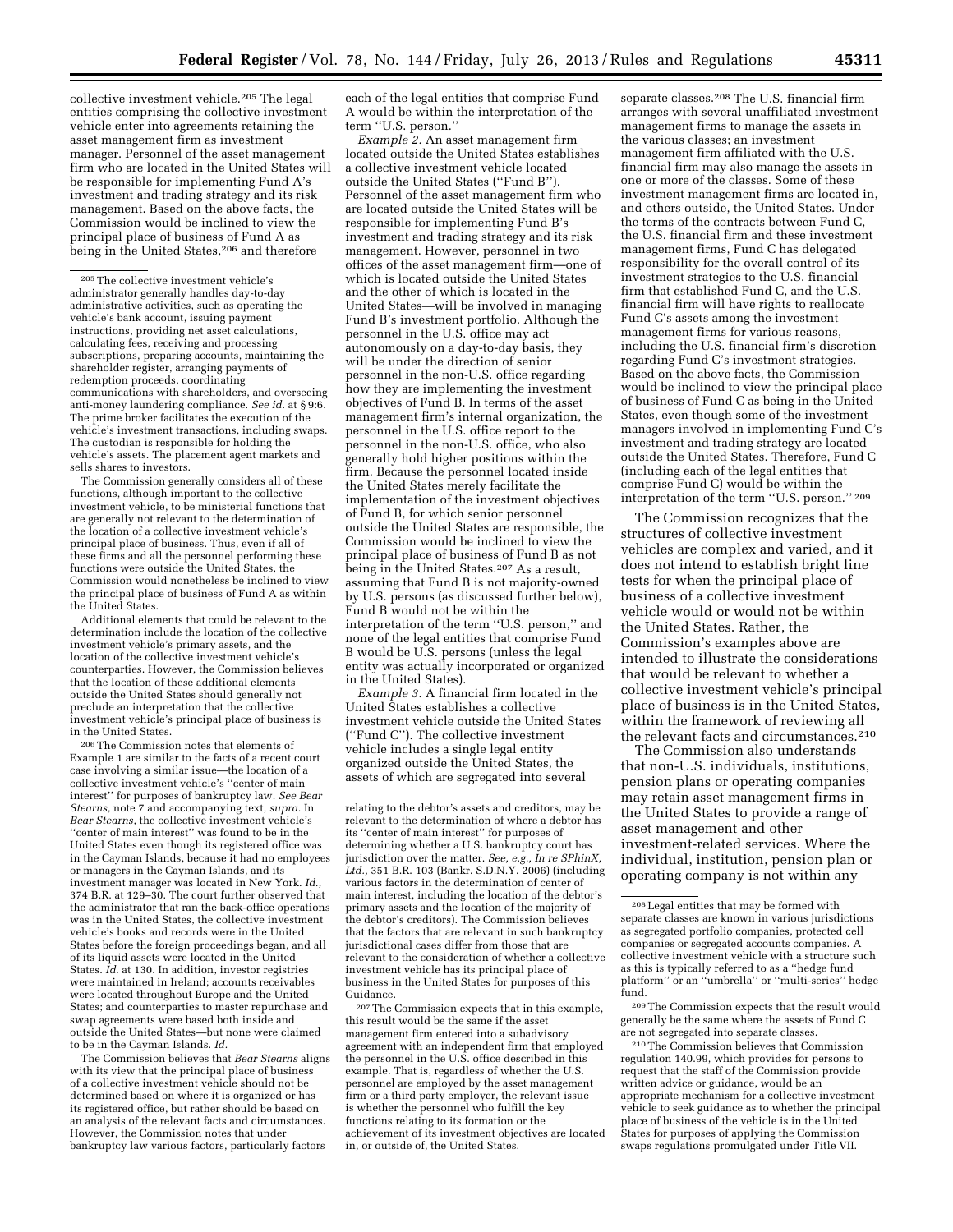collective investment vehicle.[205] The legal entities comprising the collective investment vehicle enter into agreements retaining the asset management firm as investment manager. Personnel of the asset management firm who are located in the United States will be responsible for implementing Fund A's investment and trading strategy and its risk management. Based on the above facts, the Commission would be inclined to view the principal place of business of Fund A as being in the United States,[206] and therefore each of the legal entities that comprise Fund A would be within the interpretation of the term ''U.S. person.''

*Example 2.* An asset management firm located outside the United States establishes a collective investment vehicle located outside the United States (''Fund B''). Personnel of the asset management firm who are located outside the United States will be responsible for implementing Fund B's investment and trading strategy and its risk management. However, personnel in two offices of the asset management firm—one of which is located outside the United States and the other of which is located in the United States—will be involved in managing Fund B's investment portfolio. Although the personnel in the U.S. office may act autonomously on a day-to-day basis, they will be under the direction of senior personnel in the non-U.S. office regarding how they are implementing the investment objectives of Fund B. In terms of the asset management firm's internal organization, the personnel in the U.S. office report to the personnel in the non-U.S. office, who also generally hold higher positions within the firm. Because the personnel located inside the United States merely facilitate the implementation of the investment objectives of Fund B, for which senior personnel outside the United States are responsible, the Commission would be inclined to view the principal place of business of Fund B as not being in the United States.[207] As a result, assuming that Fund B is not majority-owned by U.S. persons (as discussed further below), Fund B would not be within the interpretation of the term ''U.S. person,'' and none of the legal entities that comprise Fund B would be U.S. persons (unless the legal entity was actually incorporated or organized in the United States).

*Example 3.* A financial firm located in the United States establishes a collective investment vehicle outside the United States (''Fund C''). The collective investment vehicle includes a single legal entity organized outside the United States, the assets of which are segregated into several separate classes.[208] The U.S. financial firm arranges with several unaffiliated investment management firms to manage the assets in the various classes; an investment management firm affiliated with the U.S. financial firm may also manage the assets in one or more of the classes. Some of these investment management firms are located in, and others outside, the United States. Under the terms of the contracts between Fund C, the U.S. financial firm and these investment management firms, Fund C has delegated responsibility for the overall control of its investment strategies to the U.S. financial firm that established Fund C, and the U.S. financial firm will have rights to reallocate Fund C's assets among the investment management firms for various reasons, including the U.S. financial firm's discretion regarding Fund C's investment strategies. Based on the above facts, the Commission would be inclined to view the principal place of business of Fund C as being in the United States, even though some of the investment managers involved in implementing Fund C's investment and trading strategy are located outside the United States. Therefore, Fund C (including each of the legal entities that comprise Fund C) would be within the interpretation of the term ''U.S. person.''[209]

The Commission recognizes that the structures of collective investment vehicles are complex and varied, and it does not intend to establish bright line tests for when the principal place of business of a collective investment vehicle would or would not be within the United States. Rather, the Commission's examples above are intended to illustrate the considerations that would be relevant to whether a collective investment vehicle's principal place of business is in the United States, within the framework of reviewing all the relevant facts and circumstances.[210]

The Commission also understands that non-U.S. individuals, institutions, pension plans or operating companies may retain asset management firms in the United States to provide a range of asset management and other investment-related services. Where the individual, institution, pension plan or operating company is not within any

---

[205] The collective investment vehicle's administrator generally handles day-to-day administrative activities, such as operating the vehicle's bank account, issuing payment instructions, providing net asset calculations, calculating fees, receiving and processing subscriptions, preparing accounts, maintaining the shareholder register, arranging payments of redemption proceeds, coordinating communications with shareholders, and overseeing anti-money laundering compliance. *See id.* at § 9:6. The prime broker facilitates the execution of the vehicle's investment transactions, including swaps. The custodian is responsible for holding the vehicle's assets. The placement agent markets and sells shares to investors.

The Commission generally considers all of these functions, although important to the collective investment vehicle, to be ministerial functions that are generally not relevant to the determination of the location of a collective investment vehicle's principal place of business. Thus, even if all of these firms and all the personnel performing these functions were outside the United States, the Commission would nonetheless be inclined to view the principal place of business of Fund A as within the United States.

Additional elements that could be relevant to the determination include the location of the collective investment vehicle's primary assets, and the location of the collective investment vehicle's counterparties. However, the Commission believes that the location of these additional elements outside the United States should generally not preclude an interpretation that the collective investment vehicle's principal place of business is in the United States.

[206] The Commission notes that elements of Example 1 are similar to the facts of a recent court case involving a similar issue—the location of a collective investment vehicle's ''center of main interest'' for purposes of bankruptcy law. *See Bear Stearns,* note 7 and accompanying text, *supra.* In *Bear Stearns,* the collective investment vehicle's ''center of main interest'' was found to be in the United States even though its registered office was in the Cayman Islands, because it had no employees or managers in the Cayman Islands, and its investment manager was located in New York. *Id.,* 374 B.R. at 129–30. The court further observed that the administrator that ran the back-office operations was in the United States, the collective investment vehicle's books and records were in the United States before the foreign proceedings began, and all of its liquid assets were located in the United States. *Id.* at 130. In addition, investor registries were maintained in Ireland; accounts receivables were located throughout Europe and the United States; and counterparties to master repurchase and swap agreements were based both inside and outside the United States—but none were claimed to be in the Cayman Islands. *Id.*

The Commission believes that *Bear Stearns* aligns with its view that the principal place of business of a collective investment vehicle should not be determined based on where it is organized or has its registered office, but rather should be based on an analysis of the relevant facts and circumstances. However, the Commission notes that under bankruptcy law various factors, particularly factors relating to the debtor's assets and creditors, may be relevant to the determination of where a debtor has its ''center of main interest'' for purposes of determining whether a U.S. bankruptcy court has jurisdiction over the matter. *See, e.g., In re SPhinX, Ltd.,* 351 B.R. 103 (Bankr. S.D.N.Y. 2006) (including various factors in the determination of center of main interest, including the location of the debtor's primary assets and the location of the majority of the debtor's creditors). The Commission believes that the factors that are relevant in such bankruptcy jurisdictional cases differ from those that are relevant to the consideration of whether a collective investment vehicle has its principal place of business in the United States for purposes of this Guidance.

[207] The Commission expects that in this example, this result would be the same if the asset management firm entered into a subadvisory agreement with an independent firm that employed the personnel in the U.S. office described in this example. That is, regardless of whether the U.S. personnel are employed by the asset management firm or a third party employer, the relevant issue is whether the personnel who fulfill the key functions relating to its formation or the achievement of its investment objectives are located in, or outside of, the United States.

[208] Legal entities that may be formed with separate classes are known in various jurisdictions as segregated portfolio companies, protected cell companies or segregated accounts companies. A collective investment vehicle with a structure such as this is typically referred to as a ''hedge fund platform'' or an ''umbrella'' or ''multi-series'' hedge fund.

[209] The Commission expects that the result would generally be the same where the assets of Fund C are not segregated into separate classes.

[210] The Commission believes that Commission regulation 140.99, which provides for persons to request that the staff of the Commission provide written advice or guidance, would be an appropriate mechanism for a collective investment vehicle to seek guidance as to whether the principal place of business of the vehicle is in the United States for purposes of applying the Commission swaps regulations promulgated under Title VII.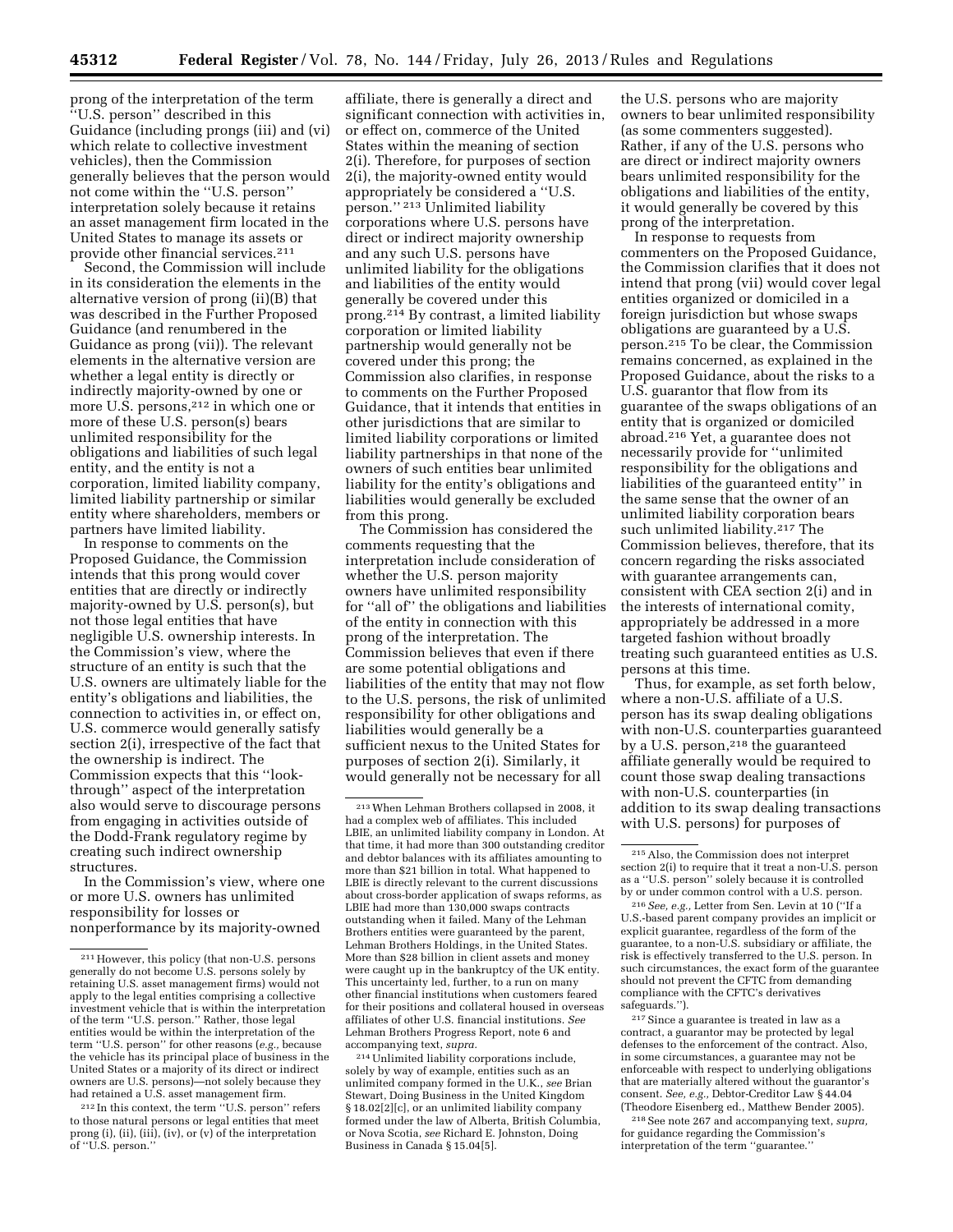prong of the interpretation of the term "U.S. person" described in this Guidance (including prongs (iii) and (vi) which relate to collective investment vehicles), then the Commission generally believes that the person would not come within the "U.S. person" interpretation solely because it retains an asset management firm located in the United States to manage its assets or provide other financial services.[211]

Second, the Commission will include in its consideration the elements in the alternative version of prong (ii)(B) that was described in the Further Proposed Guidance (and renumbered in the Guidance as prong (vii)). The relevant elements in the alternative version are whether a legal entity is directly or indirectly majority-owned by one or more U.S. persons,[212] in which one or more of these U.S. person(s) bears unlimited responsibility for the obligations and liabilities of such legal entity, and the entity is not a corporation, limited liability company, limited liability partnership or similar entity where shareholders, members or partners have limited liability.

In response to comments on the Proposed Guidance, the Commission intends that this prong would cover entities that are directly or indirectly majority-owned by U.S. person(s), but not those legal entities that have negligible U.S. ownership interests. In the Commission's view, where the structure of an entity is such that the U.S. owners are ultimately liable for the entity's obligations and liabilities, the connection to activities in, or effect on, U.S. commerce would generally satisfy section 2(i), irrespective of the fact that the ownership is indirect. The Commission expects that this "look-through" aspect of the interpretation also would serve to discourage persons from engaging in activities outside of the Dodd-Frank regulatory regime by creating such indirect ownership structures.

In the Commission's view, where one or more U.S. owners has unlimited responsibility for losses or nonperformance by its majority-owned affiliate, there is generally a direct and significant connection with activities in, or effect on, commerce of the United States within the meaning of section 2(i). Therefore, for purposes of section 2(i), the majority-owned entity would appropriately be considered a "U.S. person."[213] Unlimited liability corporations where U.S. persons have direct or indirect majority ownership and any such U.S. persons have unlimited liability for the obligations and liabilities of the entity would generally be covered under this prong.[214] By contrast, a limited liability corporation or limited liability partnership would generally not be covered under this prong; the Commission also clarifies, in response to comments on the Further Proposed Guidance, that it intends that entities in other jurisdictions that are similar to limited liability corporations or limited liability partnerships in that none of the owners of such entities bear unlimited liability for the entity's obligations and liabilities would generally be excluded from this prong.

The Commission has considered the comments requesting that the interpretation include consideration of whether the U.S. person majority owners have unlimited responsibility for "all of" the obligations and liabilities of the entity in connection with this prong of the interpretation. The Commission believes that even if there are some potential obligations and liabilities of the entity that may not flow to the U.S. persons, the risk of unlimited responsibility for other obligations and liabilities would generally be a sufficient nexus to the United States for purposes of section 2(i). Similarly, it would generally not be necessary for all the U.S. persons who are majority owners to bear unlimited responsibility (as some commenters suggested). Rather, if any of the U.S. persons who are direct or indirect majority owners bears unlimited responsibility for the obligations and liabilities of the entity, it would generally be covered by this prong of the interpretation.

In response to requests from commenters on the Proposed Guidance, the Commission clarifies that it does not intend that prong (vii) would cover legal entities organized or domiciled in a foreign jurisdiction but whose swaps obligations are guaranteed by a U.S. person.[215] To be clear, the Commission remains concerned, as explained in the Proposed Guidance, about the risks to a U.S. guarantor that flow from its guarantee of the swaps obligations of an entity that is organized or domiciled abroad.[216] Yet, a guarantee does not necessarily provide for "unlimited responsibility for the obligations and liabilities of the guaranteed entity" in the same sense that the owner of an unlimited liability corporation bears such unlimited liability.[217] The Commission believes, therefore, that its concern regarding the risks associated with guarantee arrangements can, consistent with CEA section 2(i) and in the interests of international comity, appropriately be addressed in a more targeted fashion without broadly treating such guaranteed entities as U.S. persons at this time.

Thus, for example, as set forth below, where a non-U.S. affiliate of a U.S. person has its swap dealing obligations with non-U.S. counterparties guaranteed by a U.S. person,[218] the guaranteed affiliate generally would be required to count those swap dealing transactions with non-U.S. counterparties (in addition to its swap dealing transactions with U.S. persons) for purposes of

---

[211] However, this policy (that non-U.S. persons generally do not become U.S. persons solely by retaining U.S. asset management firms) would not apply to the legal entities comprising a collective investment vehicle that is within the interpretation of the term "U.S. person." Rather, those legal entities would be within the interpretation of the term "U.S. person" for other reasons (*e.g.*, because the vehicle has its principal place of business in the United States or a majority of its direct or indirect owners are U.S. persons)—not solely because they had retained a U.S. asset management firm.

[212] In this context, the term "U.S. person" refers to those natural persons or legal entities that meet prong (i), (ii), (iii), (iv), or (v) of the interpretation of "U.S. person."

[213] When Lehman Brothers collapsed in 2008, it had a complex web of affiliates. This included LBIE, an unlimited liability company in London. At that time, it had more than 300 outstanding creditor and debtor balances with its affiliates amounting to more than $21 billion in total. What happened to LBIE is directly relevant to the current discussions about cross-border application of swaps reforms, as LBIE had more than 130,000 swaps contracts outstanding when it failed. Many of the Lehman Brothers entities were guaranteed by the parent, Lehman Brothers Holdings, in the United States. More than $28 billion in client assets and money were caught up in the bankruptcy of the UK entity. This uncertainty led, further, to a run on many other financial institutions when customers feared for their positions and collateral housed in overseas affiliates of other U.S. financial institutions. *See* Lehman Brothers Progress Report, note 6 and accompanying text, *supra.*

[214] Unlimited liability corporations include, solely by way of example, entities such as an unlimited company formed in the U.K., *see* Brian Stewart, Doing Business in the United Kingdom § 18.02[2][c], or an unlimited liability company formed under the law of Alberta, British Columbia, or Nova Scotia, *see* Richard E. Johnston, Doing Business in Canada § 15.04[5].

[215] Also, the Commission does not interpret section 2(i) to require that it treat a non-U.S. person as a "U.S. person" solely because it is controlled by or under common control with a U.S. person.

[216] *See, e.g.*, Letter from Sen. Levin at 10 ("If a U.S.-based parent company provides an implicit or explicit guarantee, regardless of the form of the guarantee, to a non-U.S. subsidiary or affiliate, the risk is effectively transferred to the U.S. person. In such circumstances, the exact form of the guarantee should not prevent the CFTC from demanding compliance with the CFTC's derivatives safeguards.").

[217] Since a guarantee is treated in law as a contract, a guarantor may be protected by legal defenses to the enforcement of the contract. Also, in some circumstances, a guarantee may not be enforceable with respect to underlying obligations that are materially altered without the guarantor's consent. *See, e.g.*, Debtor-Creditor Law § 44.04 (Theodore Eisenberg ed., Matthew Bender 2005).

[218] See note 267 and accompanying text, *supra*, for guidance regarding the Commission's interpretation of the term "guarantee."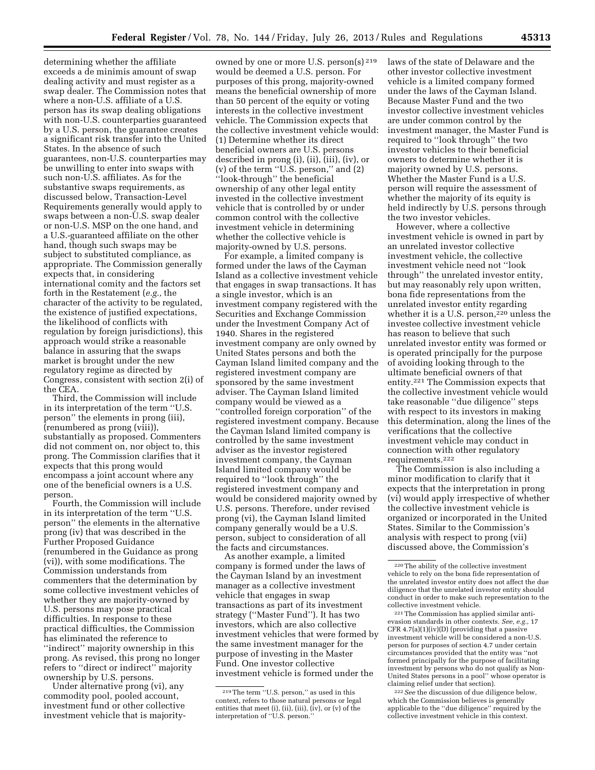determining whether the affiliate exceeds a de minimis amount of swap dealing activity and must register as a swap dealer. The Commission notes that where a non-U.S. affiliate of a U.S. person has its swap dealing obligations with non-U.S. counterparties guaranteed by a U.S. person, the guarantee creates a significant risk transfer into the United States. In the absence of such guarantees, non-U.S. counterparties may be unwilling to enter into swaps with such non-U.S. affiliates. As for the substantive swaps requirements, as discussed below, Transaction-Level Requirements generally would apply to swaps between a non-U.S. swap dealer or non-U.S. MSP on the one hand, and a U.S.-guaranteed affiliate on the other hand, though such swaps may be subject to substituted compliance, as appropriate. The Commission generally expects that, in considering international comity and the factors set forth in the Restatement (*e.g.,* the character of the activity to be regulated, the existence of justified expectations, the likelihood of conflicts with regulation by foreign jurisdictions), this approach would strike a reasonable balance in assuring that the swaps market is brought under the new regulatory regime as directed by Congress, consistent with section 2(i) of the CEA.

Third, the Commission will include in its interpretation of the term ''U.S. person'' the elements in prong (iii), (renumbered as prong (viii)), substantially as proposed. Commenters did not comment on, nor object to, this prong. The Commission clarifies that it expects that this prong would encompass a joint account where any one of the beneficial owners is a U.S. person.

Fourth, the Commission will include in its interpretation of the term ''U.S. person'' the elements in the alternative prong (iv) that was described in the Further Proposed Guidance (renumbered in the Guidance as prong (vi)), with some modifications. The Commission understands from commenters that the determination by some collective investment vehicles of whether they are majority-owned by U.S. persons may pose practical difficulties. In response to these practical difficulties, the Commission has eliminated the reference to ''indirect'' majority ownership in this prong. As revised, this prong no longer refers to ''direct or indirect'' majority ownership by U.S. persons.

Under alternative prong (vi), any commodity pool, pooled account, investment fund or other collective investment vehicle that is majority-owned by one or more U.S. person(s) [219] would be deemed a U.S. person. For purposes of this prong, majority-owned means the beneficial ownership of more than 50 percent of the equity or voting interests in the collective investment vehicle. The Commission expects that the collective investment vehicle would: (1) Determine whether its direct beneficial owners are U.S. persons described in prong (i), (ii), (iii), (iv), or (v) of the term ''U.S. person,'' and (2) ''look-through'' the beneficial ownership of any other legal entity invested in the collective investment vehicle that is controlled by or under common control with the collective investment vehicle in determining whether the collective vehicle is majority-owned by U.S. persons.

For example, a limited company is formed under the laws of the Cayman Island as a collective investment vehicle that engages in swap transactions. It has a single investor, which is an investment company registered with the Securities and Exchange Commission under the Investment Company Act of 1940. Shares in the registered investment company are only owned by United States persons and both the Cayman Island limited company and the registered investment company are sponsored by the same investment adviser. The Cayman Island limited company would be viewed as a ''controlled foreign corporation'' of the registered investment company. Because the Cayman Island limited company is controlled by the same investment adviser as the investor registered investment company, the Cayman Island limited company would be required to ''look through'' the registered investment company and would be considered majority owned by U.S. persons. Therefore, under revised prong (vi), the Cayman Island limited company generally would be a U.S. person, subject to consideration of all the facts and circumstances.

As another example, a limited company is formed under the laws of the Cayman Island by an investment manager as a collective investment vehicle that engages in swap transactions as part of its investment strategy (''Master Fund''). It has two investors, which are also collective investment vehicles that were formed by the same investment manager for the purpose of investing in the Master Fund. One investor collective investment vehicle is formed under the laws of the state of Delaware and the other investor collective investment vehicle is a limited company formed under the laws of the Cayman Island. Because Master Fund and the two investor collective investment vehicles are under common control by the investment manager, the Master Fund is required to ''look through'' the two investor vehicles to their beneficial owners to determine whether it is majority owned by U.S. persons. Whether the Master Fund is a U.S. person will require the assessment of whether the majority of its equity is held indirectly by U.S. persons through the two investor vehicles.

However, where a collective investment vehicle is owned in part by an unrelated investor collective investment vehicle, the collective investment vehicle need not ''look through'' the unrelated investor entity, but may reasonably rely upon written, bona fide representations from the unrelated investor entity regarding whether it is a U.S. person,[220] unless the investee collective investment vehicle has reason to believe that such unrelated investor entity was formed or is operated principally for the purpose of avoiding looking through to the ultimate beneficial owners of that entity.[221] The Commission expects that the collective investment vehicle would take reasonable ''due diligence'' steps with respect to its investors in making this determination, along the lines of the verifications that the collective investment vehicle may conduct in connection with other regulatory requirements.[222]

The Commission is also including a minor modification to clarify that it expects that the interpretation in prong (vi) would apply irrespective of whether the collective investment vehicle is organized or incorporated in the United States. Similar to the Commission's analysis with respect to prong (vii) discussed above, the Commission's

---

[219] The term ''U.S. person,'' as used in this context, refers to those natural persons or legal entities that meet (i), (ii), (iii), (iv), or (v) of the interpretation of ''U.S. person.''

[220] The ability of the collective investment vehicle to rely on the bona fide representation of the unrelated investor entity does not affect the due diligence that the unrelated investor entity should conduct in order to make such representation to the collective investment vehicle.

[221] The Commission has applied similar anti-evasion standards in other contexts. *See, e.g.,* 17 CFR 4.7(a)(1)(iv)(D) (providing that a passive investment vehicle will be considered a non-U.S. person for purposes of section 4.7 under certain circumstances provided that the entity was ''not formed principally for the purpose of facilitating investment by persons who do not qualify as Non-United States persons in a pool'' whose operator is claiming relief under that section).

[222] *See* the discussion of due diligence below, which the Commission believes is generally applicable to the ''due diligence'' required by the collective investment vehicle in this context.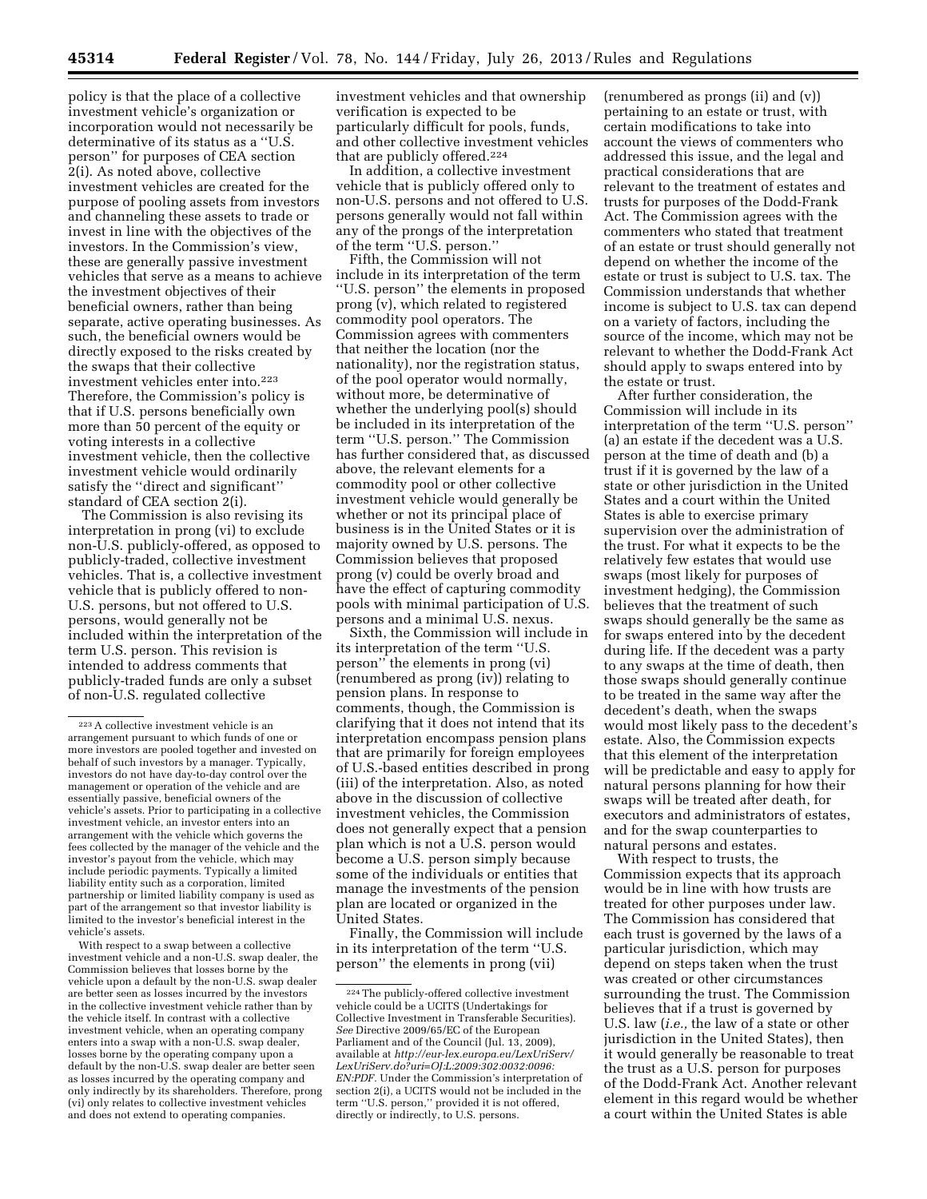policy is that the place of a collective investment vehicle's organization or incorporation would not necessarily be determinative of its status as a "U.S. person" for purposes of CEA section 2(i). As noted above, collective investment vehicles are created for the purpose of pooling assets from investors and channeling these assets to trade or invest in line with the objectives of the investors. In the Commission's view, these are generally passive investment vehicles that serve as a means to achieve the investment objectives of their beneficial owners, rather than being separate, active operating businesses. As such, the beneficial owners would be directly exposed to the risks created by the swaps that their collective investment vehicles enter into.[223] Therefore, the Commission's policy is that if U.S. persons beneficially own more than 50 percent of the equity or voting interests in a collective investment vehicle, then the collective investment vehicle would ordinarily satisfy the "direct and significant" standard of CEA section 2(i).

The Commission is also revising its interpretation in prong (vi) to exclude non-U.S. publicly-offered, as opposed to publicly-traded, collective investment vehicles. That is, a collective investment vehicle that is publicly offered to non-U.S. persons, but not offered to U.S. persons, would generally not be included within the interpretation of the term U.S. person. This revision is intended to address comments that publicly-traded funds are only a subset of non-U.S. regulated collective investment vehicles and that ownership verification is expected to be particularly difficult for pools, funds, and other collective investment vehicles that are publicly offered.[224]

In addition, a collective investment vehicle that is publicly offered only to non-U.S. persons and not offered to U.S. persons generally would not fall within any of the prongs of the interpretation of the term "U.S. person."

Fifth, the Commission will not include in its interpretation of the term "U.S. person" the elements in proposed prong (v), which related to registered commodity pool operators. The Commission agrees with commenters that neither the location (nor the nationality), nor the registration status, of the pool operator would normally, without more, be determinative of whether the underlying pool(s) should be included in its interpretation of the term "U.S. person." The Commission has further considered that, as discussed above, the relevant elements for a commodity pool or other collective investment vehicle would generally be whether or not its principal place of business is in the United States or it is majority owned by U.S. persons. The Commission believes that proposed prong (v) could be overly broad and have the effect of capturing commodity pools with minimal participation of U.S. persons and a minimal U.S. nexus.

Sixth, the Commission will include in its interpretation of the term "U.S. person" the elements in prong (vi) (renumbered as prong (iv)) relating to pension plans. In response to comments, though, the Commission is clarifying that it does not intend that its interpretation encompass pension plans that are primarily for foreign employees of U.S.-based entities described in prong (iii) of the interpretation. Also, as noted above in the discussion of collective investment vehicles, the Commission does not generally expect that a pension plan which is not a U.S. person would become a U.S. person simply because some of the individuals or entities that manage the investments of the pension plan are located or organized in the United States.

Finally, the Commission will include in its interpretation of the term "U.S. person" the elements in prong (vii) (renumbered as prongs (ii) and (v)) pertaining to an estate or trust, with certain modifications to take into account the views of commenters who addressed this issue, and the legal and practical considerations that are relevant to the treatment of estates and trusts for purposes of the Dodd-Frank Act. The Commission agrees with the commenters who stated that treatment of an estate or trust should generally not depend on whether the income of the estate or trust is subject to U.S. tax. The Commission understands that whether income is subject to U.S. tax can depend on a variety of factors, including the source of the income, which may not be relevant to whether the Dodd-Frank Act should apply to swaps entered into by the estate or trust.

After further consideration, the Commission will include in its interpretation of the term "U.S. person" (a) an estate if the decedent was a U.S. person at the time of death and (b) a trust if it is governed by the law of a state or other jurisdiction in the United States and a court within the United States is able to exercise primary supervision over the administration of the trust. For what it expects to be the relatively few estates that would use swaps (most likely for purposes of investment hedging), the Commission believes that the treatment of such swaps should generally be the same as for swaps entered into by the decedent during life. If the decedent was a party to any swaps at the time of death, then those swaps should generally continue to be treated in the same way after the decedent's death, when the swaps would most likely pass to the decedent's estate. Also, the Commission expects that this element of the interpretation will be predictable and easy to apply for natural persons planning for how their swaps will be treated after death, for executors and administrators of estates, and for the swap counterparties to natural persons and estates.

With respect to trusts, the Commission expects that its approach would be in line with how trusts are treated for other purposes under law. The Commission has considered that each trust is governed by the laws of a particular jurisdiction, which may depend on steps taken when the trust was created or other circumstances surrounding the trust. The Commission believes that if a trust is governed by U.S. law (*i.e.,* the law of a state or other jurisdiction in the United States), then it would generally be reasonable to treat the trust as a U.S. person for purposes of the Dodd-Frank Act. Another relevant element in this regard would be whether a court within the United States is able

---

[223] A collective investment vehicle is an arrangement pursuant to which funds of one or more investors are pooled together and invested on behalf of such investors by a manager. Typically, investors do not have day-to-day control over the management or operation of the vehicle and are essentially passive, beneficial owners of the vehicle's assets. Prior to participating in a collective investment vehicle, an investor enters into an arrangement with the vehicle which governs the fees collected by the manager of the vehicle and the investor's payout from the vehicle, which may include periodic payments. Typically a limited liability entity such as a corporation, limited partnership or limited liability company is used as part of the arrangement so that investor liability is limited to the investor's beneficial interest in the vehicle's assets.

With respect to a swap between a collective investment vehicle and a non-U.S. swap dealer, the Commission believes that losses borne by the vehicle upon a default by the non-U.S. swap dealer are better seen as losses incurred by the investors in the collective investment vehicle rather than by the vehicle itself. In contrast with a collective investment vehicle, when an operating company enters into a swap with a non-U.S. swap dealer, losses borne by the operating company upon a default by the non-U.S. swap dealer are better seen as losses incurred by the operating company and only indirectly by its shareholders. Therefore, prong (vi) only relates to collective investment vehicles and does not extend to operating companies.

[224] The publicly-offered collective investment vehicle could be a UCITS (Undertakings for Collective Investment in Transferable Securities). *See* Directive 2009/65/EC of the European Parliament and of the Council (Jul. 13, 2009), available at *http://eur-lex.europa.eu/LexUriServ/LexUriServ.do?uri=OJ:L:2009:302:0032:0096:EN:PDF.* Under the Commission's interpretation of section 2(i), a UCITS would not be included in the term "U.S. person," provided it is not offered, directly or indirectly, to U.S. persons.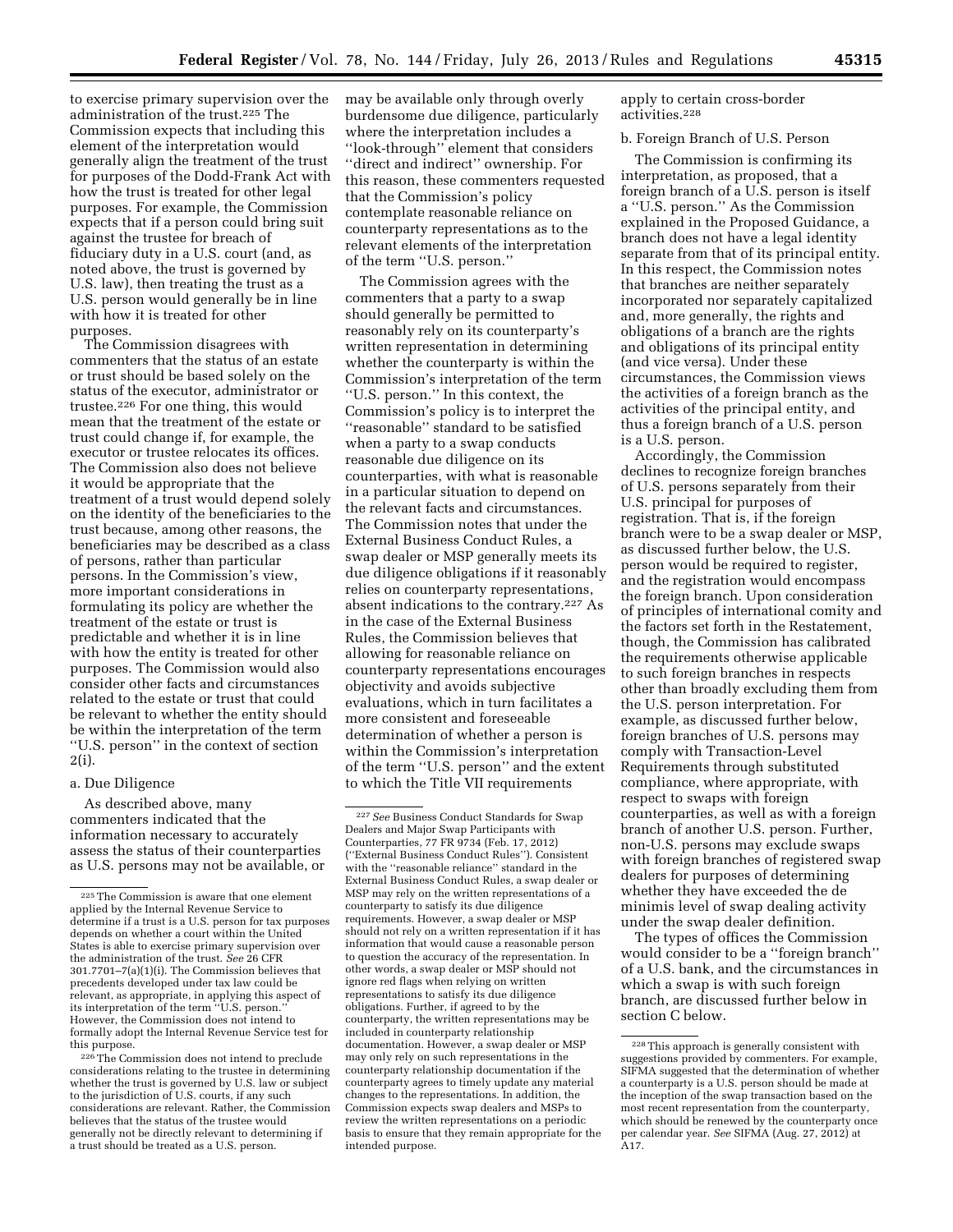to exercise primary supervision over the administration of the trust.[225] The Commission expects that including this element of the interpretation would generally align the treatment of the trust for purposes of the Dodd-Frank Act with how the trust is treated for other legal purposes. For example, the Commission expects that if a person could bring suit against the trustee for breach of fiduciary duty in a U.S. court (and, as noted above, the trust is governed by U.S. law), then treating the trust as a U.S. person would generally be in line with how it is treated for other purposes.

The Commission disagrees with commenters that the status of an estate or trust should be based solely on the status of the executor, administrator or trustee.[226] For one thing, this would mean that the treatment of the estate or trust could change if, for example, the executor or trustee relocates its offices. The Commission also does not believe it would be appropriate that the treatment of a trust would depend solely on the identity of the beneficiaries to the trust because, among other reasons, the beneficiaries may be described as a class of persons, rather than particular persons. In the Commission's view, more important considerations in formulating its policy are whether the treatment of the estate or trust is predictable and whether it is in line with how the entity is treated for other purposes. The Commission would also consider other facts and circumstances related to the estate or trust that could be relevant to whether the entity should be within the interpretation of the term ''U.S. person'' in the context of section 2(i).

a. Due Diligence

As described above, many commenters indicated that the information necessary to accurately assess the status of their counterparties as U.S. persons may not be available, or may be available only through overly burdensome due diligence, particularly where the interpretation includes a ''look-through'' element that considers ''direct and indirect'' ownership. For this reason, these commenters requested that the Commission's policy contemplate reasonable reliance on counterparty representations as to the relevant elements of the interpretation of the term ''U.S. person.''

The Commission agrees with the commenters that a party to a swap should generally be permitted to reasonably rely on its counterparty's written representation in determining whether the counterparty is within the Commission's interpretation of the term ''U.S. person.'' In this context, the Commission's policy is to interpret the ''reasonable'' standard to be satisfied when a party to a swap conducts reasonable due diligence on its counterparties, with what is reasonable in a particular situation to depend on the relevant facts and circumstances. The Commission notes that under the External Business Conduct Rules, a swap dealer or MSP generally meets its due diligence obligations if it reasonably relies on counterparty representations, absent indications to the contrary.[227] As in the case of the External Business Rules, the Commission believes that allowing for reasonable reliance on counterparty representations encourages objectivity and avoids subjective evaluations, which in turn facilitates a more consistent and foreseeable determination of whether a person is within the Commission's interpretation of the term ''U.S. person'' and the extent to which the Title VII requirements apply to certain cross-border activities.[228]

b. Foreign Branch of U.S. Person

The Commission is confirming its interpretation, as proposed, that a foreign branch of a U.S. person is itself a ''U.S. person.'' As the Commission explained in the Proposed Guidance, a branch does not have a legal identity separate from that of its principal entity. In this respect, the Commission notes that branches are neither separately incorporated nor separately capitalized and, more generally, the rights and obligations of a branch are the rights and obligations of its principal entity (and vice versa). Under these circumstances, the Commission views the activities of a foreign branch as the activities of the principal entity, and thus a foreign branch of a U.S. person is a U.S. person.

Accordingly, the Commission declines to recognize foreign branches of U.S. persons separately from their U.S. principal for purposes of registration. That is, if the foreign branch were to be a swap dealer or MSP, as discussed further below, the U.S. person would be required to register, and the registration would encompass the foreign branch. Upon consideration of principles of international comity and the factors set forth in the Restatement, though, the Commission has calibrated the requirements otherwise applicable to such foreign branches in respects other than broadly excluding them from the U.S. person interpretation. For example, as discussed further below, foreign branches of U.S. persons may comply with Transaction-Level Requirements through substituted compliance, where appropriate, with respect to swaps with foreign counterparties, as well as with a foreign branch of another U.S. person. Further, non-U.S. persons may exclude swaps with foreign branches of registered swap dealers for purposes of determining whether they have exceeded the de minimis level of swap dealing activity under the swap dealer definition.

The types of offices the Commission would consider to be a ''foreign branch'' of a U.S. bank, and the circumstances in which a swap is with such foreign branch, are discussed further below in section C below.

[225] The Commission is aware that one element applied by the Internal Revenue Service to determine if a trust is a U.S. person for tax purposes depends on whether a court within the United States is able to exercise primary supervision over the administration of the trust. *See* 26 CFR 301.7701–7(a)(1)(i). The Commission believes that precedents developed under tax law could be relevant, as appropriate, in applying this aspect of its interpretation of the term ''U.S. person.'' However, the Commission does not intend to formally adopt the Internal Revenue Service test for this purpose.

[226] The Commission does not intend to preclude considerations relating to the trustee in determining whether the trust is governed by U.S. law or subject to the jurisdiction of U.S. courts, if any such considerations are relevant. Rather, the Commission believes that the status of the trustee would generally not be directly relevant to determining if a trust should be treated as a U.S. person.

[227] *See* Business Conduct Standards for Swap Dealers and Major Swap Participants with Counterparties, 77 FR 9734 (Feb. 17, 2012) (''External Business Conduct Rules''). Consistent with the ''reasonable reliance'' standard in the External Business Conduct Rules, a swap dealer or MSP may rely on the written representations of a counterparty to satisfy its due diligence requirements. However, a swap dealer or MSP should not rely on a written representation if it has information that would cause a reasonable person to question the accuracy of the representation. In other words, a swap dealer or MSP should not ignore red flags when relying on written representations to satisfy its due diligence obligations. Further, if agreed to by the counterparty, the written representations may be included in counterparty relationship documentation. However, a swap dealer or MSP may only rely on such representations in the counterparty relationship documentation if the counterparty agrees to timely update any material changes to the representations. In addition, the Commission expects swap dealers and MSPs to review the written representations on a periodic basis to ensure that they remain appropriate for the intended purpose.

[228] This approach is generally consistent with suggestions provided by commenters. For example, SIFMA suggested that the determination of whether a counterparty is a U.S. person should be made at the inception of the swap transaction based on the most recent representation from the counterparty, which should be renewed by the counterparty once per calendar year. *See* SIFMA (Aug. 27, 2012) at A17.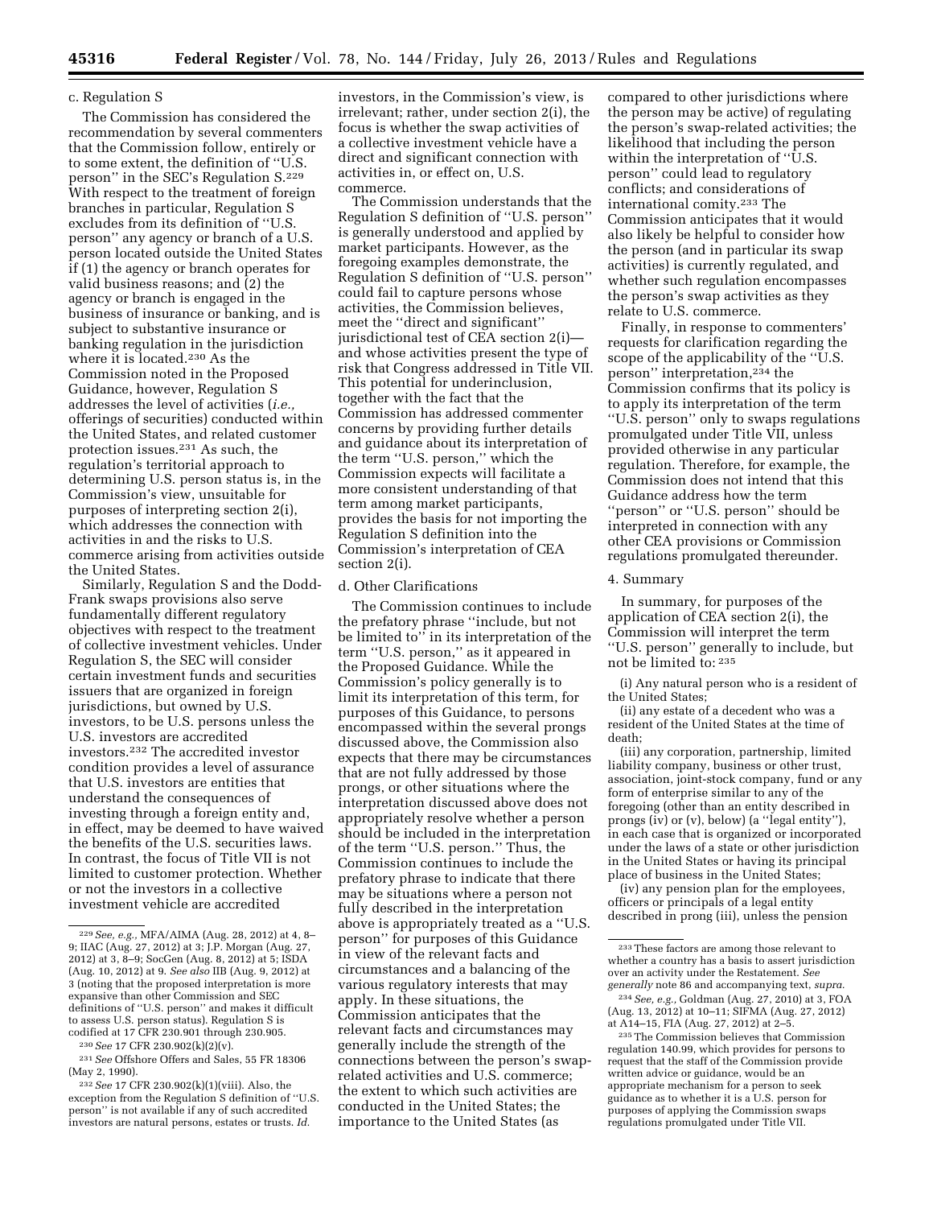c. Regulation S

The Commission has considered the recommendation by several commenters that the Commission follow, entirely or to some extent, the definition of ''U.S. person'' in the SEC's Regulation S.[229] With respect to the treatment of foreign branches in particular, Regulation S excludes from its definition of ''U.S. person'' any agency or branch of a U.S. person located outside the United States if (1) the agency or branch operates for valid business reasons; and (2) the agency or branch is engaged in the business of insurance or banking, and is subject to substantive insurance or banking regulation in the jurisdiction where it is located.[230] As the Commission noted in the Proposed Guidance, however, Regulation S addresses the level of activities (*i.e.,* offerings of securities) conducted within the United States, and related customer protection issues.[231] As such, the regulation's territorial approach to determining U.S. person status is, in the Commission's view, unsuitable for purposes of interpreting section 2(i), which addresses the connection with activities in and the risks to U.S. commerce arising from activities outside the United States.

Similarly, Regulation S and the Dodd-Frank swaps provisions also serve fundamentally different regulatory objectives with respect to the treatment of collective investment vehicles. Under Regulation S, the SEC will consider certain investment funds and securities issuers that are organized in foreign jurisdictions, but owned by U.S. investors, to be U.S. persons unless the U.S. investors are accredited investors.[232] The accredited investor condition provides a level of assurance that U.S. investors are entities that understand the consequences of investing through a foreign entity and, in effect, may be deemed to have waived the benefits of the U.S. securities laws. In contrast, the focus of Title VII is not limited to customer protection. Whether or not the investors in a collective investment vehicle are accredited investors, in the Commission's view, is irrelevant; rather, under section 2(i), the focus is whether the swap activities of a collective investment vehicle have a direct and significant connection with activities in, or effect on, U.S. commerce.

The Commission understands that the Regulation S definition of ''U.S. person'' is generally understood and applied by market participants. However, as the foregoing examples demonstrate, the Regulation S definition of ''U.S. person'' could fail to capture persons whose activities, the Commission believes, meet the ''direct and significant'' jurisdictional test of CEA section 2(i)—and whose activities present the type of risk that Congress addressed in Title VII. This potential for underinclusion, together with the fact that the Commission has addressed commenter concerns by providing further details and guidance about its interpretation of the term ''U.S. person,'' which the Commission expects will facilitate a more consistent understanding of that term among market participants, provides the basis for not importing the Regulation S definition into the Commission's interpretation of CEA section 2(i).

d. Other Clarifications

The Commission continues to include the prefatory phrase ''include, but not be limited to'' in its interpretation of the term ''U.S. person,'' as it appeared in the Proposed Guidance. While the Commission's policy generally is to limit its interpretation of this term, for purposes of this Guidance, to persons encompassed within the several prongs discussed above, the Commission also expects that there may be circumstances that are not fully addressed by those prongs, or other situations where the interpretation discussed above does not appropriately resolve whether a person should be included in the interpretation of the term ''U.S. person.'' Thus, the Commission continues to include the prefatory phrase to indicate that there may be situations where a person not fully described in the interpretation above is appropriately treated as a ''U.S. person'' for purposes of this Guidance in view of the relevant facts and circumstances and a balancing of the various regulatory interests that may apply. In these situations, the Commission anticipates that the relevant facts and circumstances may generally include the strength of the connections between the person's swap-related activities and U.S. commerce; the extent to which such activities are conducted in the United States; the importance to the United States (as compared to other jurisdictions where the person may be active) of regulating the person's swap-related activities; the likelihood that including the person within the interpretation of ''U.S. person'' could lead to regulatory conflicts; and considerations of international comity.[233] The Commission anticipates that it would also likely be helpful to consider how the person (and in particular its swap activities) is currently regulated, and whether such regulation encompasses the person's swap activities as they relate to U.S. commerce.

Finally, in response to commenters' requests for clarification regarding the scope of the applicability of the ''U.S. person'' interpretation,[234] the Commission confirms that its policy is to apply its interpretation of the term ''U.S. person'' only to swaps regulations promulgated under Title VII, unless provided otherwise in any particular regulation. Therefore, for example, the Commission does not intend that this Guidance address how the term ''person'' or ''U.S. person'' should be interpreted in connection with any other CEA provisions or Commission regulations promulgated thereunder.

4. Summary

In summary, for purposes of the application of CEA section 2(i), the Commission will interpret the term ''U.S. person'' generally to include, but not be limited to: [235]

(i) Any natural person who is a resident of the United States;

(ii) any estate of a decedent who was a resident of the United States at the time of death;

(iii) any corporation, partnership, limited liability company, business or other trust, association, joint-stock company, fund or any form of enterprise similar to any of the foregoing (other than an entity described in prongs (iv) or (v), below) (a ''legal entity''), in each case that is organized or incorporated under the laws of a state or other jurisdiction in the United States or having its principal place of business in the United States;

(iv) any pension plan for the employees, officers or principals of a legal entity described in prong (iii), unless the pension

---

[229] *See, e.g.,* MFA/AIMA (Aug. 28, 2012) at 4, 8–9; IIAC (Aug. 27, 2012) at 3; J.P. Morgan (Aug. 27, 2012) at 3, 8–9; SocGen (Aug. 8, 2012) at 5; ISDA (Aug. 10, 2012) at 9. *See also* IIB (Aug. 9, 2012) at 3 (noting that the proposed interpretation is more expansive than other Commission and SEC definitions of ''U.S. person'' and makes it difficult to assess U.S. person status). Regulation S is codified at 17 CFR 230.901 through 230.905.

[230] *See* 17 CFR 230.902(k)(2)(v).

[231] *See* Offshore Offers and Sales, 55 FR 18306 (May 2, 1990).

[232] *See* 17 CFR 230.902(k)(1)(viii). Also, the exception from the Regulation S definition of ''U.S. person'' is not available if any of such accredited investors are natural persons, estates or trusts. *Id.*

[233] These factors are among those relevant to whether a country has a basis to assert jurisdiction over an activity under the Restatement. *See generally* note 86 and accompanying text, *supra.*

[234] *See, e.g.,* Goldman (Aug. 27, 2010) at 3, FOA (Aug. 13, 2012) at 10–11; SIFMA (Aug. 27, 2012) at A14–15, FIA (Aug. 27, 2012) at 2–5.

[235] The Commission believes that Commission regulation 140.99, which provides for persons to request that the staff of the Commission provide written advice or guidance, would be an appropriate mechanism for a person to seek guidance as to whether it is a U.S. person for purposes of applying the Commission swaps regulations promulgated under Title VII.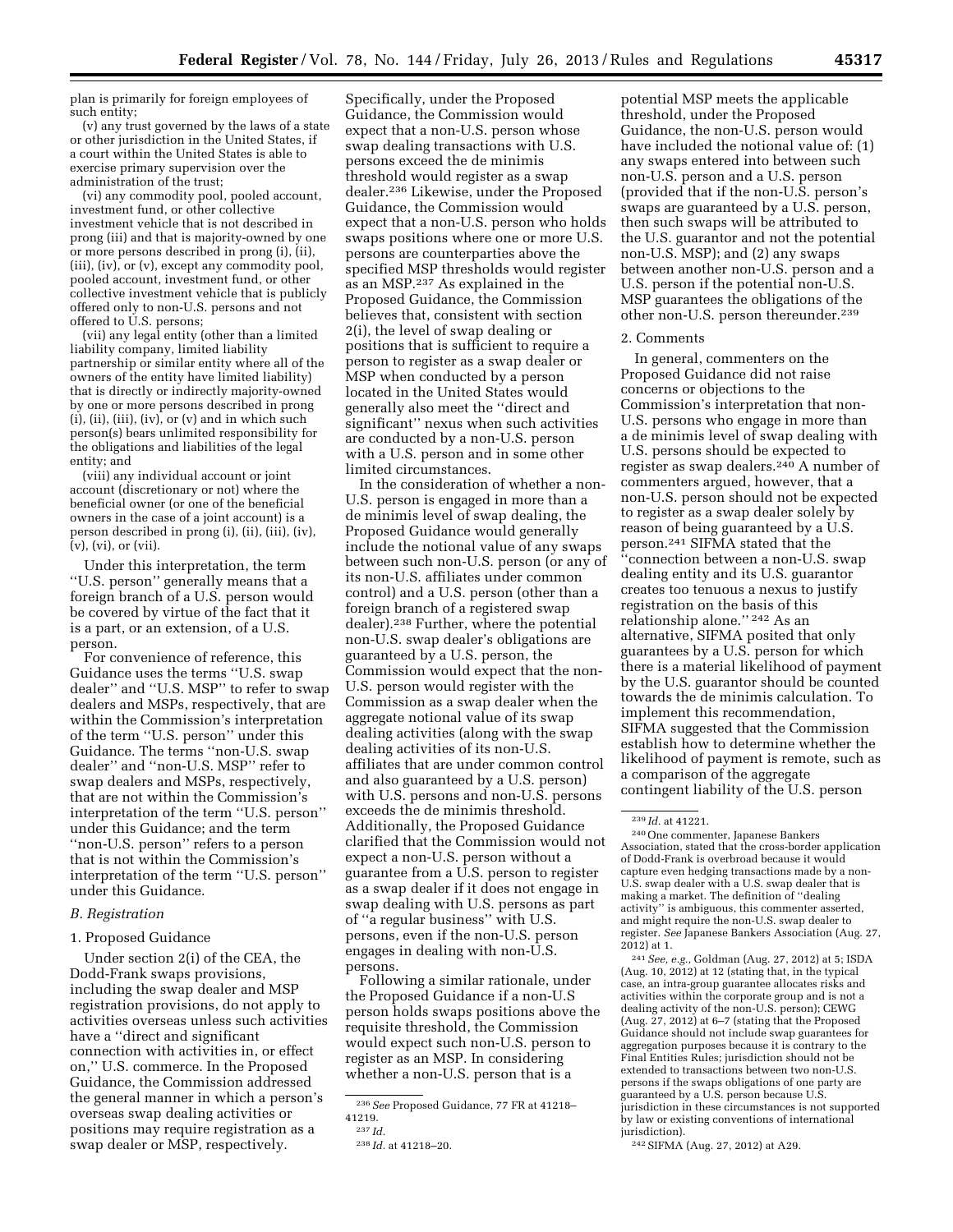plan is primarily for foreign employees of such entity;

(v) any trust governed by the laws of a state or other jurisdiction in the United States, if a court within the United States is able to exercise primary supervision over the administration of the trust;

(vi) any commodity pool, pooled account, investment fund, or other collective investment vehicle that is not described in prong (iii) and that is majority-owned by one or more persons described in prong (i), (ii), (iii), (iv), or (v), except any commodity pool, pooled account, investment fund, or other collective investment vehicle that is publicly offered only to non-U.S. persons and not offered to U.S. persons;

(vii) any legal entity (other than a limited liability company, limited liability partnership or similar entity where all of the owners of the entity have limited liability) that is directly or indirectly majority-owned by one or more persons described in prong (i), (ii), (iii), (iv), or (v) and in which such person(s) bears unlimited responsibility for the obligations and liabilities of the legal entity; and

(viii) any individual account or joint account (discretionary or not) where the beneficial owner (or one of the beneficial owners in the case of a joint account) is a person described in prong (i), (ii), (iii), (iv), (v), (vi), or (vii).

Under this interpretation, the term ''U.S. person'' generally means that a foreign branch of a U.S. person would be covered by virtue of the fact that it is a part, or an extension, of a U.S. person.

For convenience of reference, this Guidance uses the terms ''U.S. swap dealer'' and ''U.S. MSP'' to refer to swap dealers and MSPs, respectively, that are within the Commission's interpretation of the term ''U.S. person'' under this Guidance. The terms ''non-U.S. swap dealer'' and ''non-U.S. MSP'' refer to swap dealers and MSPs, respectively, that are not within the Commission's interpretation of the term ''U.S. person'' under this Guidance; and the term ''non-U.S. person'' refers to a person that is not within the Commission's interpretation of the term ''U.S. person'' under this Guidance.

### *B. Registration*

#### 1. Proposed Guidance

Under section 2(i) of the CEA, the Dodd-Frank swaps provisions, including the swap dealer and MSP registration provisions, do not apply to activities overseas unless such activities have a ''direct and significant connection with activities in, or effect on,'' U.S. commerce. In the Proposed Guidance, the Commission addressed the general manner in which a person's overseas swap dealing activities or positions may require registration as a swap dealer or MSP, respectively.

Specifically, under the Proposed Guidance, the Commission would expect that a non-U.S. person whose swap dealing transactions with U.S. persons exceed the de minimis threshold would register as a swap dealer.[236] Likewise, under the Proposed Guidance, the Commission would expect that a non-U.S. person who holds swaps positions where one or more U.S. persons are counterparties above the specified MSP thresholds would register as an MSP.[237] As explained in the Proposed Guidance, the Commission believes that, consistent with section 2(i), the level of swap dealing or positions that is sufficient to require a person to register as a swap dealer or MSP when conducted by a person located in the United States would generally also meet the ''direct and significant'' nexus when such activities are conducted by a non-U.S. person with a U.S. person and in some other limited circumstances.

In the consideration of whether a non-U.S. person is engaged in more than a de minimis level of swap dealing, the Proposed Guidance would generally include the notional value of any swaps between such non-U.S. person (or any of its non-U.S. affiliates under common control) and a U.S. person (other than a foreign branch of a registered swap dealer).[238] Further, where the potential non-U.S. swap dealer's obligations are guaranteed by a U.S. person, the Commission would expect that the non-U.S. person would register with the Commission as a swap dealer when the aggregate notional value of its swap dealing activities (along with the swap dealing activities of its non-U.S. affiliates that are under common control and also guaranteed by a U.S. person) with U.S. persons and non-U.S. persons exceeds the de minimis threshold. Additionally, the Proposed Guidance clarified that the Commission would not expect a non-U.S. person without a guarantee from a U.S. person to register as a swap dealer if it does not engage in swap dealing with U.S. persons as part of ''a regular business'' with U.S. persons, even if the non-U.S. person engages in dealing with non-U.S. persons.

Following a similar rationale, under the Proposed Guidance if a non-U.S person holds swaps positions above the requisite threshold, the Commission would expect such non-U.S. person to register as an MSP. In considering whether a non-U.S. person that is a potential MSP meets the applicable threshold, under the Proposed Guidance, the non-U.S. person would have included the notional value of: (1) any swaps entered into between such non-U.S. person and a U.S. person (provided that if the non-U.S. person's swaps are guaranteed by a U.S. person, then such swaps will be attributed to the U.S. guarantor and not the potential non-U.S. MSP); and (2) any swaps between another non-U.S. person and a U.S. person if the potential non-U.S. MSP guarantees the obligations of the other non-U.S. person thereunder.[239]

#### 2. Comments

In general, commenters on the Proposed Guidance did not raise concerns or objections to the Commission's interpretation that non-U.S. persons who engage in more than a de minimis level of swap dealing with U.S. persons should be expected to register as swap dealers.[240] A number of commenters argued, however, that a non-U.S. person should not be expected to register as a swap dealer solely by reason of being guaranteed by a U.S. person.[241] SIFMA stated that the ''connection between a non-U.S. swap dealing entity and its U.S. guarantor creates too tenuous a nexus to justify registration on the basis of this relationship alone.''[242] As an alternative, SIFMA posited that only guarantees by a U.S. person for which there is a material likelihood of payment by the U.S. guarantor should be counted towards the de minimis calculation. To implement this recommendation, SIFMA suggested that the Commission establish how to determine whether the likelihood of payment is remote, such as a comparison of the aggregate contingent liability of the U.S. person

---

[236] *See* Proposed Guidance, 77 FR at 41218–41219.

[237] *Id.*

[238] *Id.* at 41218–20.

[239] *Id.* at 41221.

[240] One commenter, Japanese Bankers Association, stated that the cross-border application of Dodd-Frank is overbroad because it would capture even hedging transactions made by a non-U.S. swap dealer with a U.S. swap dealer that is making a market. The definition of ''dealing activity'' is ambiguous, this commenter asserted, and might require the non-U.S. swap dealer to register. *See* Japanese Bankers Association (Aug. 27, 2012) at 1.

[241] *See, e.g.,* Goldman (Aug. 27, 2012) at 5; ISDA (Aug. 10, 2012) at 12 (stating that, in the typical case, an intra-group guarantee allocates risks and activities within the corporate group and is not a dealing activity of the non-U.S. person); CEWG (Aug. 27, 2012) at 6–7 (stating that the Proposed Guidance should not include swap guarantees for aggregation purposes because it is contrary to the Final Entities Rules; jurisdiction should not be extended to transactions between two non-U.S. persons if the swaps obligations of one party are guaranteed by a U.S. person because U.S. jurisdiction in these circumstances is not supported by law or existing conventions of international jurisdiction).

[242] SIFMA (Aug. 27, 2012) at A29.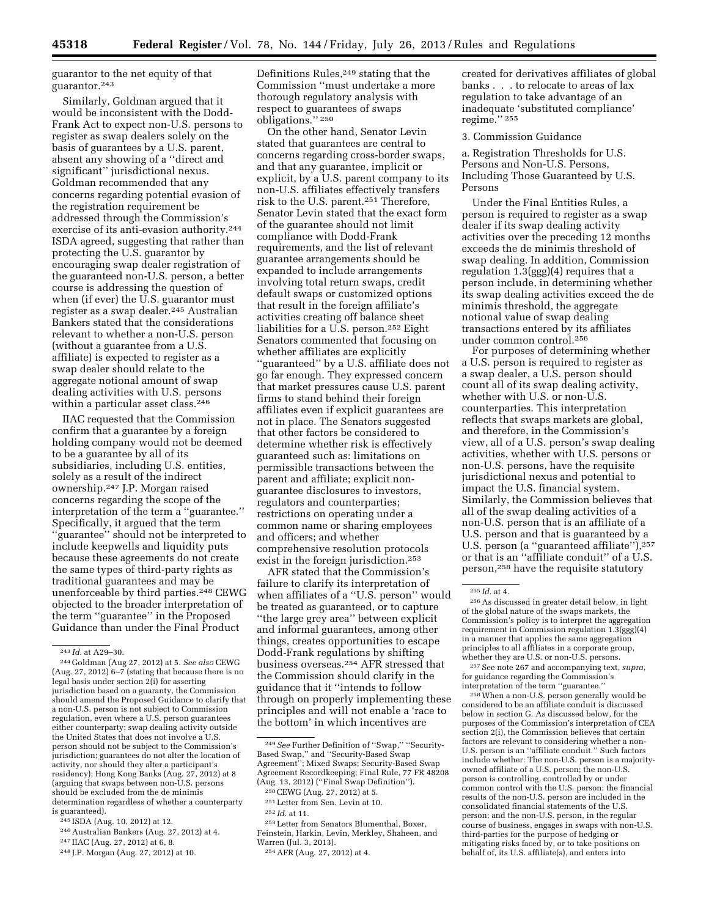guarantor to the net equity of that guarantor.[243]

Similarly, Goldman argued that it would be inconsistent with the Dodd-Frank Act to expect non-U.S. persons to register as swap dealers solely on the basis of guarantees by a U.S. parent, absent any showing of a ''direct and significant'' jurisdictional nexus. Goldman recommended that any concerns regarding potential evasion of the registration requirement be addressed through the Commission's exercise of its anti-evasion authority.[244] ISDA agreed, suggesting that rather than protecting the U.S. guarantor by encouraging swap dealer registration of the guaranteed non-U.S. person, a better course is addressing the question of when (if ever) the U.S. guarantor must register as a swap dealer.[245] Australian Bankers stated that the considerations relevant to whether a non-U.S. person (without a guarantee from a U.S. affiliate) is expected to register as a swap dealer should relate to the aggregate notional amount of swap dealing activities with U.S. persons within a particular asset class.[246]

IIAC requested that the Commission confirm that a guarantee by a foreign holding company would not be deemed to be a guarantee by all of its subsidiaries, including U.S. entities, solely as a result of the indirect ownership.[247] J.P. Morgan raised concerns regarding the scope of the interpretation of the term a ''guarantee.'' Specifically, it argued that the term ''guarantee'' should not be interpreted to include keepwells and liquidity puts because these agreements do not create the same types of third-party rights as traditional guarantees and may be unenforceable by third parties.[248] CEWG objected to the broader interpretation of the term ''guarantee'' in the Proposed Guidance than under the Final Product Definitions Rules,[249] stating that the Commission ''must undertake a more thorough regulatory analysis with respect to guarantees of swaps obligations.'' [250]

On the other hand, Senator Levin stated that guarantees are central to concerns regarding cross-border swaps, and that any guarantee, implicit or explicit, by a U.S. parent company to its non-U.S. affiliates effectively transfers risk to the U.S. parent.[251] Therefore, Senator Levin stated that the exact form of the guarantee should not limit compliance with Dodd-Frank requirements, and the list of relevant guarantee arrangements should be expanded to include arrangements involving total return swaps, credit default swaps or customized options that result in the foreign affiliate's activities creating off balance sheet liabilities for a U.S. person.[252] Eight Senators commented that focusing on whether affiliates are explicitly ''guaranteed'' by a U.S. affiliate does not go far enough. They expressed concern that market pressures cause U.S. parent firms to stand behind their foreign affiliates even if explicit guarantees are not in place. The Senators suggested that other factors be considered to determine whether risk is effectively guaranteed such as: limitations on permissible transactions between the parent and affiliate; explicit non-guarantee disclosures to investors, regulators and counterparties; restrictions on operating under a common name or sharing employees and officers; and whether comprehensive resolution protocols exist in the foreign jurisdiction.[253]

AFR stated that the Commission's failure to clarify its interpretation of when affiliates of a ''U.S. person'' would be treated as guaranteed, or to capture ''the large grey area'' between explicit and informal guarantees, among other things, creates opportunities to escape Dodd-Frank regulations by shifting business overseas.[254] AFR stressed that the Commission should clarify in the guidance that it ''intends to follow through on properly implementing these principles and will not enable a 'race to the bottom' in which incentives are created for derivatives affiliates of global banks . . . to relocate to areas of lax regulation to take advantage of an inadequate 'substituted compliance' regime.'' [255]

3. Commission Guidance

a. Registration Thresholds for U.S. Persons and Non-U.S. Persons, Including Those Guaranteed by U.S. Persons

Under the Final Entities Rules, a person is required to register as a swap dealer if its swap dealing activity activities over the preceding 12 months exceeds the de minimis threshold of swap dealing. In addition, Commission regulation 1.3(ggg)(4) requires that a person include, in determining whether its swap dealing activities exceed the de minimis threshold, the aggregate notional value of swap dealing transactions entered by its affiliates under common control.[256]

For purposes of determining whether a U.S. person is required to register as a swap dealer, a U.S. person should count all of its swap dealing activity, whether with U.S. or non-U.S. counterparties. This interpretation reflects that swaps markets are global, and therefore, in the Commission's view, all of a U.S. person's swap dealing activities, whether with U.S. persons or non-U.S. persons, have the requisite jurisdictional nexus and potential to impact the U.S. financial system. Similarly, the Commission believes that all of the swap dealing activities of a non-U.S. person that is an affiliate of a U.S. person and that is guaranteed by a U.S. person (a ''guaranteed affiliate''),[257] or that is an ''affiliate conduit'' of a U.S. person,[258] have the requisite statutory

---

[243] *Id.* at A29–30.

[244] Goldman (Aug 27, 2012) at 5. *See also* CEWG (Aug. 27, 2012) 6–7 (stating that because there is no legal basis under section 2(i) for asserting jurisdiction based on a guaranty, the Commission should amend the Proposed Guidance to clarify that a non-U.S. person is not subject to Commission regulation, even where a U.S. person guarantees either counterparty; swap dealing activity outside the United States that does not involve a U.S. person should not be subject to the Commission's jurisdiction; guarantees do not alter the location of activity, nor should they alter a participant's residency); Hong Kong Banks (Aug. 27, 2012) at 8 (arguing that swaps between non-U.S. persons should be excluded from the de minimis determination regardless of whether a counterparty is guaranteed).

[245] ISDA (Aug. 10, 2012) at 12.

[246] Australian Bankers (Aug. 27, 2012) at 4.

[247] IIAC (Aug. 27, 2012) at 6, 8.

[248] J.P. Morgan (Aug. 27, 2012) at 10.

[249] *See* Further Definition of ''Swap,'' ''Security-Based Swap,'' and ''Security-Based Swap Agreement''; Mixed Swaps; Security-Based Swap Agreement Recordkeeping; Final Rule, 77 FR 48208 (Aug. 13, 2012) (''Final Swap Definition'').

[250] CEWG (Aug. 27, 2012) at 5.

[251] Letter from Sen. Levin at 10.

[252] *Id.* at 11.

[253] Letter from Senators Blumenthal, Boxer, Feinstein, Harkin, Levin, Merkley, Shaheen, and Warren (Jul. 3, 2013).

[254] AFR (Aug. 27, 2012) at 4.

[255] *Id.* at 4.

[256] As discussed in greater detail below, in light of the global nature of the swaps markets, the Commission's policy is to interpret the aggregation requirement in Commission regulation 1.3(ggg)(4) in a manner that applies the same aggregation principles to all affiliates in a corporate group, whether they are U.S. or non-U.S. persons.

[257] See note 267 and accompanying text, *supra,* for guidance regarding the Commission's interpretation of the term ''guarantee.''

[258] When a non-U.S. person generally would be considered to be an affiliate conduit is discussed below in section G. As discussed below, for the purposes of the Commission's interpretation of CEA section 2(i), the Commission believes that certain factors are relevant to considering whether a non-U.S. person is an ''affiliate conduit.'' Such factors include whether: The non-U.S. person is a majority-owned affiliate of a U.S. person; the non-U.S. person is controlling, controlled by or under common control with the U.S. person; the financial results of the non-U.S. person are included in the consolidated financial statements of the U.S. person; and the non-U.S. person, in the regular course of business, engages in swaps with non-U.S. third-parties for the purpose of hedging or mitigating risks faced by, or to take positions on behalf of, its U.S. affiliate(s), and enters into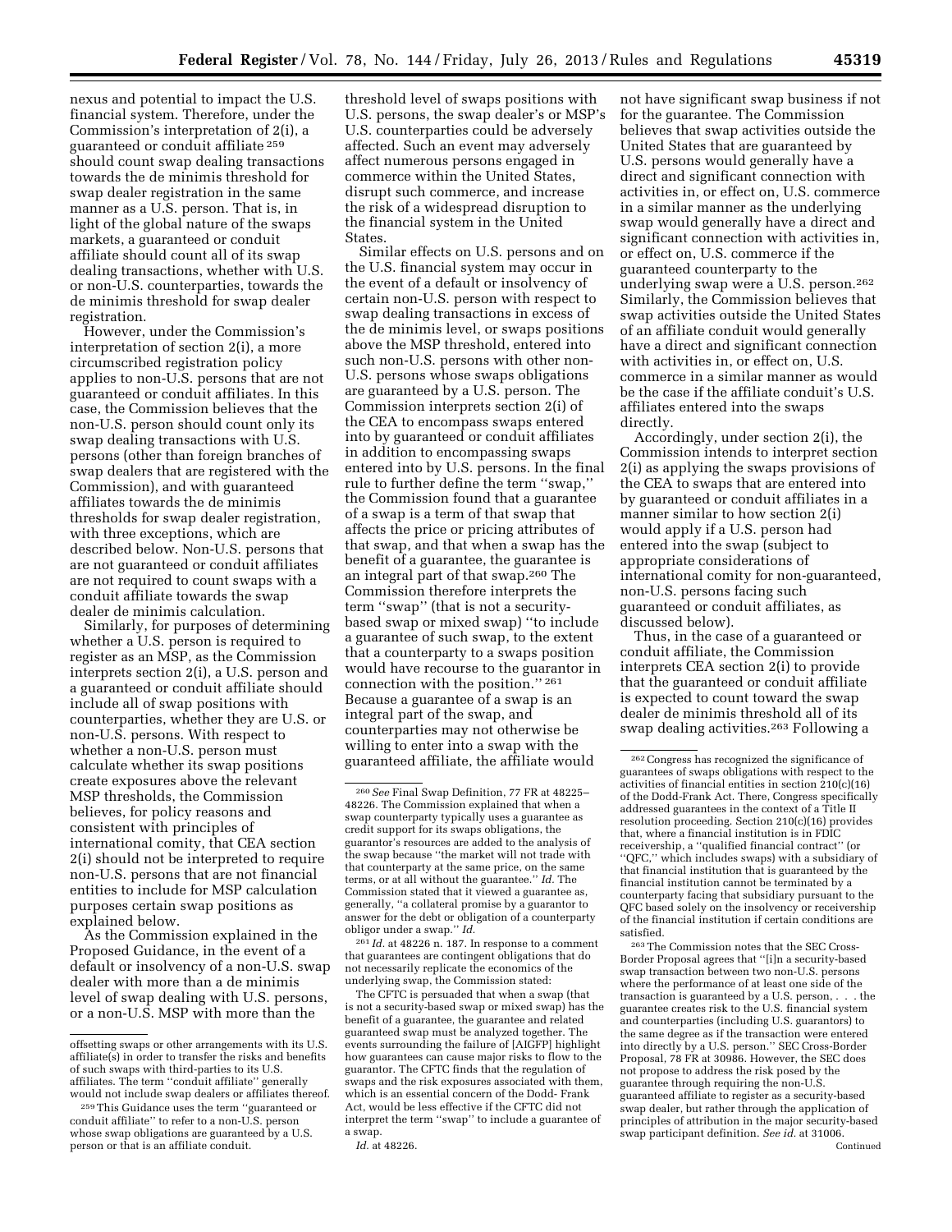nexus and potential to impact the U.S. financial system. Therefore, under the Commission's interpretation of 2(i), a guaranteed or conduit affiliate [259] should count swap dealing transactions towards the de minimis threshold for swap dealer registration in the same manner as a U.S. person. That is, in light of the global nature of the swaps markets, a guaranteed or conduit affiliate should count all of its swap dealing transactions, whether with U.S. or non-U.S. counterparties, towards the de minimis threshold for swap dealer registration.

However, under the Commission's interpretation of section 2(i), a more circumscribed registration policy applies to non-U.S. persons that are not guaranteed or conduit affiliates. In this case, the Commission believes that the non-U.S. person should count only its swap dealing transactions with U.S. persons (other than foreign branches of swap dealers that are registered with the Commission), and with guaranteed affiliates towards the de minimis thresholds for swap dealer registration, with three exceptions, which are described below. Non-U.S. persons that are not guaranteed or conduit affiliates are not required to count swaps with a conduit affiliate towards the swap dealer de minimis calculation.

Similarly, for purposes of determining whether a U.S. person is required to register as an MSP, as the Commission interprets section 2(i), a U.S. person and a guaranteed or conduit affiliate should include all of swap positions with counterparties, whether they are U.S. or non-U.S. persons. With respect to whether a non-U.S. person must calculate whether its swap positions create exposures above the relevant MSP thresholds, the Commission believes, for policy reasons and consistent with principles of international comity, that CEA section 2(i) should not be interpreted to require non-U.S. persons that are not financial entities to include for MSP calculation purposes certain swap positions as explained below.

As the Commission explained in the Proposed Guidance, in the event of a default or insolvency of a non-U.S. swap dealer with more than a de minimis level of swap dealing with U.S. persons, or a non-U.S. MSP with more than the threshold level of swaps positions with U.S. persons, the swap dealer's or MSP's U.S. counterparties could be adversely affected. Such an event may adversely affect numerous persons engaged in commerce within the United States, disrupt such commerce, and increase the risk of a widespread disruption to the financial system in the United States.

Similar effects on U.S. persons and on the U.S. financial system may occur in the event of a default or insolvency of certain non-U.S. person with respect to swap dealing transactions in excess of the de minimis level, or swaps positions above the MSP threshold, entered into such non-U.S. persons with other non-U.S. persons whose swaps obligations are guaranteed by a U.S. person. The Commission interprets section 2(i) of the CEA to encompass swaps entered into by guaranteed or conduit affiliates in addition to encompassing swaps entered into by U.S. persons. In the final rule to further define the term "swap," the Commission found that a guarantee of a swap is a term of that swap that affects the price or pricing attributes of that swap, and that when a swap has the benefit of a guarantee, the guarantee is an integral part of that swap.[260] The Commission therefore interprets the term "swap" (that is not a security-based swap or mixed swap) "to include a guarantee of such swap, to the extent that a counterparty to a swaps position would have recourse to the guarantor in connection with the position." [261] Because a guarantee of a swap is an integral part of the swap, and counterparties may not otherwise be willing to enter into a swap with the guaranteed affiliate, the affiliate would not have significant swap business if not for the guarantee. The Commission believes that swap activities outside the United States that are guaranteed by U.S. persons would generally have a direct and significant connection with activities in, or effect on, U.S. commerce in a similar manner as the underlying swap would generally have a direct and significant connection with activities in, or effect on, U.S. commerce if the guaranteed counterparty to the underlying swap were a U.S. person.[262] Similarly, the Commission believes that swap activities outside the United States of an affiliate conduit would generally have a direct and significant connection with activities in, or effect on, U.S. commerce in a similar manner as would be the case if the affiliate conduit's U.S. affiliates entered into the swaps directly.

Accordingly, under section 2(i), the Commission intends to interpret section 2(i) as applying the swaps provisions of the CEA to swaps that are entered into by guaranteed or conduit affiliates in a manner similar to how section 2(i) would apply if a U.S. person had entered into the swap (subject to appropriate considerations of international comity for non-guaranteed, non-U.S. persons facing such guaranteed or conduit affiliates, as discussed below).

Thus, in the case of a guaranteed or conduit affiliate, the Commission interprets CEA section 2(i) to provide that the guaranteed or conduit affiliate is expected to count toward the swap dealer de minimis threshold all of its swap dealing activities.[263] Following a

---

offsetting swaps or other arrangements with its U.S. affiliate(s) in order to transfer the risks and benefits of such swaps with third-parties to its U.S. affiliates. The term "conduit affiliate" generally would not include swap dealers or affiliates thereof.

[259] This Guidance uses the term "guaranteed or conduit affiliate" to refer to a non-U.S. person whose swap obligations are guaranteed by a U.S. person or that is an affiliate conduit.

[260] *See* Final Swap Definition, 77 FR at 48225–48226. The Commission explained that when a swap counterparty typically uses a guarantee as credit support for its swaps obligations, the guarantor's resources are added to the analysis of the swap because "the market will not trade with that counterparty at the same price, on the same terms, or at all without the guarantee." *Id.* The Commission stated that it viewed a guarantee as, generally, "a collateral promise by a guarantor to answer for the debt or obligation of a counterparty obligor under a swap." *Id.*

[261] *Id.* at 48226 n. 187. In response to a comment that guarantees are contingent obligations that do not necessarily replicate the economics of the underlying swap, the Commission stated:

> The CFTC is persuaded that when a swap (that is not a security-based swap or mixed swap) has the benefit of a guarantee, the guarantee and related guaranteed swap must be analyzed together. The events surrounding the failure of [AIGFP] highlight how guarantees can cause major risks to flow to the guarantor. The CFTC finds that the regulation of swaps and the risk exposures associated with them, which is an essential concern of the Dodd- Frank Act, would be less effective if the CFTC did not interpret the term "swap" to include a guarantee of a swap.

*Id.* at 48226.

[262] Congress has recognized the significance of guarantees of swaps obligations with respect to the activities of financial entities in section 210(c)(16) of the Dodd-Frank Act. There, Congress specifically addressed guarantees in the context of a Title II resolution proceeding. Section 210(c)(16) provides that, where a financial institution is in FDIC receivership, a "qualified financial contract" (or "QFC," which includes swaps) with a subsidiary of that financial institution that is guaranteed by the financial institution cannot be terminated by a counterparty facing that subsidiary pursuant to the QFC based solely on the insolvency or receivership of the financial institution if certain conditions are satisfied.

[263] The Commission notes that the SEC Cross-Border Proposal agrees that "[i]n a security-based swap transaction between two non-U.S. persons where the performance of at least one side of the transaction is guaranteed by a U.S. person, . . . the guarantee creates risk to the U.S. financial system and counterparties (including U.S. guarantors) to the same degree as if the transaction were entered into directly by a U.S. person." SEC Cross-Border Proposal, 78 FR at 30986. However, the SEC does not propose to address the risk posed by the guarantee through requiring the non-U.S. guaranteed affiliate to register as a security-based swap dealer, but rather through the application of principles of attribution in the major security-based swap participant definition. *See id.* at 31006.

Continued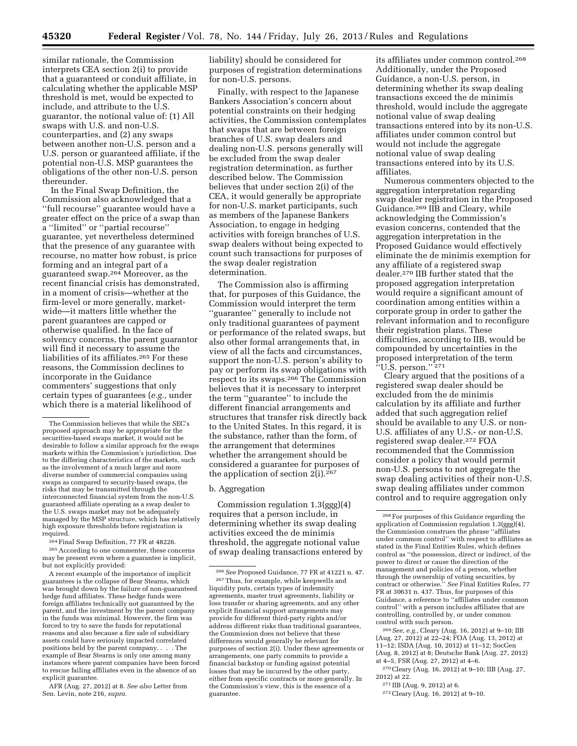similar rationale, the Commission interprets CEA section 2(i) to provide that a guaranteed or conduit affiliate, in calculating whether the applicable MSP threshold is met, would be expected to include, and attribute to the U.S. guarantor, the notional value of: (1) All swaps with U.S. and non-U.S. counterparties, and (2) any swaps between another non-U.S. person and a U.S. person or guaranteed affiliate, if the potential non-U.S. MSP guarantees the obligations of the other non-U.S. person thereunder.

In the Final Swap Definition, the Commission also acknowledged that a ''full recourse'' guarantee would have a greater effect on the price of a swap than a ''limited'' or ''partial recourse'' guarantee, yet nevertheless determined that the presence of any guarantee with recourse, no matter how robust, is price forming and an integral part of a guaranteed swap.[264] Moreover, as the recent financial crisis has demonstrated, in a moment of crisis—whether at the firm-level or more generally, market-wide—it matters little whether the parent guarantees are capped or otherwise qualified. In the face of solvency concerns, the parent guarantor will find it necessary to assume the liabilities of its affiliates.[265] For these reasons, the Commission declines to incorporate in the Guidance commenters' suggestions that only certain types of guarantees (*e.g.,* under which there is a material likelihood of liability) should be considered for purposes of registration determinations for non-U.S. persons.

Finally, with respect to the Japanese Bankers Association's concern about potential constraints on their hedging activities, the Commission contemplates that swaps that are between foreign branches of U.S. swap dealers and dealing non-U.S. persons generally will be excluded from the swap dealer registration determination, as further described below. The Commission believes that under section 2(i) of the CEA, it would generally be appropriate for non-U.S. market participants, such as members of the Japanese Bankers Association, to engage in hedging activities with foreign branches of U.S. swap dealers without being expected to count such transactions for purposes of the swap dealer registration determination.

The Commission also is affirming that, for purposes of this Guidance, the Commission would interpret the term ''guarantee'' generally to include not only traditional guarantees of payment or performance of the related swaps, but also other formal arrangements that, in view of all the facts and circumstances, support the non-U.S. person's ability to pay or perform its swap obligations with respect to its swaps.[266] The Commission believes that it is necessary to interpret the term ''guarantee'' to include the different financial arrangements and structures that transfer risk directly back to the United States. In this regard, it is the substance, rather than the form, of the arrangement that determines whether the arrangement should be considered a guarantee for purposes of the application of section 2(i).[267]

### b. Aggregation

Commission regulation 1.3(ggg)(4) requires that a person include, in determining whether its swap dealing activities exceed the de minimis threshold, the aggregate notional value of swap dealing transactions entered by its affiliates under common control.[268] Additionally, under the Proposed Guidance, a non-U.S. person, in determining whether its swap dealing transactions exceed the de minimis threshold, would include the aggregate notional value of swap dealing transactions entered into by its non-U.S. affiliates under common control but would not include the aggregate notional value of swap dealing transactions entered into by its U.S. affiliates.

Numerous commenters objected to the aggregation interpretation regarding swap dealer registration in the Proposed Guidance.[269] IIB and Cleary, while acknowledging the Commission's evasion concerns, contended that the aggregation interpretation in the Proposed Guidance would effectively eliminate the de minimis exemption for any affiliate of a registered swap dealer.[270] IIB further stated that the proposed aggregation interpretation would require a significant amount of coordination among entities within a corporate group in order to gather the relevant information and to reconfigure their registration plans. These difficulties, according to IIB, would be compounded by uncertainties in the proposed interpretation of the term ''U.S. person.''[271]

Cleary argued that the positions of a registered swap dealer should be excluded from the de minimis calculation by its affiliate and further added that such aggregation relief should be available to any U.S. or non-U.S. affiliates of any U.S.- or non-U.S. registered swap dealer.[272] FOA recommended that the Commission consider a policy that would permit non-U.S. persons to not aggregate the swap dealing activities of their non-U.S. swap dealing affiliates under common control and to require aggregation only

---

The Commission believes that while the SEC's proposed approach may be appropriate for the securities-based swaps market, it would not be desirable to follow a similar approach for the swaps markets within the Commission's jurisdiction. Due to the differing characteristics of the markets, such as the involvement of a much larger and more diverse number of commercial companies using swaps as compared to security-based swaps, the risks that may be transmitted through the interconnected financial system from the non-U.S. guaranteed affiliate operating as a swap dealer to the U.S. swaps market may not be adequately managed by the MSP structure, which has relatively high exposure thresholds before registration is required.

[264] Final Swap Definition, 77 FR at 48226.

[265] According to one commenter, these concerns may be present even where a guarantee is implicit, but not explicitly provided:

> A recent example of the importance of implicit guarantees is the collapse of Bear Stearns, which was brought down by the failure of non-guaranteed hedge fund affiliates. These hedge funds were foreign affiliates technically not guaranteed by the parent, and the investment by the parent company in the funds was minimal. However, the firm was forced to try to save the funds for reputational reasons and also because a fire sale of subsidiary assets could have seriously impacted correlated positions held by the parent company. . . . The example of Bear Stearns is only one among many instances where parent companies have been forced to rescue failing affiliates even in the absence of an explicit guarantee.

AFR (Aug. 27, 2012) at 8. *See also* Letter from Sen. Levin, note 216, *supra.*

[266] *See* Proposed Guidance, 77 FR at 41221 n. 47.

[267] Thus, for example, while keepwells and liquidity puts, certain types of indemnity agreements, master trust agreements, liability or loss transfer or sharing agreements, and any other explicit financial support arrangements may provide for different third-party rights and/or address different risks than traditional guarantees, the Commission does not believe that these differences would generally be relevant for purposes of section 2(i). Under these agreements or arrangements, one party commits to provide a financial backstop or funding against potential losses that may be incurred by the other party, either from specific contracts or more generally. In the Commission's view, this is the essence of a guarantee.

[268] For purposes of this Guidance regarding the application of Commission regulation 1.3(ggg)(4), the Commission construes the phrase ''affiliates under common control'' with respect to affiliates as stated in the Final Entities Rules, which defines control as ''the possession, direct or indirect, of the power to direct or cause the direction of the management and policies of a person, whether through the ownership of voting securities, by contract or otherwise.'' *See* Final Entities Rules, 77 FR at 30631 n. 437. Thus, for purposes of this Guidance, a reference to ''affiliates under common control'' with a person includes affiliates that are controlling, controlled by, or under common control with such person.

[269] *See, e.g.,* Cleary (Aug. 16, 2012) at 9–10; IIB (Aug. 27, 2012) at 22–24; FOA (Aug. 13, 2012) at 11–12; ISDA (Aug. 10, 2012) at 11–12; SocGen (Aug. 8, 2012) at 8; Deutsche Bank (Aug. 27, 2012) at 4–5, FSR (Aug. 27, 2012) at 4–6.

[270] Cleary (Aug. 16, 2012) at 9–10; IIB (Aug. 27, 2012) at 22.

[271] IIB (Aug. 9, 2012) at 6.

[272] Cleary (Aug. 16, 2012) at 9–10.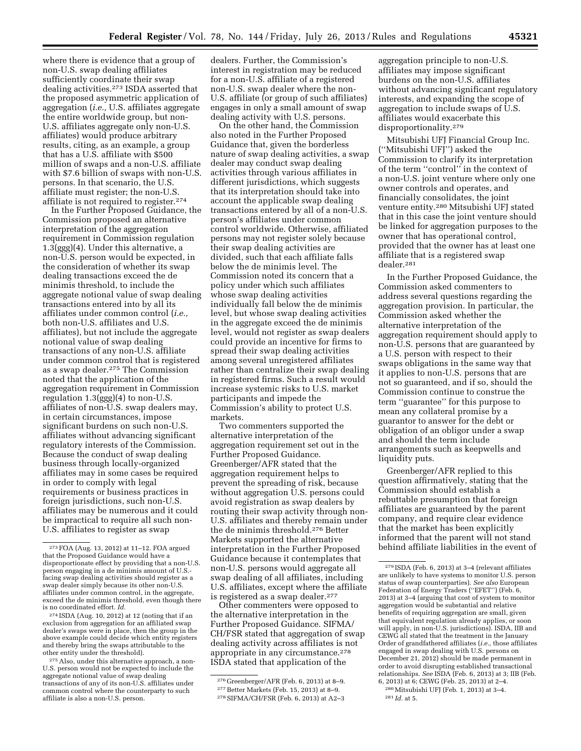where there is evidence that a group of non-U.S. swap dealing affiliates sufficiently coordinate their swap dealing activities.[273] ISDA asserted that the proposed asymmetric application of aggregation (*i.e.,* U.S. affiliates aggregate the entire worldwide group, but non-U.S. affiliates aggregate only non-U.S. affiliates) would produce arbitrary results, citing, as an example, a group that has a U.S. affiliate with $500 million of swaps and a non-U.S. affiliate with $7.6 billion of swaps with non-U.S. persons. In that scenario, the U.S. affiliate must register; the non-U.S. affiliate is not required to register.[274]

In the Further Proposed Guidance, the Commission proposed an alternative interpretation of the aggregation requirement in Commission regulation 1.3(ggg)(4). Under this alternative, a non-U.S. person would be expected, in the consideration of whether its swap dealing transactions exceed the de minimis threshold, to include the aggregate notional value of swap dealing transactions entered into by all its affiliates under common control (*i.e.,* both non-U.S. affiliates and U.S. affiliates), but not include the aggregate notional value of swap dealing transactions of any non-U.S. affiliate under common control that is registered as a swap dealer.[275] The Commission noted that the application of the aggregation requirement in Commission regulation 1.3(ggg)(4) to non-U.S. affiliates of non-U.S. swap dealers may, in certain circumstances, impose significant burdens on such non-U.S. affiliates without advancing significant regulatory interests of the Commission. Because the conduct of swap dealing business through locally-organized affiliates may in some cases be required in order to comply with legal requirements or business practices in foreign jurisdictions, such non-U.S. affiliates may be numerous and it could be impractical to require all such non-U.S. affiliates to register as swap dealers. Further, the Commission's interest in registration may be reduced for a non-U.S. affiliate of a registered non-U.S. swap dealer where the non-U.S. affiliate (or group of such affiliates) engages in only a small amount of swap dealing activity with U.S. persons.

On the other hand, the Commission also noted in the Further Proposed Guidance that, given the borderless nature of swap dealing activities, a swap dealer may conduct swap dealing activities through various affiliates in different jurisdictions, which suggests that its interpretation should take into account the applicable swap dealing transactions entered by all of a non-U.S. person's affiliates under common control worldwide. Otherwise, affiliated persons may not register solely because their swap dealing activities are divided, such that each affiliate falls below the de minimis level. The Commission noted its concern that a policy under which such affiliates whose swap dealing activities individually fall below the de minimis level, but whose swap dealing activities in the aggregate exceed the de minimis level, would not register as swap dealers could provide an incentive for firms to spread their swap dealing activities among several unregistered affiliates rather than centralize their swap dealing in registered firms. Such a result would increase systemic risks to U.S. market participants and impede the Commission's ability to protect U.S. markets.

Two commenters supported the alternative interpretation of the aggregation requirement set out in the Further Proposed Guidance. Greenberger/AFR stated that the aggregation requirement helps to prevent the spreading of risk, because without aggregation U.S. persons could avoid registration as swap dealers by routing their swap activity through non-U.S. affiliates and thereby remain under the de minimis threshold.[276] Better Markets supported the alternative interpretation in the Further Proposed Guidance because it contemplates that non-U.S. persons would aggregate all swap dealing of all affiliates, including U.S. affiliates, except where the affiliate is registered as a swap dealer.[277]

Other commenters were opposed to the alternative interpretation in the Further Proposed Guidance. SIFMA/CH/FSR stated that aggregation of swap dealing activity across affiliates is not appropriate in any circumstance.[278] ISDA stated that application of the aggregation principle to non-U.S. affiliates may impose significant burdens on the non-U.S. affiliates without advancing significant regulatory interests, and expanding the scope of aggregation to include swaps of U.S. affiliates would exacerbate this disproportionality.[279]

Mitsubishi UFJ Financial Group Inc. (''Mitsubishi UFJ'') asked the Commission to clarify its interpretation of the term ''control'' in the context of a non-U.S. joint venture where only one owner controls and operates, and financially consolidates, the joint venture entity.[280] Mitsubishi UFJ stated that in this case the joint venture should be linked for aggregation purposes to the owner that has operational control, provided that the owner has at least one affiliate that is a registered swap dealer.[281]

In the Further Proposed Guidance, the Commission asked commenters to address several questions regarding the aggregation provision. In particular, the Commission asked whether the alternative interpretation of the aggregation requirement should apply to non-U.S. persons that are guaranteed by a U.S. person with respect to their swaps obligations in the same way that it applies to non-U.S. persons that are not so guaranteed, and if so, should the Commission continue to construe the term ''guarantee'' for this purpose to mean any collateral promise by a guarantor to answer for the debt or obligation of an obligor under a swap and should the term include arrangements such as keepwells and liquidity puts.

Greenberger/AFR replied to this question affirmatively, stating that the Commission should establish a rebuttable presumption that foreign affiliates are guaranteed by the parent company, and require clear evidence that the market has been explicitly informed that the parent will not stand behind affiliate liabilities in the event of

---

[273] FOA (Aug. 13, 2012) at 11–12. FOA argued that the Proposed Guidance would have a disproportionate effect by providing that a non-U.S. person engaging in a de minimis amount of U.S.-facing swap dealing activities should register as a swap dealer simply because its other non-U.S. affiliates under common control, in the aggregate, exceed the de minimis threshold, even though there is no coordinated effort. *Id.*

[274] ISDA (Aug. 10, 2012) at 12 (noting that if an exclusion from aggregation for an affiliated swap dealer's swaps were in place, then the group in the above example could decide which entity registers and thereby bring the swaps attributable to the other entity under the threshold).

[275] Also, under this alternative approach, a non-U.S. person would not be expected to include the aggregate notional value of swap dealing transactions of any of its non-U.S. affiliates under common control where the counterparty to such affiliate is also a non-U.S. person.

[276] Greenberger/AFR (Feb. 6, 2013) at 8–9.

[277] Better Markets (Feb. 15, 2013) at 8–9.

[278] SIFMA/CH/FSR (Feb. 6, 2013) at A2–3

[279] ISDA (Feb. 6, 2013) at 3–4 (relevant affiliates are unlikely to have systems to monitor U.S. person status of swap counterparties). *See also* European Federation of Energy Traders (''EFET'') (Feb. 6, 2013) at 3–4 (arguing that cost of system to monitor aggregation would be substantial and relative benefits of requiring aggregation are small, given that equivalent regulation already applies, or soon will apply, in non-U.S. jurisdictions). ISDA, IIB and CEWG all stated that the treatment in the January Order of grandfathered affiliates (*i.e.,* those affiliates engaged in swap dealing with U.S. persons on December 21, 2012) should be made permanent in order to avoid disrupting established transactional relationships. *See* ISDA (Feb. 6, 2013) at 3; IIB (Feb. 6, 2013) at 6; CEWG (Feb. 25, 2013) at 2–4.

[280] Mitsubishi UFJ (Feb. 1, 2013) at 3–4.

[281] *Id.* at 5.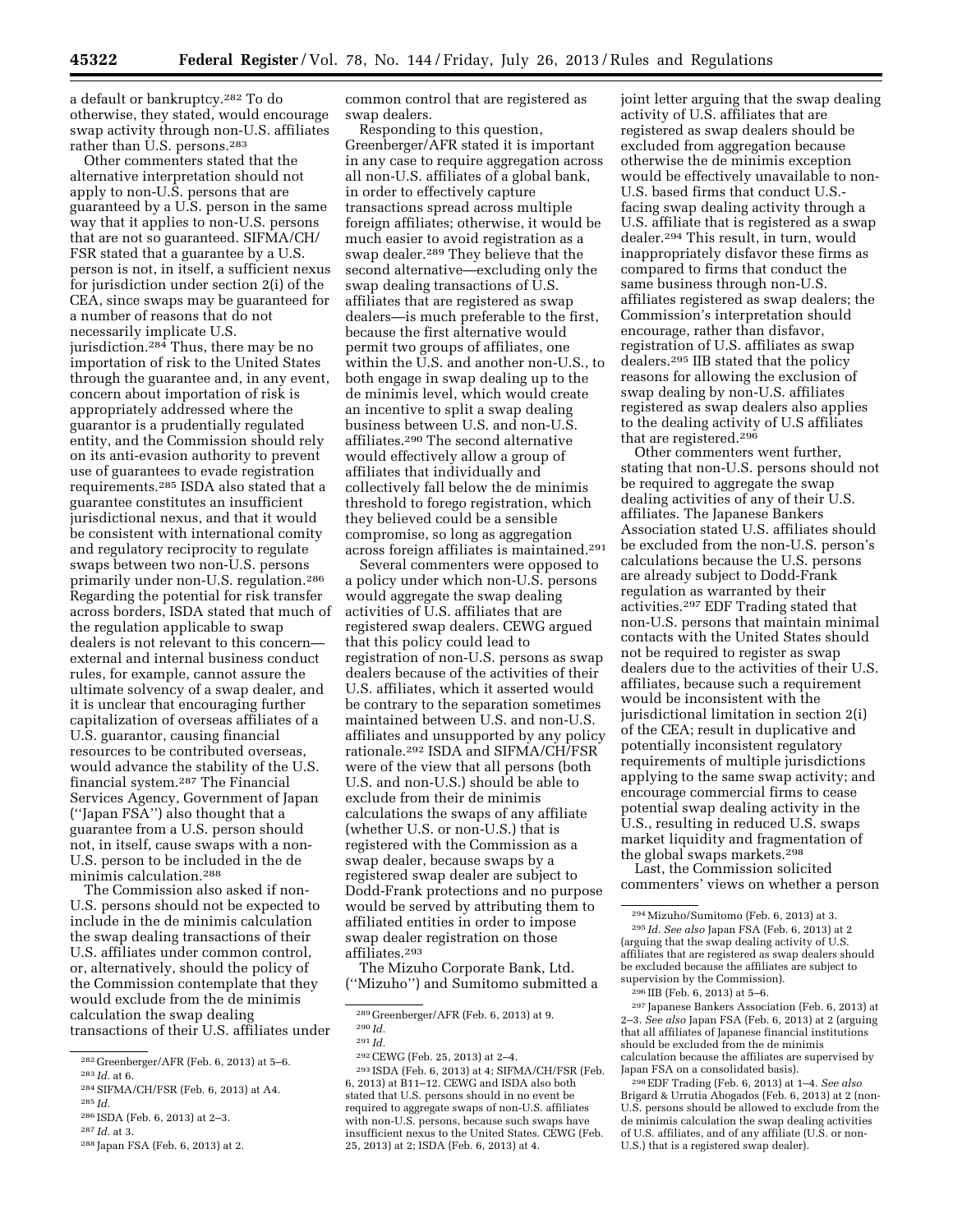a default or bankruptcy.[282] To do otherwise, they stated, would encourage swap activity through non-U.S. affiliates rather than U.S. persons.[283]

Other commenters stated that the alternative interpretation should not apply to non-U.S. persons that are guaranteed by a U.S. person in the same way that it applies to non-U.S. persons that are not so guaranteed. SIFMA/CH/FSR stated that a guarantee by a U.S. person is not, in itself, a sufficient nexus for jurisdiction under section 2(i) of the CEA, since swaps may be guaranteed for a number of reasons that do not necessarily implicate U.S. jurisdiction.[284] Thus, there may be no importation of risk to the United States through the guarantee and, in any event, concern about importation of risk is appropriately addressed where the guarantor is a prudentially regulated entity, and the Commission should rely on its anti-evasion authority to prevent use of guarantees to evade registration requirements.[285] ISDA also stated that a guarantee constitutes an insufficient jurisdictional nexus, and that it would be consistent with international comity and regulatory reciprocity to regulate swaps between two non-U.S. persons primarily under non-U.S. regulation.[286] Regarding the potential for risk transfer across borders, ISDA stated that much of the regulation applicable to swap dealers is not relevant to this concern—external and internal business conduct rules, for example, cannot assure the ultimate solvency of a swap dealer, and it is unclear that encouraging further capitalization of overseas affiliates of a U.S. guarantor, causing financial resources to be contributed overseas, would advance the stability of the U.S. financial system.[287] The Financial Services Agency, Government of Japan (''Japan FSA'') also thought that a guarantee from a U.S. person should not, in itself, cause swaps with a non-U.S. person to be included in the de minimis calculation.[288]

The Commission also asked if non-U.S. persons should not be expected to include in the de minimis calculation the swap dealing transactions of their U.S. affiliates under common control, or, alternatively, should the policy of the Commission contemplate that they would exclude from the de minimis calculation the swap dealing transactions of their U.S. affiliates under common control that are registered as swap dealers.

Responding to this question, Greenberger/AFR stated it is important in any case to require aggregation across all non-U.S. affiliates of a global bank, in order to effectively capture transactions spread across multiple foreign affiliates; otherwise, it would be much easier to avoid registration as a swap dealer.[289] They believe that the second alternative—excluding only the swap dealing transactions of U.S. affiliates that are registered as swap dealers—is much preferable to the first, because the first alternative would permit two groups of affiliates, one within the U.S. and another non-U.S., to both engage in swap dealing up to the de minimis level, which would create an incentive to split a swap dealing business between U.S. and non-U.S. affiliates.[290] The second alternative would effectively allow a group of affiliates that individually and collectively fall below the de minimis threshold to forego registration, which they believed could be a sensible compromise, so long as aggregation across foreign affiliates is maintained.[291]

Several commenters were opposed to a policy under which non-U.S. persons would aggregate the swap dealing activities of U.S. affiliates that are registered swap dealers. CEWG argued that this policy could lead to registration of non-U.S. persons as swap dealers because of the activities of their U.S. affiliates, which it asserted would be contrary to the separation sometimes maintained between U.S. and non-U.S. affiliates and unsupported by any policy rationale.[292] ISDA and SIFMA/CH/FSR were of the view that all persons (both U.S. and non-U.S.) should be able to exclude from their de minimis calculations the swaps of any affiliate (whether U.S. or non-U.S.) that is registered with the Commission as a swap dealer, because swaps by a registered swap dealer are subject to Dodd-Frank protections and no purpose would be served by attributing them to affiliated entities in order to impose swap dealer registration on those affiliates.[293]

The Mizuho Corporate Bank, Ltd. (''Mizuho'') and Sumitomo submitted a joint letter arguing that the swap dealing activity of U.S. affiliates that are registered as swap dealers should be excluded from aggregation because otherwise the de minimis exception would be effectively unavailable to non-U.S. based firms that conduct U.S.-facing swap dealing activity through a U.S. affiliate that is registered as a swap dealer.[294] This result, in turn, would inappropriately disfavor these firms as compared to firms that conduct the same business through non-U.S. affiliates registered as swap dealers; the Commission's interpretation should encourage, rather than disfavor, registration of U.S. affiliates as swap dealers.[295] IIB stated that the policy reasons for allowing the exclusion of swap dealing by non-U.S. affiliates registered as swap dealers also applies to the dealing activity of U.S affiliates that are registered.[296]

Other commenters went further, stating that non-U.S. persons should not be required to aggregate the swap dealing activities of any of their U.S. affiliates. The Japanese Bankers Association stated U.S. affiliates should be excluded from the non-U.S. person's calculations because the U.S. persons are already subject to Dodd-Frank regulation as warranted by their activities.[297] EDF Trading stated that non-U.S. persons that maintain minimal contacts with the United States should not be required to register as swap dealers due to the activities of their U.S. affiliates, because such a requirement would be inconsistent with the jurisdictional limitation in section 2(i) of the CEA; result in duplicative and potentially inconsistent regulatory requirements of multiple jurisdictions applying to the same swap activity; and encourage commercial firms to cease potential swap dealing activity in the U.S., resulting in reduced U.S. swaps market liquidity and fragmentation of the global swaps markets.[298]

Last, the Commission solicited commenters' views on whether a person

---

[282] Greenberger/AFR (Feb. 6, 2013) at 5–6.

[283] *Id.* at 6.

[284] SIFMA/CH/FSR (Feb. 6, 2013) at A4.

[285] *Id.*

[286] ISDA (Feb. 6, 2013) at 2–3.

[287] *Id.* at 3.

[288] Japan FSA (Feb. 6, 2013) at 2.

[289] Greenberger/AFR (Feb. 6, 2013) at 9.

[290] *Id.*

[291] *Id.*

[292] CEWG (Feb. 25, 2013) at 2–4.

[293] ISDA (Feb. 6, 2013) at 4; SIFMA/CH/FSR (Feb. 6, 2013) at B11–12. CEWG and ISDA also both stated that U.S. persons should in no event be required to aggregate swaps of non-U.S. affiliates with non-U.S. persons, because such swaps have insufficient nexus to the United States. CEWG (Feb. 25, 2013) at 2; ISDA (Feb. 6, 2013) at 4.

[294] Mizuho/Sumitomo (Feb. 6, 2013) at 3.

[295] *Id. See also* Japan FSA (Feb. 6, 2013) at 2 (arguing that the swap dealing activity of U.S. affiliates that are registered as swap dealers should be excluded because the affiliates are subject to supervision by the Commission).

[296] IIB (Feb. 6, 2013) at 5–6.

[297] Japanese Bankers Association (Feb. 6, 2013) at 2–3. *See also* Japan FSA (Feb. 6, 2013) at 2 (arguing that all affiliates of Japanese financial institutions should be excluded from the de minimis calculation because the affiliates are supervised by Japan FSA on a consolidated basis).

[298] EDF Trading (Feb. 6, 2013) at 1–4. *See also* Brigard & Urrutia Abogados (Feb. 6, 2013) at 2 (non-U.S. persons should be allowed to exclude from the de minimis calculation the swap dealing activities of U.S. affiliates, and of any affiliate (U.S. or non-U.S.) that is a registered swap dealer).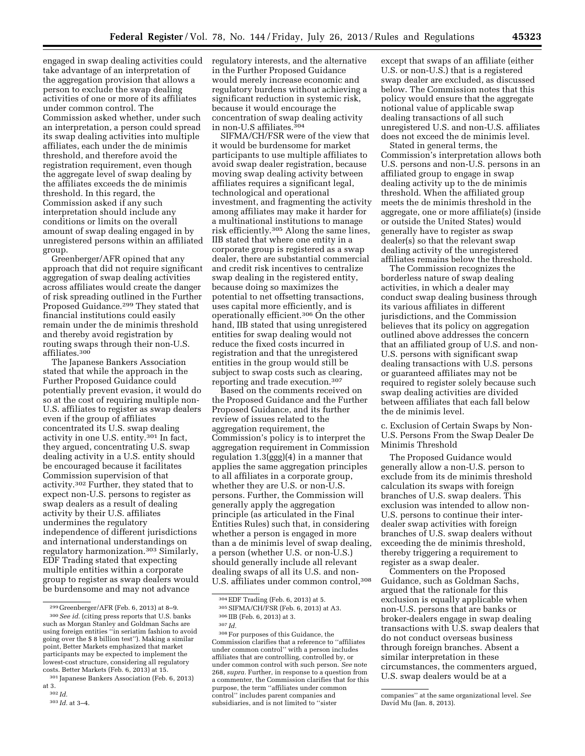engaged in swap dealing activities could take advantage of an interpretation of the aggregation provision that allows a person to exclude the swap dealing activities of one or more of its affiliates under common control. The Commission asked whether, under such an interpretation, a person could spread its swap dealing activities into multiple affiliates, each under the de minimis threshold, and therefore avoid the registration requirement, even though the aggregate level of swap dealing by the affiliates exceeds the de minimis threshold. In this regard, the Commission asked if any such interpretation should include any conditions or limits on the overall amount of swap dealing engaged in by unregistered persons within an affiliated group.

Greenberger/AFR opined that any approach that did not require significant aggregation of swap dealing activities across affiliates would create the danger of risk spreading outlined in the Further Proposed Guidance.[299] They stated that financial institutions could easily remain under the de minimis threshold and thereby avoid registration by routing swaps through their non-U.S. affiliates.[300]

The Japanese Bankers Association stated that while the approach in the Further Proposed Guidance could potentially prevent evasion, it would do so at the cost of requiring multiple non-U.S. affiliates to register as swap dealers even if the group of affiliates concentrated its U.S. swap dealing activity in one U.S. entity.[301] In fact, they argued, concentrating U.S. swap dealing activity in a U.S. entity should be encouraged because it facilitates Commission supervision of that activity.[302] Further, they stated that to expect non-U.S. persons to register as swap dealers as a result of dealing activity by their U.S. affiliates undermines the regulatory independence of different jurisdictions and international understandings on regulatory harmonization.[303] Similarly, EDF Trading stated that expecting multiple entities within a corporate group to register as swap dealers would be burdensome and may not advance regulatory interests, and the alternative in the Further Proposed Guidance would merely increase economic and regulatory burdens without achieving a significant reduction in systemic risk, because it would encourage the concentration of swap dealing activity in non-U.S affiliates.[304]

SIFMA/CH/FSR were of the view that it would be burdensome for market participants to use multiple affiliates to avoid swap dealer registration, because moving swap dealing activity between affiliates requires a significant legal, technological and operational investment, and fragmenting the activity among affiliates may make it harder for a multinational institutions to manage risk efficiently.[305] Along the same lines, IIB stated that where one entity in a corporate group is registered as a swap dealer, there are substantial commercial and credit risk incentives to centralize swap dealing in the registered entity, because doing so maximizes the potential to net offsetting transactions, uses capital more efficiently, and is operationally efficient.[306] On the other hand, IIB stated that using unregistered entities for swap dealing would not reduce the fixed costs incurred in registration and that the unregistered entities in the group would still be subject to swap costs such as clearing, reporting and trade execution.[307]

Based on the comments received on the Proposed Guidance and the Further Proposed Guidance, and its further review of issues related to the aggregation requirement, the Commission's policy is to interpret the aggregation requirement in Commission regulation 1.3(ggg)(4) in a manner that applies the same aggregation principles to all affiliates in a corporate group, whether they are U.S. or non-U.S. persons. Further, the Commission will generally apply the aggregation principle (as articulated in the Final Entities Rules) such that, in considering whether a person is engaged in more than a de minimis level of swap dealing, a person (whether U.S. or non-U.S.) should generally include all relevant dealing swaps of all its U.S. and non-U.S. affiliates under common control,[308] except that swaps of an affiliate (either U.S. or non-U.S.) that is a registered swap dealer are excluded, as discussed below. The Commission notes that this policy would ensure that the aggregate notional value of applicable swap dealing transactions of all such unregistered U.S. and non-U.S. affiliates does not exceed the de minimis level.

Stated in general terms, the Commission's interpretation allows both U.S. persons and non-U.S. persons in an affiliated group to engage in swap dealing activity up to the de minimis threshold. When the affiliated group meets the de minimis threshold in the aggregate, one or more affiliate(s) (inside or outside the United States) would generally have to register as swap dealer(s) so that the relevant swap dealing activity of the unregistered affiliates remains below the threshold.

The Commission recognizes the borderless nature of swap dealing activities, in which a dealer may conduct swap dealing business through its various affiliates in different jurisdictions, and the Commission believes that its policy on aggregation outlined above addresses the concern that an affiliated group of U.S. and non-U.S. persons with significant swap dealing transactions with U.S. persons or guaranteed affiliates may not be required to register solely because such swap dealing activities are divided between affiliates that each fall below the de minimis level.

c. Exclusion of Certain Swaps by Non-U.S. Persons From the Swap Dealer De Minimis Threshold

The Proposed Guidance would generally allow a non-U.S. person to exclude from its de minimis threshold calculation its swaps with foreign branches of U.S. swap dealers. This exclusion was intended to allow non-U.S. persons to continue their inter-dealer swap activities with foreign branches of U.S. swap dealers without exceeding the de minimis threshold, thereby triggering a requirement to register as a swap dealer.

Commenters on the Proposed Guidance, such as Goldman Sachs, argued that the rationale for this exclusion is equally applicable when non-U.S. persons that are banks or broker-dealers engage in swap dealing transactions with U.S. swap dealers that do not conduct overseas business through foreign branches. Absent a similar interpretation in these circumstances, the commenters argued, U.S. swap dealers would be at a

---

[299] Greenberger/AFR (Feb. 6, 2013) at 8–9.

[300] *See id.* (citing press reports that U.S. banks such as Morgan Stanley and Goldman Sachs are using foreign entities "in seriatim fashion to avoid going over the $ 8 billion test"). Making a similar point, Better Markets emphasized that market participants may be expected to implement the lowest-cost structure, considering all regulatory costs. Better Markets (Feb. 6, 2013) at 15.

[301] Japanese Bankers Association (Feb. 6, 2013) at 3.

[302] *Id.*

[303] *Id.* at 3–4.

[304] EDF Trading (Feb. 6, 2013) at 5.

[305] SIFMA/CH/FSR (Feb. 6, 2013) at A3.

[306] IIB (Feb. 6, 2013) at 3.

[307] *Id.*

[308] For purposes of this Guidance, the Commission clarifies that a reference to "affiliates under common control" with a person includes affiliates that are controlling, controlled by, or under common control with such person. *See* note 268, *supra*. Further, in response to a question from a commenter, the Commission clarifies that for this purpose, the term "affiliates under common control" includes parent companies and subsidiaries, and is not limited to "sister companies" at the same organizational level. *See* David Mu (Jan. 8, 2013).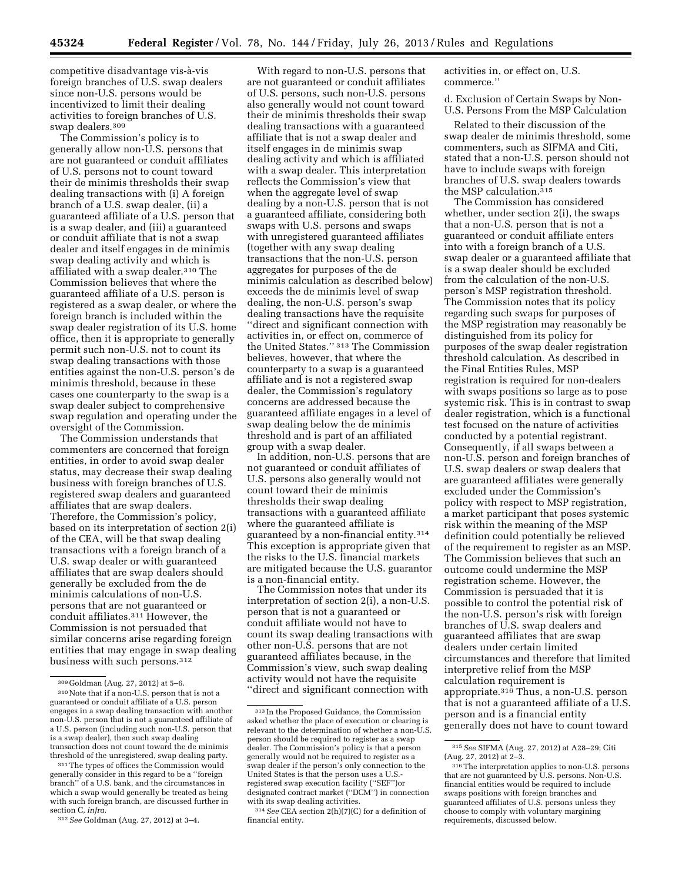competitive disadvantage vis-à-vis foreign branches of U.S. swap dealers since non-U.S. persons would be incentivized to limit their dealing activities to foreign branches of U.S. swap dealers.[309]

The Commission's policy is to generally allow non-U.S. persons that are not guaranteed or conduit affiliates of U.S. persons not to count toward their de minimis thresholds their swap dealing transactions with (i) A foreign branch of a U.S. swap dealer, (ii) a guaranteed affiliate of a U.S. person that is a swap dealer, and (iii) a guaranteed or conduit affiliate that is not a swap dealer and itself engages in de minimis swap dealing activity and which is affiliated with a swap dealer.[310] The Commission believes that where the guaranteed affiliate of a U.S. person is registered as a swap dealer, or where the foreign branch is included within the swap dealer registration of its U.S. home office, then it is appropriate to generally permit such non-U.S. person not to count its swap dealing transactions with those entities against the non-U.S. person's de minimis threshold, because in these cases one counterparty to the swap is a swap dealer subject to comprehensive swap regulation and operating under the oversight of the Commission.

The Commission understands that commenters are concerned that foreign entities, in order to avoid swap dealer status, may decrease their swap dealing business with foreign branches of U.S. registered swap dealers and guaranteed affiliates that are swap dealers. Therefore, the Commission's policy, based on its interpretation of section 2(i) of the CEA, will be that swap dealing transactions with a foreign branch of a U.S. swap dealer or with guaranteed affiliates that are swap dealers should generally be excluded from the de minimis calculations of non-U.S. persons that are not guaranteed or conduit affiliates.[311] However, the Commission is not persuaded that similar concerns arise regarding foreign entities that may engage in swap dealing business with such persons.[312]

With regard to non-U.S. persons that are not guaranteed or conduit affiliates of U.S. persons, such non-U.S. persons also generally would not count toward their de minimis thresholds their swap dealing transactions with a guaranteed affiliate that is not a swap dealer and itself engages in de minimis swap dealing activity and which is affiliated with a swap dealer. This interpretation reflects the Commission's view that when the aggregate level of swap dealing by a non-U.S. person that is not a guaranteed affiliate, considering both swaps with U.S. persons and swaps with unregistered guaranteed affiliates (together with any swap dealing transactions that the non-U.S. person aggregates for purposes of the de minimis calculation as described below) exceeds the de minimis level of swap dealing, the non-U.S. person's swap dealing transactions have the requisite "direct and significant connection with activities in, or effect on, commerce of the United States." [313] The Commission believes, however, that where the counterparty to a swap is a guaranteed affiliate and is not a registered swap dealer, the Commission's regulatory concerns are addressed because the guaranteed affiliate engages in a level of swap dealing below the de minimis threshold and is part of an affiliated group with a swap dealer.

In addition, non-U.S. persons that are not guaranteed or conduit affiliates of U.S. persons also generally would not count toward their de minimis thresholds their swap dealing transactions with a guaranteed affiliate where the guaranteed affiliate is guaranteed by a non-financial entity.[314] This exception is appropriate given that the risks to the U.S. financial markets are mitigated because the U.S. guarantor is a non-financial entity.

The Commission notes that under its interpretation of section 2(i), a non-U.S. person that is not a guaranteed or conduit affiliate would not have to count its swap dealing transactions with other non-U.S. persons that are not guaranteed affiliates because, in the Commission's view, such swap dealing activity would not have the requisite "direct and significant connection with activities in, or effect on, U.S. commerce."

d. Exclusion of Certain Swaps by Non-U.S. Persons From the MSP Calculation

Related to their discussion of the swap dealer de minimis threshold, some commenters, such as SIFMA and Citi, stated that a non-U.S. person should not have to include swaps with foreign branches of U.S. swap dealers towards the MSP calculation.[315]

The Commission has considered whether, under section 2(i), the swaps that a non-U.S. person that is not a guaranteed or conduit affiliate enters into with a foreign branch of a U.S. swap dealer or a guaranteed affiliate that is a swap dealer should be excluded from the calculation of the non-U.S. person's MSP registration threshold. The Commission notes that its policy regarding such swaps for purposes of the MSP registration may reasonably be distinguished from its policy for purposes of the swap dealer registration threshold calculation. As described in the Final Entities Rules, MSP registration is required for non-dealers with swaps positions so large as to pose systemic risk. This is in contrast to swap dealer registration, which is a functional test focused on the nature of activities conducted by a potential registrant. Consequently, if all swaps between a non-U.S. person and foreign branches of U.S. swap dealers or swap dealers that are guaranteed affiliates were generally excluded under the Commission's policy with respect to MSP registration, a market participant that poses systemic risk within the meaning of the MSP definition could potentially be relieved of the requirement to register as an MSP. The Commission believes that such an outcome could undermine the MSP registration scheme. However, the Commission is persuaded that it is possible to control the potential risk of the non-U.S. person's risk with foreign branches of U.S. swap dealers and guaranteed affiliates that are swap dealers under certain limited circumstances and therefore that limited interpretive relief from the MSP calculation requirement is appropriate.[316] Thus, a non-U.S. person that is not a guaranteed affiliate of a U.S. person and is a financial entity generally does not have to count toward

---

[309] Goldman (Aug. 27, 2012) at 5–6.

[310] Note that if a non-U.S. person that is not a guaranteed or conduit affiliate of a U.S. person engages in a swap dealing transaction with another non-U.S. person that is not a guaranteed affiliate of a U.S. person (including such non-U.S. person that is a swap dealer), then such swap dealing transaction does not count toward the de minimis threshold of the unregistered, swap dealing party.

[311] The types of offices the Commission would generally consider in this regard to be a "foreign branch" of a U.S. bank, and the circumstances in which a swap would generally be treated as being with such foreign branch, are discussed further in section C, *infra*.

[312] *See* Goldman (Aug. 27, 2012) at 3–4.

[313] In the Proposed Guidance, the Commission asked whether the place of execution or clearing is relevant to the determination of whether a non-U.S. person should be required to register as a swap dealer. The Commission's policy is that a person generally would not be required to register as a swap dealer if the person's only connection to the United States is that the person uses a U.S.-registered swap execution facility ("SEF")or designated contract market ("DCM") in connection with its swap dealing activities.

[314] *See* CEA section 2(h)(7)(C) for a definition of financial entity.

[315] *See* SIFMA (Aug. 27, 2012) at A28–29; Citi (Aug. 27, 2012) at 2–3.

[316] The interpretation applies to non-U.S. persons that are not guaranteed by U.S. persons. Non-U.S. financial entities would be required to include swaps positions with foreign branches and guaranteed affiliates of U.S. persons unless they choose to comply with voluntary margining requirements, discussed below.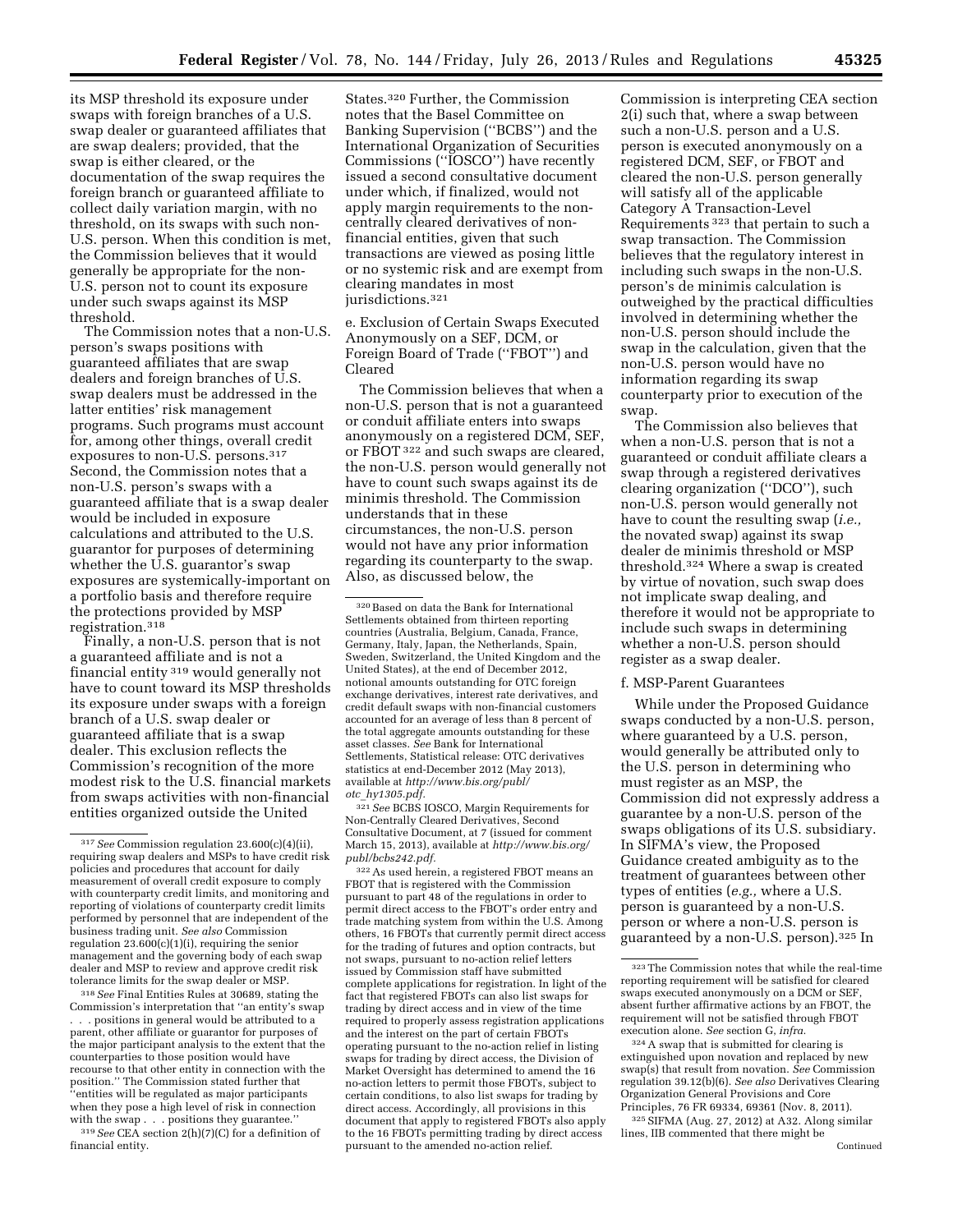its MSP threshold its exposure under swaps with foreign branches of a U.S. swap dealer or guaranteed affiliates that are swap dealers; provided, that the swap is either cleared, or the documentation of the swap requires the foreign branch or guaranteed affiliate to collect daily variation margin, with no threshold, on its swaps with such non-U.S. person. When this condition is met, the Commission believes that it would generally be appropriate for the non-U.S. person not to count its exposure under such swaps against its MSP threshold.

The Commission notes that a non-U.S. person's swaps positions with guaranteed affiliates that are swap dealers and foreign branches of U.S. swap dealers must be addressed in the latter entities' risk management programs. Such programs must account for, among other things, overall credit exposures to non-U.S. persons.[317] Second, the Commission notes that a non-U.S. person's swaps with a guaranteed affiliate that is a swap dealer would be included in exposure calculations and attributed to the U.S. guarantor for purposes of determining whether the U.S. guarantor's swap exposures are systemically-important on a portfolio basis and therefore require the protections provided by MSP registration.[318]

Finally, a non-U.S. person that is not a guaranteed affiliate and is not a financial entity[319] would generally not have to count toward its MSP thresholds its exposure under swaps with a foreign branch of a U.S. swap dealer or guaranteed affiliate that is a swap dealer. This exclusion reflects the Commission's recognition of the more modest risk to the U.S. financial markets from swaps activities with non-financial entities organized outside the United States.[320] Further, the Commission notes that the Basel Committee on Banking Supervision (''BCBS'') and the International Organization of Securities Commissions (''IOSCO'') have recently issued a second consultative document under which, if finalized, would not apply margin requirements to the non-centrally cleared derivatives of non-financial entities, given that such transactions are viewed as posing little or no systemic risk and are exempt from clearing mandates in most jurisdictions.[321]

e. Exclusion of Certain Swaps Executed Anonymously on a SEF, DCM, or Foreign Board of Trade (''FBOT'') and Cleared

The Commission believes that when a non-U.S. person that is not a guaranteed or conduit affiliate enters into swaps anonymously on a registered DCM, SEF, or FBOT[322] and such swaps are cleared, the non-U.S. person would generally not have to count such swaps against its de minimis threshold. The Commission understands that in these circumstances, the non-U.S. person would not have any prior information regarding its counterparty to the swap. Also, as discussed below, the Commission is interpreting CEA section 2(i) such that, where a swap between such a non-U.S. person and a U.S. person is executed anonymously on a registered DCM, SEF, or FBOT and cleared the non-U.S. person generally will satisfy all of the applicable Category A Transaction-Level Requirements[323] that pertain to such a swap transaction. The Commission believes that the regulatory interest in including such swaps in the non-U.S. person's de minimis calculation is outweighed by the practical difficulties involved in determining whether the non-U.S. person should include the swap in the calculation, given that the non-U.S. person would have no information regarding its swap counterparty prior to execution of the swap.

The Commission also believes that when a non-U.S. person that is not a guaranteed or conduit affiliate clears a swap through a registered derivatives clearing organization (''DCO''), such non-U.S. person would generally not have to count the resulting swap (*i.e.,* the novated swap) against its swap dealer de minimis threshold or MSP threshold.[324] Where a swap is created by virtue of novation, such swap does not implicate swap dealing, and therefore it would not be appropriate to include such swaps in determining whether a non-U.S. person should register as a swap dealer.

f. MSP-Parent Guarantees

While under the Proposed Guidance swaps conducted by a non-U.S. person, where guaranteed by a U.S. person, would generally be attributed only to the U.S. person in determining who must register as an MSP, the Commission did not expressly address a guarantee by a non-U.S. person of the swaps obligations of its U.S. subsidiary. In SIFMA's view, the Proposed Guidance created ambiguity as to the treatment of guarantees between other types of entities (*e.g.,* where a U.S. person is guaranteed by a non-U.S. person or where a non-U.S. person is guaranteed by a non-U.S. person).[325] In

---

[317] *See* Commission regulation 23.600(c)(4)(ii), requiring swap dealers and MSPs to have credit risk policies and procedures that account for daily measurement of overall credit exposure to comply with counterparty credit limits, and monitoring and reporting of violations of counterparty credit limits performed by personnel that are independent of the business trading unit. *See also* Commission regulation 23.600(c)(1)(i), requiring the senior management and the governing body of each swap dealer and MSP to review and approve credit risk tolerance limits for the swap dealer or MSP.

[318] *See* Final Entities Rules at 30689, stating the Commission's interpretation that ''an entity's swap . . . positions in general would be attributed to a parent, other affiliate or guarantor for purposes of the major participant analysis to the extent that the counterparties to those position would have recourse to that other entity in connection with the position.'' The Commission stated further that ''entities will be regulated as major participants when they pose a high level of risk in connection with the swap . . . positions they guarantee.''

[319] *See* CEA section 2(h)(7)(C) for a definition of financial entity.

[320] Based on data the Bank for International Settlements obtained from thirteen reporting countries (Australia, Belgium, Canada, France, Germany, Italy, Japan, the Netherlands, Spain, Sweden, Switzerland, the United Kingdom and the United States), at the end of December 2012, notional amounts outstanding for OTC foreign exchange derivatives, interest rate derivatives, and credit default swaps with non-financial customers accounted for an average of less than 8 percent of the total aggregate amounts outstanding for these asset classes. *See* Bank for International Settlements, Statistical release: OTC derivatives statistics at end-December 2012 (May 2013), available at *http://www.bis.org/publ/otc_hy1305.pdf.*

[321] *See* BCBS IOSCO, Margin Requirements for Non-Centrally Cleared Derivatives, Second Consultative Document, at 7 (issued for comment March 15, 2013), available at *http://www.bis.org/publ/bcbs242.pdf.*

[322] As used herein, a registered FBOT means an FBOT that is registered with the Commission pursuant to part 48 of the regulations in order to permit direct access to the FBOT's order entry and trade matching system from within the U.S. Among others, 16 FBOTs that currently permit direct access for the trading of futures and option contracts, but not swaps, pursuant to no-action relief letters issued by Commission staff have submitted complete applications for registration. In light of the fact that registered FBOTs can also list swaps for trading by direct access and in view of the time required to properly assess registration applications and the interest on the part of certain FBOTs operating pursuant to the no-action relief in listing swaps for trading by direct access, the Division of Market Oversight has determined to amend the 16 no-action letters to permit those FBOTs, subject to certain conditions, to also list swaps for trading by direct access. Accordingly, all provisions in this document that apply to registered FBOTs also apply to the 16 FBOTs permitting trading by direct access pursuant to the amended no-action relief.

[323] The Commission notes that while the real-time reporting requirement will be satisfied for cleared swaps executed anonymously on a DCM or SEF, absent further affirmative actions by an FBOT, the requirement will not be satisfied through FBOT execution alone. *See* section G, *infra.*

[324] A swap that is submitted for clearing is extinguished upon novation and replaced by new swap(s) that result from novation. *See* Commission regulation 39.12(b)(6). *See also* Derivatives Clearing Organization General Provisions and Core Principles, 76 FR 69334, 69361 (Nov. 8, 2011).

[325] SIFMA (Aug. 27, 2012) at A32. Along similar lines, IIB commented that there might be

Continued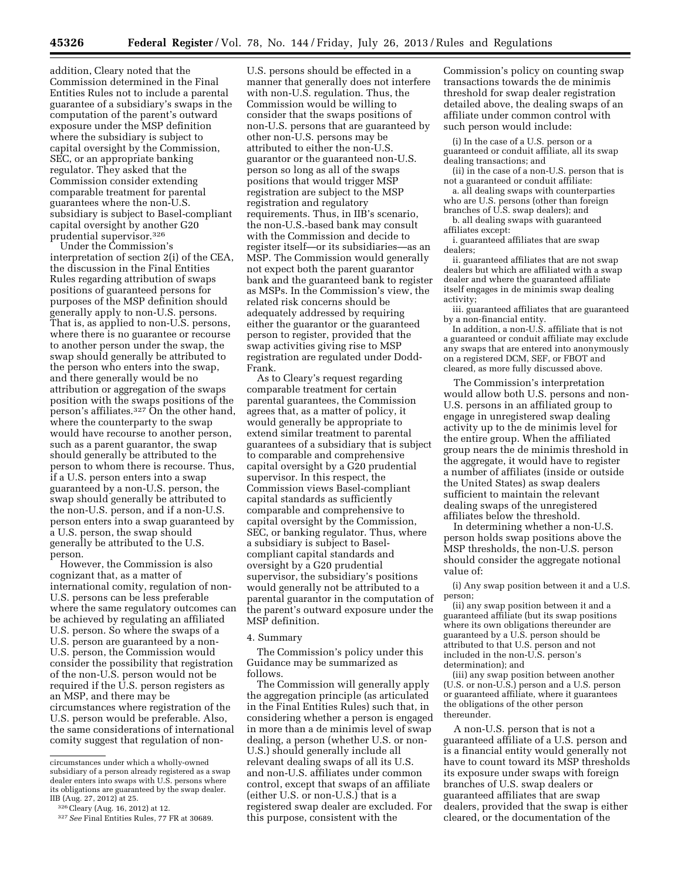addition, Cleary noted that the Commission determined in the Final Entities Rules not to include a parental guarantee of a subsidiary's swaps in the computation of the parent's outward exposure under the MSP definition where the subsidiary is subject to capital oversight by the Commission, SEC, or an appropriate banking regulator. They asked that the Commission consider extending comparable treatment for parental guarantees where the non-U.S. subsidiary is subject to Basel-compliant capital oversight by another G20 prudential supervisor.[326]

Under the Commission's interpretation of section 2(i) of the CEA, the discussion in the Final Entities Rules regarding attribution of swaps positions of guaranteed persons for purposes of the MSP definition should generally apply to non-U.S. persons. That is, as applied to non-U.S. persons, where there is no guarantee or recourse to another person under the swap, the swap should generally be attributed to the person who enters into the swap, and there generally would be no attribution or aggregation of the swaps position with the swaps positions of the person's affiliates.[327] On the other hand, where the counterparty to the swap would have recourse to another person, such as a parent guarantor, the swap should generally be attributed to the person to whom there is recourse. Thus, if a U.S. person enters into a swap guaranteed by a non-U.S. person, the swap should generally be attributed to the non-U.S. person, and if a non-U.S. person enters into a swap guaranteed by a U.S. person, the swap should generally be attributed to the U.S. person.

However, the Commission is also cognizant that, as a matter of international comity, regulation of non-U.S. persons can be less preferable where the same regulatory outcomes can be achieved by regulating an affiliated U.S. person. So where the swaps of a U.S. person are guaranteed by a non-U.S. person, the Commission would consider the possibility that registration of the non-U.S. person would not be required if the U.S. person registers as an MSP, and there may be circumstances where registration of the U.S. person would be preferable. Also, the same considerations of international comity suggest that regulation of non-U.S. persons should be effected in a manner that generally does not interfere with non-U.S. regulation. Thus, the Commission would be willing to consider that the swaps positions of non-U.S. persons that are guaranteed by other non-U.S. persons may be attributed to either the non-U.S. guarantor or the guaranteed non-U.S. person so long as all of the swaps positions that would trigger MSP registration are subject to the MSP registration and regulatory requirements. Thus, in IIB's scenario, the non-U.S.-based bank may consult with the Commission and decide to register itself—or its subsidiaries—as an MSP. The Commission would generally not expect both the parent guarantor bank and the guaranteed bank to register as MSPs. In the Commission's view, the related risk concerns should be adequately addressed by requiring either the guarantor or the guaranteed person to register, provided that the swap activities giving rise to MSP registration are regulated under Dodd-Frank.

As to Cleary's request regarding comparable treatment for certain parental guarantees, the Commission agrees that, as a matter of policy, it would generally be appropriate to extend similar treatment to parental guarantees of a subsidiary that is subject to comparable and comprehensive capital oversight by a G20 prudential supervisor. In this respect, the Commission views Basel-compliant capital standards as sufficiently comparable and comprehensive to capital oversight by the Commission, SEC, or banking regulator. Thus, where a subsidiary is subject to Basel-compliant capital standards and oversight by a G20 prudential supervisor, the subsidiary's positions would generally not be attributed to a parental guarantor in the computation of the parent's outward exposure under the MSP definition.

4. Summary

The Commission's policy under this Guidance may be summarized as follows.

The Commission will generally apply the aggregation principle (as articulated in the Final Entities Rules) such that, in considering whether a person is engaged in more than a de minimis level of swap dealing, a person (whether U.S. or non-U.S.) should generally include all relevant dealing swaps of all its U.S. and non-U.S. affiliates under common control, except that swaps of an affiliate (either U.S. or non-U.S.) that is a registered swap dealer are excluded. For this purpose, consistent with the Commission's policy on counting swap transactions towards the de minimis threshold for swap dealer registration detailed above, the dealing swaps of an affiliate under common control with such person would include:

(i) In the case of a U.S. person or a guaranteed or conduit affiliate, all its swap dealing transactions; and

(ii) in the case of a non-U.S. person that is not a guaranteed or conduit affiliate:

a. all dealing swaps with counterparties who are U.S. persons (other than foreign branches of U.S. swap dealers); and

b. all dealing swaps with guaranteed affiliates except:

i. guaranteed affiliates that are swap dealers;

ii. guaranteed affiliates that are not swap dealers but which are affiliated with a swap dealer and where the guaranteed affiliate itself engages in de minimis swap dealing activity;

iii. guaranteed affiliates that are guaranteed by a non-financial entity.

In addition, a non-U.S. affiliate that is not a guaranteed or conduit affiliate may exclude any swaps that are entered into anonymously on a registered DCM, SEF, or FBOT and cleared, as more fully discussed above.

The Commission's interpretation would allow both U.S. persons and non-U.S. persons in an affiliated group to engage in unregistered swap dealing activity up to the de minimis level for the entire group. When the affiliated group nears the de minimis threshold in the aggregate, it would have to register a number of affiliates (inside or outside the United States) as swap dealers sufficient to maintain the relevant dealing swaps of the unregistered affiliates below the threshold.

In determining whether a non-U.S. person holds swap positions above the MSP thresholds, the non-U.S. person should consider the aggregate notional value of:

(i) Any swap position between it and a U.S. person;

(ii) any swap position between it and a guaranteed affiliate (but its swap positions where its own obligations thereunder are guaranteed by a U.S. person should be attributed to that U.S. person and not included in the non-U.S. person's determination); and

(iii) any swap position between another (U.S. or non-U.S.) person and a U.S. person or guaranteed affiliate, where it guarantees the obligations of the other person thereunder.

A non-U.S. person that is not a guaranteed affiliate of a U.S. person and is a financial entity would generally not have to count toward its MSP thresholds its exposure under swaps with foreign branches of U.S. swap dealers or guaranteed affiliates that are swap dealers, provided that the swap is either cleared, or the documentation of the

---

circumstances under which a wholly-owned subsidiary of a person already registered as a swap dealer enters into swaps with U.S. persons where its obligations are guaranteed by the swap dealer. IIB (Aug. 27, 2012) at 25.

[326] Cleary (Aug. 16, 2012) at 12.

[327] *See* Final Entities Rules, 77 FR at 30689.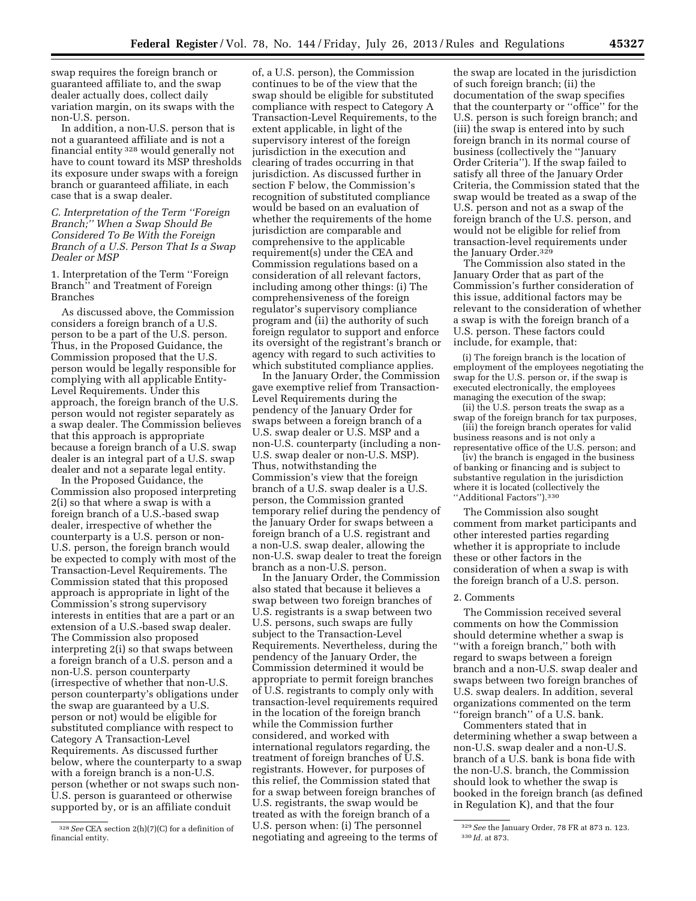swap requires the foreign branch or guaranteed affiliate to, and the swap dealer actually does, collect daily variation margin, on its swaps with the non-U.S. person.

In addition, a non-U.S. person that is not a guaranteed affiliate and is not a financial entity [328] would generally not have to count toward its MSP thresholds its exposure under swaps with a foreign branch or guaranteed affiliate, in each case that is a swap dealer.

### *C. Interpretation of the Term ''Foreign Branch;'' When a Swap Should Be Considered To Be With the Foreign Branch of a U.S. Person That Is a Swap Dealer or MSP*

#### 1. Interpretation of the Term ''Foreign Branch'' and Treatment of Foreign Branches

As discussed above, the Commission considers a foreign branch of a U.S. person to be a part of the U.S. person. Thus, in the Proposed Guidance, the Commission proposed that the U.S. person would be legally responsible for complying with all applicable Entity-Level Requirements. Under this approach, the foreign branch of the U.S. person would not register separately as a swap dealer. The Commission believes that this approach is appropriate because a foreign branch of a U.S. swap dealer is an integral part of a U.S. swap dealer and not a separate legal entity.

In the Proposed Guidance, the Commission also proposed interpreting 2(i) so that where a swap is with a foreign branch of a U.S.-based swap dealer, irrespective of whether the counterparty is a U.S. person or non-U.S. person, the foreign branch would be expected to comply with most of the Transaction-Level Requirements. The Commission stated that this proposed approach is appropriate in light of the Commission's strong supervisory interests in entities that are a part or an extension of a U.S.-based swap dealer. The Commission also proposed interpreting 2(i) so that swaps between a foreign branch of a U.S. person and a non-U.S. person counterparty (irrespective of whether that non-U.S. person counterparty's obligations under the swap are guaranteed by a U.S. person or not) would be eligible for substituted compliance with respect to Category A Transaction-Level Requirements. As discussed further below, where the counterparty to a swap with a foreign branch is a non-U.S. person (whether or not swaps such non-U.S. person is guaranteed or otherwise supported by, or is an affiliate conduit of, a U.S. person), the Commission continues to be of the view that the swap should be eligible for substituted compliance with respect to Category A Transaction-Level Requirements, to the extent applicable, in light of the supervisory interest of the foreign jurisdiction in the execution and clearing of trades occurring in that jurisdiction. As discussed further in section F below, the Commission's recognition of substituted compliance would be based on an evaluation of whether the requirements of the home jurisdiction are comparable and comprehensive to the applicable requirement(s) under the CEA and Commission regulations based on a consideration of all relevant factors, including among other things: (i) The comprehensiveness of the foreign regulator's supervisory compliance program and (ii) the authority of such foreign regulator to support and enforce its oversight of the registrant's branch or agency with regard to such activities to which substituted compliance applies.

In the January Order, the Commission gave exemptive relief from Transaction-Level Requirements during the pendency of the January Order for swaps between a foreign branch of a U.S. swap dealer or U.S. MSP and a non-U.S. counterparty (including a non-U.S. swap dealer or non-U.S. MSP). Thus, notwithstanding the Commission's view that the foreign branch of a U.S. swap dealer is a U.S. person, the Commission granted temporary relief during the pendency of the January Order for swaps between a foreign branch of a U.S. registrant and a non-U.S. swap dealer, allowing the non-U.S. swap dealer to treat the foreign branch as a non-U.S. person.

In the January Order, the Commission also stated that because it believes a swap between two foreign branches of U.S. registrants is a swap between two U.S. persons, such swaps are fully subject to the Transaction-Level Requirements. Nevertheless, during the pendency of the January Order, the Commission determined it would be appropriate to permit foreign branches of U.S. registrants to comply only with transaction-level requirements required in the location of the foreign branch while the Commission further considered, and worked with international regulators regarding, the treatment of foreign branches of U.S. registrants. However, for purposes of this relief, the Commission stated that for a swap between foreign branches of U.S. registrants, the swap would be treated as with the foreign branch of a U.S. person when: (i) The personnel negotiating and agreeing to the terms of the swap are located in the jurisdiction of such foreign branch; (ii) the documentation of the swap specifies that the counterparty or ''office'' for the U.S. person is such foreign branch; and (iii) the swap is entered into by such foreign branch in its normal course of business (collectively the ''January Order Criteria''). If the swap failed to satisfy all three of the January Order Criteria, the Commission stated that the swap would be treated as a swap of the U.S. person and not as a swap of the foreign branch of the U.S. person, and would not be eligible for relief from transaction-level requirements under the January Order.[329]

The Commission also stated in the January Order that as part of the Commission's further consideration of this issue, additional factors may be relevant to the consideration of whether a swap is with the foreign branch of a U.S. person. These factors could include, for example, that:

> (i) The foreign branch is the location of employment of the employees negotiating the swap for the U.S. person or, if the swap is executed electronically, the employees managing the execution of the swap;
>
> (ii) the U.S. person treats the swap as a swap of the foreign branch for tax purposes,
>
> (iii) the foreign branch operates for valid business reasons and is not only a representative office of the U.S. person; and
>
> (iv) the branch is engaged in the business of banking or financing and is subject to substantive regulation in the jurisdiction where it is located (collectively the ''Additional Factors'').[330]

The Commission also sought comment from market participants and other interested parties regarding whether it is appropriate to include these or other factors in the consideration of when a swap is with the foreign branch of a U.S. person.

#### 2. Comments

The Commission received several comments on how the Commission should determine whether a swap is ''with a foreign branch,'' both with regard to swaps between a foreign branch and a non-U.S. swap dealer and swaps between two foreign branches of U.S. swap dealers. In addition, several organizations commented on the term ''foreign branch'' of a U.S. bank.

Commenters stated that in determining whether a swap between a non-U.S. swap dealer and a non-U.S. branch of a U.S. bank is bona fide with the non-U.S. branch, the Commission should look to whether the swap is booked in the foreign branch (as defined in Regulation K), and that the four

---

[328] *See* CEA section 2(h)(7)(C) for a definition of financial entity.

[329] *See* the January Order, 78 FR at 873 n. 123.

[330] *Id.* at 873.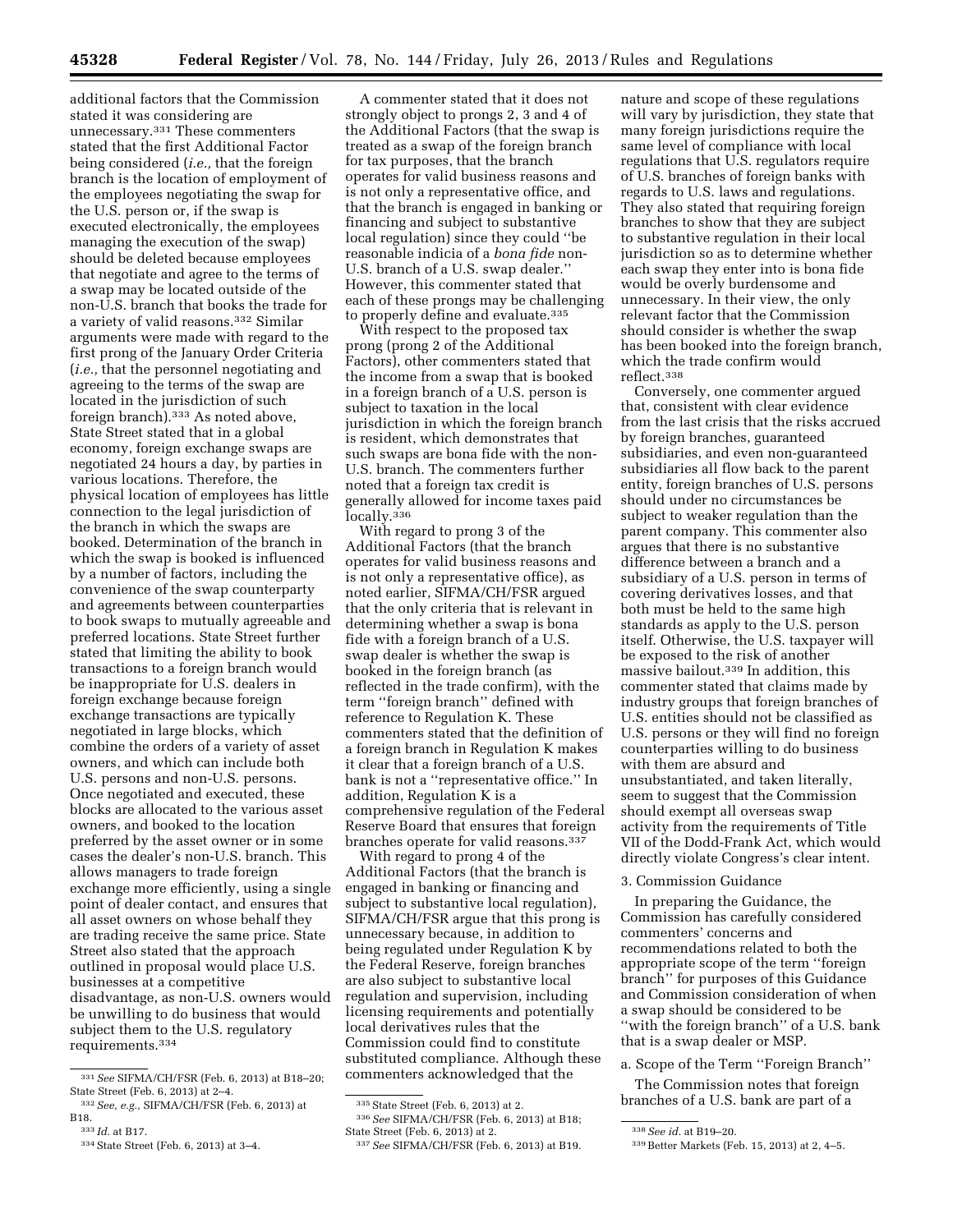additional factors that the Commission stated it was considering are unnecessary.[331] These commenters stated that the first Additional Factor being considered (*i.e.,* that the foreign branch is the location of employment of the employees negotiating the swap for the U.S. person or, if the swap is executed electronically, the employees managing the execution of the swap) should be deleted because employees that negotiate and agree to the terms of a swap may be located outside of the non-U.S. branch that books the trade for a variety of valid reasons.[332] Similar arguments were made with regard to the first prong of the January Order Criteria (*i.e.,* that the personnel negotiating and agreeing to the terms of the swap are located in the jurisdiction of such foreign branch).[333] As noted above, State Street stated that in a global economy, foreign exchange swaps are negotiated 24 hours a day, by parties in various locations. Therefore, the physical location of employees has little connection to the legal jurisdiction of the branch in which the swaps are booked. Determination of the branch in which the swap is booked is influenced by a number of factors, including the convenience of the swap counterparty and agreements between counterparties to book swaps to mutually agreeable and preferred locations. State Street further stated that limiting the ability to book transactions to a foreign branch would be inappropriate for U.S. dealers in foreign exchange because foreign exchange transactions are typically negotiated in large blocks, which combine the orders of a variety of asset owners, and which can include both U.S. persons and non-U.S. persons. Once negotiated and executed, these blocks are allocated to the various asset owners, and booked to the location preferred by the asset owner or in some cases the dealer's non-U.S. branch. This allows managers to trade foreign exchange more efficiently, using a single point of dealer contact, and ensures that all asset owners on whose behalf they are trading receive the same price. State Street also stated that the approach outlined in proposal would place U.S. businesses at a competitive disadvantage, as non-U.S. owners would be unwilling to do business that would subject them to the U.S. regulatory requirements.[334]

A commenter stated that it does not strongly object to prongs 2, 3 and 4 of the Additional Factors (that the swap is treated as a swap of the foreign branch for tax purposes, that the branch operates for valid business reasons and is not only a representative office, and that the branch is engaged in banking or financing and subject to substantive local regulation) since they could ''be reasonable indicia of a *bona fide* non-U.S. branch of a U.S. swap dealer.'' However, this commenter stated that each of these prongs may be challenging to properly define and evaluate.[335]

With respect to the proposed tax prong (prong 2 of the Additional Factors), other commenters stated that the income from a swap that is booked in a foreign branch of a U.S. person is subject to taxation in the local jurisdiction in which the foreign branch is resident, which demonstrates that such swaps are bona fide with the non-U.S. branch. The commenters further noted that a foreign tax credit is generally allowed for income taxes paid locally.[336]

With regard to prong 3 of the Additional Factors (that the branch operates for valid business reasons and is not only a representative office), as noted earlier, SIFMA/CH/FSR argued that the only criteria that is relevant in determining whether a swap is bona fide with a foreign branch of a U.S. swap dealer is whether the swap is booked in the foreign branch (as reflected in the trade confirm), with the term ''foreign branch'' defined with reference to Regulation K. These commenters stated that the definition of a foreign branch in Regulation K makes it clear that a foreign branch of a U.S. bank is not a ''representative office.'' In addition, Regulation K is a comprehensive regulation of the Federal Reserve Board that ensures that foreign branches operate for valid reasons.[337]

With regard to prong 4 of the Additional Factors (that the branch is engaged in banking or financing and subject to substantive local regulation), SIFMA/CH/FSR argue that this prong is unnecessary because, in addition to being regulated under Regulation K by the Federal Reserve, foreign branches are also subject to substantive local regulation and supervision, including licensing requirements and potentially local derivatives rules that the Commission could find to constitute substituted compliance. Although these commenters acknowledged that the nature and scope of these regulations will vary by jurisdiction, they state that many foreign jurisdictions require the same level of compliance with local regulations that U.S. regulators require of U.S. branches of foreign banks with regards to U.S. laws and regulations. They also stated that requiring foreign branches to show that they are subject to substantive regulation in their local jurisdiction so as to determine whether each swap they enter into is bona fide would be overly burdensome and unnecessary. In their view, the only relevant factor that the Commission should consider is whether the swap has been booked into the foreign branch, which the trade confirm would reflect.[338]

Conversely, one commenter argued that, consistent with clear evidence from the last crisis that the risks accrued by foreign branches, guaranteed subsidiaries, and even non-guaranteed subsidiaries all flow back to the parent entity, foreign branches of U.S. persons should under no circumstances be subject to weaker regulation than the parent company. This commenter also argues that there is no substantive difference between a branch and a subsidiary of a U.S. person in terms of covering derivatives losses, and that both must be held to the same high standards as apply to the U.S. person itself. Otherwise, the U.S. taxpayer will be exposed to the risk of another massive bailout.[339] In addition, this commenter stated that claims made by industry groups that foreign branches of U.S. entities should not be classified as U.S. persons or they will find no foreign counterparties willing to do business with them are absurd and unsubstantiated, and taken literally, seem to suggest that the Commission should exempt all overseas swap activity from the requirements of Title VII of the Dodd-Frank Act, which would directly violate Congress's clear intent.

3. Commission Guidance

In preparing the Guidance, the Commission has carefully considered commenters' concerns and recommendations related to both the appropriate scope of the term ''foreign branch'' for purposes of this Guidance and Commission consideration of when a swap should be considered to be ''with the foreign branch'' of a U.S. bank that is a swap dealer or MSP.

a. Scope of the Term ''Foreign Branch''

The Commission notes that foreign branches of a U.S. bank are part of a

---

[331] *See* SIFMA/CH/FSR (Feb. 6, 2013) at B18–20; State Street (Feb. 6, 2013) at 2–4.

[332] *See, e.g.,* SIFMA/CH/FSR (Feb. 6, 2013) at B18.

[333] *Id.* at B17.

[334] State Street (Feb. 6, 2013) at 3–4.

[335] State Street (Feb. 6, 2013) at 2.

[336] *See* SIFMA/CH/FSR (Feb. 6, 2013) at B18; State Street (Feb. 6, 2013) at 2.

[337] *See* SIFMA/CH/FSR (Feb. 6, 2013) at B19.

[338] *See id.* at B19–20.

[339] Better Markets (Feb. 15, 2013) at 2, 4–5.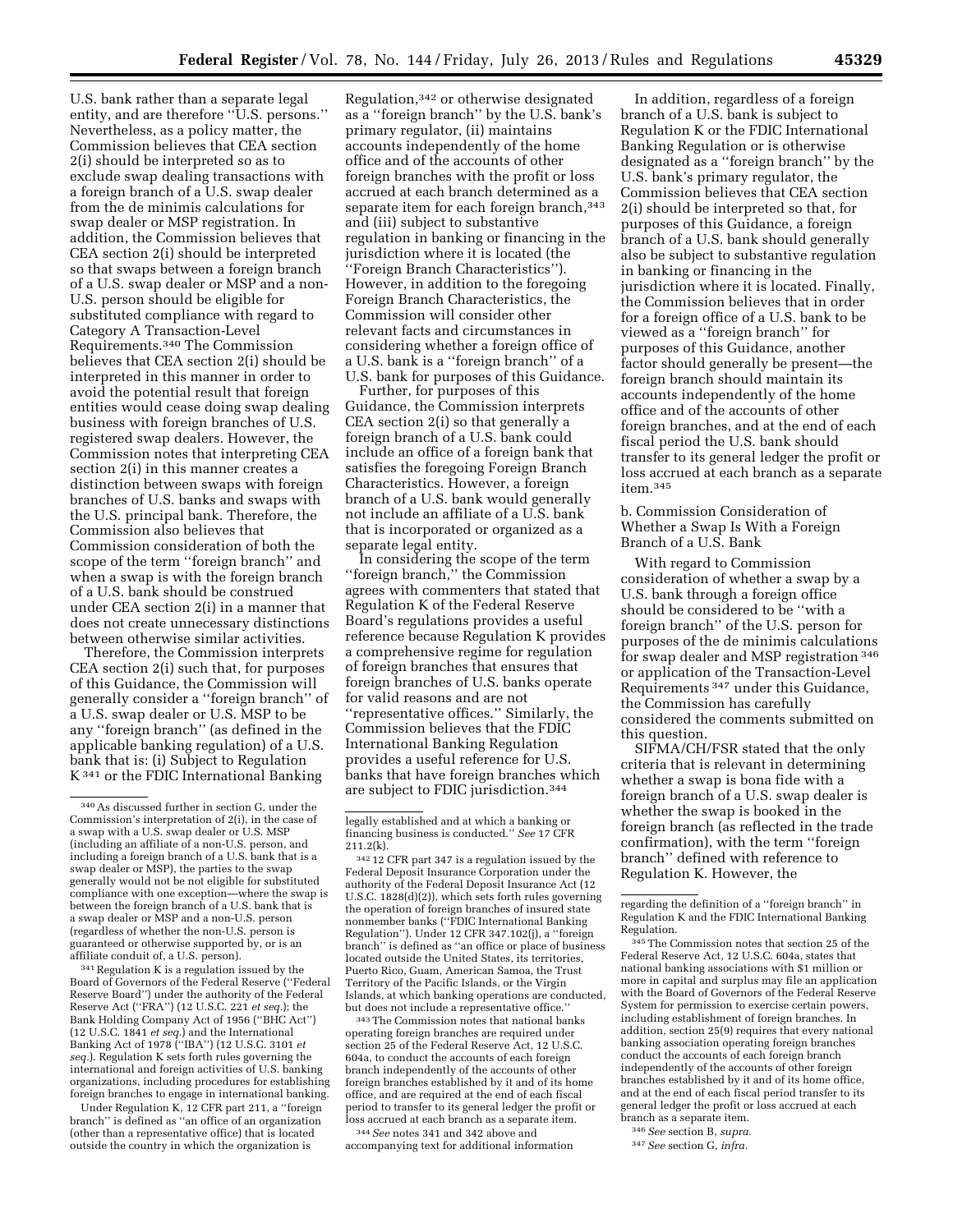U.S. bank rather than a separate legal entity, and are therefore ''U.S. persons.'' Nevertheless, as a policy matter, the Commission believes that CEA section 2(i) should be interpreted so as to exclude swap dealing transactions with a foreign branch of a U.S. swap dealer from the de minimis calculations for swap dealer or MSP registration. In addition, the Commission believes that CEA section 2(i) should be interpreted so that swaps between a foreign branch of a U.S. swap dealer or MSP and a non-U.S. person should be eligible for substituted compliance with regard to Category A Transaction-Level Requirements.[340] The Commission believes that CEA section 2(i) should be interpreted in this manner in order to avoid the potential result that foreign entities would cease doing swap dealing business with foreign branches of U.S. registered swap dealers. However, the Commission notes that interpreting CEA section 2(i) in this manner creates a distinction between swaps with foreign branches of U.S. banks and swaps with the U.S. principal bank. Therefore, the Commission also believes that Commission consideration of both the scope of the term ''foreign branch'' and when a swap is with the foreign branch of a U.S. bank should be construed under CEA section 2(i) in a manner that does not create unnecessary distinctions between otherwise similar activities.

Therefore, the Commission interprets CEA section 2(i) such that, for purposes of this Guidance, the Commission will generally consider a ''foreign branch'' of a U.S. swap dealer or U.S. MSP to be any ''foreign branch'' (as defined in the applicable banking regulation) of a U.S. bank that is: (i) Subject to Regulation K[341] or the FDIC International Banking Regulation,[342] or otherwise designated as a ''foreign branch'' by the U.S. bank's primary regulator, (ii) maintains accounts independently of the home office and of the accounts of other foreign branches with the profit or loss accrued at each branch determined as a separate item for each foreign branch,[343] and (iii) subject to substantive regulation in banking or financing in the jurisdiction where it is located (the ''Foreign Branch Characteristics''). However, in addition to the foregoing Foreign Branch Characteristics, the Commission will consider other relevant facts and circumstances in considering whether a foreign office of a U.S. bank is a ''foreign branch'' of a U.S. bank for purposes of this Guidance.

Further, for purposes of this Guidance, the Commission interprets CEA section 2(i) so that generally a foreign branch of a U.S. bank could include an office of a foreign bank that satisfies the foregoing Foreign Branch Characteristics. However, a foreign branch of a U.S. bank would generally not include an affiliate of a U.S. bank that is incorporated or organized as a separate legal entity.

In considering the scope of the term ''foreign branch,'' the Commission agrees with commenters that stated that Regulation K of the Federal Reserve Board's regulations provides a useful reference because Regulation K provides a comprehensive regime for regulation of foreign branches that ensures that foreign branches of U.S. banks operate for valid reasons and are not ''representative offices.'' Similarly, the Commission believes that the FDIC International Banking Regulation provides a useful reference for U.S. banks that have foreign branches which are subject to FDIC jurisdiction.[344]

In addition, regardless of a foreign branch of a U.S. bank is subject to Regulation K or the FDIC International Banking Regulation or is otherwise designated as a ''foreign branch'' by the U.S. bank's primary regulator, the Commission believes that CEA section 2(i) should be interpreted so that, for purposes of this Guidance, a foreign branch of a U.S. bank should generally also be subject to substantive regulation in banking or financing in the jurisdiction where it is located. Finally, the Commission believes that in order for a foreign office of a U.S. bank to be viewed as a ''foreign branch'' for purposes of this Guidance, another factor should generally be present—the foreign branch should maintain its accounts independently of the home office and of the accounts of other foreign branches, and at the end of each fiscal period the U.S. bank should transfer to its general ledger the profit or loss accrued at each branch as a separate item.[345]

b. Commission Consideration of Whether a Swap Is With a Foreign Branch of a U.S. Bank

With regard to Commission consideration of whether a swap by a U.S. bank through a foreign office should be considered to be ''with a foreign branch'' of the U.S. person for purposes of the de minimis calculations for swap dealer and MSP registration[346] or application of the Transaction-Level Requirements[347] under this Guidance, the Commission has carefully considered the comments submitted on this question.

SIFMA/CH/FSR stated that the only criteria that is relevant in determining whether a swap is bona fide with a foreign branch of a U.S. swap dealer is whether the swap is booked in the foreign branch (as reflected in the trade confirmation), with the term ''foreign branch'' defined with reference to Regulation K. However, the

---

[340] As discussed further in section G, under the Commission's interpretation of 2(i), in the case of a swap with a U.S. swap dealer or U.S. MSP (including an affiliate of a non-U.S. person, and including a foreign branch of a U.S. bank that is a swap dealer or MSP), the parties to the swap generally would not be not eligible for substituted compliance with one exception—where the swap is between the foreign branch of a U.S. bank that is a swap dealer or MSP and a non-U.S. person (regardless of whether the non-U.S. person is guaranteed or otherwise supported by, or is an affiliate conduit of, a U.S. person).

[341] Regulation K is a regulation issued by the Board of Governors of the Federal Reserve (''Federal Reserve Board'') under the authority of the Federal Reserve Act (''FRA'') (12 U.S.C. 221 *et seq.*); the Bank Holding Company Act of 1956 (''BHC Act'') (12 U.S.C. 1841 *et seq.*) and the International Banking Act of 1978 (''IBA'') (12 U.S.C. 3101 *et seq.*). Regulation K sets forth rules governing the international and foreign activities of U.S. banking organizations, including procedures for establishing foreign branches to engage in international banking.

Under Regulation K, 12 CFR part 211, a ''foreign branch'' is defined as ''an office of an organization (other than a representative office) that is located outside the country in which the organization is legally established and at which a banking or financing business is conducted.'' *See* 17 CFR 211.2(k).

[342] 12 CFR part 347 is a regulation issued by the Federal Deposit Insurance Corporation under the authority of the Federal Deposit Insurance Act (12 U.S.C. 1828(d)(2)), which sets forth rules governing the operation of foreign branches of insured state nonmember banks (''FDIC International Banking Regulation''). Under 12 CFR 347.102(j), a ''foreign branch'' is defined as ''an office or place of business located outside the United States, its territories, Puerto Rico, Guam, American Samoa, the Trust Territory of the Pacific Islands, or the Virgin Islands, at which banking operations are conducted, but does not include a representative office.''

[343] The Commission notes that national banks operating foreign branches are required under section 25 of the Federal Reserve Act, 12 U.S.C. 604a, to conduct the accounts of each foreign branch independently of the accounts of other foreign branches established by it and of its home office, and are required at the end of each fiscal period to transfer to its general ledger the profit or loss accrued at each branch as a separate item.

[344] *See* notes 341 and 342 above and accompanying text for additional information regarding the definition of a ''foreign branch'' in Regulation K and the FDIC International Banking Regulation.

[345] The Commission notes that section 25 of the Federal Reserve Act, 12 U.S.C. 604a, states that national banking associations with $1 million or more in capital and surplus may file an application with the Board of Governors of the Federal Reserve System for permission to exercise certain powers, including establishment of foreign branches. In addition, section 25(9) requires that every national banking association operating foreign branches conduct the accounts of each foreign branch independently of the accounts of other foreign branches established by it and of its home office, and at the end of each fiscal period transfer to its general ledger the profit or loss accrued at each branch as a separate item.

[346] *See* section B, *supra.*

[347] *See* section G, *infra.*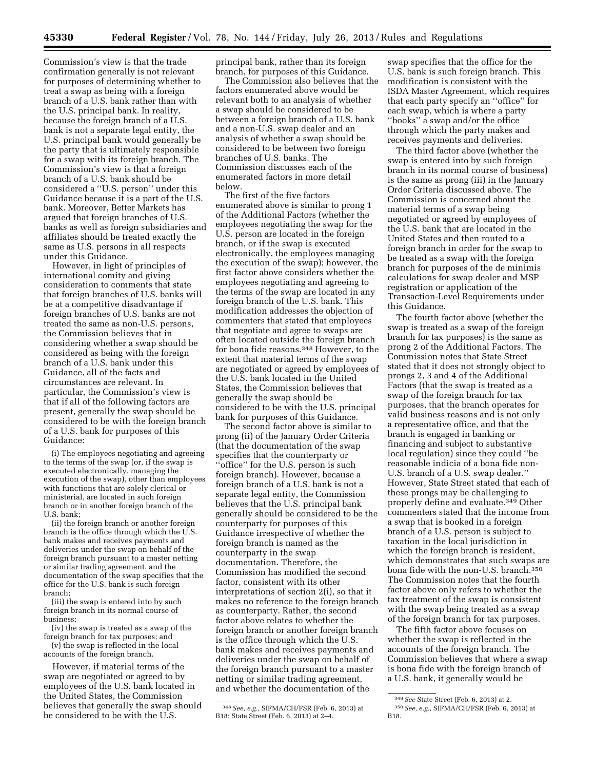Commission's view is that the trade confirmation generally is not relevant for purposes of determining whether to treat a swap as being with a foreign branch of a U.S. bank rather than with the U.S. principal bank. In reality, because the foreign branch of a U.S. bank is not a separate legal entity, the U.S. principal bank would generally be the party that is ultimately responsible for a swap with its foreign branch. The Commission's view is that a foreign branch of a U.S. bank should be considered a ''U.S. person'' under this Guidance because it is a part of the U.S. bank. Moreover, Better Markets has argued that foreign branches of U.S. banks as well as foreign subsidiaries and affiliates should be treated exactly the same as U.S. persons in all respects under this Guidance.

However, in light of principles of international comity and giving consideration to comments that state that foreign branches of U.S. banks will be at a competitive disadvantage if foreign branches of U.S. banks are not treated the same as non-U.S. persons, the Commission believes that in considering whether a swap should be considered as being with the foreign branch of a U.S. bank under this Guidance, all of the facts and circumstances are relevant. In particular, the Commission's view is that if all of the following factors are present, generally the swap should be considered to be with the foreign branch of a U.S. bank for purposes of this Guidance:

(i) The employees negotiating and agreeing to the terms of the swap (or, if the swap is executed electronically, managing the execution of the swap), other than employees with functions that are solely clerical or ministerial, are located in such foreign branch or in another foreign branch of the U.S. bank;

(ii) the foreign branch or another foreign branch is the office through which the U.S. bank makes and receives payments and deliveries under the swap on behalf of the foreign branch pursuant to a master netting or similar trading agreement, and the documentation of the swap specifies that the office for the U.S. bank is such foreign branch;

(iii) the swap is entered into by such foreign branch in its normal course of business;

(iv) the swap is treated as a swap of the foreign branch for tax purposes; and

(v) the swap is reflected in the local accounts of the foreign branch.

However, if material terms of the swap are negotiated or agreed to by employees of the U.S. bank located in the United States, the Commission believes that generally the swap should be considered to be with the U.S. principal bank, rather than its foreign branch, for purposes of this Guidance.

The Commission also believes that the factors enumerated above would be relevant both to an analysis of whether a swap should be considered to be between a foreign branch of a U.S. bank and a non-U.S. swap dealer and an analysis of whether a swap should be considered to be between two foreign branches of U.S. banks. The Commission discusses each of the enumerated factors in more detail below.

The first of the five factors enumerated above is similar to prong 1 of the Additional Factors (whether the employees negotiating the swap for the U.S. person are located in the foreign branch, or if the swap is executed electronically, the employees managing the execution of the swap); however, the first factor above considers whether the employees negotiating and agreeing to the terms of the swap are located in any foreign branch of the U.S. bank. This modification addresses the objection of commenters that stated that employees that negotiate and agree to swaps are often located outside the foreign branch for bona fide reasons.[348] However, to the extent that material terms of the swap are negotiated or agreed by employees of the U.S. bank located in the United States, the Commission believes that generally the swap should be considered to be with the U.S. principal bank for purposes of this Guidance.

The second factor above is similar to prong (ii) of the January Order Criteria (that the documentation of the swap specifies that the counterparty or ''office'' for the U.S. person is such foreign branch). However, because a foreign branch of a U.S. bank is not a separate legal entity, the Commission believes that the U.S. principal bank generally should be considered to be the counterparty for purposes of this Guidance irrespective of whether the foreign branch is named as the counterparty in the swap documentation. Therefore, the Commission has modified the second factor, consistent with its other interpretations of section 2(i), so that it makes no reference to the foreign branch as counterparty. Rather, the second factor above relates to whether the foreign branch or another foreign branch is the office through which the U.S. bank makes and receives payments and deliveries under the swap on behalf of the foreign branch pursuant to a master netting or similar trading agreement, and whether the documentation of the swap specifies that the office for the U.S. bank is such foreign branch. This modification is consistent with the ISDA Master Agreement, which requires that each party specify an ''office'' for each swap, which is where a party ''books'' a swap and/or the office through which the party makes and receives payments and deliveries.

The third factor above (whether the swap is entered into by such foreign branch in its normal course of business) is the same as prong (iii) in the January Order Criteria discussed above. The Commission is concerned about the material terms of a swap being negotiated or agreed by employees of the U.S. bank that are located in the United States and then routed to a foreign branch in order for the swap to be treated as a swap with the foreign branch for purposes of the de minimis calculations for swap dealer and MSP registration or application of the Transaction-Level Requirements under this Guidance.

The fourth factor above (whether the swap is treated as a swap of the foreign branch for tax purposes) is the same as prong 2 of the Additional Factors. The Commission notes that State Street stated that it does not strongly object to prongs 2, 3 and 4 of the Additional Factors (that the swap is treated as a swap of the foreign branch for tax purposes, that the branch operates for valid business reasons and is not only a representative office, and that the branch is engaged in banking or financing and subject to substantive local regulation) since they could ''be reasonable indicia of a bona fide non-U.S. branch of a U.S. swap dealer.'' However, State Street stated that each of these prongs may be challenging to properly define and evaluate.[349] Other commenters stated that the income from a swap that is booked in a foreign branch of a U.S. person is subject to taxation in the local jurisdiction in which the foreign branch is resident, which demonstrates that such swaps are bona fide with the non-U.S. branch.[350] The Commission notes that the fourth factor above only refers to whether the tax treatment of the swap is consistent with the swap being treated as a swap of the foreign branch for tax purposes.

The fifth factor above focuses on whether the swap is reflected in the accounts of the foreign branch. The Commission believes that where a swap is bona fide with the foreign branch of a U.S. bank, it generally would be

[348] *See, e.g.,* SIFMA/CH/FSR (Feb. 6, 2013) at B18; State Street (Feb. 6, 2013) at 2–4.

[349] *See* State Street (Feb. 6, 2013) at 2.

[350] *See, e.g.,* SIFMA/CH/FSR (Feb. 6, 2013) at B18.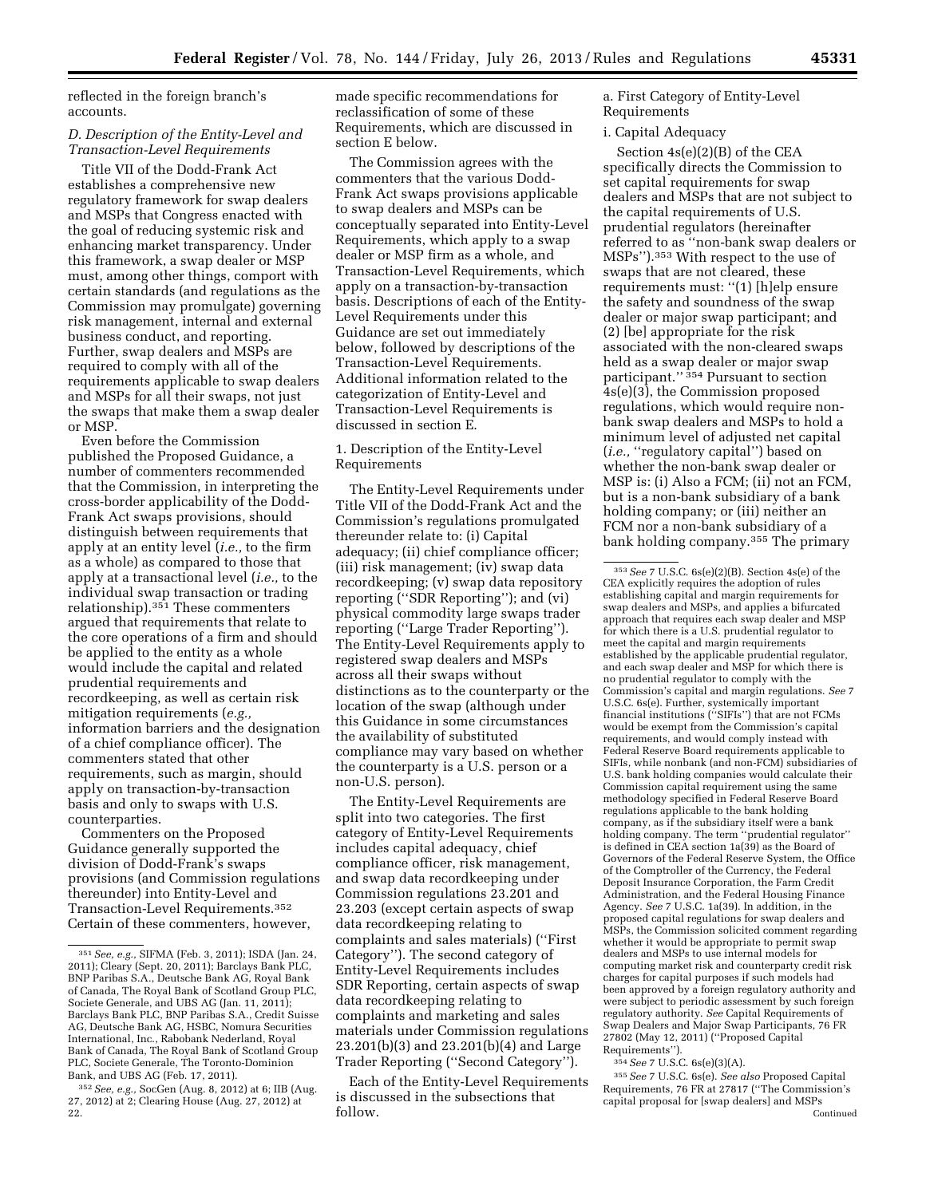reflected in the foreign branch's accounts.

### D. Description of the Entity-Level and Transaction-Level Requirements

Title VII of the Dodd-Frank Act establishes a comprehensive new regulatory framework for swap dealers and MSPs that Congress enacted with the goal of reducing systemic risk and enhancing market transparency. Under this framework, a swap dealer or MSP must, among other things, comport with certain standards (and regulations as the Commission may promulgate) governing risk management, internal and external business conduct, and reporting. Further, swap dealers and MSPs are required to comply with all of the requirements applicable to swap dealers and MSPs for all their swaps, not just the swaps that make them a swap dealer or MSP.

Even before the Commission published the Proposed Guidance, a number of commenters recommended that the Commission, in interpreting the cross-border applicability of the Dodd-Frank Act swaps provisions, should distinguish between requirements that apply at an entity level (*i.e.,* to the firm as a whole) as compared to those that apply at a transactional level (*i.e.,* to the individual swap transaction or trading relationship).[351] These commenters argued that requirements that relate to the core operations of a firm and should be applied to the entity as a whole would include the capital and related prudential requirements and recordkeeping, as well as certain risk mitigation requirements (*e.g.,* information barriers and the designation of a chief compliance officer). The commenters stated that other requirements, such as margin, should apply on transaction-by-transaction basis and only to swaps with U.S. counterparties.

Commenters on the Proposed Guidance generally supported the division of Dodd-Frank's swaps provisions (and Commission regulations thereunder) into Entity-Level and Transaction-Level Requirements.[352] Certain of these commenters, however, made specific recommendations for reclassification of some of these Requirements, which are discussed in section E below.

The Commission agrees with the commenters that the various Dodd-Frank Act swaps provisions applicable to swap dealers and MSPs can be conceptually separated into Entity-Level Requirements, which apply to a swap dealer or MSP firm as a whole, and Transaction-Level Requirements, which apply on a transaction-by-transaction basis. Descriptions of each of the Entity-Level Requirements under this Guidance are set out immediately below, followed by descriptions of the Transaction-Level Requirements. Additional information related to the categorization of Entity-Level and Transaction-Level Requirements is discussed in section E.

#### 1. Description of the Entity-Level Requirements

The Entity-Level Requirements under Title VII of the Dodd-Frank Act and the Commission's regulations promulgated thereunder relate to: (i) Capital adequacy; (ii) chief compliance officer; (iii) risk management; (iv) swap data recordkeeping; (v) swap data repository reporting (''SDR Reporting''); and (vi) physical commodity large swaps trader reporting (''Large Trader Reporting''). The Entity-Level Requirements apply to registered swap dealers and MSPs across all their swaps without distinctions as to the counterparty or the location of the swap (although under this Guidance in some circumstances the availability of substituted compliance may vary based on whether the counterparty is a U.S. person or a non-U.S. person).

The Entity-Level Requirements are split into two categories. The first category of Entity-Level Requirements includes capital adequacy, chief compliance officer, risk management, and swap data recordkeeping under Commission regulations 23.201 and 23.203 (except certain aspects of swap data recordkeeping relating to complaints and sales materials) (''First Category''). The second category of Entity-Level Requirements includes SDR Reporting, certain aspects of swap data recordkeeping relating to complaints and marketing and sales materials under Commission regulations 23.201(b)(3) and 23.201(b)(4) and Large Trader Reporting (''Second Category'').

Each of the Entity-Level Requirements is discussed in the subsections that follow.

##### a. First Category of Entity-Level Requirements

###### i. Capital Adequacy

Section 4s(e)(2)(B) of the CEA specifically directs the Commission to set capital requirements for swap dealers and MSPs that are not subject to the capital requirements of U.S. prudential regulators (hereinafter referred to as ''non-bank swap dealers or MSPs'').[353] With respect to the use of swaps that are not cleared, these requirements must: ''(1) [h]elp ensure the safety and soundness of the swap dealer or major swap participant; and (2) [be] appropriate for the risk associated with the non-cleared swaps held as a swap dealer or major swap participant.''[354] Pursuant to section 4s(e)(3), the Commission proposed regulations, which would require non-bank swap dealers and MSPs to hold a minimum level of adjusted net capital (*i.e.,* ''regulatory capital'') based on whether the non-bank swap dealer or MSP is: (i) Also a FCM; (ii) not an FCM, but is a non-bank subsidiary of a bank holding company; or (iii) neither an FCM nor a non-bank subsidiary of a bank holding company.[355] The primary

---

[351] *See, e.g.,* SIFMA (Feb. 3, 2011); ISDA (Jan. 24, 2011); Cleary (Sept. 20, 2011); Barclays Bank PLC, BNP Paribas S.A., Deutsche Bank AG, Royal Bank of Canada, The Royal Bank of Scotland Group PLC, Societe Generale, and UBS AG (Jan. 11, 2011); Barclays Bank PLC, BNP Paribas S.A., Credit Suisse AG, Deutsche Bank AG, HSBC, Nomura Securities International, Inc., Rabobank Nederland, Royal Bank of Canada, The Royal Bank of Scotland Group PLC, Societe Generale, The Toronto-Dominion Bank, and UBS AG (Feb. 17, 2011).

[352] *See, e.g.,* SocGen (Aug. 8, 2012) at 6; IIB (Aug. 27, 2012) at 2; Clearing House (Aug. 27, 2012) at 22.

[353] *See* 7 U.S.C. 6s(e)(2)(B). Section 4s(e) of the CEA explicitly requires the adoption of rules establishing capital and margin requirements for swap dealers and MSPs, and applies a bifurcated approach that requires each swap dealer and MSP for which there is a U.S. prudential regulator to meet the capital and margin requirements established by the applicable prudential regulator, and each swap dealer and MSP for which there is no prudential regulator to comply with the Commission's capital and margin regulations. *See* 7 U.S.C. 6s(e). Further, systemically important financial institutions (''SIFIs'') that are not FCMs would be exempt from the Commission's capital requirements, and would comply instead with Federal Reserve Board requirements applicable to SIFIs, while nonbank (and non-FCM) subsidiaries of U.S. bank holding companies would calculate their Commission capital requirement using the same methodology specified in Federal Reserve Board regulations applicable to the bank holding company, as if the subsidiary itself were a bank holding company. The term ''prudential regulator'' is defined in CEA section 1a(39) as the Board of Governors of the Federal Reserve System, the Office of the Comptroller of the Currency, the Federal Deposit Insurance Corporation, the Farm Credit Administration, and the Federal Housing Finance Agency. *See* 7 U.S.C. 1a(39). In addition, in the proposed capital regulations for swap dealers and MSPs, the Commission solicited comment regarding whether it would be appropriate to permit swap dealers and MSPs to use internal models for computing market risk and counterparty credit risk charges for capital purposes if such models had been approved by a foreign regulatory authority and were subject to periodic assessment by such foreign regulatory authority. *See* Capital Requirements of Swap Dealers and Major Swap Participants, 76 FR 27802 (May 12, 2011) (''Proposed Capital Requirements'').

[354] *See* 7 U.S.C. 6s(e)(3)(A).

[355] *See* 7 U.S.C. 6s(e). *See also* Proposed Capital Requirements, 76 FR at 27817 (''The Commission's capital proposal for [swap dealers] and MSPs

Continued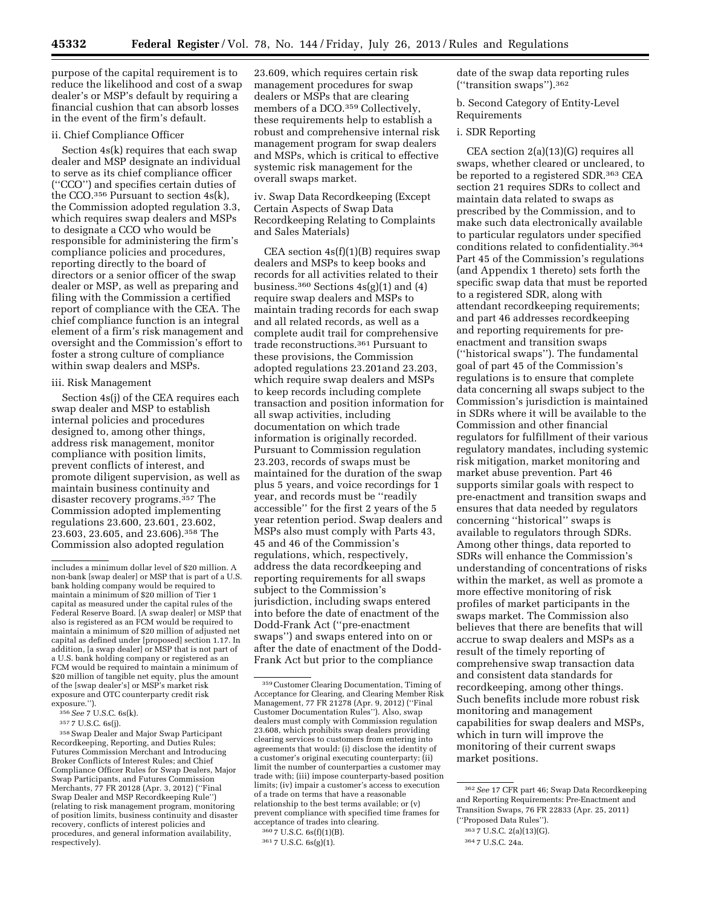purpose of the capital requirement is to reduce the likelihood and cost of a swap dealer's or MSP's default by requiring a financial cushion that can absorb losses in the event of the firm's default.

ii. Chief Compliance Officer

Section 4s(k) requires that each swap dealer and MSP designate an individual to serve as its chief compliance officer (''CCO'') and specifies certain duties of the CCO.[356] Pursuant to section 4s(k), the Commission adopted regulation 3.3, which requires swap dealers and MSPs to designate a CCO who would be responsible for administering the firm's compliance policies and procedures, reporting directly to the board of directors or a senior officer of the swap dealer or MSP, as well as preparing and filing with the Commission a certified report of compliance with the CEA. The chief compliance function is an integral element of a firm's risk management and oversight and the Commission's effort to foster a strong culture of compliance within swap dealers and MSPs.

iii. Risk Management

Section 4s(j) of the CEA requires each swap dealer and MSP to establish internal policies and procedures designed to, among other things, address risk management, monitor compliance with position limits, prevent conflicts of interest, and promote diligent supervision, as well as maintain business continuity and disaster recovery programs.[357] The Commission adopted implementing regulations 23.600, 23.601, 23.602, 23.603, 23.605, and 23.606).[358] The Commission also adopted regulation 23.609, which requires certain risk management procedures for swap dealers or MSPs that are clearing members of a DCO.[359] Collectively, these requirements help to establish a robust and comprehensive internal risk management program for swap dealers and MSPs, which is critical to effective systemic risk management for the overall swaps market.

iv. Swap Data Recordkeeping (Except Certain Aspects of Swap Data Recordkeeping Relating to Complaints and Sales Materials)

CEA section 4s(f)(1)(B) requires swap dealers and MSPs to keep books and records for all activities related to their business.[360] Sections 4s(g)(1) and (4) require swap dealers and MSPs to maintain trading records for each swap and all related records, as well as a complete audit trail for comprehensive trade reconstructions.[361] Pursuant to these provisions, the Commission adopted regulations 23.201and 23.203, which require swap dealers and MSPs to keep records including complete transaction and position information for all swap activities, including documentation on which trade information is originally recorded. Pursuant to Commission regulation 23.203, records of swaps must be maintained for the duration of the swap plus 5 years, and voice recordings for 1 year, and records must be ''readily accessible'' for the first 2 years of the 5 year retention period. Swap dealers and MSPs also must comply with Parts 43, 45 and 46 of the Commission's regulations, which, respectively, address the data recordkeeping and reporting requirements for all swaps subject to the Commission's jurisdiction, including swaps entered into before the date of enactment of the Dodd-Frank Act (''pre-enactment swaps'') and swaps entered into on or after the date of enactment of the Dodd-Frank Act but prior to the compliance date of the swap data reporting rules (''transition swaps'').[362]

b. Second Category of Entity-Level Requirements

i. SDR Reporting

CEA section 2(a)(13)(G) requires all swaps, whether cleared or uncleared, to be reported to a registered SDR.[363] CEA section 21 requires SDRs to collect and maintain data related to swaps as prescribed by the Commission, and to make such data electronically available to particular regulators under specified conditions related to confidentiality.[364] Part 45 of the Commission's regulations (and Appendix 1 thereto) sets forth the specific swap data that must be reported to a registered SDR, along with attendant recordkeeping requirements; and part 46 addresses recordkeeping and reporting requirements for pre-enactment and transition swaps (''historical swaps''). The fundamental goal of part 45 of the Commission's regulations is to ensure that complete data concerning all swaps subject to the Commission's jurisdiction is maintained in SDRs where it will be available to the Commission and other financial regulators for fulfillment of their various regulatory mandates, including systemic risk mitigation, market monitoring and market abuse prevention. Part 46 supports similar goals with respect to pre-enactment and transition swaps and ensures that data needed by regulators concerning ''historical'' swaps is available to regulators through SDRs. Among other things, data reported to SDRs will enhance the Commission's understanding of concentrations of risks within the market, as well as promote a more effective monitoring of risk profiles of market participants in the swaps market. The Commission also believes that there are benefits that will accrue to swap dealers and MSPs as a result of the timely reporting of comprehensive swap transaction data and consistent data standards for recordkeeping, among other things. Such benefits include more robust risk monitoring and management capabilities for swap dealers and MSPs, which in turn will improve the monitoring of their current swaps market positions.

---

includes a minimum dollar level of $20 million. A non-bank [swap dealer] or MSP that is part of a U.S. bank holding company would be required to maintain a minimum of $20 million of Tier 1 capital as measured under the capital rules of the Federal Reserve Board. [A swap dealer] or MSP that also is registered as an FCM would be required to maintain a minimum of $20 million of adjusted net capital as defined under [proposed] section 1.17. In addition, [a swap dealer] or MSP that is not part of a U.S. bank holding company or registered as an FCM would be required to maintain a minimum of $20 million of tangible net equity, plus the amount of the [swap dealer's] or MSP's market risk exposure and OTC counterparty credit risk exposure.'').

[356] *See* 7 U.S.C. 6s(k).

[357] 7 U.S.C. 6s(j).

[358] Swap Dealer and Major Swap Participant Recordkeeping, Reporting, and Duties Rules; Futures Commission Merchant and Introducing Broker Conflicts of Interest Rules; and Chief Compliance Officer Rules for Swap Dealers, Major Swap Participants, and Futures Commission Merchants, 77 FR 20128 (Apr. 3, 2012) (''Final Swap Dealer and MSP Recordkeeping Rule'') (relating to risk management program, monitoring of position limits, business continuity and disaster recovery, conflicts of interest policies and procedures, and general information availability, respectively).

[359] Customer Clearing Documentation, Timing of Acceptance for Clearing, and Clearing Member Risk Management, 77 FR 21278 (Apr. 9, 2012) (''Final Customer Documentation Rules''). Also, swap dealers must comply with Commission regulation 23.608, which prohibits swap dealers providing clearing services to customers from entering into agreements that would: (i) disclose the identity of a customer's original executing counterparty; (ii) limit the number of counterparties a customer may trade with; (iii) impose counterparty-based position limits; (iv) impair a customer's access to execution of a trade on terms that have a reasonable relationship to the best terms available; or (v) prevent compliance with specified time frames for acceptance of trades into clearing.

[360] 7 U.S.C. 6s(f)(1)(B).

[361] 7 U.S.C. 6s(g)(1).

[362] *See* 17 CFR part 46; Swap Data Recordkeeping and Reporting Requirements: Pre-Enactment and Transition Swaps, 76 FR 22833 (Apr. 25, 2011) (''Proposed Data Rules'').

[363] 7 U.S.C. 2(a)(13)(G).

[364] 7 U.S.C. 24a.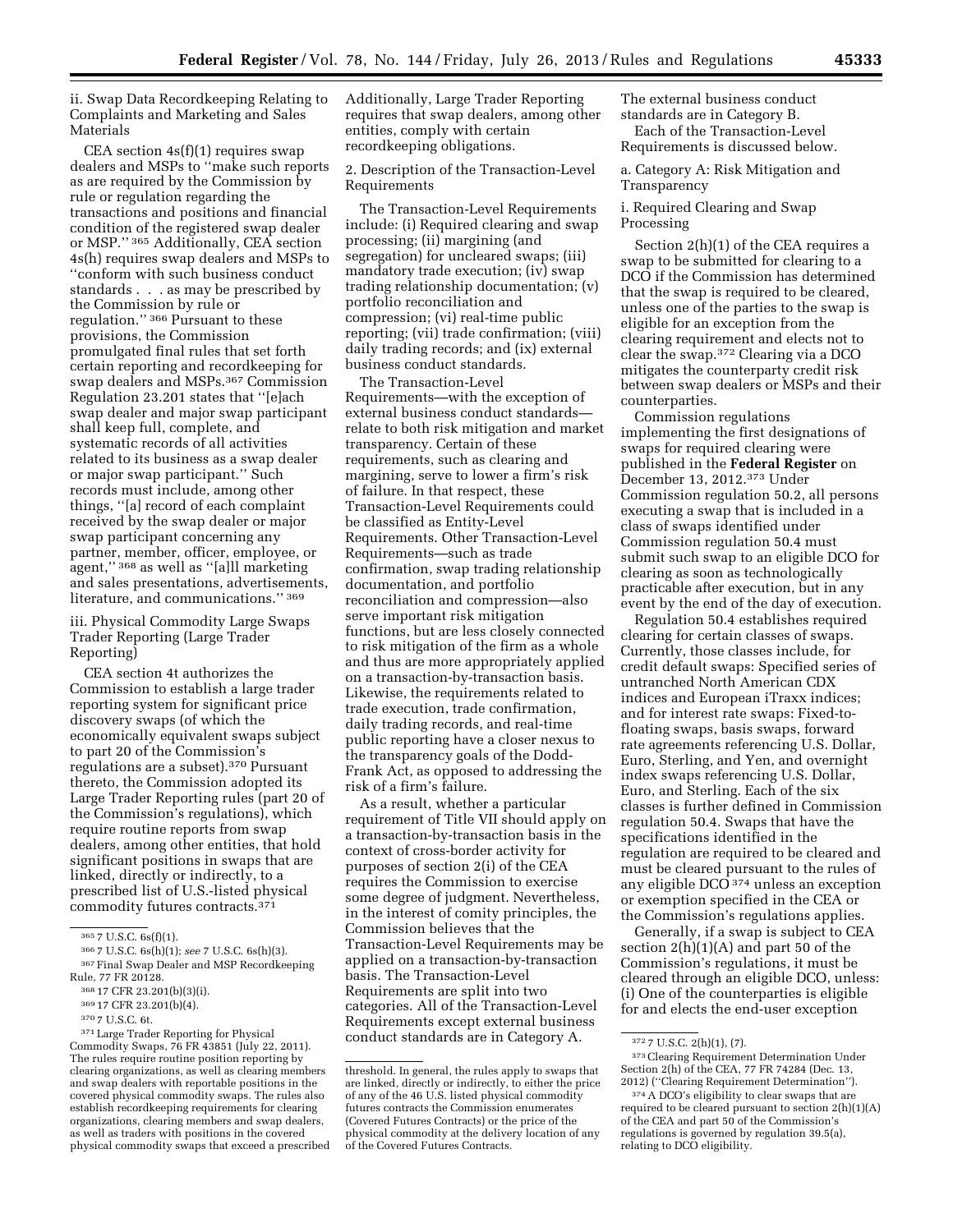ii. Swap Data Recordkeeping Relating to Complaints and Marketing and Sales Materials

CEA section 4s(f)(1) requires swap dealers and MSPs to ''make such reports as are required by the Commission by rule or regulation regarding the transactions and positions and financial condition of the registered swap dealer or MSP.'' [365] Additionally, CEA section 4s(h) requires swap dealers and MSPs to ''conform with such business conduct standards . . . as may be prescribed by the Commission by rule or regulation.'' [366] Pursuant to these provisions, the Commission promulgated final rules that set forth certain reporting and recordkeeping for swap dealers and MSPs.[367] Commission Regulation 23.201 states that ''[e]ach swap dealer and major swap participant shall keep full, complete, and systematic records of all activities related to its business as a swap dealer or major swap participant.'' Such records must include, among other things, ''[a] record of each complaint received by the swap dealer or major swap participant concerning any partner, member, officer, employee, or agent,'' [368] as well as ''[a]ll marketing and sales presentations, advertisements, literature, and communications.'' [369]

iii. Physical Commodity Large Swaps Trader Reporting (Large Trader Reporting)

CEA section 4t authorizes the Commission to establish a large trader reporting system for significant price discovery swaps (of which the economically equivalent swaps subject to part 20 of the Commission's regulations are a subset).[370] Pursuant thereto, the Commission adopted its Large Trader Reporting rules (part 20 of the Commission's regulations), which require routine reports from swap dealers, among other entities, that hold significant positions in swaps that are linked, directly or indirectly, to a prescribed list of U.S.-listed physical commodity futures contracts.[371] Additionally, Large Trader Reporting requires that swap dealers, among other entities, comply with certain recordkeeping obligations.

2. Description of the Transaction-Level Requirements

The Transaction-Level Requirements include: (i) Required clearing and swap processing; (ii) margining (and segregation) for uncleared swaps; (iii) mandatory trade execution; (iv) swap trading relationship documentation; (v) portfolio reconciliation and compression; (vi) real-time public reporting; (vii) trade confirmation; (viii) daily trading records; and (ix) external business conduct standards.

The Transaction-Level Requirements—with the exception of external business conduct standards—relate to both risk mitigation and market transparency. Certain of these requirements, such as clearing and margining, serve to lower a firm's risk of failure. In that respect, these Transaction-Level Requirements could be classified as Entity-Level Requirements. Other Transaction-Level Requirements—such as trade confirmation, swap trading relationship documentation, and portfolio reconciliation and compression—also serve important risk mitigation functions, but are less closely connected to risk mitigation of the firm as a whole and thus are more appropriately applied on a transaction-by-transaction basis. Likewise, the requirements related to trade execution, trade confirmation, daily trading records, and real-time public reporting have a closer nexus to the transparency goals of the Dodd-Frank Act, as opposed to addressing the risk of a firm's failure.

As a result, whether a particular requirement of Title VII should apply on a transaction-by-transaction basis in the context of cross-border activity for purposes of section 2(i) of the CEA requires the Commission to exercise some degree of judgment. Nevertheless, in the interest of comity principles, the Commission believes that the Transaction-Level Requirements may be applied on a transaction-by-transaction basis. The Transaction-Level Requirements are split into two categories. All of the Transaction-Level Requirements except external business conduct standards are in Category A. The external business conduct standards are in Category B.

Each of the Transaction-Level Requirements is discussed below.

a. Category A: Risk Mitigation and Transparency

i. Required Clearing and Swap Processing

Section 2(h)(1) of the CEA requires a swap to be submitted for clearing to a DCO if the Commission has determined that the swap is required to be cleared, unless one of the parties to the swap is eligible for an exception from the clearing requirement and elects not to clear the swap.[372] Clearing via a DCO mitigates the counterparty credit risk between swap dealers or MSPs and their counterparties.

Commission regulations implementing the first designations of swaps for required clearing were published in the **Federal Register** on December 13, 2012.[373] Under Commission regulation 50.2, all persons executing a swap that is included in a class of swaps identified under Commission regulation 50.4 must submit such swap to an eligible DCO for clearing as soon as technologically practicable after execution, but in any event by the end of the day of execution.

Regulation 50.4 establishes required clearing for certain classes of swaps. Currently, those classes include, for credit default swaps: Specified series of untranched North American CDX indices and European iTraxx indices; and for interest rate swaps: Fixed-to-floating swaps, basis swaps, forward rate agreements referencing U.S. Dollar, Euro, Sterling, and Yen, and overnight index swaps referencing U.S. Dollar, Euro, and Sterling. Each of the six classes is further defined in Commission regulation 50.4. Swaps that have the specifications identified in the regulation are required to be cleared and must be cleared pursuant to the rules of any eligible DCO [374] unless an exception or exemption specified in the CEA or the Commission's regulations applies.

Generally, if a swap is subject to CEA section 2(h)(1)(A) and part 50 of the Commission's regulations, it must be cleared through an eligible DCO, unless: (i) One of the counterparties is eligible for and elects the end-user exception

---

[365] 7 U.S.C. 6s(f)(1).

[366] 7 U.S.C. 6s(h)(1); *see* 7 U.S.C. 6s(h)(3).

[367] Final Swap Dealer and MSP Recordkeeping Rule, 77 FR 20128.

[368] 17 CFR 23.201(b)(3)(i).

[369] 17 CFR 23.201(b)(4).

[370] 7 U.S.C. 6t.

[371] Large Trader Reporting for Physical Commodity Swaps, 76 FR 43851 (July 22, 2011). The rules require routine position reporting by clearing organizations, as well as clearing members and swap dealers with reportable positions in the covered physical commodity swaps. The rules also establish recordkeeping requirements for clearing organizations, clearing members and swap dealers, as well as traders with positions in the covered physical commodity swaps that exceed a prescribed threshold. In general, the rules apply to swaps that are linked, directly or indirectly, to either the price of any of the 46 U.S. listed physical commodity futures contracts the Commission enumerates (Covered Futures Contracts) or the price of the physical commodity at the delivery location of any of the Covered Futures Contracts.

[372] 7 U.S.C. 2(h)(1), (7).

[373] Clearing Requirement Determination Under Section 2(h) of the CEA, 77 FR 74284 (Dec. 13, 2012) (''Clearing Requirement Determination'').

[374] A DCO's eligibility to clear swaps that are required to be cleared pursuant to section 2(h)(1)(A) of the CEA and part 50 of the Commission's regulations is governed by regulation 39.5(a), relating to DCO eligibility.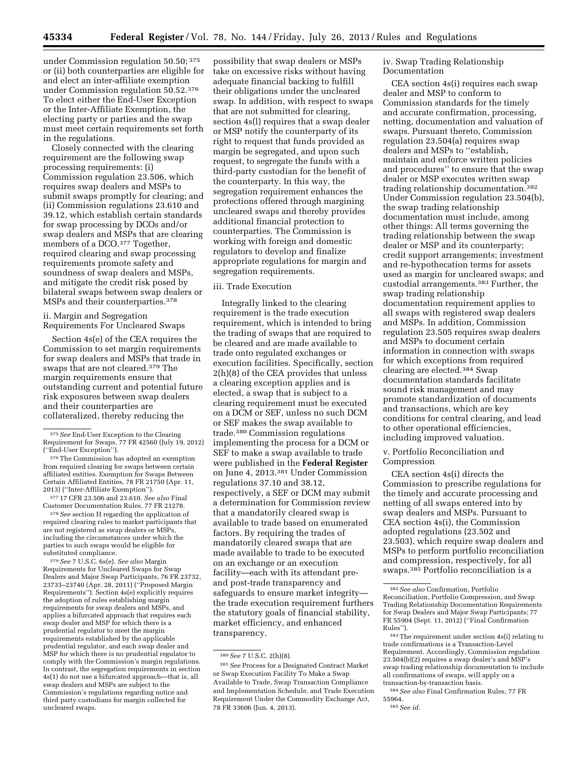under Commission regulation 50.50; [375] or (ii) both counterparties are eligible for and elect an inter-affiliate exemption under Commission regulation 50.52.[376] To elect either the End-User Exception or the Inter-Affiliate Exemption, the electing party or parties and the swap must meet certain requirements set forth in the regulations.

Closely connected with the clearing requirement are the following swap processing requirements: (i) Commission regulation 23.506, which requires swap dealers and MSPs to submit swaps promptly for clearing; and (ii) Commission regulations 23.610 and 39.12, which establish certain standards for swap processing by DCOs and/or swap dealers and MSPs that are clearing members of a DCO.[377] Together, required clearing and swap processing requirements promote safety and soundness of swap dealers and MSPs, and mitigate the credit risk posed by bilateral swaps between swap dealers or MSPs and their counterparties.[378]

ii. Margin and Segregation Requirements For Uncleared Swaps

Section 4s(e) of the CEA requires the Commission to set margin requirements for swap dealers and MSPs that trade in swaps that are not cleared.[379] The margin requirements ensure that outstanding current and potential future risk exposures between swap dealers and their counterparties are collateralized, thereby reducing the possibility that swap dealers or MSPs take on excessive risks without having adequate financial backing to fulfill their obligations under the uncleared swap. In addition, with respect to swaps that are not submitted for clearing, section 4s(l) requires that a swap dealer or MSP notify the counterparty of its right to request that funds provided as margin be segregated, and upon such request, to segregate the funds with a third-party custodian for the benefit of the counterparty. In this way, the segregation requirement enhances the protections offered through margining uncleared swaps and thereby provides additional financial protection to counterparties. The Commission is working with foreign and domestic regulators to develop and finalize appropriate regulations for margin and segregation requirements.

iii. Trade Execution

Integrally linked to the clearing requirement is the trade execution requirement, which is intended to bring the trading of swaps that are required to be cleared and are made available to trade onto regulated exchanges or execution facilities. Specifically, section 2(h)(8) of the CEA provides that unless a clearing exception applies and is elected, a swap that is subject to a clearing requirement must be executed on a DCM or SEF, unless no such DCM or SEF makes the swap available to trade.[380] Commission regulations implementing the process for a DCM or SEF to make a swap available to trade were published in the **Federal Register** on June 4, 2013.[381] Under Commission regulations 37.10 and 38.12, respectively, a SEF or DCM may submit a determination for Commission review that a mandatorily cleared swap is available to trade based on enumerated factors. By requiring the trades of mandatorily cleared swaps that are made available to trade to be executed on an exchange or an execution facility—each with its attendant pre- and post-trade transparency and safeguards to ensure market integrity—the trade execution requirement furthers the statutory goals of financial stability, market efficiency, and enhanced transparency.

iv. Swap Trading Relationship Documentation

CEA section 4s(i) requires each swap dealer and MSP to conform to Commission standards for the timely and accurate confirmation, processing, netting, documentation and valuation of swaps. Pursuant thereto, Commission regulation 23.504(a) requires swap dealers and MSPs to ''establish, maintain and enforce written policies and procedures'' to ensure that the swap dealer or MSP executes written swap trading relationship documentation.[382] Under Commission regulation 23.504(b), the swap trading relationship documentation must include, among other things: All terms governing the trading relationship between the swap dealer or MSP and its counterparty; credit support arrangements; investment and re-hypothecation terms for assets used as margin for uncleared swaps; and custodial arrangements.[383] Further, the swap trading relationship documentation requirement applies to all swaps with registered swap dealers and MSPs. In addition, Commission regulation 23.505 requires swap dealers and MSPs to document certain information in connection with swaps for which exceptions from required clearing are elected.[384] Swap documentation standards facilitate sound risk management and may promote standardization of documents and transactions, which are key conditions for central clearing, and lead to other operational efficiencies, including improved valuation.

v. Portfolio Reconciliation and Compression

CEA section 4s(i) directs the Commission to prescribe regulations for the timely and accurate processing and netting of all swaps entered into by swap dealers and MSPs. Pursuant to CEA section 4s(i), the Commission adopted regulations (23.502 and 23.503), which require swap dealers and MSPs to perform portfolio reconciliation and compression, respectively, for all swaps.[385] Portfolio reconciliation is a

---

[375] *See* End-User Exception to the Clearing Requirement for Swaps, 77 FR 42560 (July 19, 2012) (''End-User Exception'').

[376] The Commission has adopted an exemption from required clearing for swaps between certain affiliated entities. Exemption for Swaps Between Certain Affiliated Entities, 78 FR 21750 (Apr. 11, 2013) (''Inter-Affiliate Exemption'').

[377] 17 CFR 23.506 and 23.610. *See also* Final Customer Documentation Rules, 77 FR 21278.

[378] *See* section H regarding the application of required clearing rules to market participants that are not registered as swap dealers or MSPs, including the circumstances under which the parties to such swaps would be eligible for substituted compliance.

[379] *See* 7 U.S.C. 6s(e). *See also* Margin Requirements for Uncleared Swaps for Swap Dealers and Major Swap Participants, 76 FR 23732, 23733–23740 (Apr. 28, 2011) (''Proposed Margin Requirements''). Section 4s(e) explicitly requires the adoption of rules establishing margin requirements for swap dealers and MSPs, and applies a bifurcated approach that requires each swap dealer and MSP for which there is a prudential regulator to meet the margin requirements established by the applicable prudential regulator, and each swap dealer and MSP for which there is no prudential regulator to comply with the Commission's margin regulations. In contrast, the segregation requirements in section 4s(l) do not use a bifurcated approach—that is, all swap dealers and MSPs are subject to the Commission's regulations regarding notice and third party custodians for margin collected for uncleared swaps.

[380] *See* 7 U.S.C. 2(h)(8).

[381] *See* Process for a Designated Contract Market or Swap Execution Facility To Make a Swap Available to Trade, Swap Transaction Compliance and Implementation Schedule, and Trade Execution Requirement Under the Commodity Exchange Act, 78 FR 33606 (Jun. 4, 2013).

[382] *See also* Confirmation, Portfolio Reconciliation, Portfolio Compression, and Swap Trading Relationship Documentation Requirements for Swap Dealers and Major Swap Participants; 77 FR 55904 (Sept. 11, 2012) (''Final Confirmation Rules'').

[383] The requirement under section 4s(i) relating to trade confirmations is a Transaction-Level Requirement. Accordingly, Commission regulation 23.504(b)(2) requires a swap dealer's and MSP's swap trading relationship documentation to include all confirmations of swaps, will apply on a transaction-by-transaction basis.

[384] *See also* Final Confirmation Rules, 77 FR 55964.

[385] *See id.*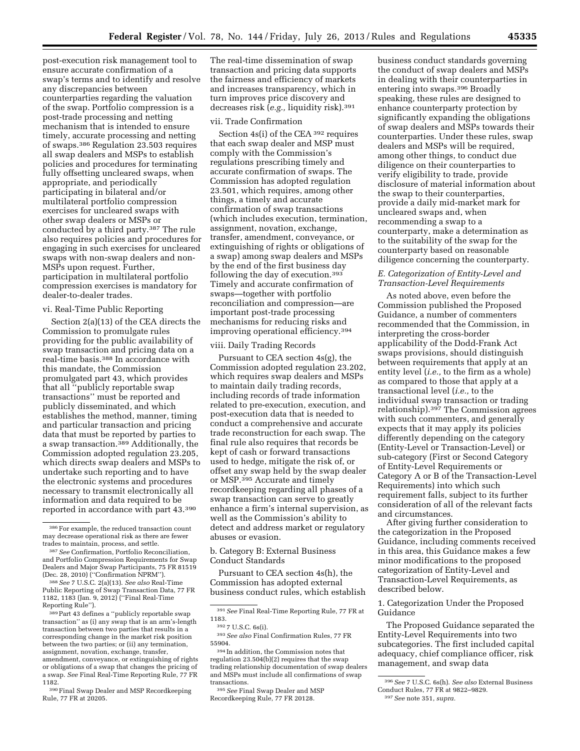post-execution risk management tool to ensure accurate confirmation of a swap's terms and to identify and resolve any discrepancies between counterparties regarding the valuation of the swap. Portfolio compression is a post-trade processing and netting mechanism that is intended to ensure timely, accurate processing and netting of swaps.[386] Regulation 23.503 requires all swap dealers and MSPs to establish policies and procedures for terminating fully offsetting uncleared swaps, when appropriate, and periodically participating in bilateral and/or multilateral portfolio compression exercises for uncleared swaps with other swap dealers or MSPs or conducted by a third party.[387] The rule also requires policies and procedures for engaging in such exercises for uncleared swaps with non-swap dealers and non-MSPs upon request. Further, participation in multilateral portfolio compression exercises is mandatory for dealer-to-dealer trades.

vi. Real-Time Public Reporting

Section 2(a)(13) of the CEA directs the Commission to promulgate rules providing for the public availability of swap transaction and pricing data on a real-time basis.[388] In accordance with this mandate, the Commission promulgated part 43, which provides that all "publicly reportable swap transactions" must be reported and publicly disseminated, and which establishes the method, manner, timing and particular transaction and pricing data that must be reported by parties to a swap transaction.[389] Additionally, the Commission adopted regulation 23.205, which directs swap dealers and MSPs to undertake such reporting and to have the electronic systems and procedures necessary to transmit electronically all information and data required to be reported in accordance with part 43.[390] The real-time dissemination of swap transaction and pricing data supports the fairness and efficiency of markets and increases transparency, which in turn improves price discovery and decreases risk (*e.g.,* liquidity risk).[391]

vii. Trade Confirmation

Section 4s(i) of the CEA [392] requires that each swap dealer and MSP must comply with the Commission's regulations prescribing timely and accurate confirmation of swaps. The Commission has adopted regulation 23.501, which requires, among other things, a timely and accurate confirmation of swap transactions (which includes execution, termination, assignment, novation, exchange, transfer, amendment, conveyance, or extinguishing of rights or obligations of a swap) among swap dealers and MSPs by the end of the first business day following the day of execution.[393] Timely and accurate confirmation of swaps—together with portfolio reconciliation and compression—are important post-trade processing mechanisms for reducing risks and improving operational efficiency.[394]

viii. Daily Trading Records

Pursuant to CEA section 4s(g), the Commission adopted regulation 23.202, which requires swap dealers and MSPs to maintain daily trading records, including records of trade information related to pre-execution, execution, and post-execution data that is needed to conduct a comprehensive and accurate trade reconstruction for each swap. The final rule also requires that records be kept of cash or forward transactions used to hedge, mitigate the risk of, or offset any swap held by the swap dealer or MSP.[395] Accurate and timely recordkeeping regarding all phases of a swap transaction can serve to greatly enhance a firm's internal supervision, as well as the Commission's ability to detect and address market or regulatory abuses or evasion.

b. Category B: External Business Conduct Standards

Pursuant to CEA section 4s(h), the Commission has adopted external business conduct rules, which establish business conduct standards governing the conduct of swap dealers and MSPs in dealing with their counterparties in entering into swaps.[396] Broadly speaking, these rules are designed to enhance counterparty protection by significantly expanding the obligations of swap dealers and MSPs towards their counterparties. Under these rules, swap dealers and MSPs will be required, among other things, to conduct due diligence on their counterparties to verify eligibility to trade, provide disclosure of material information about the swap to their counterparties, provide a daily mid-market mark for uncleared swaps and, when recommending a swap to a counterparty, make a determination as to the suitability of the swap for the counterparty based on reasonable diligence concerning the counterparty.

### *E. Categorization of Entity-Level and Transaction-Level Requirements*

As noted above, even before the Commission published the Proposed Guidance, a number of commenters recommended that the Commission, in interpreting the cross-border applicability of the Dodd-Frank Act swaps provisions, should distinguish between requirements that apply at an entity level (*i.e.,* to the firm as a whole) as compared to those that apply at a transactional level (*i.e.,* to the individual swap transaction or trading relationship).[397] The Commission agrees with such commenters, and generally expects that it may apply its policies differently depending on the category (Entity-Level or Transaction-Level) or sub-category (First or Second Category of Entity-Level Requirements or Category A or B of the Transaction-Level Requirements) into which such requirement falls, subject to its further consideration of all of the relevant facts and circumstances.

After giving further consideration to the categorization in the Proposed Guidance, including comments received in this area, this Guidance makes a few minor modifications to the proposed categorization of Entity-Level and Transaction-Level Requirements, as described below.

1. Categorization Under the Proposed Guidance

The Proposed Guidance separated the Entity-Level Requirements into two subcategories. The first included capital adequacy, chief compliance officer, risk management, and swap data

---

[386] For example, the reduced transaction count may decrease operational risk as there are fewer trades to maintain, process, and settle.

[387] *See* Confirmation, Portfolio Reconciliation, and Portfolio Compression Requirements for Swap Dealers and Major Swap Participants, 75 FR 81519 (Dec. 28, 2010) ("Confirmation NPRM").

[388] *See* 7 U.S.C. 2(a)(13). *See also* Real-Time Public Reporting of Swap Transaction Data, 77 FR 1182, 1183 (Jan. 9, 2012) ("Final Real-Time Reporting Rule").

[389] Part 43 defines a "publicly reportable swap transaction" as (i) any swap that is an arm's-length transaction between two parties that results in a corresponding change in the market risk position between the two parties; or (ii) any termination, assignment, novation, exchange, transfer, amendment, conveyance, or extinguishing of rights or obligations of a swap that changes the pricing of a swap. *See* Final Real-Time Reporting Rule, 77 FR 1182.

[390] Final Swap Dealer and MSP Recordkeeping Rule, 77 FR at 20205.

[391] *See* Final Real-Time Reporting Rule, 77 FR at 1183.

[392] 7 U.S.C. 6s(i).

[393] *See also* Final Confirmation Rules, 77 FR 55904.

[394] In addition, the Commission notes that regulation 23.504(b)(2) requires that the swap trading relationship documentation of swap dealers and MSPs must include all confirmations of swap transactions.

[395] *See* Final Swap Dealer and MSP Recordkeeping Rule, 77 FR 20128.

[396] *See* 7 U.S.C. 6s(h). *See also* External Business Conduct Rules, 77 FR at 9822–9829.

[397] *See* note 351, *supra.*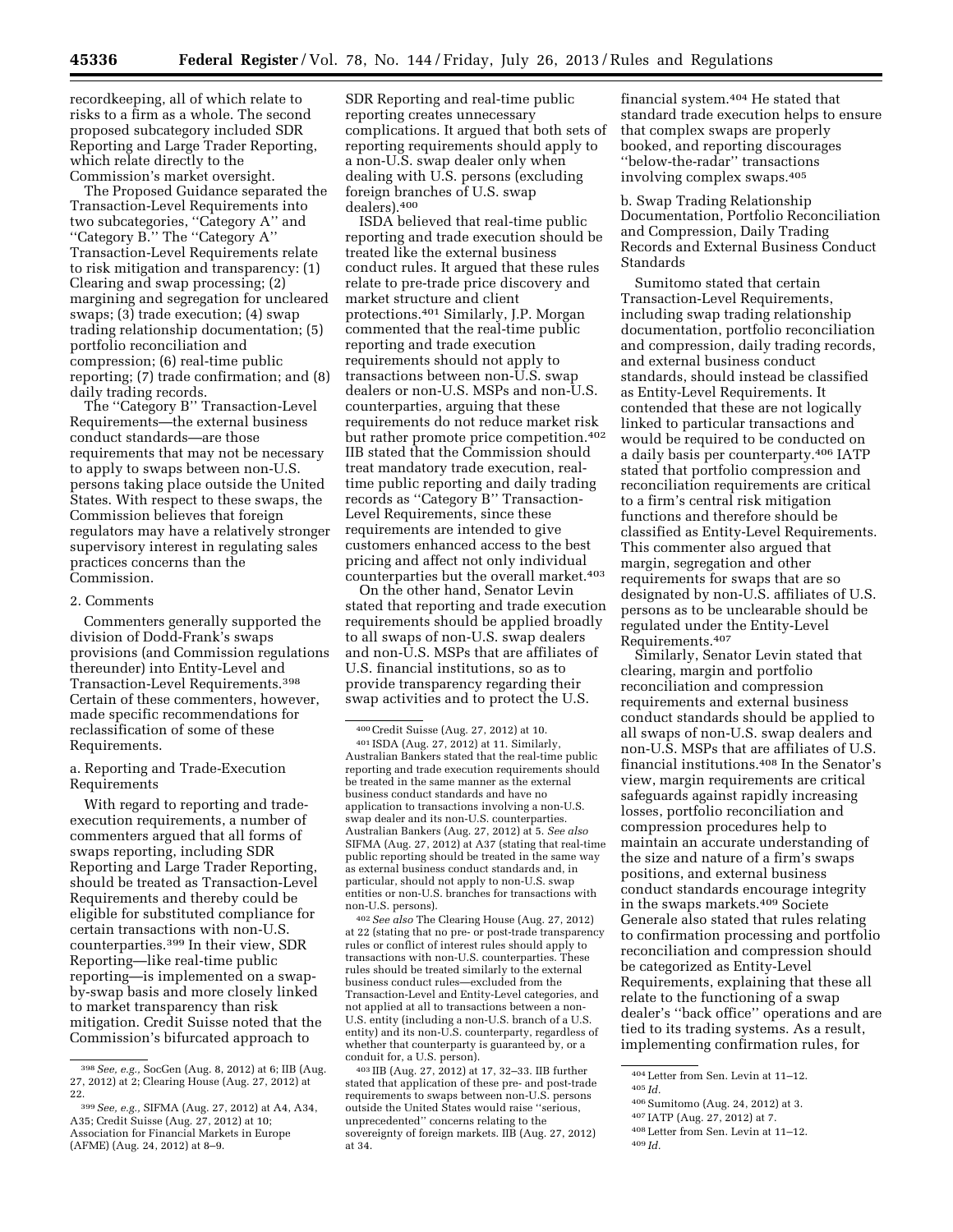recordkeeping, all of which relate to risks to a firm as a whole. The second proposed subcategory included SDR Reporting and Large Trader Reporting, which relate directly to the Commission's market oversight.

The Proposed Guidance separated the Transaction-Level Requirements into two subcategories, ''Category A'' and ''Category B.'' The ''Category A'' Transaction-Level Requirements relate to risk mitigation and transparency: (1) Clearing and swap processing; (2) margining and segregation for uncleared swaps; (3) trade execution; (4) swap trading relationship documentation; (5) portfolio reconciliation and compression; (6) real-time public reporting; (7) trade confirmation; and (8) daily trading records.

The ''Category B'' Transaction-Level Requirements—the external business conduct standards—are those requirements that may not be necessary to apply to swaps between non-U.S. persons taking place outside the United States. With respect to these swaps, the Commission believes that foreign regulators may have a relatively stronger supervisory interest in regulating sales practices concerns than the Commission.

2. Comments

Commenters generally supported the division of Dodd-Frank's swaps provisions (and Commission regulations thereunder) into Entity-Level and Transaction-Level Requirements.[398] Certain of these commenters, however, made specific recommendations for reclassification of some of these Requirements.

a. Reporting and Trade-Execution Requirements

With regard to reporting and trade-execution requirements, a number of commenters argued that all forms of swaps reporting, including SDR Reporting and Large Trader Reporting, should be treated as Transaction-Level Requirements and thereby could be eligible for substituted compliance for certain transactions with non-U.S. counterparties.[399] In their view, SDR Reporting—like real-time public reporting—is implemented on a swap-by-swap basis and more closely linked to market transparency than risk mitigation. Credit Suisse noted that the Commission's bifurcated approach to SDR Reporting and real-time public reporting creates unnecessary complications. It argued that both sets of reporting requirements should apply to a non-U.S. swap dealer only when dealing with U.S. persons (excluding foreign branches of U.S. swap dealers).[400]

ISDA believed that real-time public reporting and trade execution should be treated like the external business conduct rules. It argued that these rules relate to pre-trade price discovery and market structure and client protections.[401] Similarly, J.P. Morgan commented that the real-time public reporting and trade execution requirements should not apply to transactions between non-U.S. swap dealers or non-U.S. MSPs and non-U.S. counterparties, arguing that these requirements do not reduce market risk but rather promote price competition.[402] IIB stated that the Commission should treat mandatory trade execution, real-time public reporting and daily trading records as ''Category B'' Transaction-Level Requirements, since these requirements are intended to give customers enhanced access to the best pricing and affect not only individual counterparties but the overall market.[403]

On the other hand, Senator Levin stated that reporting and trade execution requirements should be applied broadly to all swaps of non-U.S. swap dealers and non-U.S. MSPs that are affiliates of U.S. financial institutions, so as to provide transparency regarding their swap activities and to protect the U.S. financial system.[404] He stated that standard trade execution helps to ensure that complex swaps are properly booked, and reporting discourages ''below-the-radar'' transactions involving complex swaps.[405]

b. Swap Trading Relationship Documentation, Portfolio Reconciliation and Compression, Daily Trading Records and External Business Conduct Standards

Sumitomo stated that certain Transaction-Level Requirements, including swap trading relationship documentation, portfolio reconciliation and compression, daily trading records, and external business conduct standards, should instead be classified as Entity-Level Requirements. It contended that these are not logically linked to particular transactions and would be required to be conducted on a daily basis per counterparty.[406] IATP stated that portfolio compression and reconciliation requirements are critical to a firm's central risk mitigation functions and therefore should be classified as Entity-Level Requirements. This commenter also argued that margin, segregation and other requirements for swaps that are so designated by non-U.S. affiliates of U.S. persons as to be unclearable should be regulated under the Entity-Level Requirements.[407]

Similarly, Senator Levin stated that clearing, margin and portfolio reconciliation and compression requirements and external business conduct standards should be applied to all swaps of non-U.S. swap dealers and non-U.S. MSPs that are affiliates of U.S. financial institutions.[408] In the Senator's view, margin requirements are critical safeguards against rapidly increasing losses, portfolio reconciliation and compression procedures help to maintain an accurate understanding of the size and nature of a firm's swaps positions, and external business conduct standards encourage integrity in the swaps markets.[409] Societe Generale also stated that rules relating to confirmation processing and portfolio reconciliation and compression should be categorized as Entity-Level Requirements, explaining that these all relate to the functioning of a swap dealer's ''back office'' operations and are tied to its trading systems. As a result, implementing confirmation rules, for

---

[398] *See, e.g.,* SocGen (Aug. 8, 2012) at 6; IIB (Aug. 27, 2012) at 2; Clearing House (Aug. 27, 2012) at 22.

[399] *See, e.g.,* SIFMA (Aug. 27, 2012) at A4, A34, A35; Credit Suisse (Aug. 27, 2012) at 10; Association for Financial Markets in Europe (AFME) (Aug. 24, 2012) at 8–9.

[400] Credit Suisse (Aug. 27, 2012) at 10.

[401] ISDA (Aug. 27, 2012) at 11. Similarly, Australian Bankers stated that the real-time public reporting and trade execution requirements should be treated in the same manner as the external business conduct standards and have no application to transactions involving a non-U.S. swap dealer and its non-U.S. counterparties. Australian Bankers (Aug. 27, 2012) at 5. *See also* SIFMA (Aug. 27, 2012) at A37 (stating that real-time public reporting should be treated in the same way as external business conduct standards and, in particular, should not apply to non-U.S. swap entities or non-U.S. branches for transactions with non-U.S. persons).

[402] *See also* The Clearing House (Aug. 27, 2012) at 22 (stating that no pre- or post-trade transparency rules or conflict of interest rules should apply to transactions with non-U.S. counterparties. These rules should be treated similarly to the external business conduct rules—excluded from the Transaction-Level and Entity-Level categories, and not applied at all to transactions between a non-U.S. entity (including a non-U.S. branch of a U.S. entity) and its non-U.S. counterparty, regardless of whether that counterparty is guaranteed by, or a conduit for, a U.S. person).

[403] IIB (Aug. 27, 2012) at 17, 32–33. IIB further stated that application of these pre- and post-trade requirements to swaps between non-U.S. persons outside the United States would raise ''serious, unprecedented'' concerns relating to the sovereignty of foreign markets. IIB (Aug. 27, 2012) at 34.

[404] Letter from Sen. Levin at 11–12.

[405] *Id.*

[406] Sumitomo (Aug. 24, 2012) at 3.

[407] IATP (Aug. 27, 2012) at 7.

[408] Letter from Sen. Levin at 11–12.

[409] *Id.*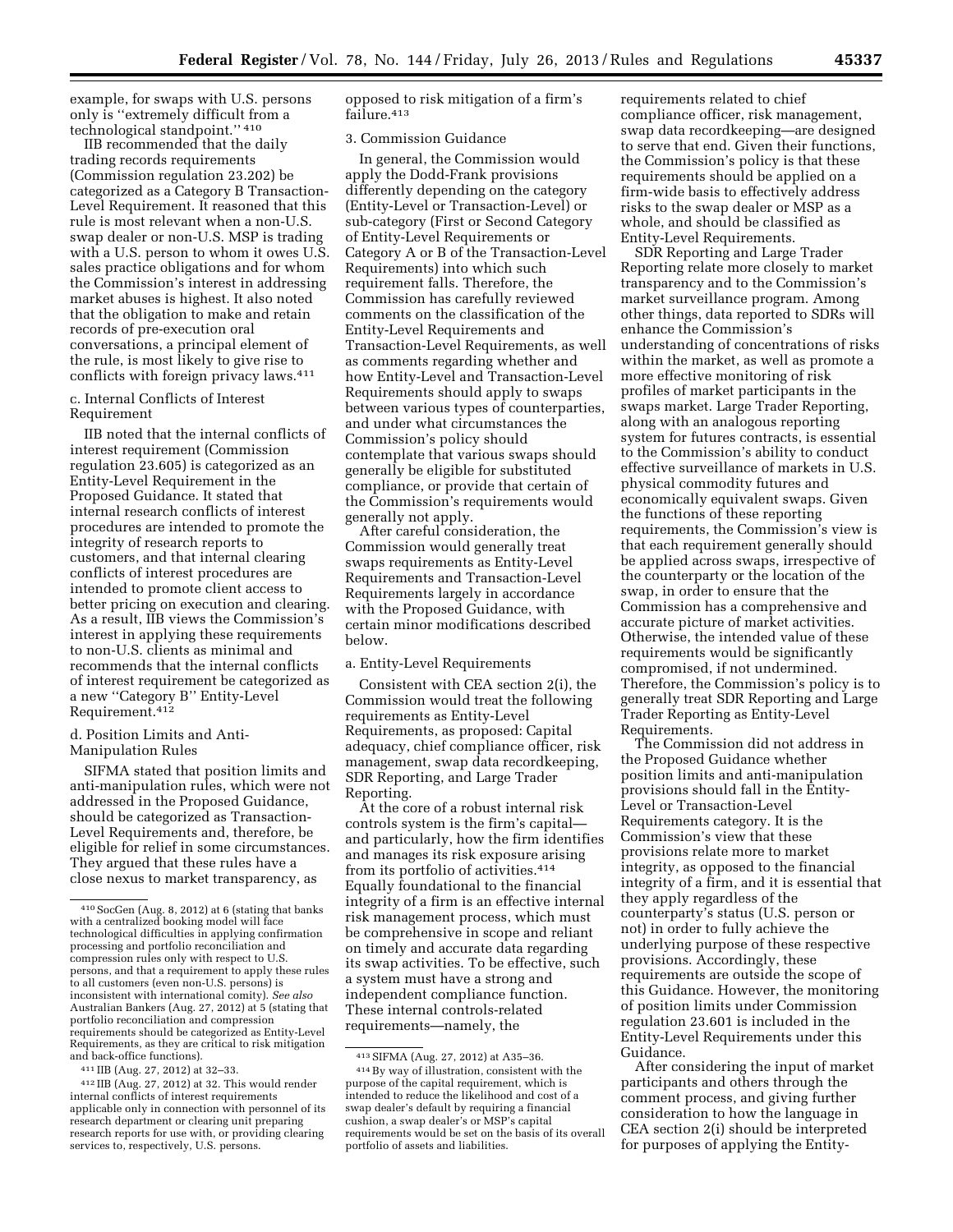example, for swaps with U.S. persons only is ''extremely difficult from a technological standpoint.'' [410]

IIB recommended that the daily trading records requirements (Commission regulation 23.202) be categorized as a Category B Transaction-Level Requirement. It reasoned that this rule is most relevant when a non-U.S. swap dealer or non-U.S. MSP is trading with a U.S. person to whom it owes U.S. sales practice obligations and for whom the Commission's interest in addressing market abuses is highest. It also noted that the obligation to make and retain records of pre-execution oral conversations, a principal element of the rule, is most likely to give rise to conflicts with foreign privacy laws.[411]

c. Internal Conflicts of Interest Requirement

IIB noted that the internal conflicts of interest requirement (Commission regulation 23.605) is categorized as an Entity-Level Requirement in the Proposed Guidance. It stated that internal research conflicts of interest procedures are intended to promote the integrity of research reports to customers, and that internal clearing conflicts of interest procedures are intended to promote client access to better pricing on execution and clearing. As a result, IIB views the Commission's interest in applying these requirements to non-U.S. clients as minimal and recommends that the internal conflicts of interest requirement be categorized as a new ''Category B'' Entity-Level Requirement.[412]

d. Position Limits and Anti-Manipulation Rules

SIFMA stated that position limits and anti-manipulation rules, which were not addressed in the Proposed Guidance, should be categorized as Transaction-Level Requirements and, therefore, be eligible for relief in some circumstances. They argued that these rules have a close nexus to market transparency, as opposed to risk mitigation of a firm's failure.[413]

3. Commission Guidance

In general, the Commission would apply the Dodd-Frank provisions differently depending on the category (Entity-Level or Transaction-Level) or sub-category (First or Second Category of Entity-Level Requirements or Category A or B of the Transaction-Level Requirements) into which such requirement falls. Therefore, the Commission has carefully reviewed comments on the classification of the Entity-Level Requirements and Transaction-Level Requirements, as well as comments regarding whether and how Entity-Level and Transaction-Level Requirements should apply to swaps between various types of counterparties, and under what circumstances the Commission's policy should contemplate that various swaps should generally be eligible for substituted compliance, or provide that certain of the Commission's requirements would generally not apply.

After careful consideration, the Commission would generally treat swaps requirements as Entity-Level Requirements and Transaction-Level Requirements largely in accordance with the Proposed Guidance, with certain minor modifications described below.

a. Entity-Level Requirements

Consistent with CEA section 2(i), the Commission would treat the following requirements as Entity-Level Requirements, as proposed: Capital adequacy, chief compliance officer, risk management, swap data recordkeeping, SDR Reporting, and Large Trader Reporting.

At the core of a robust internal risk controls system is the firm's capital—and particularly, how the firm identifies and manages its risk exposure arising from its portfolio of activities.[414] Equally foundational to the financial integrity of a firm is an effective internal risk management process, which must be comprehensive in scope and reliant on timely and accurate data regarding its swap activities. To be effective, such a system must have a strong and independent compliance function. These internal controls-related requirements—namely, the requirements related to chief compliance officer, risk management, swap data recordkeeping—are designed to serve that end. Given their functions, the Commission's policy is that these requirements should be applied on a firm-wide basis to effectively address risks to the swap dealer or MSP as a whole, and should be classified as Entity-Level Requirements.

SDR Reporting and Large Trader Reporting relate more closely to market transparency and to the Commission's market surveillance program. Among other things, data reported to SDRs will enhance the Commission's understanding of concentrations of risks within the market, as well as promote a more effective monitoring of risk profiles of market participants in the swaps market. Large Trader Reporting, along with an analogous reporting system for futures contracts, is essential to the Commission's ability to conduct effective surveillance of markets in U.S. physical commodity futures and economically equivalent swaps. Given the functions of these reporting requirements, the Commission's view is that each requirement generally should be applied across swaps, irrespective of the counterparty or the location of the swap, in order to ensure that the Commission has a comprehensive and accurate picture of market activities. Otherwise, the intended value of these requirements would be significantly compromised, if not undermined. Therefore, the Commission's policy is to generally treat SDR Reporting and Large Trader Reporting as Entity-Level Requirements.

The Commission did not address in the Proposed Guidance whether position limits and anti-manipulation provisions should fall in the Entity-Level or Transaction-Level Requirements category. It is the Commission's view that these provisions relate more to market integrity, as opposed to the financial integrity of a firm, and it is essential that they apply regardless of the counterparty's status (U.S. person or not) in order to fully achieve the underlying purpose of these respective provisions. Accordingly, these requirements are outside the scope of this Guidance. However, the monitoring of position limits under Commission regulation 23.601 is included in the Entity-Level Requirements under this Guidance.

After considering the input of market participants and others through the comment process, and giving further consideration to how the language in CEA section 2(i) should be interpreted for purposes of applying the Entity-

---

[410] SocGen (Aug. 8, 2012) at 6 (stating that banks with a centralized booking model will face technological difficulties in applying confirmation processing and portfolio reconciliation and compression rules only with respect to U.S. persons, and that a requirement to apply these rules to all customers (even non-U.S. persons) is inconsistent with international comity). *See also* Australian Bankers (Aug. 27, 2012) at 5 (stating that portfolio reconciliation and compression requirements should be categorized as Entity-Level Requirements, as they are critical to risk mitigation and back-office functions).

[411] IIB (Aug. 27, 2012) at 32–33.

[412] IIB (Aug. 27, 2012) at 32. This would render internal conflicts of interest requirements applicable only in connection with personnel of its research department or clearing unit preparing research reports for use with, or providing clearing services to, respectively, U.S. persons.

[413] SIFMA (Aug. 27, 2012) at A35–36.

[414] By way of illustration, consistent with the purpose of the capital requirement, which is intended to reduce the likelihood and cost of a swap dealer's default by requiring a financial cushion, a swap dealer's or MSP's capital requirements would be set on the basis of its overall portfolio of assets and liabilities.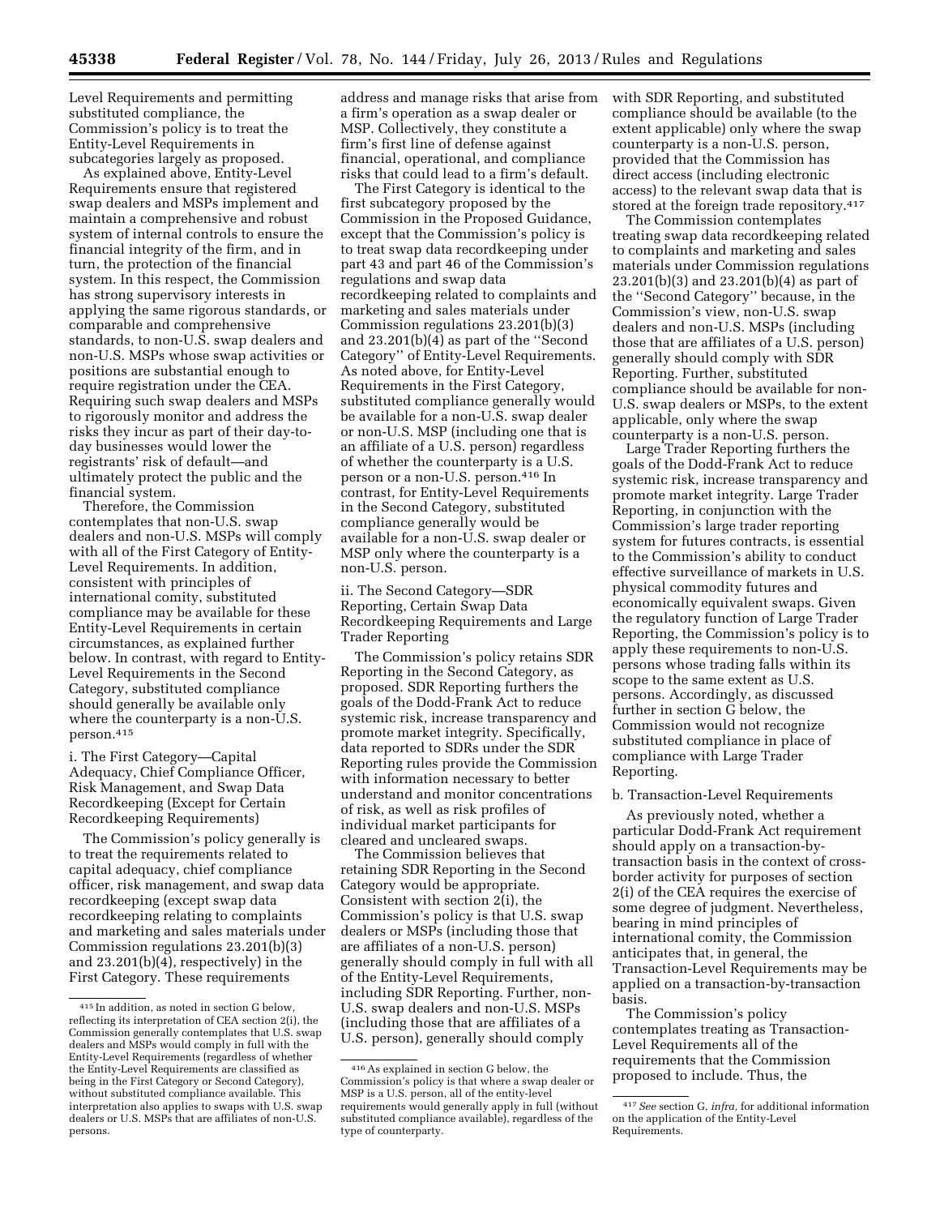Level Requirements and permitting substituted compliance, the Commission's policy is to treat the Entity-Level Requirements in subcategories largely as proposed.

As explained above, Entity-Level Requirements ensure that registered swap dealers and MSPs implement and maintain a comprehensive and robust system of internal controls to ensure the financial integrity of the firm, and in turn, the protection of the financial system. In this respect, the Commission has strong supervisory interests in applying the same rigorous standards, or comparable and comprehensive standards, to non-U.S. swap dealers and non-U.S. MSPs whose swap activities or positions are substantial enough to require registration under the CEA. Requiring such swap dealers and MSPs to rigorously monitor and address the risks they incur as part of their day-to-day businesses would lower the registrants' risk of default—and ultimately protect the public and the financial system.

Therefore, the Commission contemplates that non-U.S. swap dealers and non-U.S. MSPs will comply with all of the First Category of Entity-Level Requirements. In addition, consistent with principles of international comity, substituted compliance may be available for these Entity-Level Requirements in certain circumstances, as explained further below. In contrast, with regard to Entity-Level Requirements in the Second Category, substituted compliance should generally be available only where the counterparty is a non-U.S. person.[415]

i. The First Category—Capital Adequacy, Chief Compliance Officer, Risk Management, and Swap Data Recordkeeping (Except for Certain Recordkeeping Requirements)

The Commission's policy generally is to treat the requirements related to capital adequacy, chief compliance officer, risk management, and swap data recordkeeping (except swap data recordkeeping relating to complaints and marketing and sales materials under Commission regulations 23.201(b)(3) and 23.201(b)(4), respectively) in the First Category. These requirements address and manage risks that arise from a firm's operation as a swap dealer or MSP. Collectively, they constitute a firm's first line of defense against financial, operational, and compliance risks that could lead to a firm's default.

The First Category is identical to the first subcategory proposed by the Commission in the Proposed Guidance, except that the Commission's policy is to treat swap data recordkeeping under part 43 and part 46 of the Commission's regulations and swap data recordkeeping related to complaints and marketing and sales materials under Commission regulations 23.201(b)(3) and 23.201(b)(4) as part of the "Second Category" of Entity-Level Requirements. As noted above, for Entity-Level Requirements in the First Category, substituted compliance generally would be available for a non-U.S. swap dealer or non-U.S. MSP (including one that is an affiliate of a U.S. person) regardless of whether the counterparty is a U.S. person or a non-U.S. person.[416] In contrast, for Entity-Level Requirements in the Second Category, substituted compliance generally would be available for a non-U.S. swap dealer or MSP only where the counterparty is a non-U.S. person.

ii. The Second Category—SDR Reporting, Certain Swap Data Recordkeeping Requirements and Large Trader Reporting

The Commission's policy retains SDR Reporting in the Second Category, as proposed. SDR Reporting furthers the goals of the Dodd-Frank Act to reduce systemic risk, increase transparency and promote market integrity. Specifically, data reported to SDRs under the SDR Reporting rules provide the Commission with information necessary to better understand and monitor concentrations of risk, as well as risk profiles of individual market participants for cleared and uncleared swaps.

The Commission believes that retaining SDR Reporting in the Second Category would be appropriate. Consistent with section 2(i), the Commission's policy is that U.S. swap dealers or MSPs (including those that are affiliates of a non-U.S. person) generally should comply in full with all of the Entity-Level Requirements, including SDR Reporting. Further, non-U.S. swap dealers and non-U.S. MSPs (including those that are affiliates of a U.S. person), generally should comply with SDR Reporting, and substituted compliance should be available (to the extent applicable) only where the swap counterparty is a non-U.S. person, provided that the Commission has direct access (including electronic access) to the relevant swap data that is stored at the foreign trade repository.[417]

The Commission contemplates treating swap data recordkeeping related to complaints and marketing and sales materials under Commission regulations 23.201(b)(3) and 23.201(b)(4) as part of the "Second Category" because, in the Commission's view, non-U.S. swap dealers and non-U.S. MSPs (including those that are affiliates of a U.S. person) generally should comply with SDR Reporting. Further, substituted compliance should be available for non-U.S. swap dealers or MSPs, to the extent applicable, only where the swap counterparty is a non-U.S. person.

Large Trader Reporting furthers the goals of the Dodd-Frank Act to reduce systemic risk, increase transparency and promote market integrity. Large Trader Reporting, in conjunction with the Commission's large trader reporting system for futures contracts, is essential to the Commission's ability to conduct effective surveillance of markets in U.S. physical commodity futures and economically equivalent swaps. Given the regulatory function of Large Trader Reporting, the Commission's policy is to apply these requirements to non-U.S. persons whose trading falls within its scope to the same extent as U.S. persons. Accordingly, as discussed further in section G below, the Commission would not recognize substituted compliance in place of compliance with Large Trader Reporting.

b. Transaction-Level Requirements

As previously noted, whether a particular Dodd-Frank Act requirement should apply on a transaction-by-transaction basis in the context of cross-border activity for purposes of section 2(i) of the CEA requires the exercise of some degree of judgment. Nevertheless, bearing in mind principles of international comity, the Commission anticipates that, in general, the Transaction-Level Requirements may be applied on a transaction-by-transaction basis.

The Commission's policy contemplates treating as Transaction-Level Requirements all of the requirements that the Commission proposed to include. Thus, the

[415] In addition, as noted in section G below, reflecting its interpretation of CEA section 2(i), the Commission generally contemplates that U.S. swap dealers and MSPs would comply in full with the Entity-Level Requirements (regardless of whether the Entity-Level Requirements are classified as being in the First Category or Second Category), without substituted compliance available. This interpretation also applies to swaps with U.S. swap dealers or U.S. MSPs that are affiliates of non-U.S. persons.

[416] As explained in section G below, the Commission's policy is that where a swap dealer or MSP is a U.S. person, all of the entity-level requirements would generally apply in full (without substituted compliance available), regardless of the type of counterparty.

[417] *See* section G, *infra*, for additional information on the application of the Entity-Level Requirements.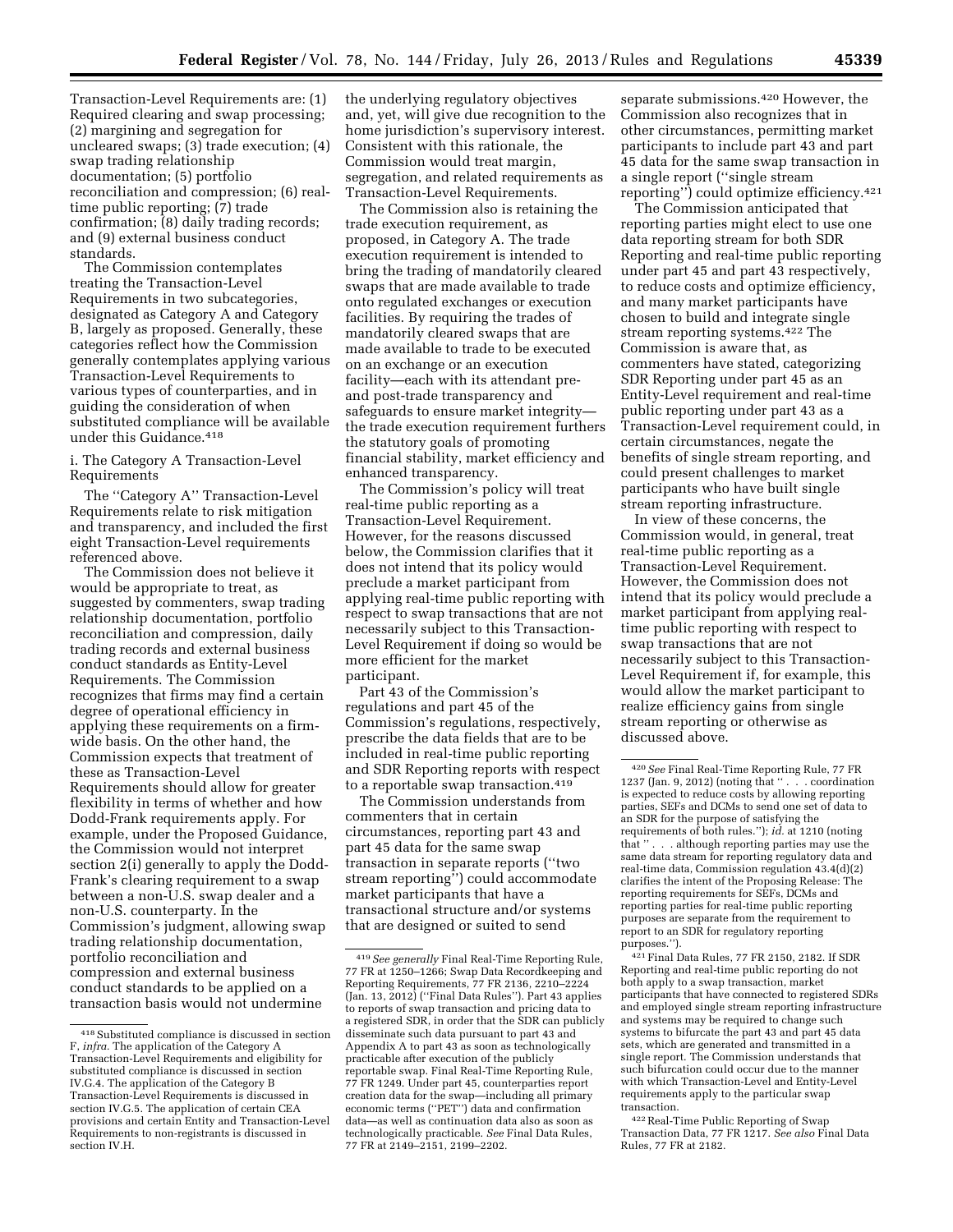Transaction-Level Requirements are: (1) Required clearing and swap processing; (2) margining and segregation for uncleared swaps; (3) trade execution; (4) swap trading relationship documentation; (5) portfolio reconciliation and compression; (6) real-time public reporting; (7) trade confirmation; (8) daily trading records; and (9) external business conduct standards.

The Commission contemplates treating the Transaction-Level Requirements in two subcategories, designated as Category A and Category B, largely as proposed. Generally, these categories reflect how the Commission generally contemplates applying various Transaction-Level Requirements to various types of counterparties, and in guiding the consideration of when substituted compliance will be available under this Guidance.[418]

i. The Category A Transaction-Level Requirements

The "Category A" Transaction-Level Requirements relate to risk mitigation and transparency, and included the first eight Transaction-Level requirements referenced above.

The Commission does not believe it would be appropriate to treat, as suggested by commenters, swap trading relationship documentation, portfolio reconciliation and compression, daily trading records and external business conduct standards as Entity-Level Requirements. The Commission recognizes that firms may find a certain degree of operational efficiency in applying these requirements on a firm-wide basis. On the other hand, the Commission expects that treatment of these as Transaction-Level Requirements should allow for greater flexibility in terms of whether and how Dodd-Frank requirements apply. For example, under the Proposed Guidance, the Commission would not interpret section 2(i) generally to apply the Dodd-Frank's clearing requirement to a swap between a non-U.S. swap dealer and a non-U.S. counterparty. In the Commission's judgment, allowing swap trading relationship documentation, portfolio reconciliation and compression and external business conduct standards to be applied on a transaction basis would not undermine the underlying regulatory objectives and, yet, will give due recognition to the home jurisdiction's supervisory interest. Consistent with this rationale, the Commission would treat margin, segregation, and related requirements as Transaction-Level Requirements.

The Commission also is retaining the trade execution requirement, as proposed, in Category A. The trade execution requirement is intended to bring the trading of mandatorily cleared swaps that are made available to trade onto regulated exchanges or execution facilities. By requiring the trades of mandatorily cleared swaps that are made available to trade to be executed on an exchange or an execution facility—each with its attendant pre- and post-trade transparency and safeguards to ensure market integrity—the trade execution requirement furthers the statutory goals of promoting financial stability, market efficiency and enhanced transparency.

The Commission's policy will treat real-time public reporting as a Transaction-Level Requirement. However, for the reasons discussed below, the Commission clarifies that it does not intend that its policy would preclude a market participant from applying real-time public reporting with respect to swap transactions that are not necessarily subject to this Transaction-Level Requirement if doing so would be more efficient for the market participant.

Part 43 of the Commission's regulations and part 45 of the Commission's regulations, respectively, prescribe the data fields that are to be included in real-time public reporting and SDR Reporting reports with respect to a reportable swap transaction.[419]

The Commission understands from commenters that in certain circumstances, reporting part 43 and part 45 data for the same swap transaction in separate reports ("two stream reporting") could accommodate market participants that have a transactional structure and/or systems that are designed or suited to send separate submissions.[420] However, the Commission also recognizes that in other circumstances, permitting market participants to include part 43 and part 45 data for the same swap transaction in a single report ("single stream reporting") could optimize efficiency.[421]

The Commission anticipated that reporting parties might elect to use one data reporting stream for both SDR Reporting and real-time public reporting under part 45 and part 43 respectively, to reduce costs and optimize efficiency, and many market participants have chosen to build and integrate single stream reporting systems.[422] The Commission is aware that, as commenters have stated, categorizing SDR Reporting under part 45 as an Entity-Level requirement and real-time public reporting under part 43 as a Transaction-Level requirement could, in certain circumstances, negate the benefits of single stream reporting, and could present challenges to market participants who have built single stream reporting infrastructure.

In view of these concerns, the Commission would, in general, treat real-time public reporting as a Transaction-Level Requirement. However, the Commission does not intend that its policy would preclude a market participant from applying real-time public reporting with respect to swap transactions that are not necessarily subject to this Transaction-Level Requirement if, for example, this would allow the market participant to realize efficiency gains from single stream reporting or otherwise as discussed above.

---

[418] Substituted compliance is discussed in section F, *infra*. The application of the Category A Transaction-Level Requirements and eligibility for substituted compliance is discussed in section IV.G.4. The application of the Category B Transaction-Level Requirements is discussed in section IV.G.5. The application of certain CEA provisions and certain Entity and Transaction-Level Requirements to non-registrants is discussed in section IV.H.

[419] *See generally* Final Real-Time Reporting Rule, 77 FR at 1250–1266; Swap Data Recordkeeping and Reporting Requirements, 77 FR 2136, 2210–2224 (Jan. 13, 2012) ("Final Data Rules"). Part 43 applies to reports of swap transaction and pricing data to a registered SDR, in order that the SDR can publicly disseminate such data pursuant to part 43 and Appendix A to part 43 as soon as technologically practicable after execution of the publicly reportable swap. Final Real-Time Reporting Rule, 77 FR 1249. Under part 45, counterparties report creation data for the swap—including all primary economic terms ("PET") data and confirmation data—as well as continuation data also as soon as technologically practicable. *See* Final Data Rules, 77 FR at 2149–2151, 2199–2202.

[420] *See* Final Real-Time Reporting Rule, 77 FR 1237 (Jan. 9, 2012) (noting that ". . . coordination is expected to reduce costs by allowing reporting parties, SEFs and DCMs to send one set of data to an SDR for the purpose of satisfying the requirements of both rules."); *id.* at 1210 (noting that ". . . although reporting parties may use the same data stream for reporting regulatory data and real-time data, Commission regulation 43.4(d)(2) clarifies the intent of the Proposing Release: The reporting requirements for SEFs, DCMs and reporting parties for real-time public reporting purposes are separate from the requirement to report to an SDR for regulatory reporting purposes.").

[421] Final Data Rules, 77 FR 2150, 2182. If SDR Reporting and real-time public reporting do not both apply to a swap transaction, market participants that have connected to registered SDRs and employed single stream reporting infrastructure and systems may be required to change such systems to bifurcate the part 43 and part 45 data sets, which are generated and transmitted in a single report. The Commission understands that such bifurcation could occur due to the manner with which Transaction-Level and Entity-Level requirements apply to the particular swap transaction.

[422] Real-Time Public Reporting of Swap Transaction Data, 77 FR 1217. *See also* Final Data Rules, 77 FR at 2182.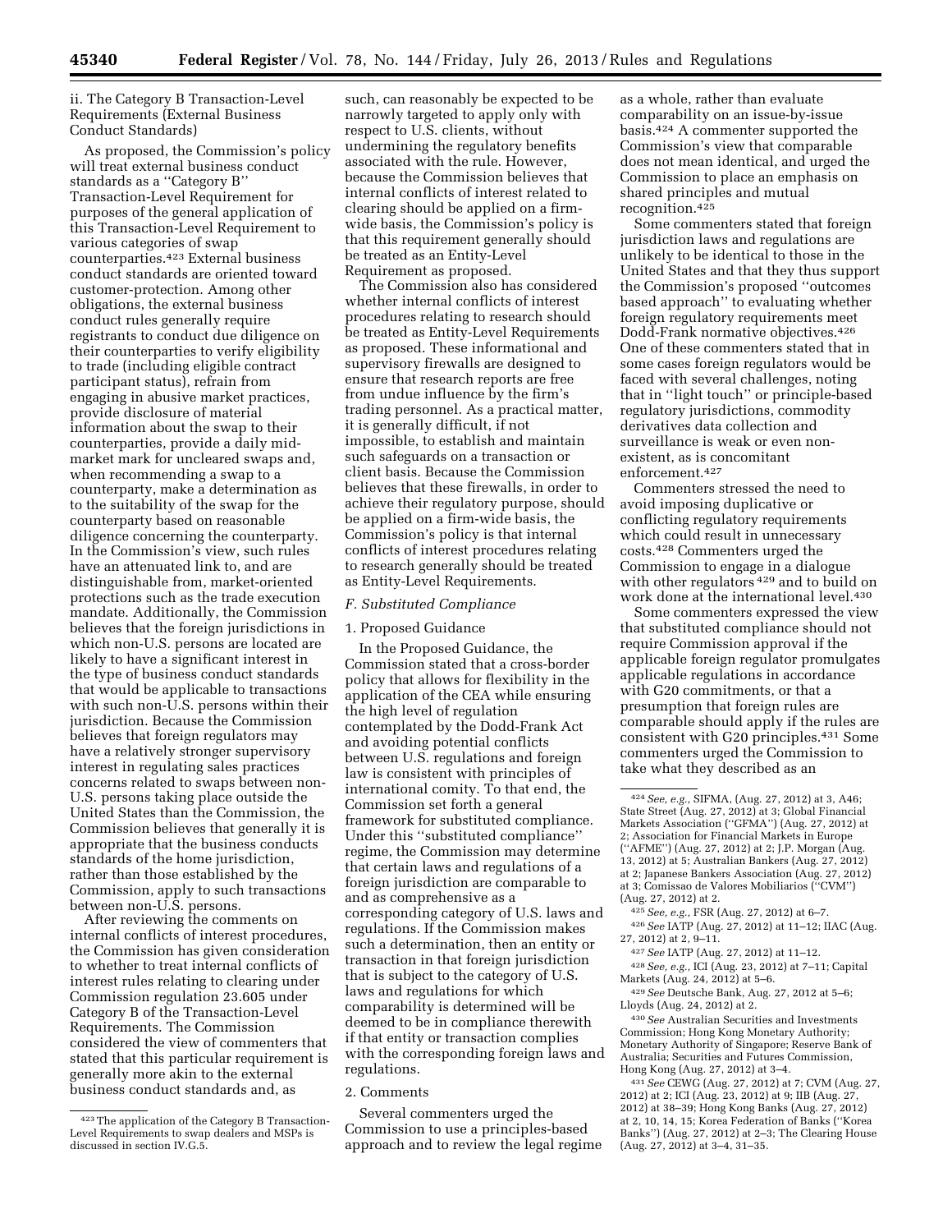ii. The Category B Transaction-Level Requirements (External Business Conduct Standards)

As proposed, the Commission's policy will treat external business conduct standards as a ''Category B'' Transaction-Level Requirement for purposes of the general application of this Transaction-Level Requirement to various categories of swap counterparties.[423] External business conduct standards are oriented toward customer-protection. Among other obligations, the external business conduct rules generally require registrants to conduct due diligence on their counterparties to verify eligibility to trade (including eligible contract participant status), refrain from engaging in abusive market practices, provide disclosure of material information about the swap to their counterparties, provide a daily mid-market mark for uncleared swaps and, when recommending a swap to a counterparty, make a determination as to the suitability of the swap for the counterparty based on reasonable diligence concerning the counterparty. In the Commission's view, such rules have an attenuated link to, and are distinguishable from, market-oriented protections such as the trade execution mandate. Additionally, the Commission believes that the foreign jurisdictions in which non-U.S. persons are located are likely to have a significant interest in the type of business conduct standards that would be applicable to transactions with such non-U.S. persons within their jurisdiction. Because the Commission believes that foreign regulators may have a relatively stronger supervisory interest in regulating sales practices concerns related to swaps between non-U.S. persons taking place outside the United States than the Commission, the Commission believes that generally it is appropriate that the business conducts standards of the home jurisdiction, rather than those established by the Commission, apply to such transactions between non-U.S. persons.

After reviewing the comments on internal conflicts of interest procedures, the Commission has given consideration to whether to treat internal conflicts of interest rules relating to clearing under Commission regulation 23.605 under Category B of the Transaction-Level Requirements. The Commission considered the view of commenters that stated that this particular requirement is generally more akin to the external business conduct standards and, as such, can reasonably be expected to be narrowly targeted to apply only with respect to U.S. clients, without undermining the regulatory benefits associated with the rule. However, because the Commission believes that internal conflicts of interest related to clearing should be applied on a firm-wide basis, the Commission's policy is that this requirement generally should be treated as an Entity-Level Requirement as proposed.

The Commission also has considered whether internal conflicts of interest procedures relating to research should be treated as Entity-Level Requirements as proposed. These informational and supervisory firewalls are designed to ensure that research reports are free from undue influence by the firm's trading personnel. As a practical matter, it is generally difficult, if not impossible, to establish and maintain such safeguards on a transaction or client basis. Because the Commission believes that these firewalls, in order to achieve their regulatory purpose, should be applied on a firm-wide basis, the Commission's policy is that internal conflicts of interest procedures relating to research generally should be treated as Entity-Level Requirements.

### *F. Substituted Compliance*

1. Proposed Guidance

In the Proposed Guidance, the Commission stated that a cross-border policy that allows for flexibility in the application of the CEA while ensuring the high level of regulation contemplated by the Dodd-Frank Act and avoiding potential conflicts between U.S. regulations and foreign law is consistent with principles of international comity. To that end, the Commission set forth a general framework for substituted compliance. Under this ''substituted compliance'' regime, the Commission may determine that certain laws and regulations of a foreign jurisdiction are comparable to and as comprehensive as a corresponding category of U.S. laws and regulations. If the Commission makes such a determination, then an entity or transaction in that foreign jurisdiction that is subject to the category of U.S. laws and regulations for which comparability is determined will be deemed to be in compliance therewith if that entity or transaction complies with the corresponding foreign laws and regulations.

2. Comments

Several commenters urged the Commission to use a principles-based approach and to review the legal regime as a whole, rather than evaluate comparability on an issue-by-issue basis.[424] A commenter supported the Commission's view that comparable does not mean identical, and urged the Commission to place an emphasis on shared principles and mutual recognition.[425]

Some commenters stated that foreign jurisdiction laws and regulations are unlikely to be identical to those in the United States and that they thus support the Commission's proposed ''outcomes based approach'' to evaluating whether foreign regulatory requirements meet Dodd-Frank normative objectives.[426] One of these commenters stated that in some cases foreign regulators would be faced with several challenges, noting that in ''light touch'' or principle-based regulatory jurisdictions, commodity derivatives data collection and surveillance is weak or even non-existent, as is concomitant enforcement.[427]

Commenters stressed the need to avoid imposing duplicative or conflicting regulatory requirements which could result in unnecessary costs.[428] Commenters urged the Commission to engage in a dialogue with other regulators[429] and to build on work done at the international level.[430]

Some commenters expressed the view that substituted compliance should not require Commission approval if the applicable foreign regulator promulgates applicable regulations in accordance with G20 commitments, or that a presumption that foreign rules are comparable should apply if the rules are consistent with G20 principles.[431] Some commenters urged the Commission to take what they described as an

---

[423] The application of the Category B Transaction-Level Requirements to swap dealers and MSPs is discussed in section IV.G.5.

[424] *See, e.g.,* SIFMA, (Aug. 27, 2012) at 3, A46; State Street (Aug. 27, 2012) at 3; Global Financial Markets Association (''GFMA'') (Aug. 27, 2012) at 2; Association for Financial Markets in Europe (''AFME'') (Aug. 27, 2012) at 2; J.P. Morgan (Aug. 13, 2012) at 5; Australian Bankers (Aug. 27, 2012) at 2; Japanese Bankers Association (Aug. 27, 2012) at 3; Comissao de Valores Mobiliarios (''CVM'') (Aug. 27, 2012) at 2.

[425] *See, e.g.,* FSR (Aug. 27, 2012) at 6–7.

[426] *See* IATP (Aug. 27, 2012) at 11–12; IIAC (Aug. 27, 2012) at 2, 9–11.

[427] *See* IATP (Aug. 27, 2012) at 11–12.

[428] *See, e.g.,* ICI (Aug. 23, 2012) at 7–11; Capital Markets (Aug. 24, 2012) at 5–6.

[429] *See* Deutsche Bank, Aug. 27, 2012 at 5–6; Lloyds (Aug. 24, 2012) at 2.

[430] *See* Australian Securities and Investments Commission; Hong Kong Monetary Authority; Monetary Authority of Singapore; Reserve Bank of Australia; Securities and Futures Commission, Hong Kong (Aug. 27, 2012) at 3–4.

[431] *See* CEWG (Aug. 27, 2012) at 7; CVM (Aug. 27, 2012) at 2; ICI (Aug. 23, 2012) at 9; IIB (Aug. 27, 2012) at 38–39; Hong Kong Banks (Aug. 27, 2012) at 2, 10, 14, 15; Korea Federation of Banks (''Korea Banks'') (Aug. 27, 2012) at 2–3; The Clearing House (Aug. 27, 2012) at 3–4, 31–35.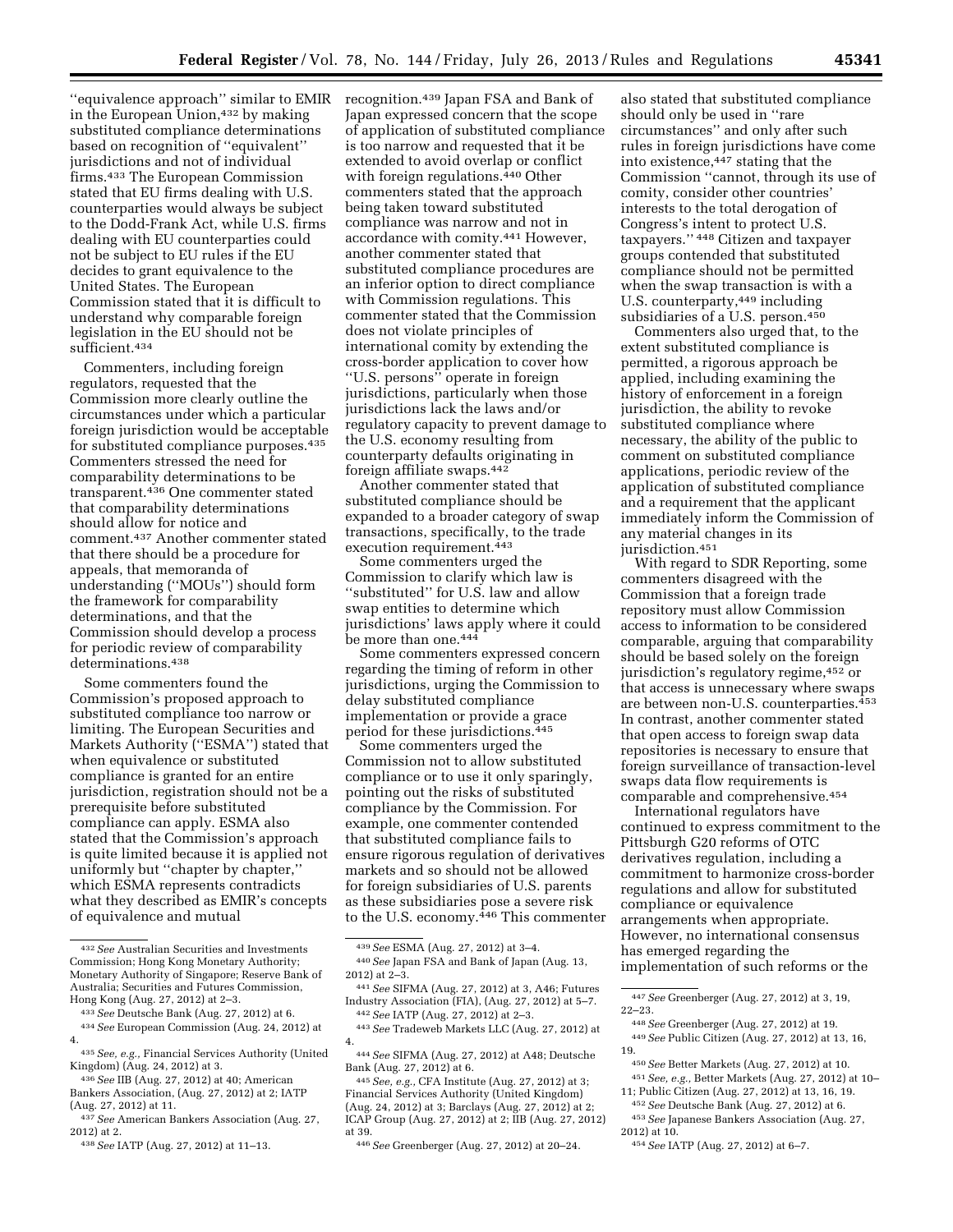''equivalence approach'' similar to EMIR in the European Union,[432] by making substituted compliance determinations based on recognition of ''equivalent'' jurisdictions and not of individual firms.[433] The European Commission stated that EU firms dealing with U.S. counterparties would always be subject to the Dodd-Frank Act, while U.S. firms dealing with EU counterparties could not be subject to EU rules if the EU decides to grant equivalence to the United States. The European Commission stated that it is difficult to understand why comparable foreign legislation in the EU should not be sufficient.[434]

Commenters, including foreign regulators, requested that the Commission more clearly outline the circumstances under which a particular foreign jurisdiction would be acceptable for substituted compliance purposes.[435] Commenters stressed the need for comparability determinations to be transparent.[436] One commenter stated that comparability determinations should allow for notice and comment.[437] Another commenter stated that there should be a procedure for appeals, that memoranda of understanding (''MOUs'') should form the framework for comparability determinations, and that the Commission should develop a process for periodic review of comparability determinations.[438]

Some commenters found the Commission's proposed approach to substituted compliance too narrow or limiting. The European Securities and Markets Authority (''ESMA'') stated that when equivalence or substituted compliance is granted for an entire jurisdiction, registration should not be a prerequisite before substituted compliance can apply. ESMA also stated that the Commission's approach is quite limited because it is applied not uniformly but ''chapter by chapter,'' which ESMA represents contradicts what they described as EMIR's concepts of equivalence and mutual recognition.[439] Japan FSA and Bank of Japan expressed concern that the scope of application of substituted compliance is too narrow and requested that it be extended to avoid overlap or conflict with foreign regulations.[440] Other commenters stated that the approach being taken toward substituted compliance was narrow and not in accordance with comity.[441] However, another commenter stated that substituted compliance procedures are an inferior option to direct compliance with Commission regulations. This commenter stated that the Commission does not violate principles of international comity by extending the cross-border application to cover how ''U.S. persons'' operate in foreign jurisdictions, particularly when those jurisdictions lack the laws and/or regulatory capacity to prevent damage to the U.S. economy resulting from counterparty defaults originating in foreign affiliate swaps.[442]

Another commenter stated that substituted compliance should be expanded to a broader category of swap transactions, specifically, to the trade execution requirement.[443]

Some commenters urged the Commission to clarify which law is ''substituted'' for U.S. law and allow swap entities to determine which jurisdictions' laws apply where it could be more than one.[444]

Some commenters expressed concern regarding the timing of reform in other jurisdictions, urging the Commission to delay substituted compliance implementation or provide a grace period for these jurisdictions.[445]

Some commenters urged the Commission not to allow substituted compliance or to use it only sparingly, pointing out the risks of substituted compliance by the Commission. For example, one commenter contended that substituted compliance fails to ensure rigorous regulation of derivatives markets and so should not be allowed for foreign subsidiaries of U.S. parents as these subsidiaries pose a severe risk to the U.S. economy.[446] This commenter also stated that substituted compliance should only be used in ''rare circumstances'' and only after such rules in foreign jurisdictions have come into existence,[447] stating that the Commission ''cannot, through its use of comity, consider other countries' interests to the total derogation of Congress's intent to protect U.S. taxpayers.''[448] Citizen and taxpayer groups contended that substituted compliance should not be permitted when the swap transaction is with a U.S. counterparty,[449] including subsidiaries of a U.S. person.[450]

Commenters also urged that, to the extent substituted compliance is permitted, a rigorous approach be applied, including examining the history of enforcement in a foreign jurisdiction, the ability to revoke substituted compliance where necessary, the ability of the public to comment on substituted compliance applications, periodic review of the application of substituted compliance and a requirement that the applicant immediately inform the Commission of any material changes in its jurisdiction.[451]

With regard to SDR Reporting, some commenters disagreed with the Commission that a foreign trade repository must allow Commission access to information to be considered comparable, arguing that comparability should be based solely on the foreign jurisdiction's regulatory regime,[452] or that access is unnecessary where swaps are between non-U.S. counterparties.[453] In contrast, another commenter stated that open access to foreign swap data repositories is necessary to ensure that foreign surveillance of transaction-level swaps data flow requirements is comparable and comprehensive.[454]

International regulators have continued to express commitment to the Pittsburgh G20 reforms of OTC derivatives regulation, including a commitment to harmonize cross-border regulations and allow for substituted compliance or equivalence arrangements when appropriate. However, no international consensus has emerged regarding the implementation of such reforms or the

---

[432] *See* Australian Securities and Investments Commission; Hong Kong Monetary Authority; Monetary Authority of Singapore; Reserve Bank of Australia; Securities and Futures Commission, Hong Kong (Aug. 27, 2012) at 2–3.

[433] *See* Deutsche Bank (Aug. 27, 2012) at 6.

[434] *See* European Commission (Aug. 24, 2012) at 4.

[435] *See, e.g.,* Financial Services Authority (United Kingdom) (Aug. 24, 2012) at 3.

[436] *See* IIB (Aug. 27, 2012) at 40; American Bankers Association, (Aug. 27, 2012) at 2; IATP (Aug. 27, 2012) at 11.

[437] *See* American Bankers Association (Aug. 27, 2012) at 2.

[438] *See* IATP (Aug. 27, 2012) at 11–13.

[439] *See* ESMA (Aug. 27, 2012) at 3–4.

[440] *See* Japan FSA and Bank of Japan (Aug. 13, 2012) at 2–3.

[441] *See* SIFMA (Aug. 27, 2012) at 3, A46; Futures Industry Association (FIA), (Aug. 27, 2012) at 5–7.

[442] *See* IATP (Aug. 27, 2012) at 2–3.

[443] *See* Tradeweb Markets LLC (Aug. 27, 2012) at 4.

[444] *See* SIFMA (Aug. 27, 2012) at A48; Deutsche Bank (Aug. 27, 2012) at 6.

[445] *See, e.g.,* CFA Institute (Aug. 27, 2012) at 3; Financial Services Authority (United Kingdom) (Aug. 24, 2012) at 3; Barclays (Aug. 27, 2012) at 2; ICAP Group (Aug. 27, 2012) at 2; IIB (Aug. 27, 2012) at 39.

[446] *See* Greenberger (Aug. 27, 2012) at 20–24.

[447] *See* Greenberger (Aug. 27, 2012) at 3, 19, 22–23.

[448] *See* Greenberger (Aug. 27, 2012) at 19.

[449] *See* Public Citizen (Aug. 27, 2012) at 13, 16, 19.

[450] *See* Better Markets (Aug. 27, 2012) at 10.

[451] *See, e.g.,* Better Markets (Aug. 27, 2012) at 10–11; Public Citizen (Aug. 27, 2012) at 13, 16, 19.

[452] *See* Deutsche Bank (Aug. 27, 2012) at 6.

[453] *See* Japanese Bankers Association (Aug. 27, 2012) at 10.

[454] *See* IATP (Aug. 27, 2012) at 6–7.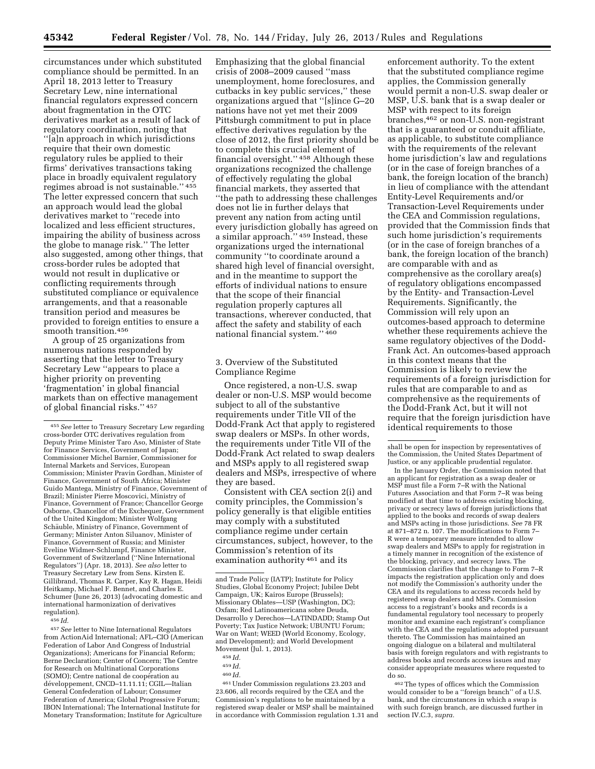circumstances under which substituted compliance should be permitted. In an April 18, 2013 letter to Treasury Secretary Lew, nine international financial regulators expressed concern about fragmentation in the OTC derivatives market as a result of lack of regulatory coordination, noting that ''[a]n approach in which jurisdictions require that their own domestic regulatory rules be applied to their firms' derivatives transactions taking place in broadly equivalent regulatory regimes abroad is not sustainable.'' [455] The letter expressed concern that such an approach would lead the global derivatives market to ''recede into localized and less efficient structures, impairing the ability of business across the globe to manage risk.'' The letter also suggested, among other things, that cross-border rules be adopted that would not result in duplicative or conflicting requirements through substituted compliance or equivalence arrangements, and that a reasonable transition period and measures be provided to foreign entities to ensure a smooth transition.[456]

A group of 25 organizations from numerous nations responded by asserting that the letter to Treasury Secretary Lew ''appears to place a higher priority on preventing 'fragmentation' in global financial markets than on effective management of global financial risks.'' [457] Emphasizing that the global financial crisis of 2008–2009 caused ''mass unemployment, home foreclosures, and cutbacks in key public services,'' these organizations argued that ''[s]ince G–20 nations have not yet met their 2009 Pittsburgh commitment to put in place effective derivatives regulation by the close of 2012, the first priority should be to complete this crucial element of financial oversight.'' [458] Although these organizations recognized the challenge of effectively regulating the global financial markets, they asserted that ''the path to addressing these challenges does not lie in further delays that prevent any nation from acting until every jurisdiction globally has agreed on a similar approach.'' [459] Instead, these organizations urged the international community ''to coordinate around a shared high level of financial oversight, and in the meantime to support the efforts of individual nations to ensure that the scope of their financial regulation properly captures all transactions, wherever conducted, that affect the safety and stability of each national financial system.'' [460]

### 3. Overview of the Substituted Compliance Regime

Once registered, a non-U.S. swap dealer or non-U.S. MSP would become subject to all of the substantive requirements under Title VII of the Dodd-Frank Act that apply to registered swap dealers or MSPs. In other words, the requirements under Title VII of the Dodd-Frank Act related to swap dealers and MSPs apply to all registered swap dealers and MSPs, irrespective of where they are based.

Consistent with CEA section 2(i) and comity principles, the Commission's policy generally is that eligible entities may comply with a substituted compliance regime under certain circumstances, subject, however, to the Commission's retention of its examination authority [461] and its enforcement authority. To the extent that the substituted compliance regime applies, the Commission generally would permit a non-U.S. swap dealer or MSP, U.S. bank that is a swap dealer or MSP with respect to its foreign branches,[462] or non-U.S. non-registrant that is a guaranteed or conduit affiliate, as applicable, to substitute compliance with the requirements of the relevant home jurisdiction's law and regulations (or in the case of foreign branches of a bank, the foreign location of the branch) in lieu of compliance with the attendant Entity-Level Requirements and/or Transaction-Level Requirements under the CEA and Commission regulations, provided that the Commission finds that such home jurisdiction's requirements (or in the case of foreign branches of a bank, the foreign location of the branch) are comparable with and as comprehensive as the corollary area(s) of regulatory obligations encompassed by the Entity- and Transaction-Level Requirements. Significantly, the Commission will rely upon an outcomes-based approach to determine whether these requirements achieve the same regulatory objectives of the Dodd-Frank Act. An outcomes-based approach in this context means that the Commission is likely to review the requirements of a foreign jurisdiction for rules that are comparable to and as comprehensive as the requirements of the Dodd-Frank Act, but it will not require that the foreign jurisdiction have identical requirements to those

---

[455] *See* letter to Treasury Secretary Lew regarding cross-border OTC derivatives regulation from Deputy Prime Minister Taro Aso, Minister of State for Finance Services, Government of Japan; Commissioner Michel Barnier, Commissioner for Internal Markets and Services, European Commission; Minister Pravin Gordhan, Minister of Finance, Government of South Africa; Minister Guido Mantega, Ministry of Finance, Government of Brazil; Minister Pierre Moscovici, Ministry of Finance, Government of France; Chancellor George Osborne, Chancellor of the Exchequer, Government of the United Kingdom; Minister Wolfgang Schäuble, Ministry of Finance, Government of Germany; Minister Anton Siluanov, Minister of Finance, Government of Russia; and Minister Eveline Widmer-Schlumpf, Finance Minister, Government of Switzerland (''Nine International Regulators'') (Apr. 18, 2013). *See also* letter to Treasury Secretary Lew from Sens. Kirsten E. Gillibrand, Thomas R. Carper, Kay R. Hagan, Heidi Heitkamp, Michael F. Bennet, and Charles E. Schumer (June 26, 2013) (advocating domestic and international harmonization of derivatives regulation).

[456] *Id.*

[457] *See* letter to Nine International Regulators from ActionAid International; AFL–CIO (American Federation of Labor And Congress of Industrial Organizations); Americans for Financial Reform; Berne Declaration; Center of Concern; The Centre for Research on Multinational Corporations (SOMO); Centre national de coopération au développement, CNCD–11.11.11; CGIL—Italian General Confederation of Labour; Consumer Federation of America; Global Progressive Forum; IBON International; The International Institute for Monetary Transformation; Institute for Agriculture and Trade Policy (IATP); Institute for Policy Studies, Global Economy Project; Jubilee Debt Campaign, UK; Kairos Europe (Brussels); Missionary Oblates—USP (Washington, DC); Oxfam; Red Latinoamericana sobre Deuda, Desarrollo y Derechos—LATINDADD; Stamp Out Poverty; Tax Justice Network; UBUNTU Forum; War on Want; WEED (World Economy, Ecology, and Development); and World Development Movement (Jul. 1, 2013).

[458] *Id.*

[459] *Id.*

[460] *Id.*

[461] Under Commission regulations 23.203 and 23.606, all records required by the CEA and the Commission's regulations to be maintained by a registered swap dealer or MSP shall be maintained in accordance with Commission regulation 1.31 and shall be open for inspection by representatives of the Commission, the United States Department of Justice, or any applicable prudential regulator.

In the January Order, the Commission noted that an applicant for registration as a swap dealer or MSP must file a Form 7–R with the National Futures Association and that Form 7–R was being modified at that time to address existing blocking, privacy or secrecy laws of foreign jurisdictions that applied to the books and records of swap dealers and MSPs acting in those jurisdictions. *See* 78 FR at 871–872 n. 107. The modifications to Form 7–R were a temporary measure intended to allow swap dealers and MSPs to apply for registration in a timely manner in recognition of the existence of the blocking, privacy, and secrecy laws. The Commission clarifies that the change to Form 7–R impacts the registration application only and does not modify the Commission's authority under the CEA and its regulations to access records held by registered swap dealers and MSPs. Commission access to a registrant's books and records is a fundamental regulatory tool necessary to properly monitor and examine each registrant's compliance with the CEA and the regulations adopted pursuant thereto. The Commission has maintained an ongoing dialogue on a bilateral and multilateral basis with foreign regulators and with registrants to address books and records access issues and may consider appropriate measures where requested to do so.

[462] The types of offices which the Commission would consider to be a ''foreign branch'' of a U.S. bank, and the circumstances in which a swap is with such foreign branch, are discussed further in section IV.C.3, *supra.*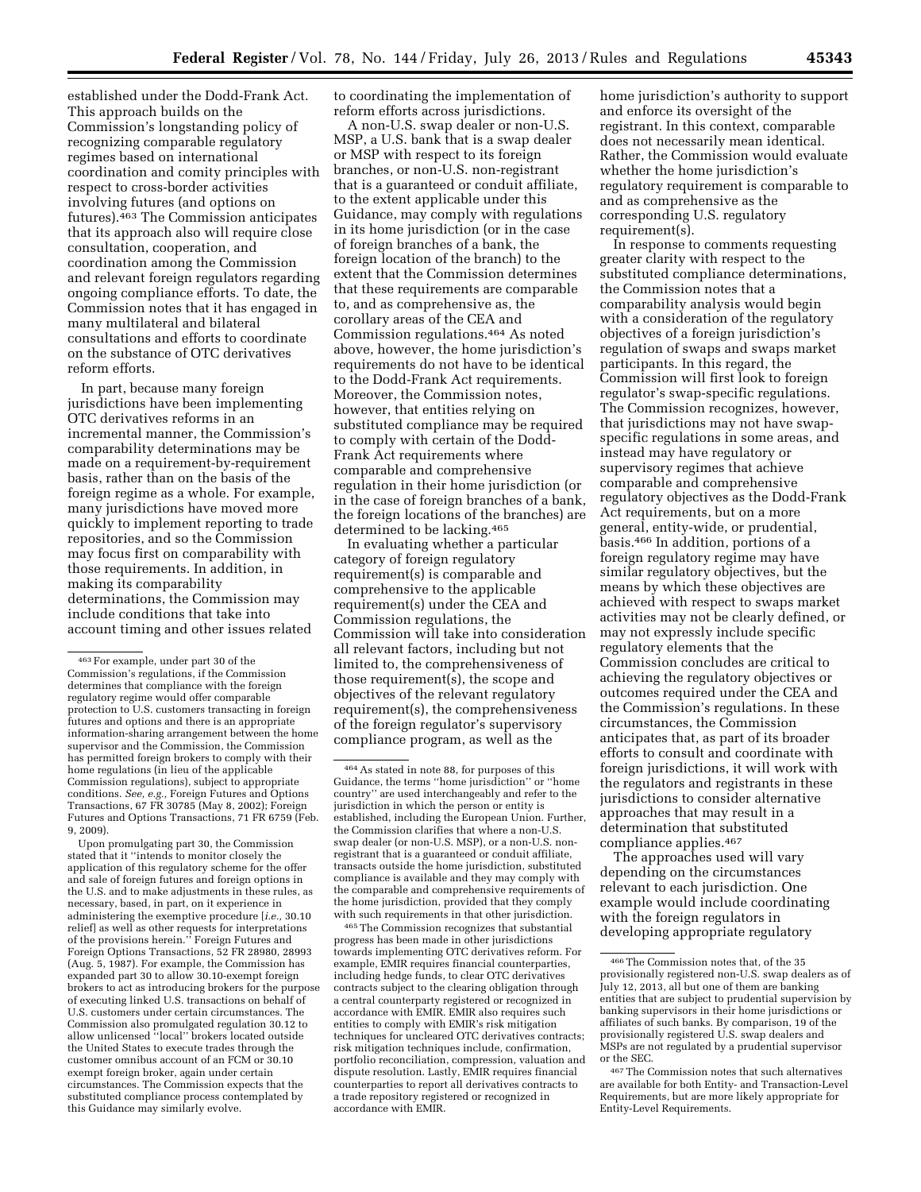established under the Dodd-Frank Act. This approach builds on the Commission's longstanding policy of recognizing comparable regulatory regimes based on international coordination and comity principles with respect to cross-border activities involving futures (and options on futures).[463] The Commission anticipates that its approach also will require close consultation, cooperation, and coordination among the Commission and relevant foreign regulators regarding ongoing compliance efforts. To date, the Commission notes that it has engaged in many multilateral and bilateral consultations and efforts to coordinate on the substance of OTC derivatives reform efforts.

In part, because many foreign jurisdictions have been implementing OTC derivatives reforms in an incremental manner, the Commission's comparability determinations may be made on a requirement-by-requirement basis, rather than on the basis of the foreign regime as a whole. For example, many jurisdictions have moved more quickly to implement reporting to trade repositories, and so the Commission may focus first on comparability with those requirements. In addition, in making its comparability determinations, the Commission may include conditions that take into account timing and other issues related to coordinating the implementation of reform efforts across jurisdictions.

A non-U.S. swap dealer or non-U.S. MSP, a U.S. bank that is a swap dealer or MSP with respect to its foreign branches, or non-U.S. non-registrant that is a guaranteed or conduit affiliate, to the extent applicable under this Guidance, may comply with regulations in its home jurisdiction (or in the case of foreign branches of a bank, the foreign location of the branch) to the extent that the Commission determines that these requirements are comparable to, and as comprehensive as, the corollary areas of the CEA and Commission regulations.[464] As noted above, however, the home jurisdiction's requirements do not have to be identical to the Dodd-Frank Act requirements. Moreover, the Commission notes, however, that entities relying on substituted compliance may be required to comply with certain of the Dodd-Frank Act requirements where comparable and comprehensive regulation in their home jurisdiction (or in the case of foreign branches of a bank, the foreign locations of the branches) are determined to be lacking.[465]

In evaluating whether a particular category of foreign regulatory requirement(s) is comparable and comprehensive to the applicable requirement(s) under the CEA and Commission regulations, the Commission will take into consideration all relevant factors, including but not limited to, the comprehensiveness of those requirement(s), the scope and objectives of the relevant regulatory requirement(s), the comprehensiveness of the foreign regulator's supervisory compliance program, as well as the home jurisdiction's authority to support and enforce its oversight of the registrant. In this context, comparable does not necessarily mean identical. Rather, the Commission would evaluate whether the home jurisdiction's regulatory requirement is comparable to and as comprehensive as the corresponding U.S. regulatory requirement(s).

In response to comments requesting greater clarity with respect to the substituted compliance determinations, the Commission notes that a comparability analysis would begin with a consideration of the regulatory objectives of a foreign jurisdiction's regulation of swaps and swaps market participants. In this regard, the Commission will first look to foreign regulator's swap-specific regulations. The Commission recognizes, however, that jurisdictions may not have swap-specific regulations in some areas, and instead may have regulatory or supervisory regimes that achieve comparable and comprehensive regulatory objectives as the Dodd-Frank Act requirements, but on a more general, entity-wide, or prudential, basis.[466] In addition, portions of a foreign regulatory regime may have similar regulatory objectives, but the means by which these objectives are achieved with respect to swaps market activities may not be clearly defined, or may not expressly include specific regulatory elements that the Commission concludes are critical to achieving the regulatory objectives or outcomes required under the CEA and the Commission's regulations. In these circumstances, the Commission anticipates that, as part of its broader efforts to consult and coordinate with foreign jurisdictions, it will work with the regulators and registrants in these jurisdictions to consider alternative approaches that may result in a determination that substituted compliance applies.[467]

The approaches used will vary depending on the circumstances relevant to each jurisdiction. One example would include coordinating with the foreign regulators in developing appropriate regulatory

---

[463] For example, under part 30 of the Commission's regulations, if the Commission determines that compliance with the foreign regulatory regime would offer comparable protection to U.S. customers transacting in foreign futures and options and there is an appropriate information-sharing arrangement between the home supervisor and the Commission, the Commission has permitted foreign brokers to comply with their home regulations (in lieu of the applicable Commission regulations), subject to appropriate conditions. *See, e.g.,* Foreign Futures and Options Transactions, 67 FR 30785 (May 8, 2002); Foreign Futures and Options Transactions, 71 FR 6759 (Feb. 9, 2009).

Upon promulgating part 30, the Commission stated that it "intends to monitor closely the application of this regulatory scheme for the offer and sale of foreign futures and foreign options in the U.S. and to make adjustments in these rules, as necessary, based, in part, on it experience in administering the exemptive procedure [*i.e.,* 30.10 relief] as well as other requests for interpretations of the provisions herein." Foreign Futures and Foreign Options Transactions, 52 FR 28980, 28993 (Aug. 5, 1987). For example, the Commission has expanded part 30 to allow 30.10-exempt foreign brokers to act as introducing brokers for the purpose of executing linked U.S. transactions on behalf of U.S. customers under certain circumstances. The Commission also promulgated regulation 30.12 to allow unlicensed "local" brokers located outside the United States to execute trades through the customer omnibus account of an FCM or 30.10 exempt foreign broker, again under certain circumstances. The Commission expects that the substituted compliance process contemplated by this Guidance may similarly evolve.

[464] As stated in note 88, for purposes of this Guidance, the terms "home jurisdiction" or "home country" are used interchangeably and refer to the jurisdiction in which the person or entity is established, including the European Union. Further, the Commission clarifies that where a non-U.S. swap dealer (or non-U.S. MSP), or a non-U.S. non-registrant that is a guaranteed or conduit affiliate, transacts outside the home jurisdiction, substituted compliance is available and they may comply with the comparable and comprehensive requirements of the home jurisdiction, provided that they comply with such requirements in that other jurisdiction.

[465] The Commission recognizes that substantial progress has been made in other jurisdictions towards implementing OTC derivatives reform. For example, EMIR requires financial counterparties, including hedge funds, to clear OTC derivatives contracts subject to the clearing obligation through a central counterparty registered or recognized in accordance with EMIR. EMIR also requires such entities to comply with EMIR's risk mitigation techniques for uncleared OTC derivatives contracts; risk mitigation techniques include, confirmation, portfolio reconciliation, compression, valuation and dispute resolution. Lastly, EMIR requires financial counterparties to report all derivatives contracts to a trade repository registered or recognized in accordance with EMIR.

[466] The Commission notes that, of the 35 provisionally registered non-U.S. swap dealers as of July 12, 2013, all but one of them are banking entities that are subject to prudential supervision by banking supervisors in their home jurisdictions or affiliates of such banks. By comparison, 19 of the provisionally registered U.S. swap dealers and MSPs are not regulated by a prudential supervisor or the SEC.

[467] The Commission notes that such alternatives are available for both Entity- and Transaction-Level Requirements, but are more likely appropriate for Entity-Level Requirements.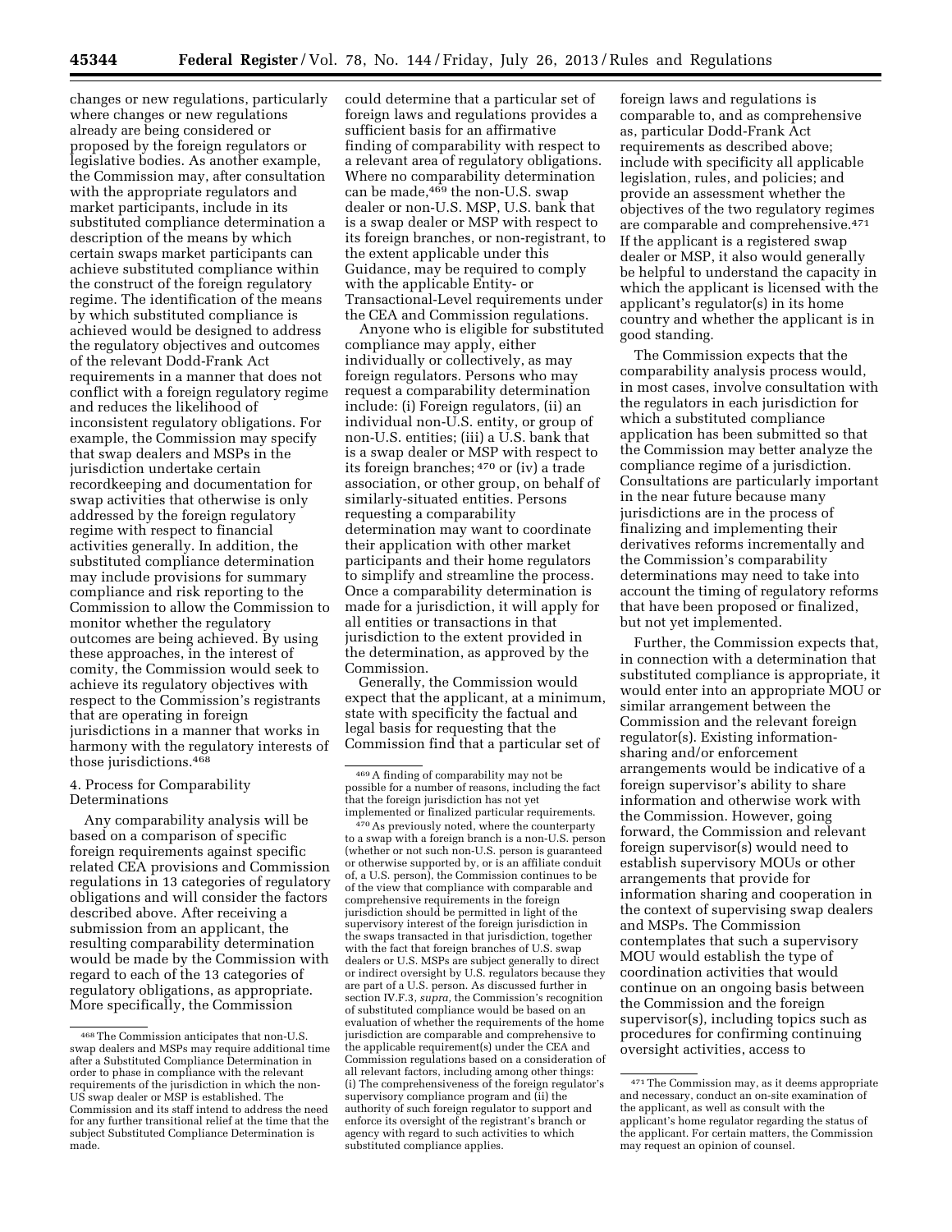changes or new regulations, particularly where changes or new regulations already are being considered or proposed by the foreign regulators or legislative bodies. As another example, the Commission may, after consultation with the appropriate regulators and market participants, include in its substituted compliance determination a description of the means by which certain swaps market participants can achieve substituted compliance within the construct of the foreign regulatory regime. The identification of the means by which substituted compliance is achieved would be designed to address the regulatory objectives and outcomes of the relevant Dodd-Frank Act requirements in a manner that does not conflict with a foreign regulatory regime and reduces the likelihood of inconsistent regulatory obligations. For example, the Commission may specify that swap dealers and MSPs in the jurisdiction undertake certain recordkeeping and documentation for swap activities that otherwise is only addressed by the foreign regulatory regime with respect to financial activities generally. In addition, the substituted compliance determination may include provisions for summary compliance and risk reporting to the Commission to allow the Commission to monitor whether the regulatory outcomes are being achieved. By using these approaches, in the interest of comity, the Commission would seek to achieve its regulatory objectives with respect to the Commission's registrants that are operating in foreign jurisdictions in a manner that works in harmony with the regulatory interests of those jurisdictions.[468]

4. Process for Comparability Determinations

Any comparability analysis will be based on a comparison of specific foreign requirements against specific related CEA provisions and Commission regulations in 13 categories of regulatory obligations and will consider the factors described above. After receiving a submission from an applicant, the resulting comparability determination would be made by the Commission with regard to each of the 13 categories of regulatory obligations, as appropriate. More specifically, the Commission could determine that a particular set of foreign laws and regulations provides a sufficient basis for an affirmative finding of comparability with respect to a relevant area of regulatory obligations. Where no comparability determination can be made,[469] the non-U.S. swap dealer or non-U.S. MSP, U.S. bank that is a swap dealer or MSP with respect to its foreign branches, or non-registrant, to the extent applicable under this Guidance, may be required to comply with the applicable Entity- or Transactional-Level requirements under the CEA and Commission regulations.

Anyone who is eligible for substituted compliance may apply, either individually or collectively, as may foreign regulators. Persons who may request a comparability determination include: (i) Foreign regulators, (ii) an individual non-U.S. entity, or group of non-U.S. entities; (iii) a U.S. bank that is a swap dealer or MSP with respect to its foreign branches; [470] or (iv) a trade association, or other group, on behalf of similarly-situated entities. Persons requesting a comparability determination may want to coordinate their application with other market participants and their home regulators to simplify and streamline the process. Once a comparability determination is made for a jurisdiction, it will apply for all entities or transactions in that jurisdiction to the extent provided in the determination, as approved by the Commission.

Generally, the Commission would expect that the applicant, at a minimum, state with specificity the factual and legal basis for requesting that the Commission find that a particular set of foreign laws and regulations is comparable to, and as comprehensive as, particular Dodd-Frank Act requirements as described above; include with specificity all applicable legislation, rules, and policies; and provide an assessment whether the objectives of the two regulatory regimes are comparable and comprehensive.[471] If the applicant is a registered swap dealer or MSP, it also would generally be helpful to understand the capacity in which the applicant is licensed with the applicant's regulator(s) in its home country and whether the applicant is in good standing.

The Commission expects that the comparability analysis process would, in most cases, involve consultation with the regulators in each jurisdiction for which a substituted compliance application has been submitted so that the Commission may better analyze the compliance regime of a jurisdiction. Consultations are particularly important in the near future because many jurisdictions are in the process of finalizing and implementing their derivatives reforms incrementally and the Commission's comparability determinations may need to take into account the timing of regulatory reforms that have been proposed or finalized, but not yet implemented.

Further, the Commission expects that, in connection with a determination that substituted compliance is appropriate, it would enter into an appropriate MOU or similar arrangement between the Commission and the relevant foreign regulator(s). Existing information-sharing and/or enforcement arrangements would be indicative of a foreign supervisor's ability to share information and otherwise work with the Commission. However, going forward, the Commission and relevant foreign supervisor(s) would need to establish supervisory MOUs or other arrangements that provide for information sharing and cooperation in the context of supervising swap dealers and MSPs. The Commission contemplates that such a supervisory MOU would establish the type of coordination activities that would continue on an ongoing basis between the Commission and the foreign supervisor(s), including topics such as procedures for confirming continuing oversight activities, access to

---

[468] The Commission anticipates that non-U.S. swap dealers and MSPs may require additional time after a Substituted Compliance Determination in order to phase in compliance with the relevant requirements of the jurisdiction in which the non-US swap dealer or MSP is established. The Commission and its staff intend to address the need for any further transitional relief at the time that the subject Substituted Compliance Determination is made.

[469] A finding of comparability may not be possible for a number of reasons, including the fact that the foreign jurisdiction has not yet implemented or finalized particular requirements.

[470] As previously noted, where the counterparty to a swap with a foreign branch is a non-U.S. person (whether or not such non-U.S. person is guaranteed or otherwise supported by, or is an affiliate conduit of, a U.S. person), the Commission continues to be of the view that compliance with comparable and comprehensive requirements in the foreign jurisdiction should be permitted in light of the supervisory interest of the foreign jurisdiction in the swaps transacted in that jurisdiction, together with the fact that foreign branches of U.S. swap dealers or U.S. MSPs are subject generally to direct or indirect oversight by U.S. regulators because they are part of a U.S. person. As discussed further in section IV.F.3, *supra*, the Commission's recognition of substituted compliance would be based on an evaluation of whether the requirements of the home jurisdiction are comparable and comprehensive to the applicable requirement(s) under the CEA and Commission regulations based on a consideration of all relevant factors, including among other things: (i) The comprehensiveness of the foreign regulator's supervisory compliance program and (ii) the authority of such foreign regulator to support and enforce its oversight of the registrant's branch or agency with regard to such activities to which substituted compliance applies.

[471] The Commission may, as it deems appropriate and necessary, conduct an on-site examination of the applicant, as well as consult with the applicant's home regulator regarding the status of the applicant. For certain matters, the Commission may request an opinion of counsel.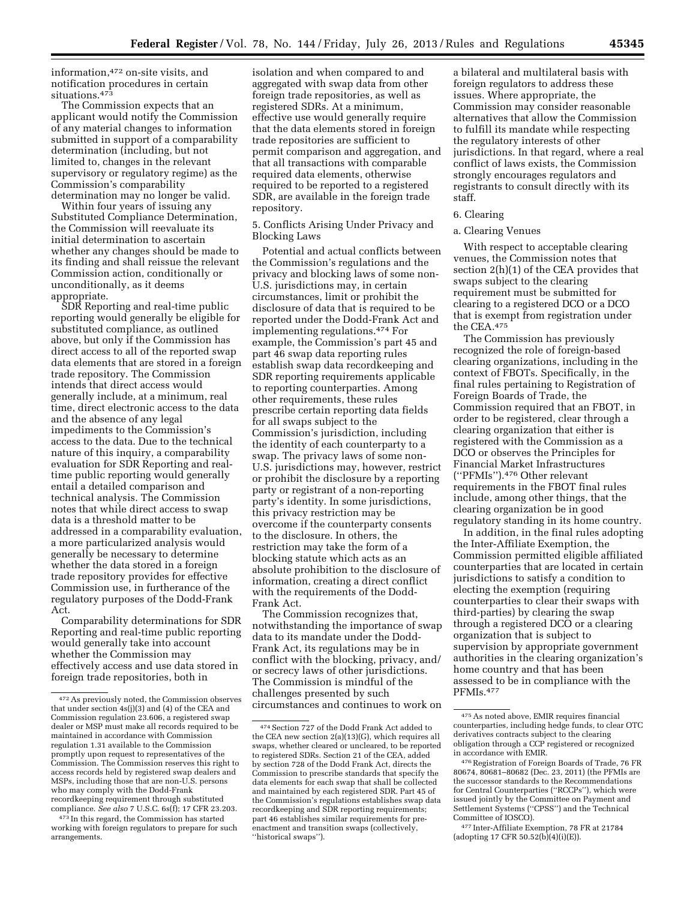information,[472] on-site visits, and notification procedures in certain situations.[473]

The Commission expects that an applicant would notify the Commission of any material changes to information submitted in support of a comparability determination (including, but not limited to, changes in the relevant supervisory or regulatory regime) as the Commission's comparability determination may no longer be valid.

Within four years of issuing any Substituted Compliance Determination, the Commission will reevaluate its initial determination to ascertain whether any changes should be made to its finding and shall reissue the relevant Commission action, conditionally or unconditionally, as it deems appropriate.

SDR Reporting and real-time public reporting would generally be eligible for substituted compliance, as outlined above, but only if the Commission has direct access to all of the reported swap data elements that are stored in a foreign trade repository. The Commission intends that direct access would generally include, at a minimum, real time, direct electronic access to the data and the absence of any legal impediments to the Commission's access to the data. Due to the technical nature of this inquiry, a comparability evaluation for SDR Reporting and real-time public reporting would generally entail a detailed comparison and technical analysis. The Commission notes that while direct access to swap data is a threshold matter to be addressed in a comparability evaluation, a more particularized analysis would generally be necessary to determine whether the data stored in a foreign trade repository provides for effective Commission use, in furtherance of the regulatory purposes of the Dodd-Frank Act.

Comparability determinations for SDR Reporting and real-time public reporting would generally take into account whether the Commission may effectively access and use data stored in foreign trade repositories, both in isolation and when compared to and aggregated with swap data from other foreign trade repositories, as well as registered SDRs. At a minimum, effective use would generally require that the data elements stored in foreign trade repositories are sufficient to permit comparison and aggregation, and that all transactions with comparable required data elements, otherwise required to be reported to a registered SDR, are available in the foreign trade repository.

5. Conflicts Arising Under Privacy and Blocking Laws

Potential and actual conflicts between the Commission's regulations and the privacy and blocking laws of some non-U.S. jurisdictions may, in certain circumstances, limit or prohibit the disclosure of data that is required to be reported under the Dodd-Frank Act and implementing regulations.[474] For example, the Commission's part 45 and part 46 swap data reporting rules establish swap data recordkeeping and SDR reporting requirements applicable to reporting counterparties. Among other requirements, these rules prescribe certain reporting data fields for all swaps subject to the Commission's jurisdiction, including the identity of each counterparty to a swap. The privacy laws of some non-U.S. jurisdictions may, however, restrict or prohibit the disclosure by a reporting party or registrant of a non-reporting party's identity. In some jurisdictions, this privacy restriction may be overcome if the counterparty consents to the disclosure. In others, the restriction may take the form of a blocking statute which acts as an absolute prohibition to the disclosure of information, creating a direct conflict with the requirements of the Dodd-Frank Act.

The Commission recognizes that, notwithstanding the importance of swap data to its mandate under the Dodd-Frank Act, its regulations may be in conflict with the blocking, privacy, and/or secrecy laws of other jurisdictions. The Commission is mindful of the challenges presented by such circumstances and continues to work on a bilateral and multilateral basis with foreign regulators to address these issues. Where appropriate, the Commission may consider reasonable alternatives that allow the Commission to fulfill its mandate while respecting the regulatory interests of other jurisdictions. In that regard, where a real conflict of laws exists, the Commission strongly encourages regulators and registrants to consult directly with its staff.

6. Clearing

a. Clearing Venues

With respect to acceptable clearing venues, the Commission notes that section 2(h)(1) of the CEA provides that swaps subject to the clearing requirement must be submitted for clearing to a registered DCO or a DCO that is exempt from registration under the CEA.[475]

The Commission has previously recognized the role of foreign-based clearing organizations, including in the context of FBOTs. Specifically, in the final rules pertaining to Registration of Foreign Boards of Trade, the Commission required that an FBOT, in order to be registered, clear through a clearing organization that either is registered with the Commission as a DCO or observes the Principles for Financial Market Infrastructures (''PFMIs'').[476] Other relevant requirements in the FBOT final rules include, among other things, that the clearing organization be in good regulatory standing in its home country.

In addition, in the final rules adopting the Inter-Affiliate Exemption, the Commission permitted eligible affiliated counterparties that are located in certain jurisdictions to satisfy a condition to electing the exemption (requiring counterparties to clear their swaps with third-parties) by clearing the swap through a registered DCO or a clearing organization that is subject to supervision by appropriate government authorities in the clearing organization's home country and that has been assessed to be in compliance with the PFMIs.[477]

---

[472] As previously noted, the Commission observes that under section 4s(j)(3) and (4) of the CEA and Commission regulation 23.606, a registered swap dealer or MSP must make all records required to be maintained in accordance with Commission regulation 1.31 available to the Commission promptly upon request to representatives of the Commission. The Commission reserves this right to access records held by registered swap dealers and MSPs, including those that are non-U.S. persons who may comply with the Dodd-Frank recordkeeping requirement through substituted compliance. *See also* 7 U.S.C. 6s(f); 17 CFR 23.203.

[473] In this regard, the Commission has started working with foreign regulators to prepare for such arrangements.

[474] Section 727 of the Dodd Frank Act added to the CEA new section 2(a)(13)(G), which requires all swaps, whether cleared or uncleared, to be reported to registered SDRs. Section 21 of the CEA, added by section 728 of the Dodd Frank Act, directs the Commission to prescribe standards that specify the data elements for each swap that shall be collected and maintained by each registered SDR. Part 45 of the Commission's regulations establishes swap data recordkeeping and SDR reporting requirements; part 46 establishes similar requirements for pre-enactment and transition swaps (collectively, ''historical swaps'').

[475] As noted above, EMIR requires financial counterparties, including hedge funds, to clear OTC derivatives contracts subject to the clearing obligation through a CCP registered or recognized in accordance with EMIR.

[476] Registration of Foreign Boards of Trade, 76 FR 80674, 80681–80682 (Dec. 23, 2011) (the PFMIs are the successor standards to the Recommendations for Central Counterparties (''RCCPs''), which were issued jointly by the Committee on Payment and Settlement Systems (''CPSS'') and the Technical Committee of IOSCO).

[477] Inter-Affiliate Exemption, 78 FR at 21784 (adopting 17 CFR 50.52(b)(4)(i)(E)).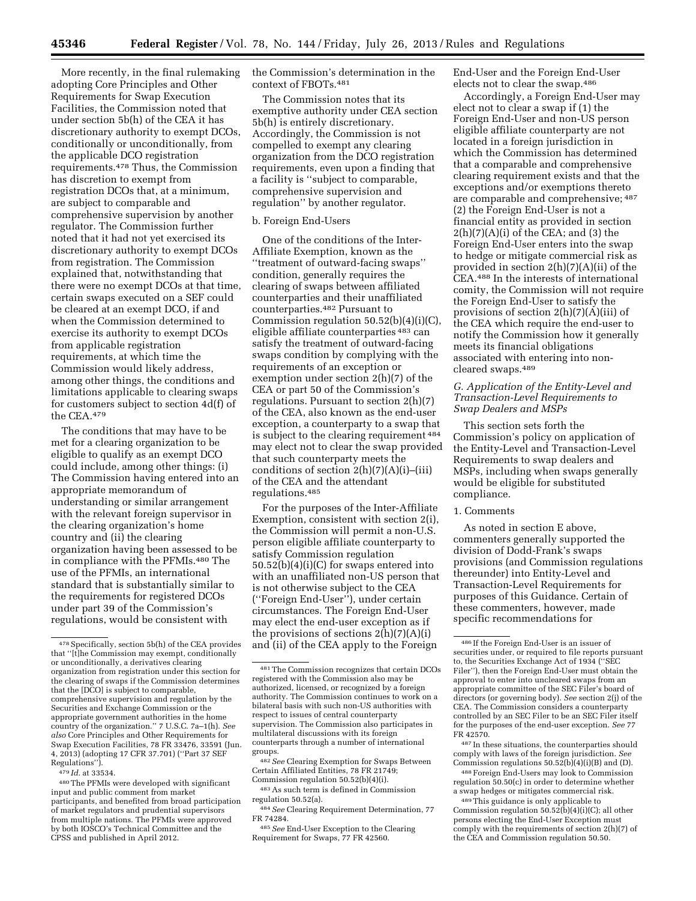More recently, in the final rulemaking adopting Core Principles and Other Requirements for Swap Execution Facilities, the Commission noted that under section 5b(h) of the CEA it has discretionary authority to exempt DCOs, conditionally or unconditionally, from the applicable DCO registration requirements.[478] Thus, the Commission has discretion to exempt from registration DCOs that, at a minimum, are subject to comparable and comprehensive supervision by another regulator. The Commission further noted that it had not yet exercised its discretionary authority to exempt DCOs from registration. The Commission explained that, notwithstanding that there were no exempt DCOs at that time, certain swaps executed on a SEF could be cleared at an exempt DCO, if and when the Commission determined to exercise its authority to exempt DCOs from applicable registration requirements, at which time the Commission would likely address, among other things, the conditions and limitations applicable to clearing swaps for customers subject to section 4d(f) of the CEA.[479]

The conditions that may have to be met for a clearing organization to be eligible to qualify as an exempt DCO could include, among other things: (i) The Commission having entered into an appropriate memorandum of understanding or similar arrangement with the relevant foreign supervisor in the clearing organization's home country and (ii) the clearing organization having been assessed to be in compliance with the PFMIs.[480] The use of the PFMIs, an international standard that is substantially similar to the requirements for registered DCOs under part 39 of the Commission's regulations, would be consistent with the Commission's determination in the context of FBOTs.[481]

The Commission notes that its exemptive authority under CEA section 5b(h) is entirely discretionary. Accordingly, the Commission is not compelled to exempt any clearing organization from the DCO registration requirements, even upon a finding that a facility is ''subject to comparable, comprehensive supervision and regulation'' by another regulator.

b. Foreign End-Users

One of the conditions of the Inter-Affiliate Exemption, known as the ''treatment of outward-facing swaps'' condition, generally requires the clearing of swaps between affiliated counterparties and their unaffiliated counterparties.[482] Pursuant to Commission regulation 50.52(b)(4)(i)(C), eligible affiliate counterparties[483] can satisfy the treatment of outward-facing swaps condition by complying with the requirements of an exception or exemption under section 2(h)(7) of the CEA or part 50 of the Commission's regulations. Pursuant to section 2(h)(7) of the CEA, also known as the end-user exception, a counterparty to a swap that is subject to the clearing requirement[484] may elect not to clear the swap provided that such counterparty meets the conditions of section 2(h)(7)(A)(i)–(iii) of the CEA and the attendant regulations.[485]

For the purposes of the Inter-Affiliate Exemption, consistent with section 2(i), the Commission will permit a non-U.S. person eligible affiliate counterparty to satisfy Commission regulation 50.52(b)(4)(i)(C) for swaps entered into with an unaffiliated non-US person that is not otherwise subject to the CEA (''Foreign End-User''), under certain circumstances. The Foreign End-User may elect the end-user exception as if the provisions of sections 2(h)(7)(A)(i) and (ii) of the CEA apply to the Foreign End-User and the Foreign End-User elects not to clear the swap.[486]

Accordingly, a Foreign End-User may elect not to clear a swap if (1) the Foreign End-User and non-US person eligible affiliate counterparty are not located in a foreign jurisdiction in which the Commission has determined that a comparable and comprehensive clearing requirement exists and that the exceptions and/or exemptions thereto are comparable and comprehensive;[487] (2) the Foreign End-User is not a financial entity as provided in section 2(h)(7)(A)(i) of the CEA; and (3) the Foreign End-User enters into the swap to hedge or mitigate commercial risk as provided in section 2(h)(7)(A)(ii) of the CEA.[488] In the interests of international comity, the Commission will not require the Foreign End-User to satisfy the provisions of section 2(h)(7)(A)(iii) of the CEA which require the end-user to notify the Commission how it generally meets its financial obligations associated with entering into non-cleared swaps.[489]

### G. Application of the Entity-Level and Transaction-Level Requirements to Swap Dealers and MSPs

This section sets forth the Commission's policy on application of the Entity-Level and Transaction-Level Requirements to swap dealers and MSPs, including when swaps generally would be eligible for substituted compliance.

1. Comments

As noted in section E above, commenters generally supported the division of Dodd-Frank's swaps provisions (and Commission regulations thereunder) into Entity-Level and Transaction-Level Requirements for purposes of this Guidance. Certain of these commenters, however, made specific recommendations for

---

[478] Specifically, section 5b(h) of the CEA provides that ''[t]he Commission may exempt, conditionally or unconditionally, a derivatives clearing organization from registration under this section for the clearing of swaps if the Commission determines that the [DCO] is subject to comparable, comprehensive supervision and regulation by the Securities and Exchange Commission or the appropriate government authorities in the home country of the organization.'' 7 U.S.C. 7a–1(h). *See also* Core Principles and Other Requirements for Swap Execution Facilities, 78 FR 33476, 33591 (Jun. 4, 2013) (adopting 17 CFR 37.701) (''Part 37 SEF Regulations'').

[479] *Id.* at 33534.

[480] The PFMIs were developed with significant input and public comment from market participants, and benefited from broad participation of market regulators and prudential supervisors from multiple nations. The PFMIs were approved by both IOSCO's Technical Committee and the CPSS and published in April 2012.

[481] The Commission recognizes that certain DCOs registered with the Commission also may be authorized, licensed, or recognized by a foreign authority. The Commission continues to work on a bilateral basis with such non-US authorities with respect to issues of central counterparty supervision. The Commission also participates in multilateral discussions with its foreign counterparts through a number of international groups.

[482] *See* Clearing Exemption for Swaps Between Certain Affiliated Entities, 78 FR 21749; Commission regulation 50.52(b)(4)(i).

[483] As such term is defined in Commission regulation 50.52(a).

[484] *See* Clearing Requirement Determination, 77 FR 74284.

[485] *See* End-User Exception to the Clearing Requirement for Swaps, 77 FR 42560.

[486] If the Foreign End-User is an issuer of securities under, or required to file reports pursuant to, the Securities Exchange Act of 1934 (''SEC Filer''), then the Foreign End-User must obtain the approval to enter into uncleared swaps from an appropriate committee of the SEC Filer's board of directors (or governing body). *See* section 2(j) of the CEA. The Commission considers a counterparty controlled by an SEC Filer to be an SEC Filer itself for the purposes of the end-user exception. *See* 77 FR 42570.

[487] In these situations, the counterparties should comply with laws of the foreign jurisdiction. *See* Commission regulations 50.52(b)(4)(i)(B) and (D).

[488] Foreign End-Users may look to Commission regulation 50.50(c) in order to determine whether a swap hedges or mitigates commercial risk.

[489] This guidance is only applicable to Commission regulation 50.52(b)(4)(i)(C); all other persons electing the End-User Exception must comply with the requirements of section 2(h)(7) of the CEA and Commission regulation 50.50.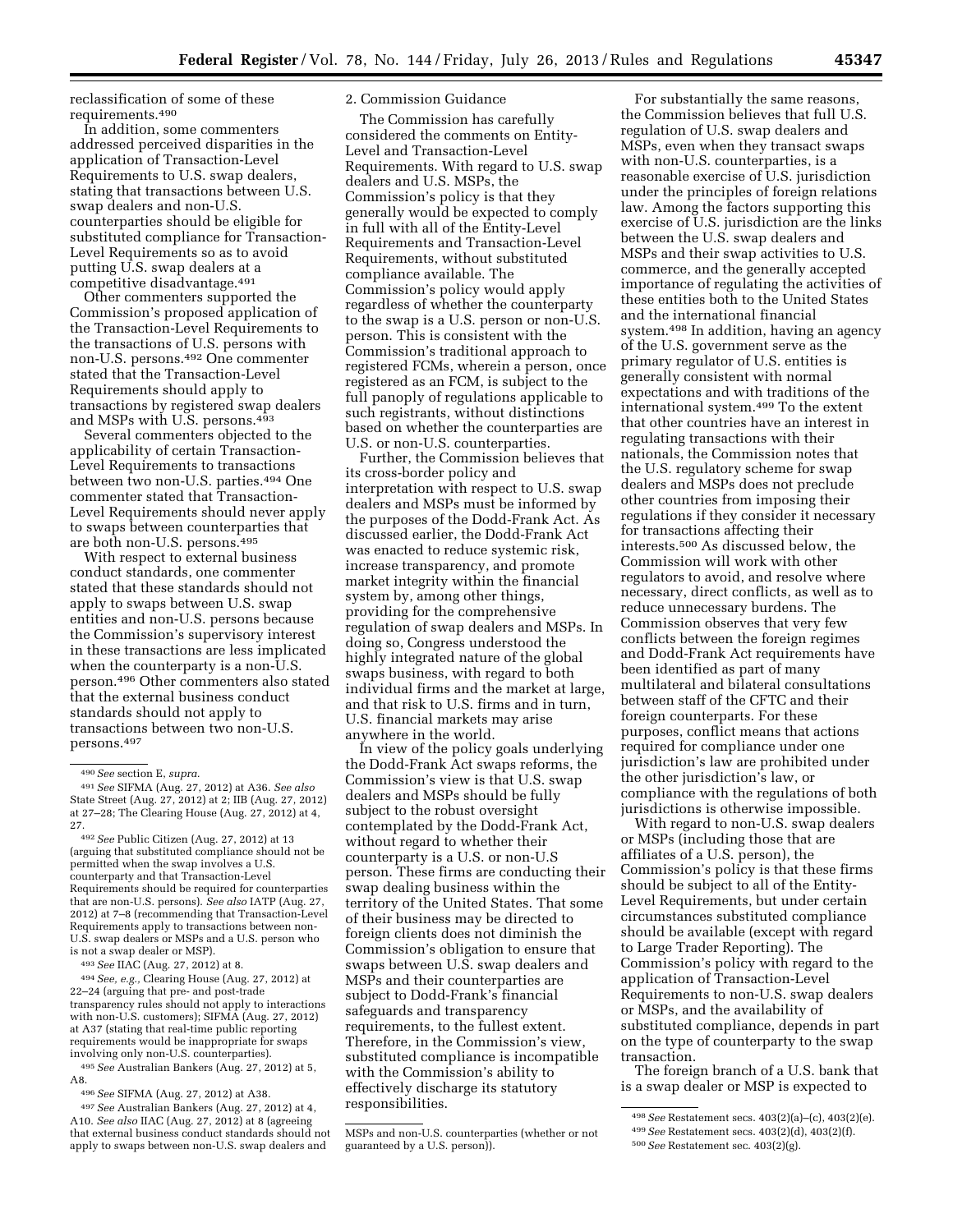reclassification of some of these requirements.[490]

In addition, some commenters addressed perceived disparities in the application of Transaction-Level Requirements to U.S. swap dealers, stating that transactions between U.S. swap dealers and non-U.S. counterparties should be eligible for substituted compliance for Transaction-Level Requirements so as to avoid putting U.S. swap dealers at a competitive disadvantage.[491]

Other commenters supported the Commission's proposed application of the Transaction-Level Requirements to the transactions of U.S. persons with non-U.S. persons.[492] One commenter stated that the Transaction-Level Requirements should apply to transactions by registered swap dealers and MSPs with U.S. persons.[493]

Several commenters objected to the applicability of certain Transaction-Level Requirements to transactions between two non-U.S. parties.[494] One commenter stated that Transaction-Level Requirements should never apply to swaps between counterparties that are both non-U.S. persons.[495]

With respect to external business conduct standards, one commenter stated that these standards should not apply to swaps between U.S. swap entities and non-U.S. persons because the Commission's supervisory interest in these transactions are less implicated when the counterparty is a non-U.S. person.[496] Other commenters also stated that the external business conduct standards should not apply to transactions between two non-U.S. persons.[497]

2. Commission Guidance

The Commission has carefully considered the comments on Entity-Level and Transaction-Level Requirements. With regard to U.S. swap dealers and U.S. MSPs, the Commission's policy is that they generally would be expected to comply in full with all of the Entity-Level Requirements and Transaction-Level Requirements, without substituted compliance available. The Commission's policy would apply regardless of whether the counterparty to the swap is a U.S. person or non-U.S. person. This is consistent with the Commission's traditional approach to registered FCMs, wherein a person, once registered as an FCM, is subject to the full panoply of regulations applicable to such registrants, without distinctions based on whether the counterparties are U.S. or non-U.S. counterparties.

Further, the Commission believes that its cross-border policy and interpretation with respect to U.S. swap dealers and MSPs must be informed by the purposes of the Dodd-Frank Act. As discussed earlier, the Dodd-Frank Act was enacted to reduce systemic risk, increase transparency, and promote market integrity within the financial system by, among other things, providing for the comprehensive regulation of swap dealers and MSPs. In doing so, Congress understood the highly integrated nature of the global swaps business, with regard to both individual firms and the market at large, and that risk to U.S. firms and in turn, U.S. financial markets may arise anywhere in the world.

In view of the policy goals underlying the Dodd-Frank Act swaps reforms, the Commission's view is that U.S. swap dealers and MSPs should be fully subject to the robust oversight contemplated by the Dodd-Frank Act, without regard to whether their counterparty is a U.S. or non-U.S person. These firms are conducting their swap dealing business within the territory of the United States. That some of their business may be directed to foreign clients does not diminish the Commission's obligation to ensure that swaps between U.S. swap dealers and MSPs and their counterparties are subject to Dodd-Frank's financial safeguards and transparency requirements, to the fullest extent. Therefore, in the Commission's view, substituted compliance is incompatible with the Commission's ability to effectively discharge its statutory responsibilities.

For substantially the same reasons, the Commission believes that full U.S. regulation of U.S. swap dealers and MSPs, even when they transact swaps with non-U.S. counterparties, is a reasonable exercise of U.S. jurisdiction under the principles of foreign relations law. Among the factors supporting this exercise of U.S. jurisdiction are the links between the U.S. swap dealers and MSPs and their swap activities to U.S. commerce, and the generally accepted importance of regulating the activities of these entities both to the United States and the international financial system.[498] In addition, having an agency of the U.S. government serve as the primary regulator of U.S. entities is generally consistent with normal expectations and with traditions of the international system.[499] To the extent that other countries have an interest in regulating transactions with their nationals, the Commission notes that the U.S. regulatory scheme for swap dealers and MSPs does not preclude other countries from imposing their regulations if they consider it necessary for transactions affecting their interests.[500] As discussed below, the Commission will work with other regulators to avoid, and resolve where necessary, direct conflicts, as well as to reduce unnecessary burdens. The Commission observes that very few conflicts between the foreign regimes and Dodd-Frank Act requirements have been identified as part of many multilateral and bilateral consultations between staff of the CFTC and their foreign counterparts. For these purposes, conflict means that actions required for compliance under one jurisdiction's law are prohibited under the other jurisdiction's law, or compliance with the regulations of both jurisdictions is otherwise impossible.

With regard to non-U.S. swap dealers or MSPs (including those that are affiliates of a U.S. person), the Commission's policy is that these firms should be subject to all of the Entity-Level Requirements, but under certain circumstances substituted compliance should be available (except with regard to Large Trader Reporting). The Commission's policy with regard to the application of Transaction-Level Requirements to non-U.S. swap dealers or MSPs, and the availability of substituted compliance, depends in part on the type of counterparty to the swap transaction.

The foreign branch of a U.S. bank that is a swap dealer or MSP is expected to

---

[490] *See* section E, *supra.*

[491] *See* SIFMA (Aug. 27, 2012) at A36. *See also* State Street (Aug. 27, 2012) at 2; IIB (Aug. 27, 2012) at 27–28; The Clearing House (Aug. 27, 2012) at 4, 27.

[492] *See* Public Citizen (Aug. 27, 2012) at 13 (arguing that substituted compliance should not be permitted when the swap involves a U.S. counterparty and that Transaction-Level Requirements should be required for counterparties that are non-U.S. persons). *See also* IATP (Aug. 27, 2012) at 7–8 (recommending that Transaction-Level Requirements apply to transactions between non-U.S. swap dealers or MSPs and a U.S. person who is not a swap dealer or MSP).

[493] *See* IIAC (Aug. 27, 2012) at 8.

[494] *See, e.g.,* Clearing House (Aug. 27, 2012) at 22–24 (arguing that pre- and post-trade transparency rules should not apply to interactions with non-U.S. customers); SIFMA (Aug. 27, 2012) at A37 (stating that real-time public reporting requirements would be inappropriate for swaps involving only non-U.S. counterparties).

[495] *See* Australian Bankers (Aug. 27, 2012) at 5, A8.

[496] *See* SIFMA (Aug. 27, 2012) at A38.

[497] *See* Australian Bankers (Aug. 27, 2012) at 4, A10. *See also* IIAC (Aug. 27, 2012) at 8 (agreeing that external business conduct standards should not apply to swaps between non-U.S. swap dealers and MSPs and non-U.S. counterparties (whether or not guaranteed by a U.S. person)).

[498] *See* Restatement secs. 403(2)(a)–(c), 403(2)(e).

[499] *See* Restatement secs. 403(2)(d), 403(2)(f).

[500] *See* Restatement sec. 403(2)(g).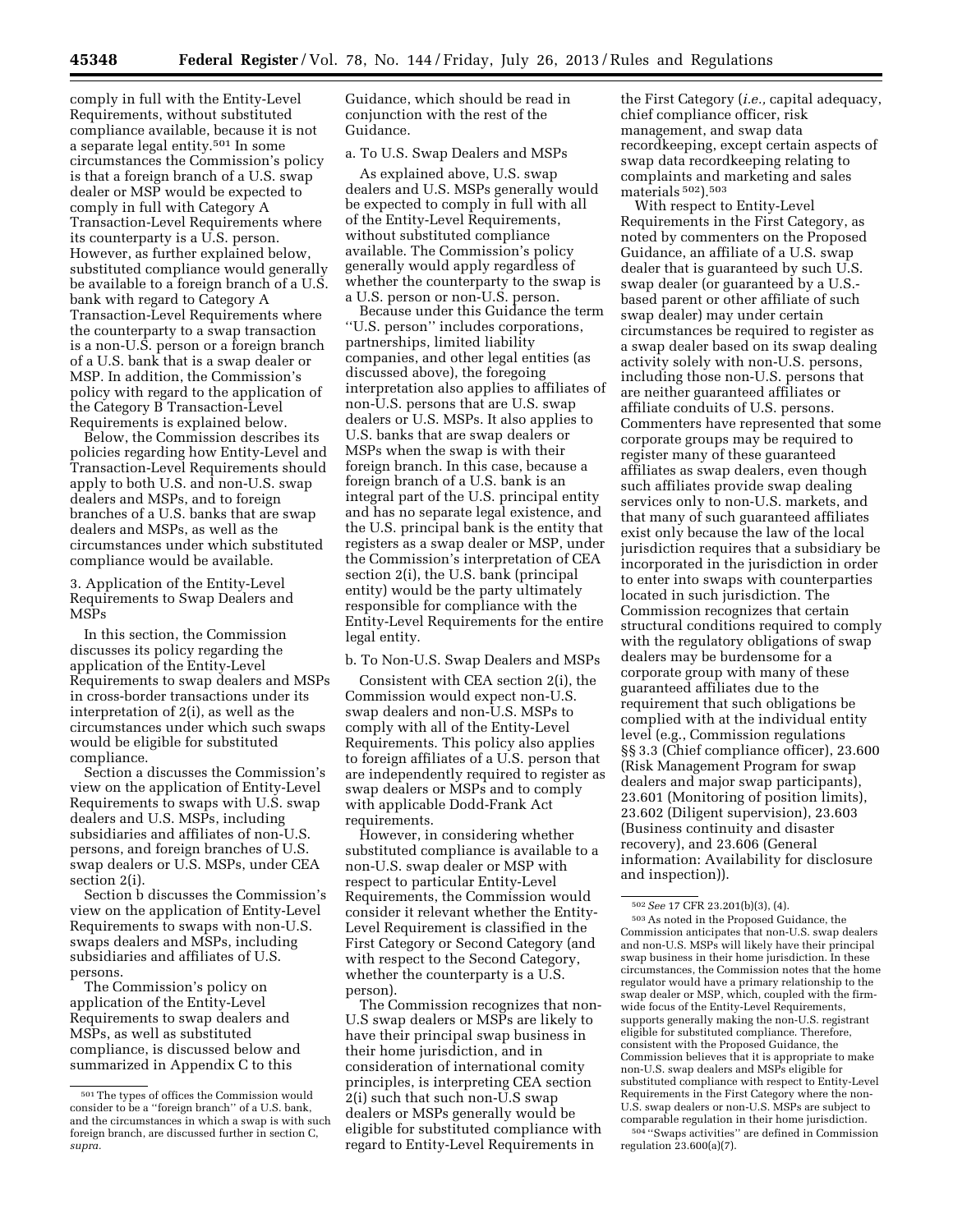comply in full with the Entity-Level Requirements, without substituted compliance available, because it is not a separate legal entity.[501] In some circumstances the Commission's policy is that a foreign branch of a U.S. swap dealer or MSP would be expected to comply in full with Category A Transaction-Level Requirements where its counterparty is a U.S. person. However, as further explained below, substituted compliance would generally be available to a foreign branch of a U.S. bank with regard to Category A Transaction-Level Requirements where the counterparty to a swap transaction is a non-U.S. person or a foreign branch of a U.S. bank that is a swap dealer or MSP. In addition, the Commission's policy with regard to the application of the Category B Transaction-Level Requirements is explained below.

Below, the Commission describes its policies regarding how Entity-Level and Transaction-Level Requirements should apply to both U.S. and non-U.S. swap dealers and MSPs, and to foreign branches of a U.S. banks that are swap dealers and MSPs, as well as the circumstances under which substituted compliance would be available.

### 3. Application of the Entity-Level Requirements to Swap Dealers and MSPs

In this section, the Commission discusses its policy regarding the application of the Entity-Level Requirements to swap dealers and MSPs in cross-border transactions under its interpretation of 2(i), as well as the circumstances under which such swaps would be eligible for substituted compliance.

Section a discusses the Commission's view on the application of Entity-Level Requirements to swaps with U.S. swap dealers and U.S. MSPs, including subsidiaries and affiliates of non-U.S. persons, and foreign branches of U.S. swap dealers or U.S. MSPs, under CEA section 2(i).

Section b discusses the Commission's view on the application of Entity-Level Requirements to swaps with non-U.S. swaps dealers and MSPs, including subsidiaries and affiliates of U.S. persons.

The Commission's policy on application of the Entity-Level Requirements to swap dealers and MSPs, as well as substituted compliance, is discussed below and summarized in Appendix C to this Guidance, which should be read in conjunction with the rest of the Guidance.

#### a. To U.S. Swap Dealers and MSPs

As explained above, U.S. swap dealers and U.S. MSPs generally would be expected to comply in full with all of the Entity-Level Requirements, without substituted compliance available. The Commission's policy generally would apply regardless of whether the counterparty to the swap is a U.S. person or non-U.S. person.

Because under this Guidance the term ''U.S. person'' includes corporations, partnerships, limited liability companies, and other legal entities (as discussed above), the foregoing interpretation also applies to affiliates of non-U.S. persons that are U.S. swap dealers or U.S. MSPs. It also applies to U.S. banks that are swap dealers or MSPs when the swap is with their foreign branch. In this case, because a foreign branch of a U.S. bank is an integral part of the U.S. principal entity and has no separate legal existence, and the U.S. principal bank is the entity that registers as a swap dealer or MSP, under the Commission's interpretation of CEA section 2(i), the U.S. bank (principal entity) would be the party ultimately responsible for compliance with the Entity-Level Requirements for the entire legal entity.

#### b. To Non-U.S. Swap Dealers and MSPs

Consistent with CEA section 2(i), the Commission would expect non-U.S. swap dealers and non-U.S. MSPs to comply with all of the Entity-Level Requirements. This policy also applies to foreign affiliates of a U.S. person that are independently required to register as swap dealers or MSPs and to comply with applicable Dodd-Frank Act requirements.

However, in considering whether substituted compliance is available to a non-U.S. swap dealer or MSP with respect to particular Entity-Level Requirements, the Commission would consider it relevant whether the Entity-Level Requirement is classified in the First Category or Second Category (and with respect to the Second Category, whether the counterparty is a U.S. person).

The Commission recognizes that non-U.S swap dealers or MSPs are likely to have their principal swap business in their home jurisdiction, and in consideration of international comity principles, is interpreting CEA section 2(i) such that such non-U.S swap dealers or MSPs generally would be eligible for substituted compliance with regard to Entity-Level Requirements in the First Category (*i.e.,* capital adequacy, chief compliance officer, risk management, and swap data recordkeeping, except certain aspects of swap data recordkeeping relating to complaints and marketing and sales materials[502]).[503]

With respect to Entity-Level Requirements in the First Category, as noted by commenters on the Proposed Guidance, an affiliate of a U.S. swap dealer that is guaranteed by such U.S. swap dealer (or guaranteed by a U.S.-based parent or other affiliate of such swap dealer) may under certain circumstances be required to register as a swap dealer based on its swap dealing activity solely with non-U.S. persons, including those non-U.S. persons that are neither guaranteed affiliates or affiliate conduits of U.S. persons. Commenters have represented that some corporate groups may be required to register many of these guaranteed affiliates as swap dealers, even though such affiliates provide swap dealing services only to non-U.S. markets, and that many of such guaranteed affiliates exist only because the law of the local jurisdiction requires that a subsidiary be incorporated in the jurisdiction in order to enter into swaps with counterparties located in such jurisdiction. The Commission recognizes that certain structural conditions required to comply with the regulatory obligations of swap dealers may be burdensome for a corporate group with many of these guaranteed affiliates due to the requirement that such obligations be complied with at the individual entity level (e.g., Commission regulations §§ 3.3 (Chief compliance officer), 23.600 (Risk Management Program for swap dealers and major swap participants), 23.601 (Monitoring of position limits), 23.602 (Diligent supervision), 23.603 (Business continuity and disaster recovery), and 23.606 (General information: Availability for disclosure and inspection)).

---

[501] The types of offices the Commission would consider to be a ''foreign branch'' of a U.S. bank, and the circumstances in which a swap is with such foreign branch, are discussed further in section C, *supra*.

[502] *See* 17 CFR 23.201(b)(3), (4).

[503] As noted in the Proposed Guidance, the Commission anticipates that non-U.S. swap dealers and non-U.S. MSPs will likely have their principal swap business in their home jurisdiction. In these circumstances, the Commission notes that the home regulator would have a primary relationship to the swap dealer or MSP, which, coupled with the firm-wide focus of the Entity-Level Requirements, supports generally making the non-U.S. registrant eligible for substituted compliance. Therefore, consistent with the Proposed Guidance, the Commission believes that it is appropriate to make non-U.S. swap dealers and MSPs eligible for substituted compliance with respect to Entity-Level Requirements in the First Category where the non-U.S. swap dealers or non-U.S. MSPs are subject to comparable regulation in their home jurisdiction.

[504] ''Swaps activities'' are defined in Commission regulation 23.600(a)(7).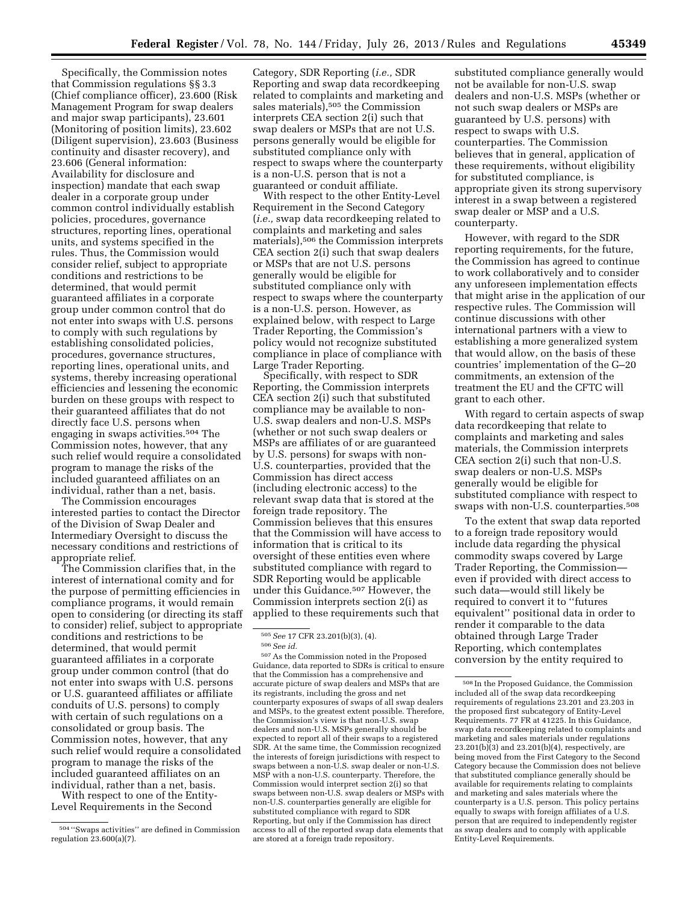Specifically, the Commission notes that Commission regulations §§ 3.3 (Chief compliance officer), 23.600 (Risk Management Program for swap dealers and major swap participants), 23.601 (Monitoring of position limits), 23.602 (Diligent supervision), 23.603 (Business continuity and disaster recovery), and 23.606 (General information: Availability for disclosure and inspection) mandate that each swap dealer in a corporate group under common control individually establish policies, procedures, governance structures, reporting lines, operational units, and systems specified in the rules. Thus, the Commission would consider relief, subject to appropriate conditions and restrictions to be determined, that would permit guaranteed affiliates in a corporate group under common control that do not enter into swaps with U.S. persons to comply with such regulations by establishing consolidated policies, procedures, governance structures, reporting lines, operational units, and systems, thereby increasing operational efficiencies and lessening the economic burden on these groups with respect to their guaranteed affiliates that do not directly face U.S. persons when engaging in swaps activities.[504] The Commission notes, however, that any such relief would require a consolidated program to manage the risks of the included guaranteed affiliates on an individual, rather than a net, basis.

The Commission encourages interested parties to contact the Director of the Division of Swap Dealer and Intermediary Oversight to discuss the necessary conditions and restrictions of appropriate relief.

The Commission clarifies that, in the interest of international comity and for the purpose of permitting efficiencies in compliance programs, it would remain open to considering (or directing its staff to consider) relief, subject to appropriate conditions and restrictions to be determined, that would permit guaranteed affiliates in a corporate group under common control (that do not enter into swaps with U.S. persons or U.S. guaranteed affiliates or affiliate conduits of U.S. persons) to comply with certain of such regulations on a consolidated or group basis. The Commission notes, however, that any such relief would require a consolidated program to manage the risks of the included guaranteed affiliates on an individual, rather than a net, basis.

With respect to one of the Entity-Level Requirements in the Second Category, SDR Reporting (*i.e.,* SDR Reporting and swap data recordkeeping related to complaints and marketing and sales materials),[505] the Commission interprets CEA section 2(i) such that swap dealers or MSPs that are not U.S. persons generally would be eligible for substituted compliance only with respect to swaps where the counterparty is a non-U.S. person that is not a guaranteed or conduit affiliate.

With respect to the other Entity-Level Requirement in the Second Category (*i.e.,* swap data recordkeeping related to complaints and marketing and sales materials),[506] the Commission interprets CEA section 2(i) such that swap dealers or MSPs that are not U.S. persons generally would be eligible for substituted compliance only with respect to swaps where the counterparty is a non-U.S. person. However, as explained below, with respect to Large Trader Reporting, the Commission's policy would not recognize substituted compliance in place of compliance with Large Trader Reporting.

Specifically, with respect to SDR Reporting, the Commission interprets CEA section 2(i) such that substituted compliance may be available to non-U.S. swap dealers and non-U.S. MSPs (whether or not such swap dealers or MSPs are affiliates of or are guaranteed by U.S. persons) for swaps with non-U.S. counterparties, provided that the Commission has direct access (including electronic access) to the relevant swap data that is stored at the foreign trade repository. The Commission believes that this ensures that the Commission will have access to information that is critical to its oversight of these entities even where substituted compliance with regard to SDR Reporting would be applicable under this Guidance.[507] However, the Commission interprets section 2(i) as applied to these requirements such that substituted compliance generally would not be available for non-U.S. swap dealers and non-U.S. MSPs (whether or not such swap dealers or MSPs are guaranteed by U.S. persons) with respect to swaps with U.S. counterparties. The Commission believes that in general, application of these requirements, without eligibility for substituted compliance, is appropriate given its strong supervisory interest in a swap between a registered swap dealer or MSP and a U.S. counterparty.

However, with regard to the SDR reporting requirements, for the future, the Commission has agreed to continue to work collaboratively and to consider any unforeseen implementation effects that might arise in the application of our respective rules. The Commission will continue discussions with other international partners with a view to establishing a more generalized system that would allow, on the basis of these countries' implementation of the G–20 commitments, an extension of the treatment the EU and the CFTC will grant to each other.

With regard to certain aspects of swap data recordkeeping that relate to complaints and marketing and sales materials, the Commission interprets CEA section 2(i) such that non-U.S. swap dealers or non-U.S. MSPs generally would be eligible for substituted compliance with respect to swaps with non-U.S. counterparties.[508]

To the extent that swap data reported to a foreign trade repository would include data regarding the physical commodity swaps covered by Large Trader Reporting, the Commission—even if provided with direct access to such data—would still likely be required to convert it to "futures equivalent" positional data in order to render it comparable to the data obtained through Large Trader Reporting, which contemplates conversion by the entity required to

---

[504] "Swaps activities" are defined in Commission regulation 23.600(a)(7).

[505] *See* 17 CFR 23.201(b)(3), (4).

[506] *See id.*

[507] As the Commission noted in the Proposed Guidance, data reported to SDRs is critical to ensure that the Commission has a comprehensive and accurate picture of swap dealers and MSPs that are its registrants, including the gross and net counterparty exposures of swaps of all swap dealers and MSPs, to the greatest extent possible. Therefore, the Commission's view is that non-U.S. swap dealers and non-U.S. MSPs generally should be expected to report all of their swaps to a registered SDR. At the same time, the Commission recognized the interests of foreign jurisdictions with respect to swaps between a non-U.S. swap dealer or non-U.S. MSP with a non-U.S. counterparty. Therefore, the Commission would interpret section 2(i) so that swaps between non-U.S. swap dealers or MSPs with non-U.S. counterparties generally are eligible for substituted compliance with regard to SDR Reporting, but only if the Commission has direct access to all of the reported swap data elements that are stored at a foreign trade repository.

[508] In the Proposed Guidance, the Commission included all of the swap data recordkeeping requirements of regulations 23.201 and 23.203 in the proposed first subcategory of Entity-Level Requirements. 77 FR at 41225. In this Guidance, swap data recordkeeping related to complaints and marketing and sales materials under regulations 23.201(b)(3) and 23.201(b)(4), respectively, are being moved from the First Category to the Second Category because the Commission does not believe that substituted compliance generally should be available for requirements relating to complaints and marketing and sales materials where the counterparty is a U.S. person. This policy pertains equally to swaps with foreign affiliates of a U.S. person that are required to independently register as swap dealers and to comply with applicable Entity-Level Requirements.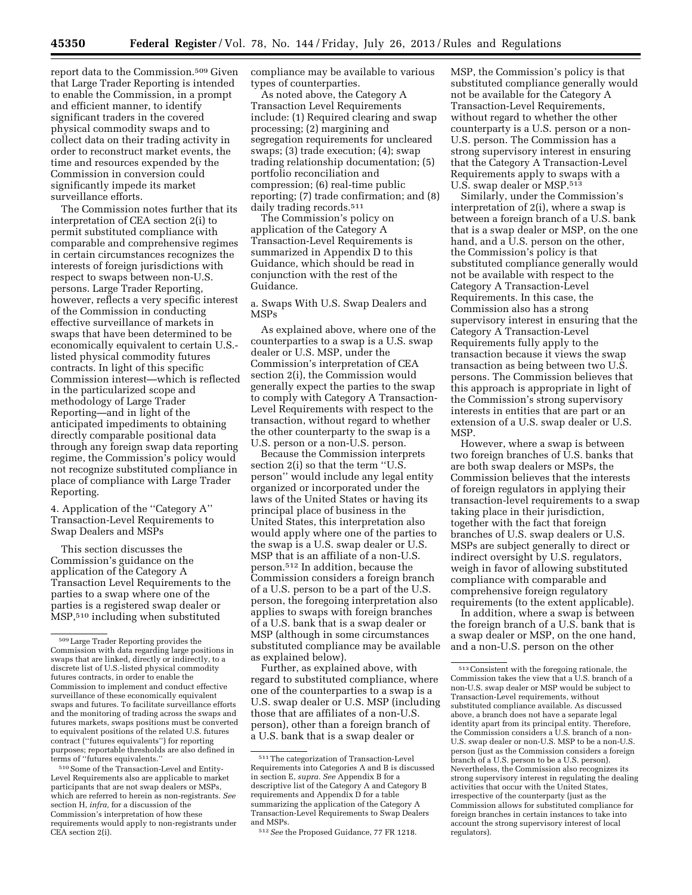report data to the Commission.[509] Given that Large Trader Reporting is intended to enable the Commission, in a prompt and efficient manner, to identify significant traders in the covered physical commodity swaps and to collect data on their trading activity in order to reconstruct market events, the time and resources expended by the Commission in conversion could significantly impede its market surveillance efforts.

The Commission notes further that its interpretation of CEA section 2(i) to permit substituted compliance with comparable and comprehensive regimes in certain circumstances recognizes the interests of foreign jurisdictions with respect to swaps between non-U.S. persons. Large Trader Reporting, however, reflects a very specific interest of the Commission in conducting effective surveillance of markets in swaps that have been determined to be economically equivalent to certain U.S.-listed physical commodity futures contracts. In light of this specific Commission interest—which is reflected in the particularized scope and methodology of Large Trader Reporting—and in light of the anticipated impediments to obtaining directly comparable positional data through any foreign swap data reporting regime, the Commission's policy would not recognize substituted compliance in place of compliance with Large Trader Reporting.

4. Application of the ''Category A'' Transaction-Level Requirements to Swap Dealers and MSPs

This section discusses the Commission's guidance on the application of the Category A Transaction Level Requirements to the parties to a swap where one of the parties is a registered swap dealer or MSP,[510] including when substituted compliance may be available to various types of counterparties.

As noted above, the Category A Transaction Level Requirements include: (1) Required clearing and swap processing; (2) margining and segregation requirements for uncleared swaps; (3) trade execution; (4); swap trading relationship documentation; (5) portfolio reconciliation and compression; (6) real-time public reporting; (7) trade confirmation; and (8) daily trading records.[511]

The Commission's policy on application of the Category A Transaction-Level Requirements is summarized in Appendix D to this Guidance, which should be read in conjunction with the rest of the Guidance.

a. Swaps With U.S. Swap Dealers and MSPs

As explained above, where one of the counterparties to a swap is a U.S. swap dealer or U.S. MSP, under the Commission's interpretation of CEA section 2(i), the Commission would generally expect the parties to the swap to comply with Category A Transaction-Level Requirements with respect to the transaction, without regard to whether the other counterparty to the swap is a U.S. person or a non-U.S. person.

Because the Commission interprets section 2(i) so that the term ''U.S. person'' would include any legal entity organized or incorporated under the laws of the United States or having its principal place of business in the United States, this interpretation also would apply where one of the parties to the swap is a U.S. swap dealer or U.S. MSP that is an affiliate of a non-U.S. person.[512] In addition, because the Commission considers a foreign branch of a U.S. person to be a part of the U.S. person, the foregoing interpretation also applies to swaps with foreign branches of a U.S. bank that is a swap dealer or MSP (although in some circumstances substituted compliance may be available as explained below).

Further, as explained above, with regard to substituted compliance, where one of the counterparties to a swap is a U.S. swap dealer or U.S. MSP (including those that are affiliates of a non-U.S. person), other than a foreign branch of a U.S. bank that is a swap dealer or MSP, the Commission's policy is that substituted compliance generally would not be available for the Category A Transaction-Level Requirements, without regard to whether the other counterparty is a U.S. person or a non-U.S. person. The Commission has a strong supervisory interest in ensuring that the Category A Transaction-Level Requirements apply to swaps with a U.S. swap dealer or MSP.[513]

Similarly, under the Commission's interpretation of 2(i), where a swap is between a foreign branch of a U.S. bank that is a swap dealer or MSP, on the one hand, and a U.S. person on the other, the Commission's policy is that substituted compliance generally would not be available with respect to the Category A Transaction-Level Requirements. In this case, the Commission also has a strong supervisory interest in ensuring that the Category A Transaction-Level Requirements fully apply to the transaction because it views the swap transaction as being between two U.S. persons. The Commission believes that this approach is appropriate in light of the Commission's strong supervisory interests in entities that are part or an extension of a U.S. swap dealer or U.S. MSP.

However, where a swap is between two foreign branches of U.S. banks that are both swap dealers or MSPs, the Commission believes that the interests of foreign regulators in applying their transaction-level requirements to a swap taking place in their jurisdiction, together with the fact that foreign branches of U.S. swap dealers or U.S. MSPs are subject generally to direct or indirect oversight by U.S. regulators, weigh in favor of allowing substituted compliance with comparable and comprehensive foreign regulatory requirements (to the extent applicable).

In addition, where a swap is between the foreign branch of a U.S. bank that is a swap dealer or MSP, on the one hand, and a non-U.S. person on the other

---

[509] Large Trader Reporting provides the Commission with data regarding large positions in swaps that are linked, directly or indirectly, to a discrete list of U.S.-listed physical commodity futures contracts, in order to enable the Commission to implement and conduct effective surveillance of these economically equivalent swaps and futures. To facilitate surveillance efforts and the monitoring of trading across the swaps and futures markets, swaps positions must be converted to equivalent positions of the related U.S. futures contract (''futures equivalents'') for reporting purposes; reportable thresholds are also defined in terms of ''futures equivalents.''

[510] Some of the Transaction-Level and Entity-Level Requirements also are applicable to market participants that are not swap dealers or MSPs, which are referred to herein as non-registrants. *See* section H, *infra*, for a discussion of the Commission's interpretation of how these requirements would apply to non-registrants under CEA section 2(i).

[511] The categorization of Transaction-Level Requirements into Categories A and B is discussed in section E, *supra*. *See* Appendix B for a descriptive list of the Category A and Category B requirements and Appendix D for a table summarizing the application of the Category A Transaction-Level Requirements to Swap Dealers and MSPs.

[512] *See* the Proposed Guidance, 77 FR 1218.

[513] Consistent with the foregoing rationale, the Commission takes the view that a U.S. branch of a non-U.S. swap dealer or MSP would be subject to Transaction-Level requirements, without substituted compliance available. As discussed above, a branch does not have a separate legal identity apart from its principal entity. Therefore, the Commission considers a U.S. branch of a non-U.S. swap dealer or non-U.S. MSP to be a non-U.S. person (just as the Commission considers a foreign branch of a U.S. person to be a U.S. person). Nevertheless, the Commission also recognizes its strong supervisory interest in regulating the dealing activities that occur with the United States, irrespective of the counterparty (just as the Commission allows for substituted compliance for foreign branches in certain instances to take into account the strong supervisory interest of local regulators).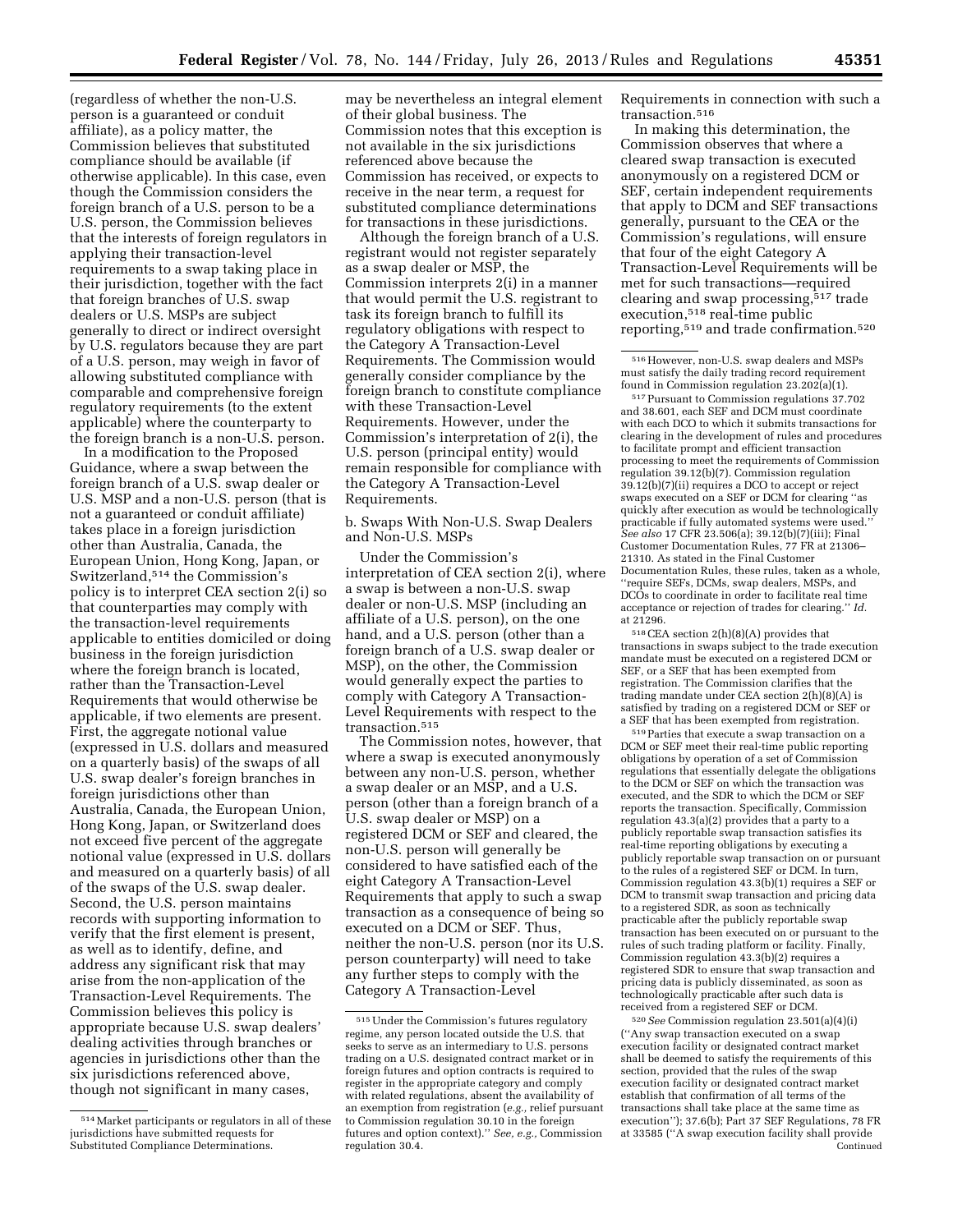(regardless of whether the non-U.S. person is a guaranteed or conduit affiliate), as a policy matter, the Commission believes that substituted compliance should be available (if otherwise applicable). In this case, even though the Commission considers the foreign branch of a U.S. person to be a U.S. person, the Commission believes that the interests of foreign regulators in applying their transaction-level requirements to a swap taking place in their jurisdiction, together with the fact that foreign branches of U.S. swap dealers or U.S. MSPs are subject generally to direct or indirect oversight by U.S. regulators because they are part of a U.S. person, may weigh in favor of allowing substituted compliance with comparable and comprehensive foreign regulatory requirements (to the extent applicable) where the counterparty to the foreign branch is a non-U.S. person.

In a modification to the Proposed Guidance, where a swap between the foreign branch of a U.S. swap dealer or U.S. MSP and a non-U.S. person (that is not a guaranteed or conduit affiliate) takes place in a foreign jurisdiction other than Australia, Canada, the European Union, Hong Kong, Japan, or Switzerland,[514] the Commission's policy is to interpret CEA section 2(i) so that counterparties may comply with the transaction-level requirements applicable to entities domiciled or doing business in the foreign jurisdiction where the foreign branch is located, rather than the Transaction-Level Requirements that would otherwise be applicable, if two elements are present. First, the aggregate notional value (expressed in U.S. dollars and measured on a quarterly basis) of the swaps of all U.S. swap dealer's foreign branches in foreign jurisdictions other than Australia, Canada, the European Union, Hong Kong, Japan, or Switzerland does not exceed five percent of the aggregate notional value (expressed in U.S. dollars and measured on a quarterly basis) of all of the swaps of the U.S. swap dealer. Second, the U.S. person maintains records with supporting information to verify that the first element is present, as well as to identify, define, and address any significant risk that may arise from the non-application of the Transaction-Level Requirements. The Commission believes this policy is appropriate because U.S. swap dealers' dealing activities through branches or agencies in jurisdictions other than the six jurisdictions referenced above, though not significant in many cases, may be nevertheless an integral element of their global business. The Commission notes that this exception is not available in the six jurisdictions referenced above because the Commission has received, or expects to receive in the near term, a request for substituted compliance determinations for transactions in these jurisdictions.

Although the foreign branch of a U.S. registrant would not register separately as a swap dealer or MSP, the Commission interprets 2(i) in a manner that would permit the U.S. registrant to task its foreign branch to fulfill its regulatory obligations with respect to the Category A Transaction-Level Requirements. The Commission would generally consider compliance by the foreign branch to constitute compliance with these Transaction-Level Requirements. However, under the Commission's interpretation of 2(i), the U.S. person (principal entity) would remain responsible for compliance with the Category A Transaction-Level Requirements.

b. Swaps With Non-U.S. Swap Dealers and Non-U.S. MSPs

Under the Commission's interpretation of CEA section 2(i), where a swap is between a non-U.S. swap dealer or non-U.S. MSP (including an affiliate of a U.S. person), on the one hand, and a U.S. person (other than a foreign branch of a U.S. swap dealer or MSP), on the other, the Commission would generally expect the parties to comply with Category A Transaction-Level Requirements with respect to the transaction.[515]

The Commission notes, however, that where a swap is executed anonymously between any non-U.S. person, whether a swap dealer or an MSP, and a U.S. person (other than a foreign branch of a U.S. swap dealer or MSP) on a registered DCM or SEF and cleared, the non-U.S. person will generally be considered to have satisfied each of the eight Category A Transaction-Level Requirements that apply to such a swap transaction as a consequence of being so executed on a DCM or SEF. Thus, neither the non-U.S. person (nor its U.S. person counterparty) will need to take any further steps to comply with the Category A Transaction-Level Requirements in connection with such a transaction.[516]

In making this determination, the Commission observes that where a cleared swap transaction is executed anonymously on a registered DCM or SEF, certain independent requirements that apply to DCM and SEF transactions generally, pursuant to the CEA or the Commission's regulations, will ensure that four of the eight Category A Transaction-Level Requirements will be met for such transactions—required clearing and swap processing,[517] trade execution,[518] real-time public reporting,[519] and trade confirmation.[520]

---

[514] Market participants or regulators in all of these jurisdictions have submitted requests for Substituted Compliance Determinations.

[515] Under the Commission's futures regulatory regime, any person located outside the U.S. that seeks to serve as an intermediary to U.S. persons trading on a U.S. designated contract market or in foreign futures and option contracts is required to register in the appropriate category and comply with related regulations, absent the availability of an exemption from registration (*e.g.*, relief pursuant to Commission regulation 30.10 in the foreign futures and option context).'' *See, e.g.*, Commission regulation 30.4.

[516] However, non-U.S. swap dealers and MSPs must satisfy the daily trading record requirement found in Commission regulation 23.202(a)(1).

[517] Pursuant to Commission regulations 37.702 and 38.601, each SEF and DCM must coordinate with each DCO to which it submits transactions for clearing in the development of rules and procedures to facilitate prompt and efficient transaction processing to meet the requirements of Commission regulation 39.12(b)(7). Commission regulation 39.12(b)(7)(ii) requires a DCO to accept or reject swaps executed on a SEF or DCM for clearing ''as quickly after execution as would be technologically practicable if fully automated systems were used.'' *See also* 17 CFR 23.506(a); 39.12(b)(7)(iii); Final Customer Documentation Rules, 77 FR at 21306–21310. As stated in the Final Customer Documentation Rules, these rules, taken as a whole, ''require SEFs, DCMs, swap dealers, MSPs, and DCOs to coordinate in order to facilitate real time acceptance or rejection of trades for clearing.'' *Id.* at 21296.

[518] CEA section 2(h)(8)(A) provides that transactions in swaps subject to the trade execution mandate must be executed on a registered DCM or SEF, or a SEF that has been exempted from registration. The Commission clarifies that the trading mandate under CEA section 2(h)(8)(A) is satisfied by trading on a registered DCM or SEF or a SEF that has been exempted from registration.

[519] Parties that execute a swap transaction on a DCM or SEF meet their real-time public reporting obligations by operation of a set of Commission regulations that essentially delegate the obligations to the DCM or SEF on which the transaction was executed, and the SDR to which the DCM or SEF reports the transaction. Specifically, Commission regulation 43.3(a)(2) provides that a party to a publicly reportable swap transaction satisfies its real-time reporting obligations by executing a publicly reportable swap transaction on or pursuant to the rules of a registered SEF or DCM. In turn, Commission regulation 43.3(b)(1) requires a SEF or DCM to transmit swap transaction and pricing data to a registered SDR, as soon as technically practicable after the publicly reportable swap transaction has been executed on or pursuant to the rules of such trading platform or facility. Finally, Commission regulation 43.3(b)(2) requires a registered SDR to ensure that swap transaction and pricing data is publicly disseminated, as soon as technologically practicable after such data is received from a registered SEF or DCM.

[520] *See* Commission regulation 23.501(a)(4)(i) (''Any swap transaction executed on a swap execution facility or designated contract market shall be deemed to satisfy the requirements of this section, provided that the rules of the swap execution facility or designated contract market establish that confirmation of all terms of the transactions shall take place at the same time as execution''); 37.6(b); Part 37 SEF Regulations, 78 FR at 33585 (''A swap execution facility shall provide

Continued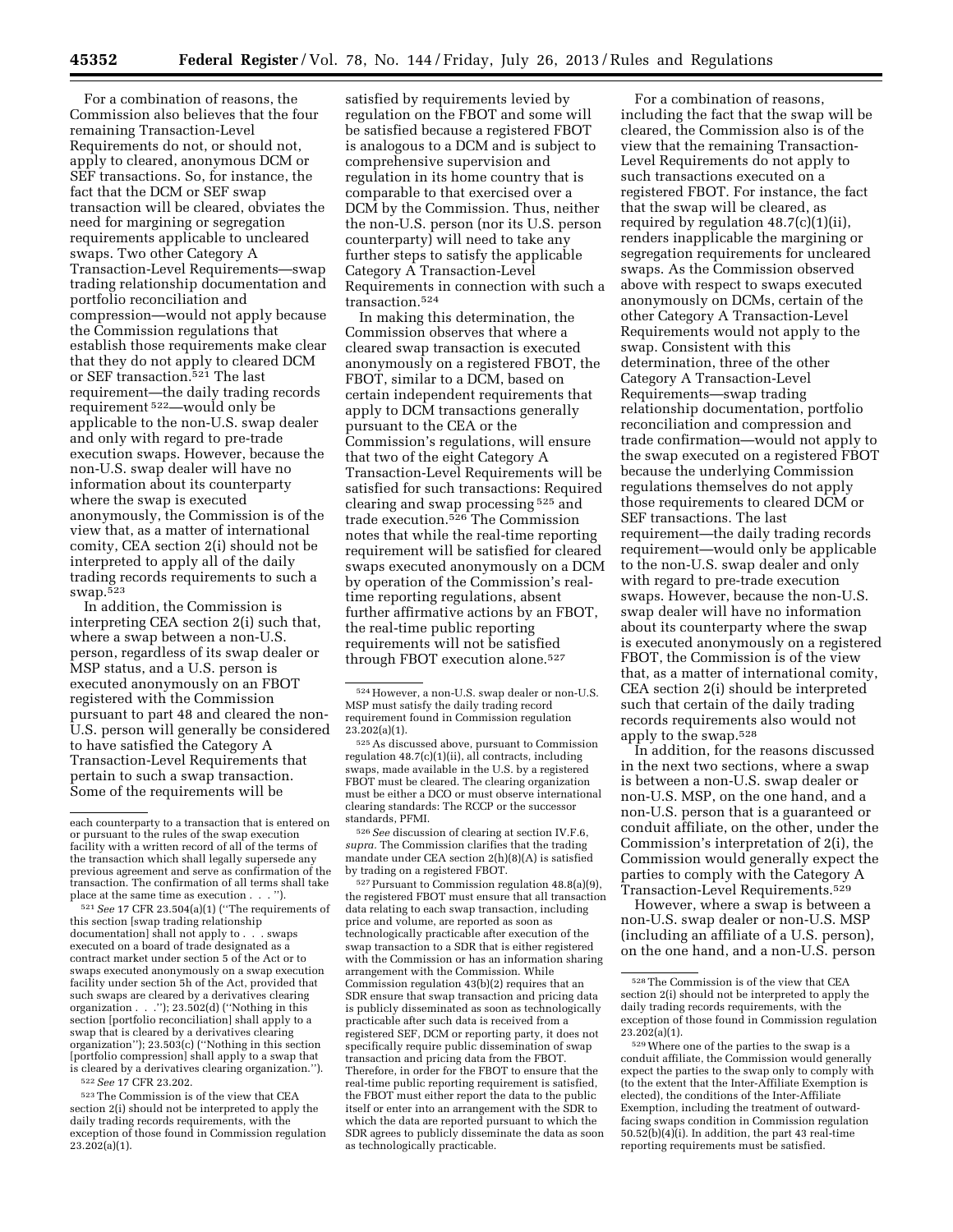For a combination of reasons, the Commission also believes that the four remaining Transaction-Level Requirements do not, or should not, apply to cleared, anonymous DCM or SEF transactions. So, for instance, the fact that the DCM or SEF swap transaction will be cleared, obviates the need for margining or segregation requirements applicable to uncleared swaps. Two other Category A Transaction-Level Requirements—swap trading relationship documentation and portfolio reconciliation and compression—would not apply because the Commission regulations that establish those requirements make clear that they do not apply to cleared DCM or SEF transaction.[521] The last requirement—the daily trading records requirement[522]—would only be applicable to the non-U.S. swap dealer and only with regard to pre-trade execution swaps. However, because the non-U.S. swap dealer will have no information about its counterparty where the swap is executed anonymously, the Commission is of the view that, as a matter of international comity, CEA section 2(i) should not be interpreted to apply all of the daily trading records requirements to such a swap.[523]

In addition, the Commission is interpreting CEA section 2(i) such that, where a swap between a non-U.S. person, regardless of its swap dealer or MSP status, and a U.S. person is executed anonymously on an FBOT registered with the Commission pursuant to part 48 and cleared the non-U.S. person will generally be considered to have satisfied the Category A Transaction-Level Requirements that pertain to such a swap transaction. Some of the requirements will be satisfied by requirements levied by regulation on the FBOT and some will be satisfied because a registered FBOT is analogous to a DCM and is subject to comprehensive supervision and regulation in its home country that is comparable to that exercised over a DCM by the Commission. Thus, neither the non-U.S. person (nor its U.S. person counterparty) will need to take any further steps to satisfy the applicable Category A Transaction-Level Requirements in connection with such a transaction.[524]

In making this determination, the Commission observes that where a cleared swap transaction is executed anonymously on a registered FBOT, the FBOT, similar to a DCM, based on certain independent requirements that apply to DCM transactions generally pursuant to the CEA or the Commission's regulations, will ensure that two of the eight Category A Transaction-Level Requirements will be satisfied for such transactions: Required clearing and swap processing[525] and trade execution.[526] The Commission notes that while the real-time reporting requirement will be satisfied for cleared swaps executed anonymously on a DCM by operation of the Commission's real-time reporting regulations, absent further affirmative actions by an FBOT, the real-time public reporting requirements will not be satisfied through FBOT execution alone.[527]

For a combination of reasons, including the fact that the swap will be cleared, the Commission also is of the view that the remaining Transaction-Level Requirements do not apply to such transactions executed on a registered FBOT. For instance, the fact that the swap will be cleared, as required by regulation 48.7(c)(1)(ii), renders inapplicable the margining or segregation requirements for uncleared swaps. As the Commission observed above with respect to swaps executed anonymously on DCMs, certain of the other Category A Transaction-Level Requirements would not apply to the swap. Consistent with this determination, three of the other Category A Transaction-Level Requirements—swap trading relationship documentation, portfolio reconciliation and compression and trade confirmation—would not apply to the swap executed on a registered FBOT because the underlying Commission regulations themselves do not apply those requirements to cleared DCM or SEF transactions. The last requirement—the daily trading records requirement—would only be applicable to the non-U.S. swap dealer and only with regard to pre-trade execution swaps. However, because the non-U.S. swap dealer will have no information about its counterparty where the swap is executed anonymously on a registered FBOT, the Commission is of the view that, as a matter of international comity, CEA section 2(i) should be interpreted such that certain of the daily trading records requirements also would not apply to the swap.[528]

In addition, for the reasons discussed in the next two sections, where a swap is between a non-U.S. swap dealer or non-U.S. MSP, on the one hand, and a non-U.S. person that is a guaranteed or conduit affiliate, on the other, under the Commission's interpretation of 2(i), the Commission would generally expect the parties to comply with the Category A Transaction-Level Requirements.[529]

However, where a swap is between a non-U.S. swap dealer or non-U.S. MSP (including an affiliate of a U.S. person), on the one hand, and a non-U.S. person

---

each counterparty to a transaction that is entered on or pursuant to the rules of the swap execution facility with a written record of all of the terms of the transaction which shall legally supersede any previous agreement and serve as confirmation of the transaction. The confirmation of all terms shall take place at the same time as execution . . . '').

[521] *See* 17 CFR 23.504(a)(1) (''The requirements of this section [swap trading relationship documentation] shall not apply to . . . swaps executed on a board of trade designated as a contract market under section 5 of the Act or to swaps executed anonymously on a swap execution facility under section 5h of the Act, provided that such swaps are cleared by a derivatives clearing organization . . .''); 23.502(d) (''Nothing in this section [portfolio reconciliation] shall apply to a swap that is cleared by a derivatives clearing organization''); 23.503(c) (''Nothing in this section [portfolio compression] shall apply to a swap that is cleared by a derivatives clearing organization.'').

[522] *See* 17 CFR 23.202.

[523] The Commission is of the view that CEA section 2(i) should not be interpreted to apply the daily trading records requirements, with the exception of those found in Commission regulation 23.202(a)(1).

[524] However, a non-U.S. swap dealer or non-U.S. MSP must satisfy the daily trading record requirement found in Commission regulation 23.202(a)(1).

[525] As discussed above, pursuant to Commission regulation 48.7(c)(1)(ii), all contracts, including swaps, made available in the U.S. by a registered FBOT must be cleared. The clearing organization must be either a DCO or must observe international clearing standards: The RCCP or the successor standards, PFMI.

[526] *See* discussion of clearing at section IV.F.6, *supra.* The Commission clarifies that the trading mandate under CEA section 2(h)(8)(A) is satisfied by trading on a registered FBOT.

[527] Pursuant to Commission regulation 48.8(a)(9), the registered FBOT must ensure that all transaction data relating to each swap transaction, including price and volume, are reported as soon as technologically practicable after execution of the swap transaction to a SDR that is either registered with the Commission or has an information sharing arrangement with the Commission. While Commission regulation 43(b)(2) requires that an SDR ensure that swap transaction and pricing data is publicly disseminated as soon as technologically practicable after such data is received from a registered SEF, DCM or reporting party, it does not specifically require public dissemination of swap transaction and pricing data from the FBOT. Therefore, in order for the FBOT to ensure that the real-time public reporting requirement is satisfied, the FBOT must either report the data to the public itself or enter into an arrangement with the SDR to which the data are reported pursuant to which the SDR agrees to publicly disseminate the data as soon as technologically practicable.

[528] The Commission is of the view that CEA section 2(i) should not be interpreted to apply the daily trading records requirements, with the exception of those found in Commission regulation 23.202(a)(1).

[529] Where one of the parties to the swap is a conduit affiliate, the Commission would generally expect the parties to the swap only to comply with (to the extent that the Inter-Affiliate Exemption is elected), the conditions of the Inter-Affiliate Exemption, including the treatment of outward-facing swaps condition in Commission regulation 50.52(b)(4)(i). In addition, the part 43 real-time reporting requirements must be satisfied.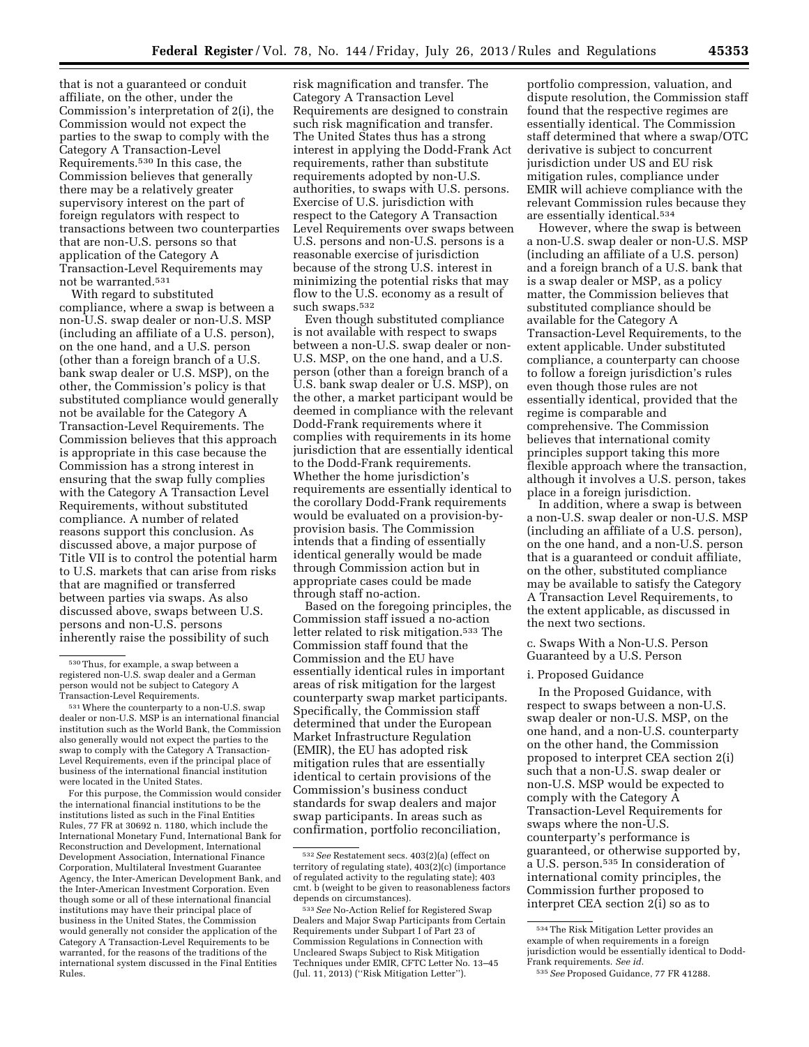that is not a guaranteed or conduit affiliate, on the other, under the Commission's interpretation of 2(i), the Commission would not expect the parties to the swap to comply with the Category A Transaction-Level Requirements.[530] In this case, the Commission believes that generally there may be a relatively greater supervisory interest on the part of foreign regulators with respect to transactions between two counterparties that are non-U.S. persons so that application of the Category A Transaction-Level Requirements may not be warranted.[531]

With regard to substituted compliance, where a swap is between a non-U.S. swap dealer or non-U.S. MSP (including an affiliate of a U.S. person), on the one hand, and a U.S. person (other than a foreign branch of a U.S. bank swap dealer or U.S. MSP), on the other, the Commission's policy is that substituted compliance would generally not be available for the Category A Transaction-Level Requirements. The Commission believes that this approach is appropriate in this case because the Commission has a strong interest in ensuring that the swap fully complies with the Category A Transaction Level Requirements, without substituted compliance. A number of related reasons support this conclusion. As discussed above, a major purpose of Title VII is to control the potential harm to U.S. markets that can arise from risks that are magnified or transferred between parties via swaps. As also discussed above, swaps between U.S. persons and non-U.S. persons inherently raise the possibility of such risk magnification and transfer. The Category A Transaction Level Requirements are designed to constrain such risk magnification and transfer. The United States thus has a strong interest in applying the Dodd-Frank Act requirements, rather than substitute requirements adopted by non-U.S. authorities, to swaps with U.S. persons. Exercise of U.S. jurisdiction with respect to the Category A Transaction Level Requirements over swaps between U.S. persons and non-U.S. persons is a reasonable exercise of jurisdiction because of the strong U.S. interest in minimizing the potential risks that may flow to the U.S. economy as a result of such swaps.[532]

Even though substituted compliance is not available with respect to swaps between a non-U.S. swap dealer or non-U.S. MSP, on the one hand, and a U.S. person (other than a foreign branch of a U.S. bank swap dealer or U.S. MSP), on the other, a market participant would be deemed in compliance with the relevant Dodd-Frank requirements where it complies with requirements in its home jurisdiction that are essentially identical to the Dodd-Frank requirements. Whether the home jurisdiction's requirements are essentially identical to the corollary Dodd-Frank requirements would be evaluated on a provision-by-provision basis. The Commission intends that a finding of essentially identical generally would be made through Commission action but in appropriate cases could be made through staff no-action.

Based on the foregoing principles, the Commission staff issued a no-action letter related to risk mitigation.[533] The Commission staff found that the Commission and the EU have essentially identical rules in important areas of risk mitigation for the largest counterparty swap market participants. Specifically, the Commission staff determined that under the European Market Infrastructure Regulation (EMIR), the EU has adopted risk mitigation rules that are essentially identical to certain provisions of the Commission's business conduct standards for swap dealers and major swap participants. In areas such as confirmation, portfolio reconciliation, portfolio compression, valuation, and dispute resolution, the Commission staff found that the respective regimes are essentially identical. The Commission staff determined that where a swap/OTC derivative is subject to concurrent jurisdiction under US and EU risk mitigation rules, compliance under EMIR will achieve compliance with the relevant Commission rules because they are essentially identical.[534]

However, where the swap is between a non-U.S. swap dealer or non-U.S. MSP (including an affiliate of a U.S. person) and a foreign branch of a U.S. bank that is a swap dealer or MSP, as a policy matter, the Commission believes that substituted compliance should be available for the Category A Transaction-Level Requirements, to the extent applicable. Under substituted compliance, a counterparty can choose to follow a foreign jurisdiction's rules even though those rules are not essentially identical, provided that the regime is comparable and comprehensive. The Commission believes that international comity principles support taking this more flexible approach where the transaction, although it involves a U.S. person, takes place in a foreign jurisdiction.

In addition, where a swap is between a non-U.S. swap dealer or non-U.S. MSP (including an affiliate of a U.S. person), on the one hand, and a non-U.S. person that is a guaranteed or conduit affiliate, on the other, substituted compliance may be available to satisfy the Category A Transaction Level Requirements, to the extent applicable, as discussed in the next two sections.

c. Swaps With a Non-U.S. Person Guaranteed by a U.S. Person

i. Proposed Guidance

In the Proposed Guidance, with respect to swaps between a non-U.S. swap dealer or non-U.S. MSP, on the one hand, and a non-U.S. counterparty on the other hand, the Commission proposed to interpret CEA section 2(i) such that a non-U.S. swap dealer or non-U.S. MSP would be expected to comply with the Category A Transaction-Level Requirements for swaps where the non-U.S. counterparty's performance is guaranteed, or otherwise supported by, a U.S. person.[535] In consideration of international comity principles, the Commission further proposed to interpret CEA section 2(i) so as to

---

[530] Thus, for example, a swap between a registered non-U.S. swap dealer and a German person would not be subject to Category A Transaction-Level Requirements.

[531] Where the counterparty to a non-U.S. swap dealer or non-U.S. MSP is an international financial institution such as the World Bank, the Commission also generally would not expect the parties to the swap to comply with the Category A Transaction-Level Requirements, even if the principal place of business of the international financial institution were located in the United States.

For this purpose, the Commission would consider the international financial institutions to be the institutions listed as such in the Final Entities Rules, 77 FR at 30692 n. 1180, which include the International Monetary Fund, International Bank for Reconstruction and Development, International Development Association, International Finance Corporation, Multilateral Investment Guarantee Agency, the Inter-American Development Bank, and the Inter-American Investment Corporation. Even though some or all of these international financial institutions may have their principal place of business in the United States, the Commission would generally not consider the application of the Category A Transaction-Level Requirements to be warranted, for the reasons of the traditions of the international system discussed in the Final Entities Rules.

[532] *See* Restatement secs. 403(2)(a) (effect on territory of regulating state), 403(2)(c) (importance of regulated activity to the regulating state); 403 cmt. b (weight to be given to reasonableness factors depends on circumstances).

[533] *See* No-Action Relief for Registered Swap Dealers and Major Swap Participants from Certain Requirements under Subpart I of Part 23 of Commission Regulations in Connection with Uncleared Swaps Subject to Risk Mitigation Techniques under EMIR, CFTC Letter No. 13–45 (Jul. 11, 2013) (''Risk Mitigation Letter'').

[534] The Risk Mitigation Letter provides an example of when requirements in a foreign jurisdiction would be essentially identical to Dodd-Frank requirements. *See id.*

[535] *See* Proposed Guidance, 77 FR 41288.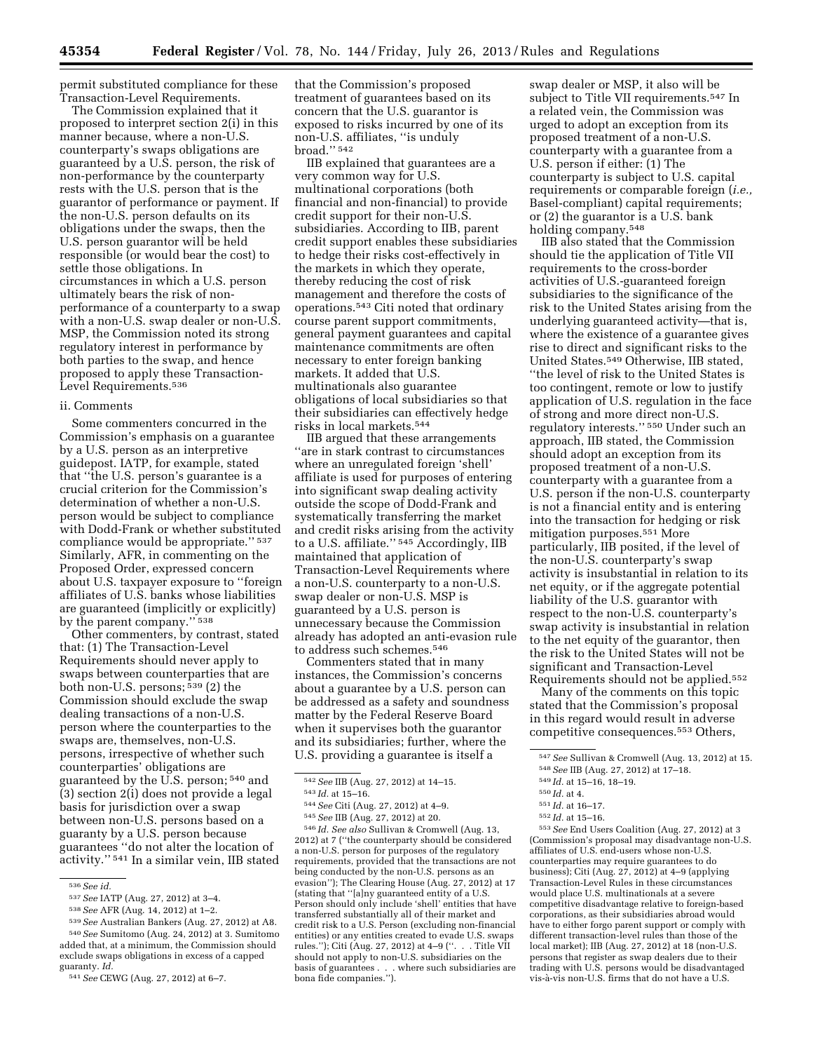permit substituted compliance for these Transaction-Level Requirements.

The Commission explained that it proposed to interpret section 2(i) in this manner because, where a non-U.S. counterparty's swaps obligations are guaranteed by a U.S. person, the risk of non-performance by the counterparty rests with the U.S. person that is the guarantor of performance or payment. If the non-U.S. person defaults on its obligations under the swaps, then the U.S. person guarantor will be held responsible (or would bear the cost) to settle those obligations. In circumstances in which a U.S. person ultimately bears the risk of non-performance of a counterparty to a swap with a non-U.S. swap dealer or non-U.S. MSP, the Commission noted its strong regulatory interest in performance by both parties to the swap, and hence proposed to apply these Transaction-Level Requirements.[536]

ii. Comments

Some commenters concurred in the Commission's emphasis on a guarantee by a U.S. person as an interpretive guidepost. IATP, for example, stated that "the U.S. person's guarantee is a crucial criterion for the Commission's determination of whether a non-U.S. person would be subject to compliance with Dodd-Frank or whether substituted compliance would be appropriate." [537] Similarly, AFR, in commenting on the Proposed Order, expressed concern about U.S. taxpayer exposure to "foreign affiliates of U.S. banks whose liabilities are guaranteed (implicitly or explicitly) by the parent company." [538]

Other commenters, by contrast, stated that: (1) The Transaction-Level Requirements should never apply to swaps between counterparties that are both non-U.S. persons; [539] (2) the Commission should exclude the swap dealing transactions of a non-U.S. person where the counterparties to the swaps are, themselves, non-U.S. persons, irrespective of whether such counterparties' obligations are guaranteed by the U.S. person; [540] and (3) section 2(i) does not provide a legal basis for jurisdiction over a swap between non-U.S. persons based on a guaranty by a U.S. person because guarantees "do not alter the location of activity." [541] In a similar vein, IIB stated that the Commission's proposed treatment of guarantees based on its concern that the U.S. guarantor is exposed to risks incurred by one of its non-U.S. affiliates, "is unduly broad." [542]

IIB explained that guarantees are a very common way for U.S. multinational corporations (both financial and non-financial) to provide credit support for their non-U.S. subsidiaries. According to IIB, parent credit support enables these subsidiaries to hedge their risks cost-effectively in the markets in which they operate, thereby reducing the cost of risk management and therefore the costs of operations.[543] Citi noted that ordinary course parent support commitments, general payment guarantees and capital maintenance commitments are often necessary to enter foreign banking markets. It added that U.S. multinationals also guarantee obligations of local subsidiaries so that their subsidiaries can effectively hedge risks in local markets.[544]

IIB argued that these arrangements "are in stark contrast to circumstances where an unregulated foreign 'shell' affiliate is used for purposes of entering into significant swap dealing activity outside the scope of Dodd-Frank and systematically transferring the market and credit risks arising from the activity to a U.S. affiliate." [545] Accordingly, IIB maintained that application of Transaction-Level Requirements where a non-U.S. counterparty to a non-U.S. swap dealer or non-U.S. MSP is guaranteed by a U.S. person is unnecessary because the Commission already has adopted an anti-evasion rule to address such schemes.[546]

Commenters stated that in many instances, the Commission's concerns about a guarantee by a U.S. person can be addressed as a safety and soundness matter by the Federal Reserve Board when it supervises both the guarantor and its subsidiaries; further, where the U.S. providing a guarantee is itself a swap dealer or MSP, it also will be subject to Title VII requirements.[547] In a related vein, the Commission was urged to adopt an exception from its proposed treatment of a non-U.S. counterparty with a guarantee from a U.S. person if either: (1) The counterparty is subject to U.S. capital requirements or comparable foreign (*i.e.,* Basel-compliant) capital requirements; or (2) the guarantor is a U.S. bank holding company.[548]

IIB also stated that the Commission should tie the application of Title VII requirements to the cross-border activities of U.S.-guaranteed foreign subsidiaries to the significance of the risk to the United States arising from the underlying guaranteed activity—that is, where the existence of a guarantee gives rise to direct and significant risks to the United States.[549] Otherwise, IIB stated, "the level of risk to the United States is too contingent, remote or low to justify application of U.S. regulation in the face of strong and more direct non-U.S. regulatory interests." [550] Under such an approach, IIB stated, the Commission should adopt an exception from its proposed treatment of a non-U.S. counterparty with a guarantee from a U.S. person if the non-U.S. counterparty is not a financial entity and is entering into the transaction for hedging or risk mitigation purposes.[551] More particularly, IIB posited, if the level of the non-U.S. counterparty's swap activity is insubstantial in relation to its net equity, or if the aggregate potential liability of the U.S. guarantor with respect to the non-U.S. counterparty's swap activity is insubstantial in relation to the net equity of the guarantor, then the risk to the United States will not be significant and Transaction-Level Requirements should not be applied.[552]

Many of the comments on this topic stated that the Commission's proposal in this regard would result in adverse competitive consequences.[553] Others,

---

[536] *See id.*

[537] *See* IATP (Aug. 27, 2012) at 3–4.

[538] *See* AFR (Aug. 14, 2012) at 1–2.

[539] *See* Australian Bankers (Aug. 27, 2012) at A8.

[540] *See* Sumitomo (Aug. 24, 2012) at 3. Sumitomo added that, at a minimum, the Commission should exclude swaps obligations in excess of a capped guaranty. *Id.*

[541] *See* CEWG (Aug. 27, 2012) at 6–7.

[542] *See* IIB (Aug. 27, 2012) at 14–15.

[543] *Id.* at 15–16.

[544] *See* Citi (Aug. 27, 2012) at 4–9.

[545] *See* IIB (Aug. 27, 2012) at 20.

[546] *Id. See also* Sullivan & Cromwell (Aug. 13, 2012) at 7 ("the counterparty should be considered a non-U.S. person for purposes of the regulatory requirements, provided that the transactions are not being conducted by the non-U.S. persons as an evasion"); The Clearing House (Aug. 27, 2012) at 17 (stating that "[a]ny guaranteed entity of a U.S. Person should only include 'shell' entities that have transferred substantially all of their market and credit risk to a U.S. Person (excluding non-financial entities) or any entities created to evade U.S. swaps rules."); Citi (Aug. 27, 2012) at 4–9 (". . . Title VII should not apply to non-U.S. subsidiaries on the basis of guarantees . . . where such subsidiaries are bona fide companies.").

[547] *See* Sullivan & Cromwell (Aug. 13, 2012) at 15.

[548] *See* IIB (Aug. 27, 2012) at 17–18.

[549] *Id.* at 15–16, 18–19.

[550] *Id.* at 4.

[551] *Id.* at 16–17.

[552] *Id.* at 15–16.

[553] *See* End Users Coalition (Aug. 27, 2012) at 3 (Commission's proposal may disadvantage non-U.S. affiliates of U.S. end-users whose non-U.S. counterparties may require guarantees to do business); Citi (Aug. 27, 2012) at 4–9 (applying Transaction-Level Rules in these circumstances would place U.S. multinationals at a severe competitive disadvantage relative to foreign-based corporations, as their subsidiaries abroad would have to either forgo parent support or comply with different transaction-level rules than those of the local market); IIB (Aug. 27, 2012) at 18 (non-U.S. persons that register as swap dealers due to their trading with U.S. persons would be disadvantaged vis-à-vis non-U.S. firms that do not have a U.S.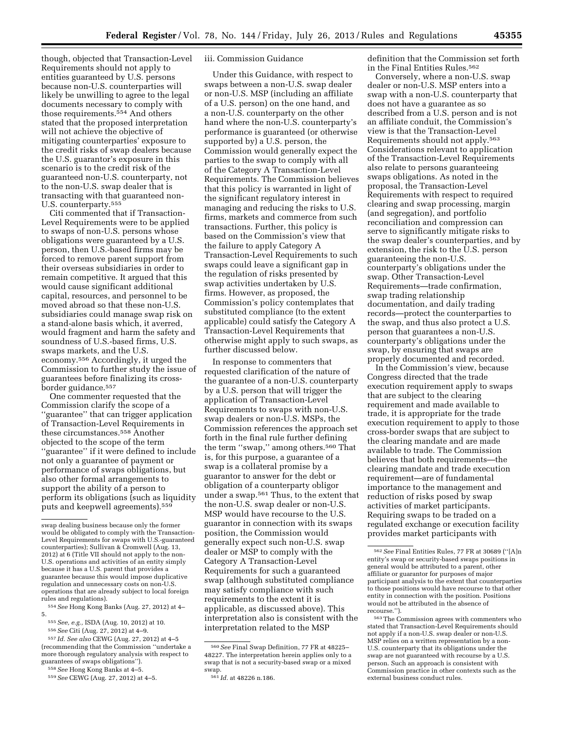though, objected that Transaction-Level Requirements should not apply to entities guaranteed by U.S. persons because non-U.S. counterparties will likely be unwilling to agree to the legal documents necessary to comply with those requirements.[554] And others stated that the proposed interpretation will not achieve the objective of mitigating counterparties' exposure to the credit risks of swap dealers because the U.S. guarantor's exposure in this scenario is to the credit risk of the guaranteed non-U.S. counterparty, not to the non-U.S. swap dealer that is transacting with that guaranteed non-U.S. counterparty.[555]

Citi commented that if Transaction-Level Requirements were to be applied to swaps of non-U.S. persons whose obligations were guaranteed by a U.S. person, then U.S.-based firms may be forced to remove parent support from their overseas subsidiaries in order to remain competitive. It argued that this would cause significant additional capital, resources, and personnel to be moved abroad so that these non-U.S. subsidiaries could manage swap risk on a stand-alone basis which, it averred, would fragment and harm the safety and soundness of U.S.-based firms, U.S. swaps markets, and the U.S. economy.[556] Accordingly, it urged the Commission to further study the issue of guarantees before finalizing its cross-border guidance.[557]

One commenter requested that the Commission clarify the scope of a ''guarantee'' that can trigger application of Transaction-Level Requirements in these circumstances.[558] Another objected to the scope of the term ''guarantee'' if it were defined to include not only a guarantee of payment or performance of swaps obligations, but also other formal arrangements to support the ability of a person to perform its obligations (such as liquidity puts and keepwell agreements).[559]

iii. Commission Guidance

Under this Guidance, with respect to swaps between a non-U.S. swap dealer or non-U.S. MSP (including an affiliate of a U.S. person) on the one hand, and a non-U.S. counterparty on the other hand where the non-U.S. counterparty's performance is guaranteed (or otherwise supported by) a U.S. person, the Commission would generally expect the parties to the swap to comply with all of the Category A Transaction-Level Requirements. The Commission believes that this policy is warranted in light of the significant regulatory interest in managing and reducing the risks to U.S. firms, markets and commerce from such transactions. Further, this policy is based on the Commission's view that the failure to apply Category A Transaction-Level Requirements to such swaps could leave a significant gap in the regulation of risks presented by swap activities undertaken by U.S. firms. However, as proposed, the Commission's policy contemplates that substituted compliance (to the extent applicable) could satisfy the Category A Transaction-Level Requirements that otherwise might apply to such swaps, as further discussed below.

In response to commenters that requested clarification of the nature of the guarantee of a non-U.S. counterparty by a U.S. person that will trigger the application of Transaction-Level Requirements to swaps with non-U.S. swap dealers or non-U.S. MSPs, the Commission references the approach set forth in the final rule further defining the term ''swap,'' among others.[560] That is, for this purpose, a guarantee of a swap is a collateral promise by a guarantor to answer for the debt or obligation of a counterparty obligor under a swap.[561] Thus, to the extent that the non-U.S. swap dealer or non-U.S. MSP would have recourse to the U.S. guarantor in connection with its swaps position, the Commission would generally expect such non-U.S. swap dealer or MSP to comply with the Category A Transaction-Level Requirements for such a guaranteed swap (although substituted compliance may satisfy compliance with such requirements to the extent it is applicable, as discussed above). This interpretation also is consistent with the interpretation related to the MSP definition that the Commission set forth in the Final Entities Rules.[562]

Conversely, where a non-U.S. swap dealer or non-U.S. MSP enters into a swap with a non-U.S. counterparty that does not have a guarantee as so described from a U.S. person and is not an affiliate conduit, the Commission's view is that the Transaction-Level Requirements should not apply.[563] Considerations relevant to application of the Transaction-Level Requirements also relate to persons guaranteeing swaps obligations. As noted in the proposal, the Transaction-Level Requirements with respect to required clearing and swap processing, margin (and segregation), and portfolio reconciliation and compression can serve to significantly mitigate risks to the swap dealer's counterparties, and by extension, the risk to the U.S. person guaranteeing the non-U.S. counterparty's obligations under the swap. Other Transaction-Level Requirements—trade confirmation, swap trading relationship documentation, and daily trading records—protect the counterparties to the swap, and thus also protect a U.S. person that guarantees a non-U.S. counterparty's obligations under the swap, by ensuring that swaps are properly documented and recorded.

In the Commission's view, because Congress directed that the trade execution requirement apply to swaps that are subject to the clearing requirement and made available to trade, it is appropriate for the trade execution requirement to apply to those cross-border swaps that are subject to the clearing mandate and are made available to trade. The Commission believes that both requirements—the clearing mandate and trade execution requirement—are of fundamental importance to the management and reduction of risks posed by swap activities of market participants. Requiring swaps to be traded on a regulated exchange or execution facility provides market participants with

---

swap dealing business because only the former would be obligated to comply with the Transaction-Level Requirements for swaps with U.S.-guaranteed counterparties); Sullivan & Cromwell (Aug. 13, 2012) at 6 (Title VII should not apply to the non-U.S. operations and activities of an entity simply because it has a U.S. parent that provides a guarantee because this would impose duplicative regulation and unnecessary costs on non-U.S. operations that are already subject to local foreign rules and regulations).

[554] *See* Hong Kong Banks (Aug. 27, 2012) at 4–5.

[555] *See, e.g.,* ISDA (Aug. 10, 2012) at 10.

[556] *See* Citi (Aug. 27, 2012) at 4–9.

[557] *Id. See also* CEWG (Aug. 27, 2012) at 4–5 (recommending that the Commission ''undertake a more thorough regulatory analysis with respect to guarantees of swaps obligations'').

[558] *See* Hong Kong Banks at 4–5.

[559] *See* CEWG (Aug. 27, 2012) at 4–5.

[560] *See* Final Swap Definition, 77 FR at 48225–48227. The interpretation herein applies only to a swap that is not a security-based swap or a mixed swap.

[561] *Id.* at 48226 n.186.

[562] *See* Final Entities Rules, 77 FR at 30689 (''[A]n entity's swap or security-based swaps positions in general would be attributed to a parent, other affiliate or guarantor for purposes of major participant analysis to the extent that counterparties to those positions would have recourse to that other entity in connection with the position. Positions would not be attributed in the absence of recourse.'').

[563] The Commission agrees with commenters who stated that Transaction-Level Requirements should not apply if a non-U.S. swap dealer or non-U.S. MSP relies on a written representation by a non-U.S. counterparty that its obligations under the swap are not guaranteed with recourse by a U.S. person. Such an approach is consistent with Commission practice in other contexts such as the external business conduct rules.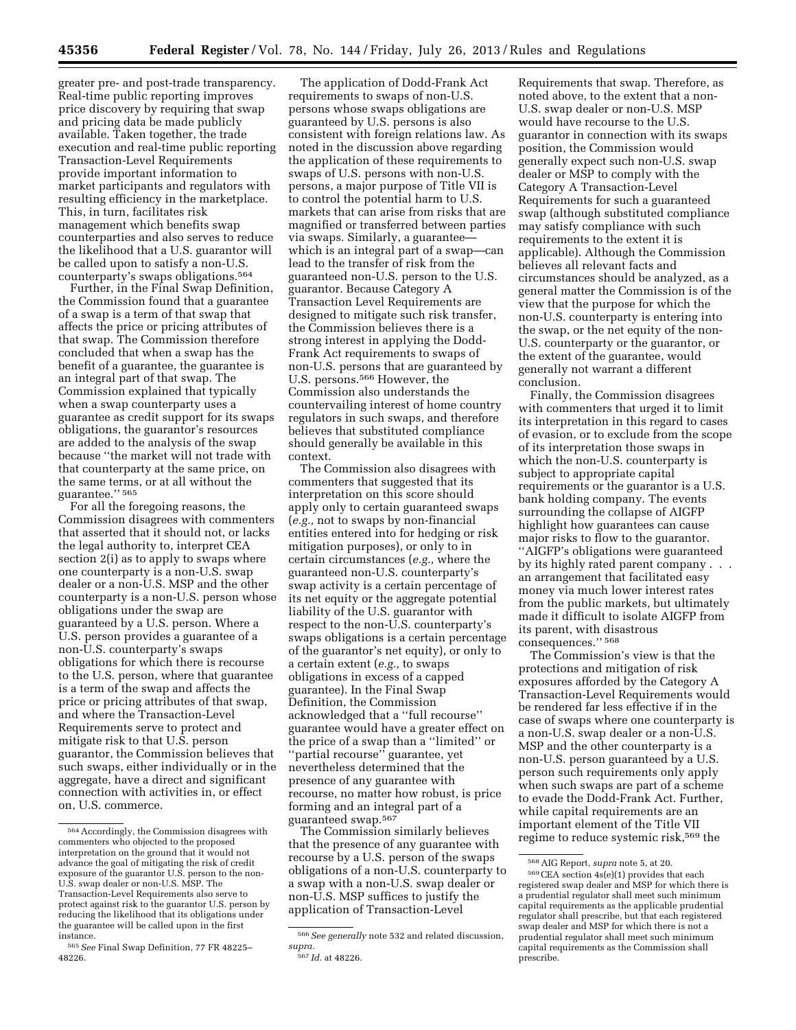greater pre- and post-trade transparency. Real-time public reporting improves price discovery by requiring that swap and pricing data be made publicly available. Taken together, the trade execution and real-time public reporting Transaction-Level Requirements provide important information to market participants and regulators with resulting efficiency in the marketplace. This, in turn, facilitates risk management which benefits swap counterparties and also serves to reduce the likelihood that a U.S. guarantor will be called upon to satisfy a non-U.S. counterparty's swaps obligations.[564]

Further, in the Final Swap Definition, the Commission found that a guarantee of a swap is a term of that swap that affects the price or pricing attributes of that swap. The Commission therefore concluded that when a swap has the benefit of a guarantee, the guarantee is an integral part of that swap. The Commission explained that typically when a swap counterparty uses a guarantee as credit support for its swaps obligations, the guarantor's resources are added to the analysis of the swap because ''the market will not trade with that counterparty at the same price, on the same terms, or at all without the guarantee.'' [565]

For all the foregoing reasons, the Commission disagrees with commenters that asserted that it should not, or lacks the legal authority to, interpret CEA section 2(i) as to apply to swaps where one counterparty is a non-U.S. swap dealer or a non-U.S. MSP and the other counterparty is a non-U.S. person whose obligations under the swap are guaranteed by a U.S. person. Where a U.S. person provides a guarantee of a non-U.S. counterparty's swaps obligations for which there is recourse to the U.S. person, where that guarantee is a term of the swap and affects the price or pricing attributes of that swap, and where the Transaction-Level Requirements serve to protect and mitigate risk to that U.S. person guarantor, the Commission believes that such swaps, either individually or in the aggregate, have a direct and significant connection with activities in, or effect on, U.S. commerce.

The application of Dodd-Frank Act requirements to swaps of non-U.S. persons whose swaps obligations are guaranteed by U.S. persons is also consistent with foreign relations law. As noted in the discussion above regarding the application of these requirements to swaps of U.S. persons with non-U.S. persons, a major purpose of Title VII is to control the potential harm to U.S. markets that can arise from risks that are magnified or transferred between parties via swaps. Similarly, a guarantee—which is an integral part of a swap—can lead to the transfer of risk from the guaranteed non-U.S. person to the U.S. guarantor. Because Category A Transaction Level Requirements are designed to mitigate such risk transfer, the Commission believes there is a strong interest in applying the Dodd-Frank Act requirements to swaps of non-U.S. persons that are guaranteed by U.S. persons.[566] However, the Commission also understands the countervailing interest of home country regulators in such swaps, and therefore believes that substituted compliance should generally be available in this context.

The Commission also disagrees with commenters that suggested that its interpretation on this score should apply only to certain guaranteed swaps (*e.g.,* not to swaps by non-financial entities entered into for hedging or risk mitigation purposes), or only to in certain circumstances (*e.g.,* where the guaranteed non-U.S. counterparty's swap activity is a certain percentage of its net equity or the aggregate potential liability of the U.S. guarantor with respect to the non-U.S. counterparty's swaps obligations is a certain percentage of the guarantor's net equity), or only to a certain extent (*e.g.,* to swaps obligations in excess of a capped guarantee). In the Final Swap Definition, the Commission acknowledged that a ''full recourse'' guarantee would have a greater effect on the price of a swap than a ''limited'' or ''partial recourse'' guarantee, yet nevertheless determined that the presence of any guarantee with recourse, no matter how robust, is price forming and an integral part of a guaranteed swap.[567]

The Commission similarly believes that the presence of any guarantee with recourse by a U.S. person of the swaps obligations of a non-U.S. counterparty to a swap with a non-U.S. swap dealer or non-U.S. MSP suffices to justify the application of Transaction-Level Requirements that swap. Therefore, as noted above, to the extent that a non-U.S. swap dealer or non-U.S. MSP would have recourse to the U.S. guarantor in connection with its swaps position, the Commission would generally expect such non-U.S. swap dealer or MSP to comply with the Category A Transaction-Level Requirements for such a guaranteed swap (although substituted compliance may satisfy compliance with such requirements to the extent it is applicable). Although the Commission believes all relevant facts and circumstances should be analyzed, as a general matter the Commission is of the view that the purpose for which the non-U.S. counterparty is entering into the swap, or the net equity of the non-U.S. counterparty or the guarantor, or the extent of the guarantee, would generally not warrant a different conclusion.

Finally, the Commission disagrees with commenters that urged it to limit its interpretation in this regard to cases of evasion, or to exclude from the scope of its interpretation those swaps in which the non-U.S. counterparty is subject to appropriate capital requirements or the guarantor is a U.S. bank holding company. The events surrounding the collapse of AIGFP highlight how guarantees can cause major risks to flow to the guarantor. ''AIGFP's obligations were guaranteed by its highly rated parent company . . . an arrangement that facilitated easy money via much lower interest rates from the public markets, but ultimately made it difficult to isolate AIGFP from its parent, with disastrous consequences.'' [568]

The Commission's view is that the protections and mitigation of risk exposures afforded by the Category A Transaction-Level Requirements would be rendered far less effective if in the case of swaps where one counterparty is a non-U.S. swap dealer or a non-U.S. MSP and the other counterparty is a non-U.S. person guaranteed by a U.S. person such requirements only apply when such swaps are part of a scheme to evade the Dodd-Frank Act. Further, while capital requirements are an important element of the Title VII regime to reduce systemic risk,[569] the

---

[564] Accordingly, the Commission disagrees with commenters who objected to the proposed interpretation on the ground that it would not advance the goal of mitigating the risk of credit exposure of the guarantor U.S. person to the non-U.S. swap dealer or non-U.S. MSP. The Transaction-Level Requirements also serve to protect against risk to the guarantor U.S. person by reducing the likelihood that its obligations under the guarantee will be called upon in the first instance.

[565] *See* Final Swap Definition, 77 FR 48225–48226.

[566] *See generally* note 532 and related discussion, *supra.*

[567] *Id.* at 48226.

[568] AIG Report, *supra* note 5, at 20.

[569] CEA section 4s(e)(1) provides that each registered swap dealer and MSP for which there is a prudential regulator shall meet such minimum capital requirements as the applicable prudential regulator shall prescribe, but that each registered swap dealer and MSP for which there is not a prudential regulator shall meet such minimum capital requirements as the Commission shall prescribe.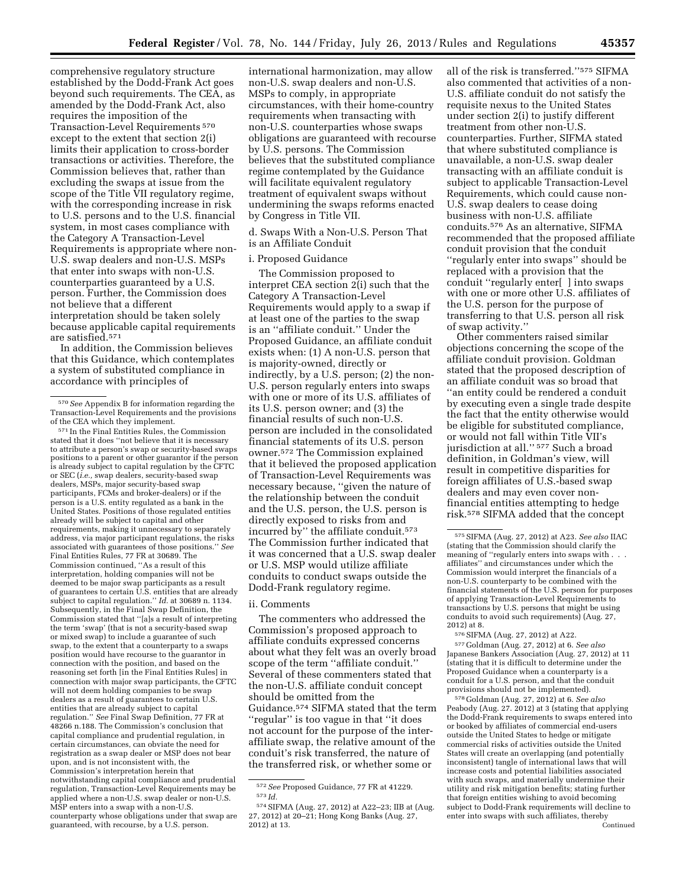comprehensive regulatory structure established by the Dodd-Frank Act goes beyond such requirements. The CEA, as amended by the Dodd-Frank Act, also requires the imposition of the Transaction-Level Requirements [570] except to the extent that section 2(i) limits their application to cross-border transactions or activities. Therefore, the Commission believes that, rather than excluding the swaps at issue from the scope of the Title VII regulatory regime, with the corresponding increase in risk to U.S. persons and to the U.S. financial system, in most cases compliance with the Category A Transaction-Level Requirements is appropriate where non-U.S. swap dealers and non-U.S. MSPs that enter into swaps with non-U.S. counterparties guaranteed by a U.S. person. Further, the Commission does not believe that a different interpretation should be taken solely because applicable capital requirements are satisfied.[571]

In addition, the Commission believes that this Guidance, which contemplates a system of substituted compliance in accordance with principles of international harmonization, may allow non-U.S. swap dealers and non-U.S. MSPs to comply, in appropriate circumstances, with their home-country requirements when transacting with non-U.S. counterparties whose swaps obligations are guaranteed with recourse by U.S. persons. The Commission believes that the substituted compliance regime contemplated by the Guidance will facilitate equivalent regulatory treatment of equivalent swaps without undermining the swaps reforms enacted by Congress in Title VII.

d. Swaps With a Non-U.S. Person That is an Affiliate Conduit

i. Proposed Guidance

The Commission proposed to interpret CEA section 2(i) such that the Category A Transaction-Level Requirements would apply to a swap if at least one of the parties to the swap is an "affiliate conduit." Under the Proposed Guidance, an affiliate conduit exists when: (1) A non-U.S. person that is majority-owned, directly or indirectly, by a U.S. person; (2) the non-U.S. person regularly enters into swaps with one or more of its U.S. affiliates of its U.S. person owner; and (3) the financial results of such non-U.S. person are included in the consolidated financial statements of its U.S. person owner.[572] The Commission explained that it believed the proposed application of Transaction-Level Requirements was necessary because, "given the nature of the relationship between the conduit and the U.S. person, the U.S. person is directly exposed to risks from and incurred by" the affiliate conduit.[573] The Commission further indicated that it was concerned that a U.S. swap dealer or U.S. MSP would utilize affiliate conduits to conduct swaps outside the Dodd-Frank regulatory regime.

ii. Comments

The commenters who addressed the Commission's proposed approach to affiliate conduits expressed concerns about what they felt was an overly broad scope of the term "affiliate conduit." Several of these commenters stated that the non-U.S. affiliate conduit concept should be omitted from the Guidance.[574] SIFMA stated that the term "regular" is too vague in that "it does not account for the purpose of the inter-affiliate swap, the relative amount of the conduit's risk transferred, the nature of the transferred risk, or whether some or all of the risk is transferred."[575] SIFMA also commented that activities of a non-U.S. affiliate conduit do not satisfy the requisite nexus to the United States under section 2(i) to justify different treatment from other non-U.S. counterparties. Further, SIFMA stated that where substituted compliance is unavailable, a non-U.S. swap dealer transacting with an affiliate conduit is subject to applicable Transaction-Level Requirements, which could cause non-U.S. swap dealers to cease doing business with non-U.S. affiliate conduits.[576] As an alternative, SIFMA recommended that the proposed affiliate conduit provision that the conduit "regularly enter into swaps" should be replaced with a provision that the conduit "regularly enter[ ] into swaps with one or more other U.S. affiliates of the U.S. person for the purpose of transferring to that U.S. person all risk of swap activity."

Other commenters raised similar objections concerning the scope of the affiliate conduit provision. Goldman stated that the proposed description of an affiliate conduit was so broad that "an entity could be rendered a conduit by executing even a single trade despite the fact that the entity otherwise would be eligible for substituted compliance, or would not fall within Title VII's jurisdiction at all." [577] Such a broad definition, in Goldman's view, will result in competitive disparities for foreign affiliates of U.S.-based swap dealers and may even cover non-financial entities attempting to hedge risk.[578] SIFMA added that the concept

---

[570] *See* Appendix B for information regarding the Transaction-Level Requirements and the provisions of the CEA which they implement.

[571] In the Final Entities Rules, the Commission stated that it does "not believe that it is necessary to attribute a person's swap or security-based swaps positions to a parent or other guarantor if the person is already subject to capital regulation by the CFTC or SEC (*i.e.,* swap dealers, security-based swap dealers, MSPs, major security-based swap participants, FCMs and broker-dealers) or if the person is a U.S. entity regulated as a bank in the United States. Positions of those regulated entities already will be subject to capital and other requirements, making it unnecessary to separately address, via major participant regulations, the risks associated with guarantees of those positions." *See* Final Entities Rules, 77 FR at 30689. The Commission continued, "As a result of this interpretation, holding companies will not be deemed to be major swap participants as a result of guarantees to certain U.S. entities that are already subject to capital regulation." *Id.* at 30689 n. 1134. Subsequently, in the Final Swap Definition, the Commission stated that "[a]s a result of interpreting the term 'swap' (that is not a security-based swap or mixed swap) to include a guarantee of such swap, to the extent that a counterparty to a swaps position would have recourse to the guarantor in connection with the position, and based on the reasoning set forth [in the Final Entities Rules] in connection with major swap participants, the CFTC will not deem holding companies to be swap dealers as a result of guarantees to certain U.S. entities that are already subject to capital regulation." *See* Final Swap Definition, 77 FR at 48266 n.188. The Commission's conclusion that capital compliance and prudential regulation, in certain circumstances, can obviate the need for registration as a swap dealer or MSP does not bear upon, and is not inconsistent with, the Commission's interpretation herein that notwithstanding capital compliance and prudential regulation, Transaction-Level Requirements may be applied where a non-U.S. swap dealer or non-U.S. MSP enters into a swap with a non-U.S. counterparty whose obligations under that swap are guaranteed, with recourse, by a U.S. person.

[572] *See* Proposed Guidance, 77 FR at 41229.

[573] *Id.*

[574] SIFMA (Aug. 27, 2012) at A22–23; IIB at (Aug. 27, 2012) at 20–21; Hong Kong Banks (Aug. 27, 2012) at 13.

[575] SIFMA (Aug. 27, 2012) at A23. *See also* IIAC (stating that the Commission should clarify the meaning of "regularly enters into swaps with . . . affiliates" and circumstances under which the Commission would interpret the financials of a non-U.S. counterparty to be combined with the financial statements of the U.S. person for purposes of applying Transaction-Level Requirements to transactions by U.S. persons that might be using conduits to avoid such requirements) (Aug. 27, 2012) at 8.

[576] SIFMA (Aug. 27, 2012) at A22.

[577] Goldman (Aug. 27, 2012) at 6. *See also* Japanese Bankers Association (Aug. 27, 2012) at 11 (stating that it is difficult to determine under the Proposed Guidance when a counterparty is a conduit for a U.S. person, and that the conduit provisions should not be implemented).

[578] Goldman (Aug. 27, 2012) at 6. *See also* Peabody (Aug. 27. 2012) at 3 (stating that applying the Dodd-Frank requirements to swaps entered into or booked by affiliates of commercial end-users outside the United States to hedge or mitigate commercial risks of activities outside the United States will create an overlapping (and potentially inconsistent) tangle of international laws that will increase costs and potential liabilities associated with such swaps, and materially undermine their utility and risk mitigation benefits; stating further that foreign entities wishing to avoid becoming subject to Dodd-Frank requirements will decline to enter into swaps with such affiliates, thereby

Continued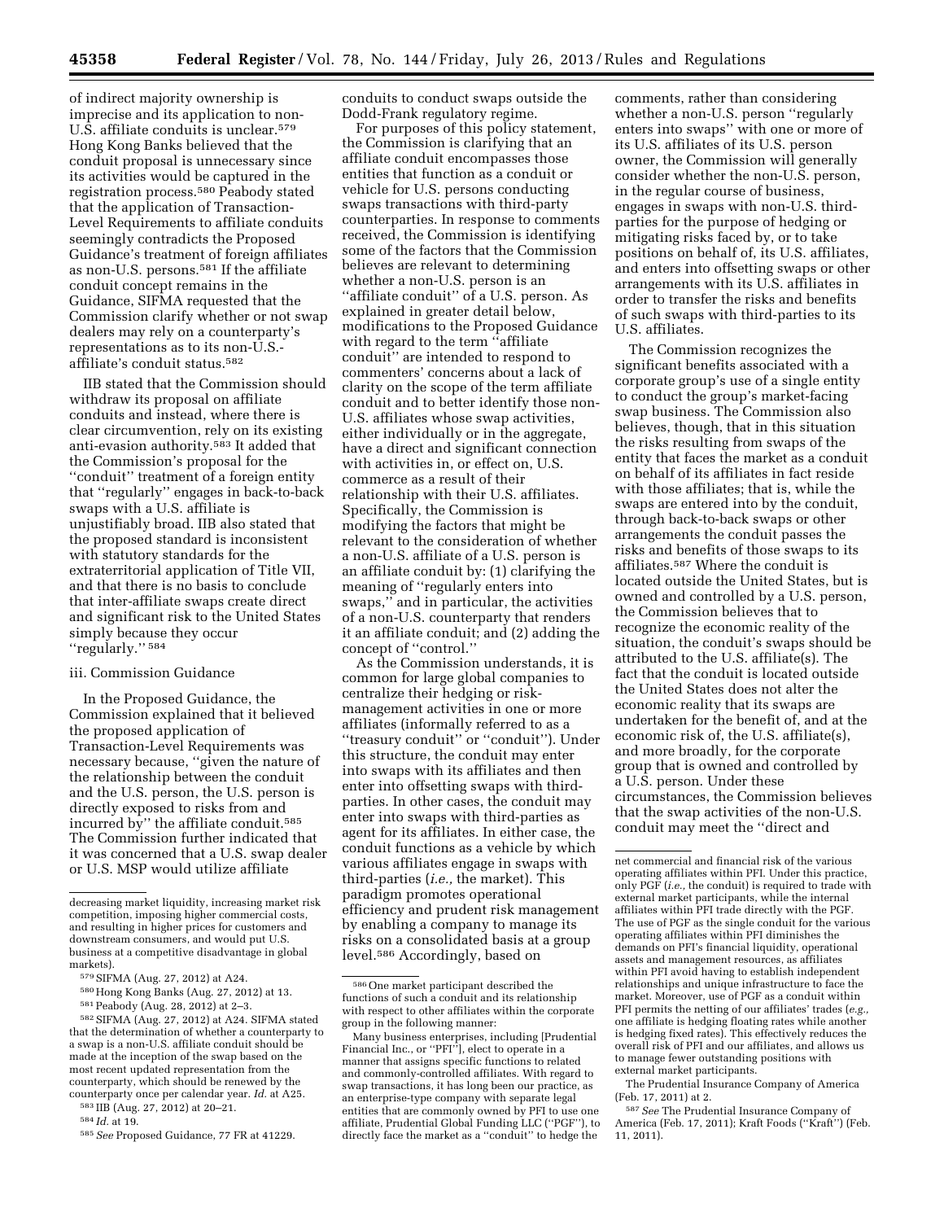of indirect majority ownership is imprecise and its application to non-U.S. affiliate conduits is unclear.[579] Hong Kong Banks believed that the conduit proposal is unnecessary since its activities would be captured in the registration process.[580] Peabody stated that the application of Transaction-Level Requirements to affiliate conduits seemingly contradicts the Proposed Guidance's treatment of foreign affiliates as non-U.S. persons.[581] If the affiliate conduit concept remains in the Guidance, SIFMA requested that the Commission clarify whether or not swap dealers may rely on a counterparty's representations as to its non-U.S.-affiliate's conduit status.[582]

IIB stated that the Commission should withdraw its proposal on affiliate conduits and instead, where there is clear circumvention, rely on its existing anti-evasion authority.[583] It added that the Commission's proposal for the ''conduit'' treatment of a foreign entity that ''regularly'' engages in back-to-back swaps with a U.S. affiliate is unjustifiably broad. IIB also stated that the proposed standard is inconsistent with statutory standards for the extraterritorial application of Title VII, and that there is no basis to conclude that inter-affiliate swaps create direct and significant risk to the United States simply because they occur ''regularly.'' [584]

### iii. Commission Guidance

In the Proposed Guidance, the Commission explained that it believed the proposed application of Transaction-Level Requirements was necessary because, ''given the nature of the relationship between the conduit and the U.S. person, the U.S. person is directly exposed to risks from and incurred by'' the affiliate conduit.[585] The Commission further indicated that it was concerned that a U.S. swap dealer or U.S. MSP would utilize affiliate conduits to conduct swaps outside the Dodd-Frank regulatory regime.

For purposes of this policy statement, the Commission is clarifying that an affiliate conduit encompasses those entities that function as a conduit or vehicle for U.S. persons conducting swaps transactions with third-party counterparties. In response to comments received, the Commission is identifying some of the factors that the Commission believes are relevant to determining whether a non-U.S. person is an ''affiliate conduit'' of a U.S. person. As explained in greater detail below, modifications to the Proposed Guidance with regard to the term ''affiliate conduit'' are intended to respond to commenters' concerns about a lack of clarity on the scope of the term affiliate conduit and to better identify those non-U.S. affiliates whose swap activities, either individually or in the aggregate, have a direct and significant connection with activities in, or effect on, U.S. commerce as a result of their relationship with their U.S. affiliates. Specifically, the Commission is modifying the factors that might be relevant to the consideration of whether a non-U.S. affiliate of a U.S. person is an affiliate conduit by: (1) clarifying the meaning of ''regularly enters into swaps,'' and in particular, the activities of a non-U.S. counterparty that renders it an affiliate conduit; and (2) adding the concept of ''control.''

As the Commission understands, it is common for large global companies to centralize their hedging or risk-management activities in one or more affiliates (informally referred to as a ''treasury conduit'' or ''conduit''). Under this structure, the conduit may enter into swaps with its affiliates and then enter into offsetting swaps with third-parties. In other cases, the conduit may enter into swaps with third-parties as agent for its affiliates. In either case, the conduit functions as a vehicle by which various affiliates engage in swaps with third-parties (*i.e.,* the market). This paradigm promotes operational efficiency and prudent risk management by enabling a company to manage its risks on a consolidated basis at a group level.[586] Accordingly, based on comments, rather than considering whether a non-U.S. person ''regularly enters into swaps'' with one or more of its U.S. affiliates of its U.S. person owner, the Commission will generally consider whether the non-U.S. person, in the regular course of business, engages in swaps with non-U.S. third-parties for the purpose of hedging or mitigating risks faced by, or to take positions on behalf of, its U.S. affiliates, and enters into offsetting swaps or other arrangements with its U.S. affiliates in order to transfer the risks and benefits of such swaps with third-parties to its U.S. affiliates.

The Commission recognizes the significant benefits associated with a corporate group's use of a single entity to conduct the group's market-facing swap business. The Commission also believes, though, that in this situation the risks resulting from swaps of the entity that faces the market as a conduit on behalf of its affiliates in fact reside with those affiliates; that is, while the swaps are entered into by the conduit, through back-to-back swaps or other arrangements the conduit passes the risks and benefits of those swaps to its affiliates.[587] Where the conduit is located outside the United States, but is owned and controlled by a U.S. person, the Commission believes that to recognize the economic reality of the situation, the conduit's swaps should be attributed to the U.S. affiliate(s). The fact that the conduit is located outside the United States does not alter the economic reality that its swaps are undertaken for the benefit of, and at the economic risk of, the U.S. affiliate(s), and more broadly, for the corporate group that is owned and controlled by a U.S. person. Under these circumstances, the Commission believes that the swap activities of the non-U.S. conduit may meet the ''direct and

---

decreasing market liquidity, increasing market risk competition, imposing higher commercial costs, and resulting in higher prices for customers and downstream consumers, and would put U.S. business at a competitive disadvantage in global markets).

[579] SIFMA (Aug. 27, 2012) at A24.

[580] Hong Kong Banks (Aug. 27, 2012) at 13.

[581] Peabody (Aug. 28, 2012) at 2–3.

[582] SIFMA (Aug. 27, 2012) at A24. SIFMA stated that the determination of whether a counterparty to a swap is a non-U.S. affiliate conduit should be made at the inception of the swap based on the most recent updated representation from the counterparty, which should be renewed by the counterparty once per calendar year. *Id.* at A25.

[583] IIB (Aug. 27, 2012) at 20–21.

[584] *Id.* at 19.

[585] *See* Proposed Guidance, 77 FR at 41229.

[586] One market participant described the functions of such a conduit and its relationship with respect to other affiliates within the corporate group in the following manner:

Many business enterprises, including [Prudential Financial Inc., or ''PFI''], elect to operate in a manner that assigns specific functions to related and commonly-controlled affiliates. With regard to swap transactions, it has long been our practice, as an enterprise-type company with separate legal entities that are commonly owned by PFI to use one affiliate, Prudential Global Funding LLC (''PGF''), to directly face the market as a ''conduit'' to hedge the net commercial and financial risk of the various operating affiliates within PFI. Under this practice, only PGF (*i.e.,* the conduit) is required to trade with external market participants, while the internal affiliates within PFI trade directly with the PGF. The use of PGF as the single conduit for the various operating affiliates within PFI diminishes the demands on PFI's financial liquidity, operational assets and management resources, as affiliates within PFI avoid having to establish independent relationships and unique infrastructure to face the market. Moreover, use of PGF as a conduit within PFI permits the netting of our affiliates' trades (*e.g.,* one affiliate is hedging floating rates while another is hedging fixed rates). This effectively reduces the overall risk of PFI and our affiliates, and allows us to manage fewer outstanding positions with external market participants.

The Prudential Insurance Company of America (Feb. 17, 2011) at 2.

[587] *See* The Prudential Insurance Company of America (Feb. 17, 2011); Kraft Foods (''Kraft'') (Feb. 11, 2011).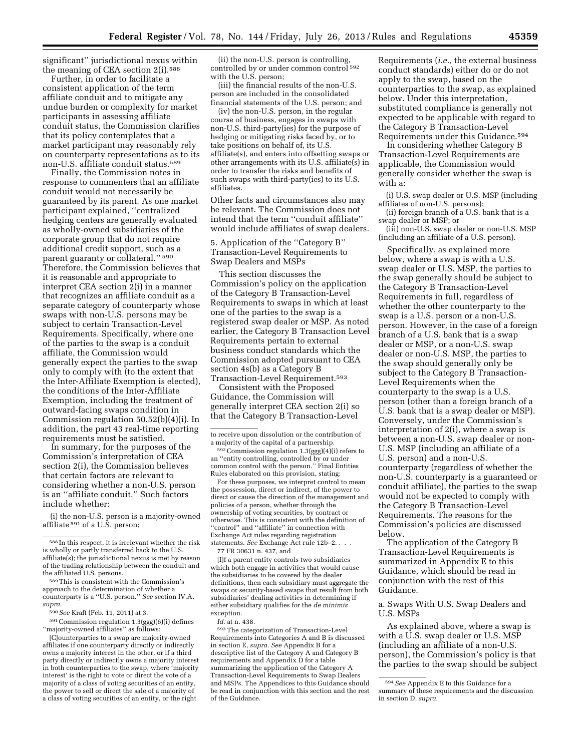significant'' jurisdictional nexus within the meaning of CEA section 2(i).[588]

Further, in order to facilitate a consistent application of the term affiliate conduit and to mitigate any undue burden or complexity for market participants in assessing affiliate conduit status, the Commission clarifies that its policy contemplates that a market participant may reasonably rely on counterparty representations as to its non-U.S. affiliate conduit status.[589]

Finally, the Commission notes in response to commenters that an affiliate conduit would not necessarily be guaranteed by its parent. As one market participant explained, ''centralized hedging centers are generally evaluated as wholly-owned subsidiaries of the corporate group that do not require additional credit support, such as a parent guaranty or collateral.'' [590] Therefore, the Commission believes that it is reasonable and appropriate to interpret CEA section 2(i) in a manner that recognizes an affiliate conduit as a separate category of counterparty whose swaps with non-U.S. persons may be subject to certain Transaction-Level Requirements. Specifically, where one of the parties to the swap is a conduit affiliate, the Commission would generally expect the parties to the swap only to comply with (to the extent that the Inter-Affiliate Exemption is elected), the conditions of the Inter-Affiliate Exemption, including the treatment of outward-facing swaps condition in Commission regulation 50.52(b)(4)(i). In addition, the part 43 real-time reporting requirements must be satisfied.

In summary, for the purposes of the Commission's interpretation of CEA section 2(i), the Commission believes that certain factors are relevant to considering whether a non-U.S. person is an ''affiliate conduit.'' Such factors include whether:

(i) the non-U.S. person is a majority-owned affiliate [591] of a U.S. person;

(ii) the non-U.S. person is controlling, controlled by or under common control [592] with the U.S. person;

(iii) the financial results of the non-U.S. person are included in the consolidated financial statements of the U.S. person; and

(iv) the non-U.S. person, in the regular course of business, engages in swaps with non-U.S. third-party(ies) for the purpose of hedging or mitigating risks faced by, or to take positions on behalf of, its U.S. affiliate(s), and enters into offsetting swaps or other arrangements with its U.S. affiliate(s) in order to transfer the risks and benefits of such swaps with third-party(ies) to its U.S. affiliates.

Other facts and circumstances also may be relevant. The Commission does not intend that the term ''conduit affiliate'' would include affiliates of swap dealers.

5. Application of the ''Category B'' Transaction-Level Requirements to Swap Dealers and MSPs

This section discusses the Commission's policy on the application of the Category B Transaction-Level Requirements to swaps in which at least one of the parties to the swap is a registered swap dealer or MSP. As noted earlier, the Category B Transaction Level Requirements pertain to external business conduct standards which the Commission adopted pursuant to CEA section 4s(b) as a Category B Transaction-Level Requirement.[593]

Consistent with the Proposed Guidance, the Commission will generally interpret CEA section 2(i) so that the Category B Transaction-Level Requirements (*i.e.,* the external business conduct standards) either do or do not apply to the swap, based on the counterparties to the swap, as explained below. Under this interpretation, substituted compliance is generally not expected to be applicable with regard to the Category B Transaction-Level Requirements under this Guidance.[594]

In considering whether Category B Transaction-Level Requirements are applicable, the Commission would generally consider whether the swap is with a:

(i) U.S. swap dealer or U.S. MSP (including affiliates of non-U.S. persons);

(ii) foreign branch of a U.S. bank that is a swap dealer or MSP; or

(iii) non-U.S. swap dealer or non-U.S. MSP (including an affiliate of a U.S. person).

Specifically, as explained more below, where a swap is with a U.S. swap dealer or U.S. MSP, the parties to the swap generally should be subject to the Category B Transaction-Level Requirements in full, regardless of whether the other counterparty to the swap is a U.S. person or a non-U.S. person. However, in the case of a foreign branch of a U.S. bank that is a swap dealer or MSP, or a non-U.S. swap dealer or non-U.S. MSP, the parties to the swap should generally only be subject to the Category B Transaction-Level Requirements when the counterparty to the swap is a U.S. person (other than a foreign branch of a U.S. bank that is a swap dealer or MSP). Conversely, under the Commission's interpretation of 2(i), where a swap is between a non-U.S. swap dealer or non-U.S. MSP (including an affiliate of a U.S. person) and a non-U.S. counterparty (regardless of whether the non-U.S. counterparty is a guaranteed or conduit affiliate), the parties to the swap would not be expected to comply with the Category B Transaction-Level Requirements. The reasons for the Commission's policies are discussed below.

The application of the Category B Transaction-Level Requirements is summarized in Appendix E to this Guidance, which should be read in conjunction with the rest of this Guidance.

a. Swaps With U.S. Swap Dealers and U.S. MSPs

As explained above, where a swap is with a U.S. swap dealer or U.S. MSP (including an affiliate of a non-U.S. person), the Commission's policy is that the parties to the swap should be subject

---

[588] In this respect, it is irrelevant whether the risk is wholly or partly transferred back to the U.S. affiliate(s); the jurisdictional nexus is met by reason of the trading relationship between the conduit and the affiliated U.S. persons.

[589] This is consistent with the Commission's approach to the determination of whether a counterparty is a ''U.S. person.'' *See* section IV.A, *supra.*

[590] *See* Kraft (Feb. 11, 2011) at 3.

[591] Commission regulation 1.3(ggg)(6)(i) defines ''majority-owned affiliates'' as follows:

[C]ounterparties to a swap are majority-owned affiliates if one counterparty directly or indirectly owns a majority interest in the other, or if a third party directly or indirectly owns a majority interest in both counterparties to the swap, where 'majority interest' is the right to vote or direct the vote of a majority of a class of voting securities of an entity, the power to sell or direct the sale of a majority of a class of voting securities of an entity, or the right to receive upon dissolution or the contribution of a majority of the capital of a partnership.

[592] Commission regulation 1.3(ggg)(4)(i) refers to an ''entity controlling, controlled by or under common control with the person.'' Final Entities Rules elaborated on this provision, stating:

For these purposes, we interpret control to mean the possession, direct or indirect, of the power to direct or cause the direction of the management and policies of a person, whether through the ownership of voting securities, by contract or otherwise. This is consistent with the definition of ''control'' and ''affiliate'' in connection with Exchange Act rules regarding registration statements. *See* Exchange Act rule 12b–2. . . .

77 FR 30631 n. 437, and

[I]f a parent entity controls two subsidiaries which both engage in activities that would cause the subsidiaries to be covered by the dealer definitions, then each subsidiary must aggregate the swaps or security-based swaps that result from both subsidiaries' dealing activities in determining if either subsidiary qualifies for the *de minimis* exception.

*Id.* at n. 438.

[593] The categorization of Transaction-Level Requirements into Categories A and B is discussed in section E, *supra. See* Appendix B for a descriptive list of the Category A and Category B requirements and Appendix D for a table summarizing the application of the Category A Transaction-Level Requirements to Swap Dealers and MSPs. The Appendices to this Guidance should be read in conjunction with this section and the rest of the Guidance.

[594] *See* Appendix E to this Guidance for a summary of these requirements and the discussion in section D, *supra.*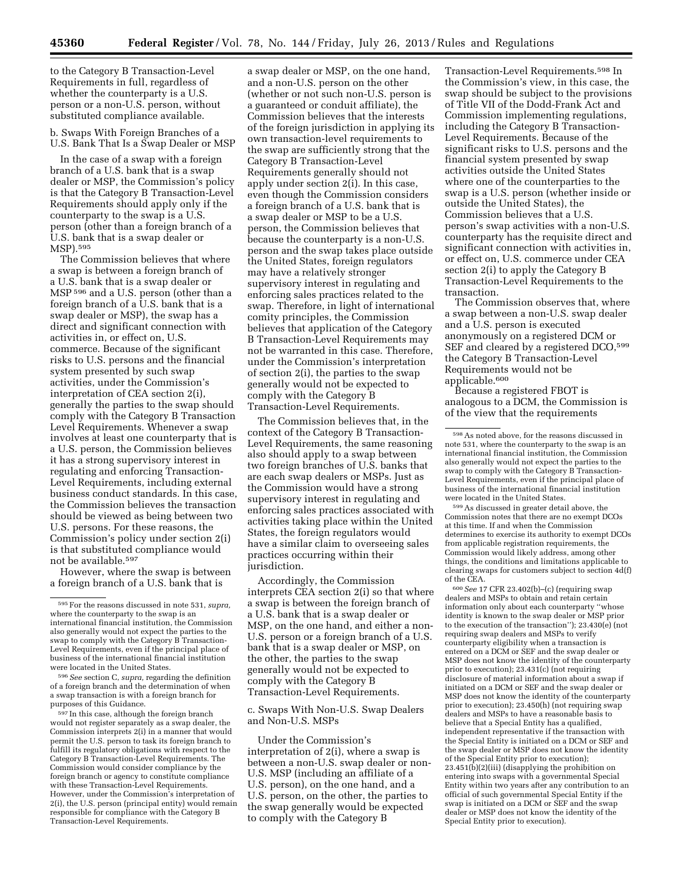to the Category B Transaction-Level Requirements in full, regardless of whether the counterparty is a U.S. person or a non-U.S. person, without substituted compliance available.

b. Swaps With Foreign Branches of a U.S. Bank That Is a Swap Dealer or MSP

In the case of a swap with a foreign branch of a U.S. bank that is a swap dealer or MSP, the Commission's policy is that the Category B Transaction-Level Requirements should apply only if the counterparty to the swap is a U.S. person (other than a foreign branch of a U.S. bank that is a swap dealer or MSP).[595]

The Commission believes that where a swap is between a foreign branch of a U.S. bank that is a swap dealer or MSP[596] and a U.S. person (other than a foreign branch of a U.S. bank that is a swap dealer or MSP), the swap has a direct and significant connection with activities in, or effect on, U.S. commerce. Because of the significant risks to U.S. persons and the financial system presented by such swap activities, under the Commission's interpretation of CEA section 2(i), generally the parties to the swap should comply with the Category B Transaction Level Requirements. Whenever a swap involves at least one counterparty that is a U.S. person, the Commission believes it has a strong supervisory interest in regulating and enforcing Transaction-Level Requirements, including external business conduct standards. In this case, the Commission believes the transaction should be viewed as being between two U.S. persons. For these reasons, the Commission's policy under section 2(i) is that substituted compliance would not be available.[597]

However, where the swap is between a foreign branch of a U.S. bank that is a swap dealer or MSP, on the one hand, and a non-U.S. person on the other (whether or not such non-U.S. person is a guaranteed or conduit affiliate), the Commission believes that the interests of the foreign jurisdiction in applying its own transaction-level requirements to the swap are sufficiently strong that the Category B Transaction-Level Requirements generally should not apply under section 2(i). In this case, even though the Commission considers a foreign branch of a U.S. bank that is a swap dealer or MSP to be a U.S. person, the Commission believes that because the counterparty is a non-U.S. person and the swap takes place outside the United States, foreign regulators may have a relatively stronger supervisory interest in regulating and enforcing sales practices related to the swap. Therefore, in light of international comity principles, the Commission believes that application of the Category B Transaction-Level Requirements may not be warranted in this case. Therefore, under the Commission's interpretation of section 2(i), the parties to the swap generally would not be expected to comply with the Category B Transaction-Level Requirements.

The Commission believes that, in the context of the Category B Transaction-Level Requirements, the same reasoning also should apply to a swap between two foreign branches of U.S. banks that are each swap dealers or MSPs. Just as the Commission would have a strong supervisory interest in regulating and enforcing sales practices associated with activities taking place within the United States, the foreign regulators would have a similar claim to overseeing sales practices occurring within their jurisdiction.

Accordingly, the Commission interprets CEA section 2(i) so that where a swap is between the foreign branch of a U.S. bank that is a swap dealer or MSP, on the one hand, and either a non-U.S. person or a foreign branch of a U.S. bank that is a swap dealer or MSP, on the other, the parties to the swap generally would not be expected to comply with the Category B Transaction-Level Requirements.

c. Swaps With Non-U.S. Swap Dealers and Non-U.S. MSPs

Under the Commission's interpretation of 2(i), where a swap is between a non-U.S. swap dealer or non-U.S. MSP (including an affiliate of a U.S. person), on the one hand, and a U.S. person, on the other, the parties to the swap generally would be expected to comply with the Category B Transaction-Level Requirements.[598] In the Commission's view, in this case, the swap should be subject to the provisions of Title VII of the Dodd-Frank Act and Commission implementing regulations, including the Category B Transaction-Level Requirements. Because of the significant risks to U.S. persons and the financial system presented by swap activities outside the United States where one of the counterparties to the swap is a U.S. person (whether inside or outside the United States), the Commission believes that a U.S. person's swap activities with a non-U.S. counterparty has the requisite direct and significant connection with activities in, or effect on, U.S. commerce under CEA section 2(i) to apply the Category B Transaction-Level Requirements to the transaction.

The Commission observes that, where a swap between a non-U.S. swap dealer and a U.S. person is executed anonymously on a registered DCM or SEF and cleared by a registered DCO,[599] the Category B Transaction-Level Requirements would not be applicable.[600]

Because a registered FBOT is analogous to a DCM, the Commission is of the view that the requirements

---

[595] For the reasons discussed in note 531, *supra*, where the counterparty to the swap is an international financial institution, the Commission also generally would not expect the parties to the swap to comply with the Category B Transaction-Level Requirements, even if the principal place of business of the international financial institution were located in the United States.

[596] *See* section C, *supra*, regarding the definition of a foreign branch and the determination of when a swap transaction is with a foreign branch for purposes of this Guidance.

[597] In this case, although the foreign branch would not register separately as a swap dealer, the Commission interprets 2(i) in a manner that would permit the U.S. person to task its foreign branch to fulfill its regulatory obligations with respect to the Category B Transaction-Level Requirements. The Commission would consider compliance by the foreign branch or agency to constitute compliance with these Transaction-Level Requirements. However, under the Commission's interpretation of 2(i), the U.S. person (principal entity) would remain responsible for compliance with the Category B Transaction-Level Requirements.

[598] As noted above, for the reasons discussed in note 531, where the counterparty to the swap is an international financial institution, the Commission also generally would not expect the parties to the swap to comply with the Category B Transaction-Level Requirements, even if the principal place of business of the international financial institution were located in the United States.

[599] As discussed in greater detail above, the Commission notes that there are no exempt DCOs at this time. If and when the Commission determines to exercise its authority to exempt DCOs from applicable registration requirements, the Commission would likely address, among other things, the conditions and limitations applicable to clearing swaps for customers subject to section 4d(f) of the CEA.

[600] *See* 17 CFR 23.402(b)–(c) (requiring swap dealers and MSPs to obtain and retain certain information only about each counterparty "whose identity is known to the swap dealer or MSP prior to the execution of the transaction"); 23.430(e) (not requiring swap dealers and MSPs to verify counterparty eligibility when a transaction is entered on a DCM or SEF and the swap dealer or MSP does not know the identity of the counterparty prior to execution); 23.431(c) (not requiring disclosure of material information about a swap if initiated on a DCM or SEF and the swap dealer or MSP does not know the identity of the counterparty prior to execution); 23.450(h) (not requiring swap dealers and MSPs to have a reasonable basis to believe that a Special Entity has a qualified, independent representative if the transaction with the Special Entity is initiated on a DCM or SEF and the swap dealer or MSP does not know the identity of the Special Entity prior to execution); 23.451(b)(2)(iii) (disapplying the prohibition on entering into swaps with a governmental Special Entity within two years after any contribution to an official of such governmental Special Entity if the swap is initiated on a DCM or SEF and the swap dealer or MSP does not know the identity of the Special Entity prior to execution).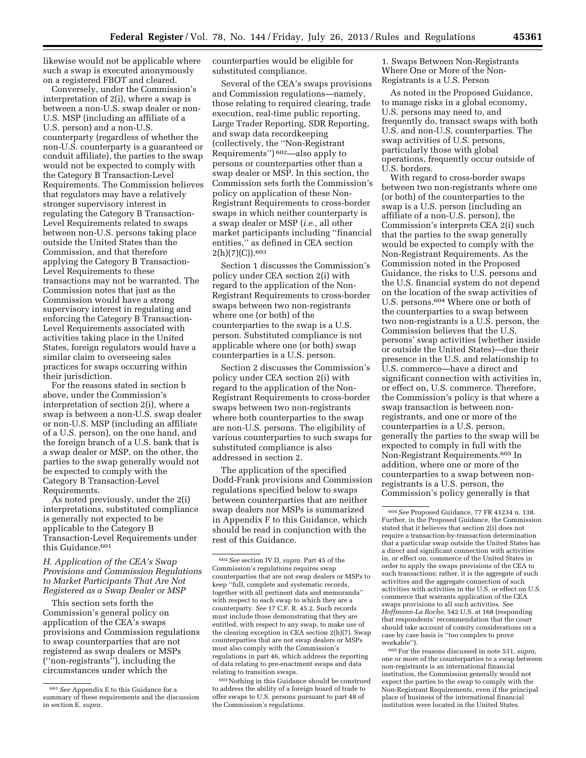likewise would not be applicable where such a swap is executed anonymously on a registered FBOT and cleared.

Conversely, under the Commission's interpretation of 2(i), where a swap is between a non-U.S. swap dealer or non-U.S. MSP (including an affiliate of a U.S. person) and a non-U.S. counterparty (regardless of whether the non-U.S. counterparty is a guaranteed or conduit affiliate), the parties to the swap would not be expected to comply with the Category B Transaction-Level Requirements. The Commission believes that regulators may have a relatively stronger supervisory interest in regulating the Category B Transaction-Level Requirements related to swaps between non-U.S. persons taking place outside the United States than the Commission, and that therefore applying the Category B Transaction-Level Requirements to these transactions may not be warranted. The Commission notes that just as the Commission would have a strong supervisory interest in regulating and enforcing the Category B Transaction-Level Requirements associated with activities taking place in the United States, foreign regulators would have a similar claim to overseeing sales practices for swaps occurring within their jurisdiction.

For the reasons stated in section b above, under the Commission's interpretation of section 2(i), where a swap is between a non-U.S. swap dealer or non-U.S. MSP (including an affiliate of a U.S. person), on the one hand, and the foreign branch of a U.S. bank that is a swap dealer or MSP, on the other, the parties to the swap generally would not be expected to comply with the Category B Transaction-Level Requirements.

As noted previously, under the 2(i) interpretations, substituted compliance is generally not expected to be applicable to the Category B Transaction-Level Requirements under this Guidance.[601]

### *H. Application of the CEA's Swap Provisions and Commission Regulations to Market Participants That Are Not Registered as a Swap Dealer or MSP*

This section sets forth the Commission's general policy on application of the CEA's swaps provisions and Commission regulations to swap counterparties that are not registered as swap dealers or MSPs (''non-registrants''), including the circumstances under which the counterparties would be eligible for substituted compliance.

Several of the CEA's swaps provisions and Commission regulations—namely, those relating to required clearing, trade execution, real-time public reporting, Large Trader Reporting, SDR Reporting, and swap data recordkeeping (collectively, the ''Non-Registrant Requirements'')[602]—also apply to persons or counterparties other than a swap dealer or MSP. In this section, the Commission sets forth the Commission's policy on application of these Non-Registrant Requirements to cross-border swaps in which neither counterparty is a swap dealer or MSP (*i.e.,* all other market participants including ''financial entities,'' as defined in CEA section 2(h)(7)(C)).[603]

Section 1 discusses the Commission's policy under CEA section 2(i) with regard to the application of the Non-Registrant Requirements to cross-border swaps between two non-registrants where one (or both) of the counterparties to the swap is a U.S. person. Substituted compliance is not applicable where one (or both) swap counterparties is a U.S. person.

Section 2 discusses the Commission's policy under CEA section 2(i) with regard to the application of the Non-Registrant Requirements to cross-border swaps between two non-registrants where both counterparties to the swap are non-U.S. persons. The eligibility of various counterparties to such swaps for substituted compliance is also addressed in section 2.

The application of the specified Dodd-Frank provisions and Commission regulations specified below to swaps between counterparties that are neither swap dealers nor MSPs is summarized in Appendix F to this Guidance, which should be read in conjunction with the rest of this Guidance.

#### 1. Swaps Between Non-Registrants Where One or More of the Non-Registrants is a U.S. Person

As noted in the Proposed Guidance, to manage risks in a global economy, U.S. persons may need to, and frequently do, transact swaps with both U.S. and non-U.S. counterparties. The swap activities of U.S. persons, particularly those with global operations, frequently occur outside of U.S. borders.

With regard to cross-border swaps between two non-registrants where one (or both) of the counterparties to the swap is a U.S. person (including an affiliate of a non-U.S. person), the Commission's interprets CEA 2(i) such that the parties to the swap generally would be expected to comply with the Non-Registrant Requirements. As the Commission noted in the Proposed Guidance, the risks to U.S. persons and the U.S. financial system do not depend on the location of the swap activities of U.S. persons.[604] Where one or both of the counterparties to a swap between two non-registrants is a U.S. person, the Commission believes that the U.S. persons' swap activities (whether inside or outside the United States)—due their presence in the U.S. and relationship to U.S. commerce—have a direct and significant connection with activities in, or effect on, U.S. commerce. Therefore, the Commission's policy is that where a swap transaction is between non-registrants, and one or more of the counterparties is a U.S. person, generally the parties to the swap will be expected to comply in full with the Non-Registrant Requirements.[605] In addition, where one or more of the counterparties to a swap between non-registrants is a U.S. person, the Commission's policy generally is that

---

[601] *See* Appendix E to this Guidance for a summary of these requirements and the discussion in section E, *supra.*

[602] *See* section IV.D, *supra.* Part 45 of the Commission's regulations requires swap counterparties that are not swap dealers or MSPs to keep ''full, complete and systematic records, together with all pertinent data and memoranda'' with respect to each swap to which they are a counterparty. *See* 17 C.F.R. 45.2. Such records must include those demonstrating that they are entitled, with respect to any swap, to make use of the clearing exception in CEA section 2(h)(7). Swap counterparties that are not swap dealers or MSPs must also comply with the Commission's regulations in part 46, which address the reporting of data relating to pre-enactment swaps and data relating to transition swaps.

[603] Nothing in this Guidance should be construed to address the ability of a foreign board of trade to offer swaps to U.S. persons pursuant to part 48 of the Commission's regulations.

[604] *See* Proposed Guidance, 77 FR 41234 n. 138. Further, in the Proposed Guidance, the Commission stated that it believes that section 2(i) does not require a transaction-by-transaction determination that a particular swap outside the United States has a direct and significant connection with activities in, or effect on, commerce of the United States in order to apply the swaps provisions of the CEA to such transactions; rather, it is the aggregate of such activities and the aggregate connection of such activities with activities in the U.S. or effect on U.S. commerce that warrants application of the CEA swaps provisions to all such activities. *See Hoffmann-La Roche,* 542 U.S. at 168 (responding that respondents' recommendation that the court should take account of comity considerations on a case by case basis is ''too complex to prove workable'').

[605] For the reasons discussed in note 531, *supra,* one or more of the counterparties to a swap between non-registrants is an international financial institution, the Commission generally would not expect the parties to the swap to comply with the Non-Registrant Requirements, even if the principal place of business of the international financial institution were located in the United States.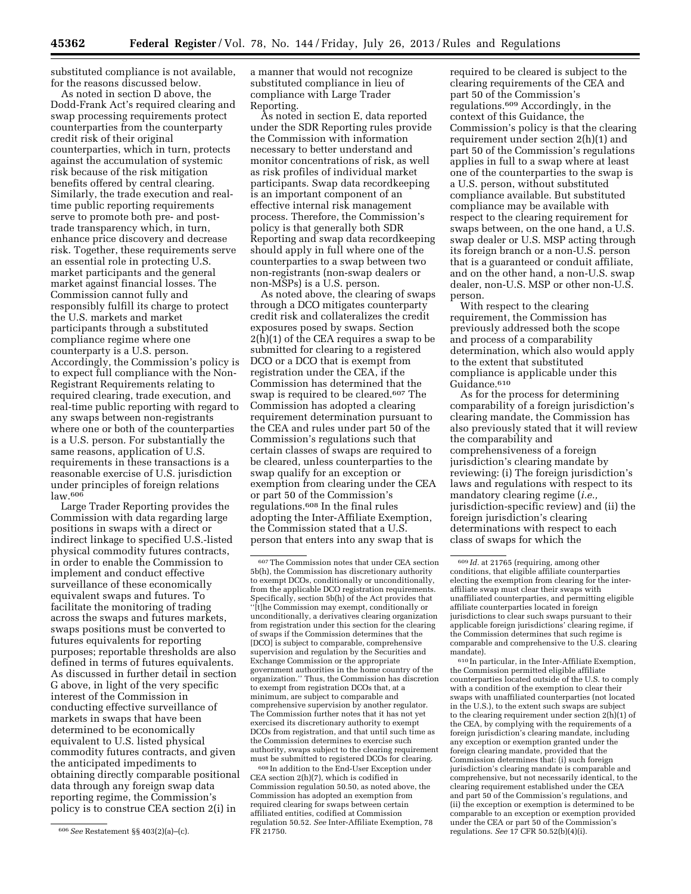substituted compliance is not available, for the reasons discussed below.

As noted in section D above, the Dodd-Frank Act's required clearing and swap processing requirements protect counterparties from the counterparty credit risk of their original counterparties, which in turn, protects against the accumulation of systemic risk because of the risk mitigation benefits offered by central clearing. Similarly, the trade execution and real-time public reporting requirements serve to promote both pre- and post-trade transparency which, in turn, enhance price discovery and decrease risk. Together, these requirements serve an essential role in protecting U.S. market participants and the general market against financial losses. The Commission cannot fully and responsibly fulfill its charge to protect the U.S. markets and market participants through a substituted compliance regime where one counterparty is a U.S. person. Accordingly, the Commission's policy is to expect full compliance with the Non-Registrant Requirements relating to required clearing, trade execution, and real-time public reporting with regard to any swaps between non-registrants where one or both of the counterparties is a U.S. person. For substantially the same reasons, application of U.S. requirements in these transactions is a reasonable exercise of U.S. jurisdiction under principles of foreign relations law.[606]

Large Trader Reporting provides the Commission with data regarding large positions in swaps with a direct or indirect linkage to specified U.S.-listed physical commodity futures contracts, in order to enable the Commission to implement and conduct effective surveillance of these economically equivalent swaps and futures. To facilitate the monitoring of trading across the swaps and futures markets, swaps positions must be converted to futures equivalents for reporting purposes; reportable thresholds are also defined in terms of futures equivalents. As discussed in further detail in section G above, in light of the very specific interest of the Commission in conducting effective surveillance of markets in swaps that have been determined to be economically equivalent to U.S. listed physical commodity futures contracts, and given the anticipated impediments to obtaining directly comparable positional data through any foreign swap data reporting regime, the Commission's policy is to construe CEA section 2(i) in a manner that would not recognize substituted compliance in lieu of compliance with Large Trader Reporting.

As noted in section E, data reported under the SDR Reporting rules provide the Commission with information necessary to better understand and monitor concentrations of risk, as well as risk profiles of individual market participants. Swap data recordkeeping is an important component of an effective internal risk management process. Therefore, the Commission's policy is that generally both SDR Reporting and swap data recordkeeping should apply in full where one of the counterparties to a swap between two non-registrants (non-swap dealers or non-MSPs) is a U.S. person.

As noted above, the clearing of swaps through a DCO mitigates counterparty credit risk and collateralizes the credit exposures posed by swaps. Section 2(h)(1) of the CEA requires a swap to be submitted for clearing to a registered DCO or a DCO that is exempt from registration under the CEA, if the Commission has determined that the swap is required to be cleared.[607] The Commission has adopted a clearing requirement determination pursuant to the CEA and rules under part 50 of the Commission's regulations such that certain classes of swaps are required to be cleared, unless counterparties to the swap qualify for an exception or exemption from clearing under the CEA or part 50 of the Commission's regulations.[608] In the final rules adopting the Inter-Affiliate Exemption, the Commission stated that a U.S. person that enters into any swap that is required to be cleared is subject to the clearing requirements of the CEA and part 50 of the Commission's regulations.[609] Accordingly, in the context of this Guidance, the Commission's policy is that the clearing requirement under section 2(h)(1) and part 50 of the Commission's regulations applies in full to a swap where at least one of the counterparties to the swap is a U.S. person, without substituted compliance available. But substituted compliance may be available with respect to the clearing requirement for swaps between, on the one hand, a U.S. swap dealer or U.S. MSP acting through its foreign branch or a non-U.S. person that is a guaranteed or conduit affiliate, and on the other hand, a non-U.S. swap dealer, non-U.S. MSP or other non-U.S. person.

With respect to the clearing requirement, the Commission has previously addressed both the scope and process of a comparability determination, which also would apply to the extent that substituted compliance is applicable under this Guidance.[610]

As for the process for determining comparability of a foreign jurisdiction's clearing mandate, the Commission has also previously stated that it will review the comparability and comprehensiveness of a foreign jurisdiction's clearing mandate by reviewing: (i) The foreign jurisdiction's laws and regulations with respect to its mandatory clearing regime (*i.e.,* jurisdiction-specific review) and (ii) the foreign jurisdiction's clearing determinations with respect to each class of swaps for which the

---

[606] *See* Restatement §§ 403(2)(a)–(c).

[607] The Commission notes that under CEA section 5b(h), the Commission has discretionary authority to exempt DCOs, conditionally or unconditionally, from the applicable DCO registration requirements. Specifically, section 5b(h) of the Act provides that "[t]he Commission may exempt, conditionally or unconditionally, a derivatives clearing organization from registration under this section for the clearing of swaps if the Commission determines that the [DCO] is subject to comparable, comprehensive supervision and regulation by the Securities and Exchange Commission or the appropriate government authorities in the home country of the organization." Thus, the Commission has discretion to exempt from registration DCOs that, at a minimum, are subject to comparable and comprehensive supervision by another regulator. The Commission further notes that it has not yet exercised its discretionary authority to exempt DCOs from registration, and that until such time as the Commission determines to exercise such authority, swaps subject to the clearing requirement must be submitted to registered DCOs for clearing.

[608] In addition to the End-User Exception under CEA section 2(h)(7), which is codified in Commission regulation 50.50, as noted above, the Commission has adopted an exemption from required clearing for swaps between certain affiliated entities, codified at Commission regulation 50.52. *See* Inter-Affiliate Exemption, 78 FR 21750.

[609] *Id.* at 21765 (requiring, among other conditions, that eligible affiliate counterparties electing the exemption from clearing for the inter-affiliate swap must clear their swaps with unaffiliated counterparties, and permitting eligible affiliate counterparties located in foreign jurisdictions to clear such swaps pursuant to their applicable foreign jurisdictions' clearing regime, if the Commission determines that such regime is comparable and comprehensive to the U.S. clearing mandate).

[610] In particular, in the Inter-Affiliate Exemption, the Commission permitted eligible affiliate counterparties located outside of the U.S. to comply with a condition of the exemption to clear their swaps with unaffiliated counterparties (not located in the U.S.), to the extent such swaps are subject to the clearing requirement under section 2(h)(1) of the CEA, by complying with the requirements of a foreign jurisdiction's clearing mandate, including any exception or exemption granted under the foreign clearing mandate, provided that the Commission determines that: (i) such foreign jurisdiction's clearing mandate is comparable and comprehensive, but not necessarily identical, to the clearing requirement established under the CEA and part 50 of the Commission's regulations, and (ii) the exception or exemption is determined to be comparable to an exception or exemption provided under the CEA or part 50 of the Commission's regulations. *See* 17 CFR 50.52(b)(4)(i).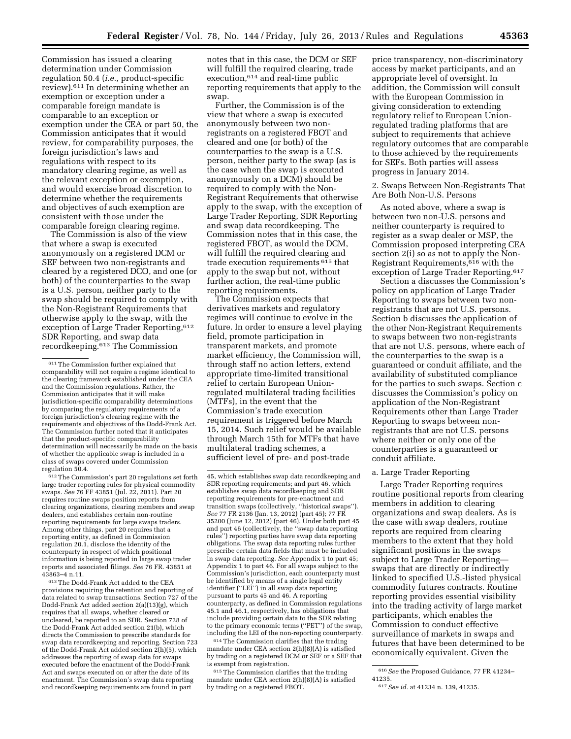Commission has issued a clearing determination under Commission regulation 50.4 (*i.e.,* product-specific review).[611] In determining whether an exemption or exception under a comparable foreign mandate is comparable to an exception or exemption under the CEA or part 50, the Commission anticipates that it would review, for comparability purposes, the foreign jurisdiction's laws and regulations with respect to its mandatory clearing regime, as well as the relevant exception or exemption, and would exercise broad discretion to determine whether the requirements and objectives of such exemption are consistent with those under the comparable foreign clearing regime.

The Commission is also of the view that where a swap is executed anonymously on a registered DCM or SEF between two non-registrants and cleared by a registered DCO, and one (or both) of the counterparties to the swap is a U.S. person, neither party to the swap should be required to comply with the Non-Registrant Requirements that otherwise apply to the swap, with the exception of Large Trader Reporting,[612] SDR Reporting, and swap data recordkeeping.[613] The Commission notes that in this case, the DCM or SEF will fulfill the required clearing, trade execution,[614] and real-time public reporting requirements that apply to the swap.

Further, the Commission is of the view that where a swap is executed anonymously between two non-registrants on a registered FBOT and cleared and one (or both) of the counterparties to the swap is a U.S. person, neither party to the swap (as is the case when the swap is executed anonymously on a DCM) should be required to comply with the Non-Registrant Requirements that otherwise apply to the swap, with the exception of Large Trader Reporting, SDR Reporting and swap data recordkeeping. The Commission notes that in this case, the registered FBOT, as would the DCM, will fulfill the required clearing and trade execution requirements [615] that apply to the swap but not, without further action, the real-time public reporting requirements.

The Commission expects that derivatives markets and regulatory regimes will continue to evolve in the future. In order to ensure a level playing field, promote participation in transparent markets, and promote market efficiency, the Commission will, through staff no action letters, extend appropriate time-limited transitional relief to certain European Union-regulated multilateral trading facilities (MTFs), in the event that the Commission's trade execution requirement is triggered before March 15, 2014. Such relief would be available through March 15th for MTFs that have multilateral trading schemes, a sufficient level of pre- and post-trade price transparency, non-discriminatory access by market participants, and an appropriate level of oversight. In addition, the Commission will consult with the European Commission in giving consideration to extending regulatory relief to European Union-regulated trading platforms that are subject to requirements that achieve regulatory outcomes that are comparable to those achieved by the requirements for SEFs. Both parties will assess progress in January 2014.

2. Swaps Between Non-Registrants That Are Both Non-U.S. Persons

As noted above, where a swap is between two non-U.S. persons and neither counterparty is required to register as a swap dealer or MSP, the Commission proposed interpreting CEA section 2(i) so as not to apply the Non-Registrant Requirements,[616] with the exception of Large Trader Reporting.[617]

Section a discusses the Commission's policy on application of Large Trader Reporting to swaps between two non-registrants that are not U.S. persons. Section b discusses the application of the other Non-Registrant Requirements to swaps between two non-registrants that are not U.S. persons, where each of the counterparties to the swap is a guaranteed or conduit affiliate, and the availability of substituted compliance for the parties to such swaps. Section c discusses the Commission's policy on application of the Non-Registrant Requirements other than Large Trader Reporting to swaps between non-registrants that are not U.S. persons where neither or only one of the counterparties is a guaranteed or conduit affiliate.

a. Large Trader Reporting

Large Trader Reporting requires routine positional reports from clearing members in addition to clearing organizations and swap dealers. As is the case with swap dealers, routine reports are required from clearing members to the extent that they hold significant positions in the swaps subject to Large Trader Reporting—swaps that are directly or indirectly linked to specified U.S.-listed physical commodity futures contracts. Routine reporting provides essential visibility into the trading activity of large market participants, which enables the Commission to conduct effective surveillance of markets in swaps and futures that have been determined to be economically equivalent. Given the

---

[611] The Commission further explained that comparability will not require a regime identical to the clearing framework established under the CEA and the Commission regulations. Rather, the Commission anticipates that it will make jurisdiction-specific comparability determinations by comparing the regulatory requirements of a foreign jurisdiction's clearing regime with the requirements and objectives of the Dodd-Frank Act. The Commission further noted that it anticipates that the product-specific comparability determination will necessarily be made on the basis of whether the applicable swap is included in a class of swaps covered under Commission regulation 50.4.

[612] The Commission's part 20 regulations set forth large trader reporting rules for physical commodity swaps. *See* 76 FF 43851 (Jul. 22, 2011). Part 20 requires routine swaps position reports from clearing organizations, clearing members and swap dealers, and establishes certain non-routine reporting requirements for large swaps traders. Among other things, part 20 requires that a reporting entity, as defined in Commission regulation 20.1, disclose the identity of the counterparty in respect of which positional information is being reported in large swap trader reports and associated filings. *See* 76 FR. 43851 at 43863–4 n.11.

[613] The Dodd-Frank Act added to the CEA provisions requiring the retention and reporting of data related to swap transactions. Section 727 of the Dodd-Frank Act added section 2(a)(13)(g), which requires that all swaps, whether cleared or uncleared, be reported to an SDR. Section 728 of the Dodd-Frank Act added section 21(b), which directs the Commission to prescribe standards for swap data recordkeeping and reporting. Section 723 of the Dodd-Frank Act added section 2(h)(5), which addresses the reporting of swap data for swaps executed before the enactment of the Dodd-Frank Act and swaps executed on or after the date of its enactment. The Commission's swap data reporting and recordkeeping requirements are found in part 45, which establishes swap data recordkeeping and SDR reporting requirements; and part 46, which establishes swap data recordkeeping and SDR reporting requirements for pre-enactment and transition swaps (collectively, "historical swaps"). *See* 77 FR 2136 (Jan. 13, 2012) (part 45); 77 FR 35200 (June 12, 2012) (part 46). Under both part 45 and part 46 (collectively, the "swap data reporting rules") reporting parties have swap data reporting obligations. The swap data reporting rules further prescribe certain data fields that must be included in swap data reporting. *See* Appendix 1 to part 45; Appendix 1 to part 46. For all swaps subject to the Commission's jurisdiction, each counterparty must be identified by means of a single legal entity identifier ("LEI") in all swap data reporting pursuant to parts 45 and 46. A reporting counterparty, as defined in Commission regulations 45.1 and 46.1, respectively, has obligations that include providing certain data to the SDR relating to the primary economic terms ("PET") of the swap, including the LEI of the non-reporting counterparty.

[614] The Commission clarifies that the trading mandate under CEA section 2(h)(8)(A) is satisfied by trading on a registered DCM or SEF or a SEF that is exempt from registration.

[615] The Commission clarifies that the trading mandate under CEA section 2(h)(8)(A) is satisfied by trading on a registered FBOT.

[616] *See* the Proposed Guidance, 77 FR 41234–41235.

[617] *See id.* at 41234 n. 139, 41235.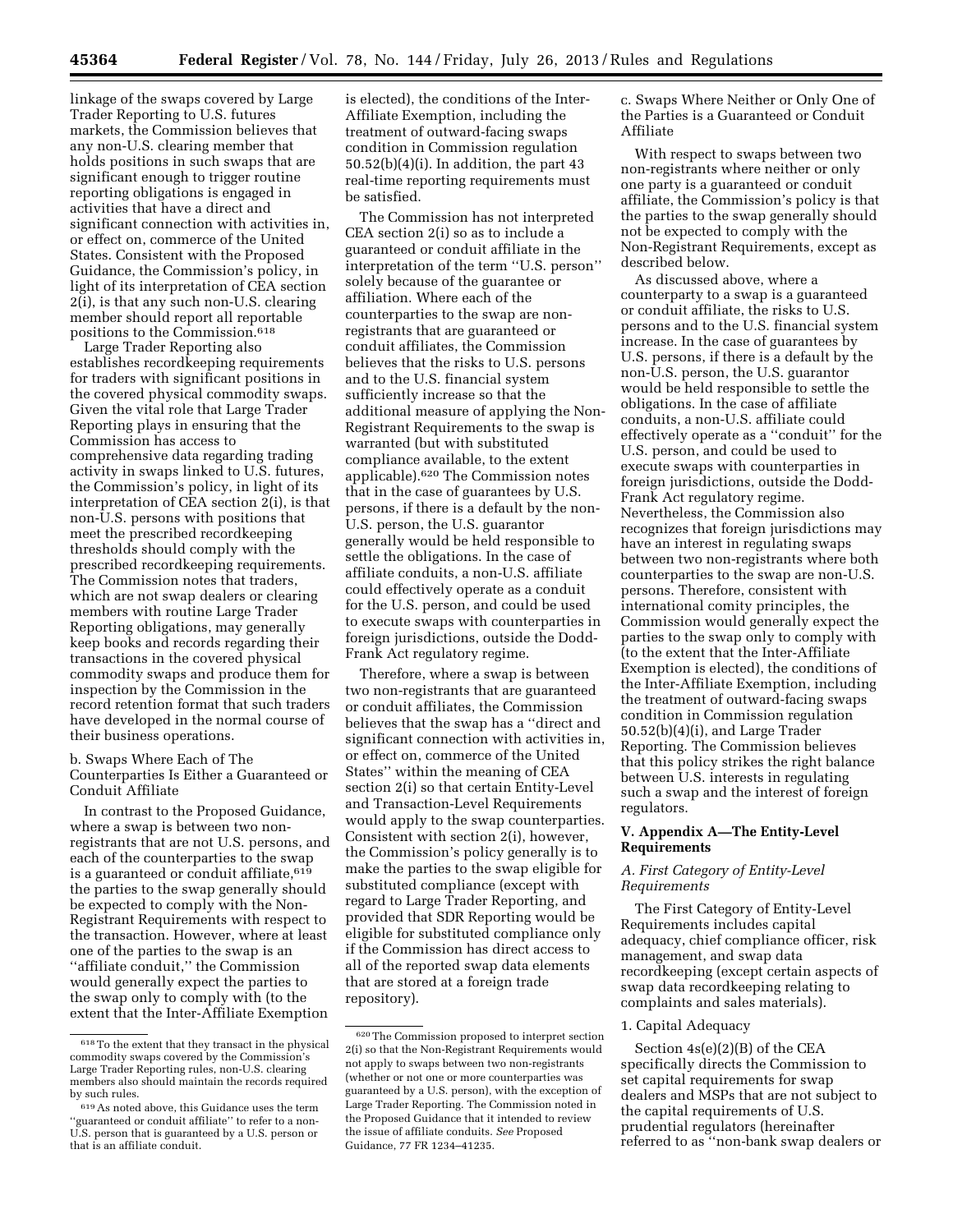linkage of the swaps covered by Large Trader Reporting to U.S. futures markets, the Commission believes that any non-U.S. clearing member that holds positions in such swaps that are significant enough to trigger routine reporting obligations is engaged in activities that have a direct and significant connection with activities in, or effect on, commerce of the United States. Consistent with the Proposed Guidance, the Commission's policy, in light of its interpretation of CEA section 2(i), is that any such non-U.S. clearing member should report all reportable positions to the Commission.[618]

Large Trader Reporting also establishes recordkeeping requirements for traders with significant positions in the covered physical commodity swaps. Given the vital role that Large Trader Reporting plays in ensuring that the Commission has access to comprehensive data regarding trading activity in swaps linked to U.S. futures, the Commission's policy, in light of its interpretation of CEA section 2(i), is that non-U.S. persons with positions that meet the prescribed recordkeeping thresholds should comply with the prescribed recordkeeping requirements. The Commission notes that traders, which are not swap dealers or clearing members with routine Large Trader Reporting obligations, may generally keep books and records regarding their transactions in the covered physical commodity swaps and produce them for inspection by the Commission in the record retention format that such traders have developed in the normal course of their business operations.

b. Swaps Where Each of The Counterparties Is Either a Guaranteed or Conduit Affiliate

In contrast to the Proposed Guidance, where a swap is between two non-registrants that are not U.S. persons, and each of the counterparties to the swap is a guaranteed or conduit affiliate,[619] the parties to the swap generally should be expected to comply with the Non-Registrant Requirements with respect to the transaction. However, where at least one of the parties to the swap is an ''affiliate conduit,'' the Commission would generally expect the parties to the swap only to comply with (to the extent that the Inter-Affiliate Exemption is elected), the conditions of the Inter-Affiliate Exemption, including the treatment of outward-facing swaps condition in Commission regulation 50.52(b)(4)(i). In addition, the part 43 real-time reporting requirements must be satisfied.

The Commission has not interpreted CEA section 2(i) so as to include a guaranteed or conduit affiliate in the interpretation of the term ''U.S. person'' solely because of the guarantee or affiliation. Where each of the counterparties to the swap are non-registrants that are guaranteed or conduit affiliates, the Commission believes that the risks to U.S. persons and to the U.S. financial system sufficiently increase so that the additional measure of applying the Non-Registrant Requirements to the swap is warranted (but with substituted compliance available, to the extent applicable).[620] The Commission notes that in the case of guarantees by U.S. persons, if there is a default by the non-U.S. person, the U.S. guarantor generally would be held responsible to settle the obligations. In the case of affiliate conduits, a non-U.S. affiliate could effectively operate as a conduit for the U.S. person, and could be used to execute swaps with counterparties in foreign jurisdictions, outside the Dodd-Frank Act regulatory regime.

Therefore, where a swap is between two non-registrants that are guaranteed or conduit affiliates, the Commission believes that the swap has a ''direct and significant connection with activities in, or effect on, commerce of the United States'' within the meaning of CEA section 2(i) so that certain Entity-Level and Transaction-Level Requirements would apply to the swap counterparties. Consistent with section 2(i), however, the Commission's policy generally is to make the parties to the swap eligible for substituted compliance (except with regard to Large Trader Reporting, and provided that SDR Reporting would be eligible for substituted compliance only if the Commission has direct access to all of the reported swap data elements that are stored at a foreign trade repository).

c. Swaps Where Neither or Only One of the Parties is a Guaranteed or Conduit Affiliate

With respect to swaps between two non-registrants where neither or only one party is a guaranteed or conduit affiliate, the Commission's policy is that the parties to the swap generally should not be expected to comply with the Non-Registrant Requirements, except as described below.

As discussed above, where a counterparty to a swap is a guaranteed or conduit affiliate, the risks to U.S. persons and to the U.S. financial system increase. In the case of guarantees by U.S. persons, if there is a default by the non-U.S. person, the U.S. guarantor would be held responsible to settle the obligations. In the case of affiliate conduits, a non-U.S. affiliate could effectively operate as a ''conduit'' for the U.S. person, and could be used to execute swaps with counterparties in foreign jurisdictions, outside the Dodd-Frank Act regulatory regime. Nevertheless, the Commission also recognizes that foreign jurisdictions may have an interest in regulating swaps between two non-registrants where both counterparties to the swap are non-U.S. persons. Therefore, consistent with international comity principles, the Commission would generally expect the parties to the swap only to comply with (to the extent that the Inter-Affiliate Exemption is elected), the conditions of the Inter-Affiliate Exemption, including the treatment of outward-facing swaps condition in Commission regulation 50.52(b)(4)(i), and Large Trader Reporting. The Commission believes that this policy strikes the right balance between U.S. interests in regulating such a swap and the interest of foreign regulators.

## V. Appendix A—The Entity-Level Requirements

### *A. First Category of Entity-Level Requirements*

The First Category of Entity-Level Requirements includes capital adequacy, chief compliance officer, risk management, and swap data recordkeeping (except certain aspects of swap data recordkeeping relating to complaints and sales materials).

1. Capital Adequacy

Section 4s(e)(2)(B) of the CEA specifically directs the Commission to set capital requirements for swap dealers and MSPs that are not subject to the capital requirements of U.S. prudential regulators (hereinafter referred to as ''non-bank swap dealers or

---

[618] To the extent that they transact in the physical commodity swaps covered by the Commission's Large Trader Reporting rules, non-U.S. clearing members also should maintain the records required by such rules.

[619] As noted above, this Guidance uses the term ''guaranteed or conduit affiliate'' to refer to a non-U.S. person that is guaranteed by a U.S. person or that is an affiliate conduit.

[620] The Commission proposed to interpret section 2(i) so that the Non-Registrant Requirements would not apply to swaps between two non-registrants (whether or not one or more counterparties was guaranteed by a U.S. person), with the exception of Large Trader Reporting. The Commission noted in the Proposed Guidance that it intended to review the issue of affiliate conduits. *See* Proposed Guidance, 77 FR 1234–41235.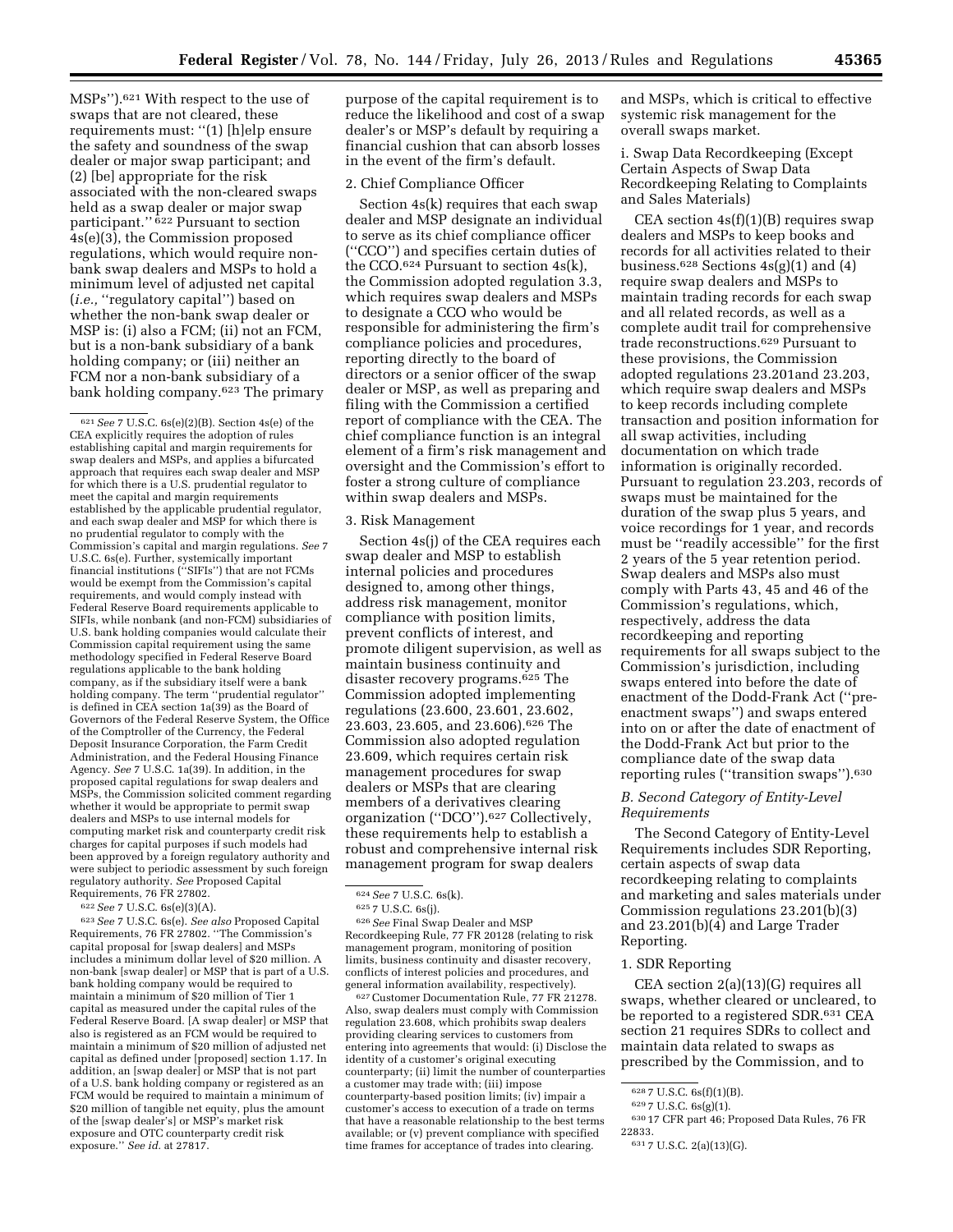MSPs'').[621] With respect to the use of swaps that are not cleared, these requirements must: ''(1) [h]elp ensure the safety and soundness of the swap dealer or major swap participant; and (2) [be] appropriate for the risk associated with the non-cleared swaps held as a swap dealer or major swap participant.'' [622] Pursuant to section 4s(e)(3), the Commission proposed regulations, which would require non-bank swap dealers and MSPs to hold a minimum level of adjusted net capital (*i.e.,* ''regulatory capital'') based on whether the non-bank swap dealer or MSP is: (i) also a FCM; (ii) not an FCM, but is a non-bank subsidiary of a bank holding company; or (iii) neither an FCM nor a non-bank subsidiary of a bank holding company.[623] The primary purpose of the capital requirement is to reduce the likelihood and cost of a swap dealer's or MSP's default by requiring a financial cushion that can absorb losses in the event of the firm's default.

2. Chief Compliance Officer

Section 4s(k) requires that each swap dealer and MSP designate an individual to serve as its chief compliance officer (''CCO'') and specifies certain duties of the CCO.[624] Pursuant to section 4s(k), the Commission adopted regulation 3.3, which requires swap dealers and MSPs to designate a CCO who would be responsible for administering the firm's compliance policies and procedures, reporting directly to the board of directors or a senior officer of the swap dealer or MSP, as well as preparing and filing with the Commission a certified report of compliance with the CEA. The chief compliance function is an integral element of a firm's risk management and oversight and the Commission's effort to foster a strong culture of compliance within swap dealers and MSPs.

3. Risk Management

Section 4s(j) of the CEA requires each swap dealer and MSP to establish internal policies and procedures designed to, among other things, address risk management, monitor compliance with position limits, prevent conflicts of interest, and promote diligent supervision, as well as maintain business continuity and disaster recovery programs.[625] The Commission adopted implementing regulations (23.600, 23.601, 23.602, 23.603, 23.605, and 23.606).[626] The Commission also adopted regulation 23.609, which requires certain risk management procedures for swap dealers or MSPs that are clearing members of a derivatives clearing organization (''DCO'').[627] Collectively, these requirements help to establish a robust and comprehensive internal risk management program for swap dealers and MSPs, which is critical to effective systemic risk management for the overall swaps market.

i. Swap Data Recordkeeping (Except Certain Aspects of Swap Data Recordkeeping Relating to Complaints and Sales Materials)

CEA section 4s(f)(1)(B) requires swap dealers and MSPs to keep books and records for all activities related to their business.[628] Sections 4s(g)(1) and (4) require swap dealers and MSPs to maintain trading records for each swap and all related records, as well as a complete audit trail for comprehensive trade reconstructions.[629] Pursuant to these provisions, the Commission adopted regulations 23.201and 23.203, which require swap dealers and MSPs to keep records including complete transaction and position information for all swap activities, including documentation on which trade information is originally recorded. Pursuant to regulation 23.203, records of swaps must be maintained for the duration of the swap plus 5 years, and voice recordings for 1 year, and records must be ''readily accessible'' for the first 2 years of the 5 year retention period. Swap dealers and MSPs also must comply with Parts 43, 45 and 46 of the Commission's regulations, which, respectively, address the data recordkeeping and reporting requirements for all swaps subject to the Commission's jurisdiction, including swaps entered into before the date of enactment of the Dodd-Frank Act (''pre-enactment swaps'') and swaps entered into on or after the date of enactment of the Dodd-Frank Act but prior to the compliance date of the swap data reporting rules (''transition swaps'').[630]

### *B. Second Category of Entity-Level Requirements*

The Second Category of Entity-Level Requirements includes SDR Reporting, certain aspects of swap data recordkeeping relating to complaints and marketing and sales materials under Commission regulations 23.201(b)(3) and 23.201(b)(4) and Large Trader Reporting.

1. SDR Reporting

CEA section 2(a)(13)(G) requires all swaps, whether cleared or uncleared, to be reported to a registered SDR.[631] CEA section 21 requires SDRs to collect and maintain data related to swaps as prescribed by the Commission, and to

---

[621] *See* 7 U.S.C. 6s(e)(2)(B). Section 4s(e) of the CEA explicitly requires the adoption of rules establishing capital and margin requirements for swap dealers and MSPs, and applies a bifurcated approach that requires each swap dealer and MSP for which there is a U.S. prudential regulator to meet the capital and margin requirements established by the applicable prudential regulator, and each swap dealer and MSP for which there is no prudential regulator to comply with the Commission's capital and margin regulations. *See* 7 U.S.C. 6s(e). Further, systemically important financial institutions (''SIFIs'') that are not FCMs would be exempt from the Commission's capital requirements, and would comply instead with Federal Reserve Board requirements applicable to SIFIs, while nonbank (and non-FCM) subsidiaries of U.S. bank holding companies would calculate their Commission capital requirement using the same methodology specified in Federal Reserve Board regulations applicable to the bank holding company, as if the subsidiary itself were a bank holding company. The term ''prudential regulator'' is defined in CEA section 1a(39) as the Board of Governors of the Federal Reserve System, the Office of the Comptroller of the Currency, the Federal Deposit Insurance Corporation, the Farm Credit Administration, and the Federal Housing Finance Agency. *See* 7 U.S.C. 1a(39). In addition, in the proposed capital regulations for swap dealers and MSPs, the Commission solicited comment regarding whether it would be appropriate to permit swap dealers and MSPs to use internal models for computing market risk and counterparty credit risk charges for capital purposes if such models had been approved by a foreign regulatory authority and were subject to periodic assessment by such foreign regulatory authority. *See* Proposed Capital Requirements, 76 FR 27802.

[622] *See* 7 U.S.C. 6s(e)(3)(A).

[623] *See* 7 U.S.C. 6s(e). *See also* Proposed Capital Requirements, 76 FR 27802. ''The Commission's capital proposal for [swap dealers] and MSPs includes a minimum dollar level of $20 million. A non-bank [swap dealer] or MSP that is part of a U.S. bank holding company would be required to maintain a minimum of $20 million of Tier 1 capital as measured under the capital rules of the Federal Reserve Board. [A swap dealer] or MSP that also is registered as an FCM would be required to maintain a minimum of $20 million of adjusted net capital as defined under [proposed] section 1.17. In addition, an [swap dealer] or MSP that is not part of a U.S. bank holding company or registered as an FCM would be required to maintain a minimum of $20 million of tangible net equity, plus the amount of the [swap dealer's] or MSP's market risk exposure and OTC counterparty credit risk exposure.'' *See id.* at 27817.

[624] *See* 7 U.S.C. 6s(k).

[625] 7 U.S.C. 6s(j).

[626] *See* Final Swap Dealer and MSP Recordkeeping Rule, 77 FR 20128 (relating to risk management program, monitoring of position limits, business continuity and disaster recovery, conflicts of interest policies and procedures, and general information availability, respectively).

[627] Customer Documentation Rule, 77 FR 21278. Also, swap dealers must comply with Commission regulation 23.608, which prohibits swap dealers providing clearing services to customers from entering into agreements that would: (i) Disclose the identity of a customer's original executing counterparty; (ii) limit the number of counterparties a customer may trade with; (iii) impose counterparty-based position limits; (iv) impair a customer's access to execution of a trade on terms that have a reasonable relationship to the best terms available; or (v) prevent compliance with specified time frames for acceptance of trades into clearing.

[628] 7 U.S.C. 6s(f)(1)(B).

[629] 7 U.S.C. 6s(g)(1).

[630] 17 CFR part 46; Proposed Data Rules, 76 FR 22833.

[631] 7 U.S.C. 2(a)(13)(G).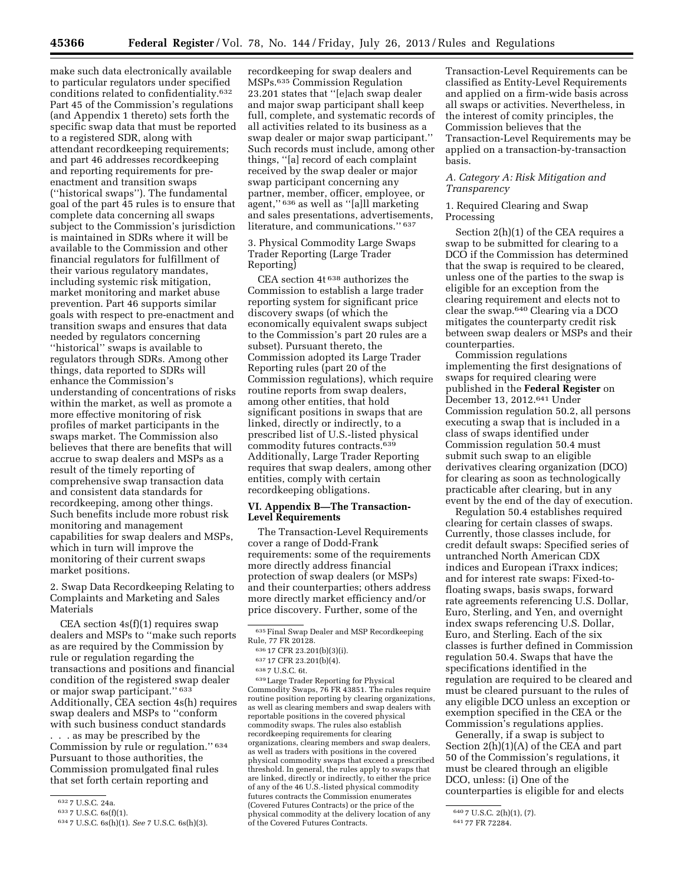make such data electronically available to particular regulators under specified conditions related to confidentiality.[632] Part 45 of the Commission's regulations (and Appendix 1 thereto) sets forth the specific swap data that must be reported to a registered SDR, along with attendant recordkeeping requirements; and part 46 addresses recordkeeping and reporting requirements for pre-enactment and transition swaps (''historical swaps''). The fundamental goal of the part 45 rules is to ensure that complete data concerning all swaps subject to the Commission's jurisdiction is maintained in SDRs where it will be available to the Commission and other financial regulators for fulfillment of their various regulatory mandates, including systemic risk mitigation, market monitoring and market abuse prevention. Part 46 supports similar goals with respect to pre-enactment and transition swaps and ensures that data needed by regulators concerning ''historical'' swaps is available to regulators through SDRs. Among other things, data reported to SDRs will enhance the Commission's understanding of concentrations of risks within the market, as well as promote a more effective monitoring of risk profiles of market participants in the swaps market. The Commission also believes that there are benefits that will accrue to swap dealers and MSPs as a result of the timely reporting of comprehensive swap transaction data and consistent data standards for recordkeeping, among other things. Such benefits include more robust risk monitoring and management capabilities for swap dealers and MSPs, which in turn will improve the monitoring of their current swaps market positions.

2. Swap Data Recordkeeping Relating to Complaints and Marketing and Sales Materials

CEA section 4s(f)(1) requires swap dealers and MSPs to ''make such reports as are required by the Commission by rule or regulation regarding the transactions and positions and financial condition of the registered swap dealer or major swap participant.'' [633] Additionally, CEA section 4s(h) requires swap dealers and MSPs to ''conform with such business conduct standards . . . as may be prescribed by the Commission by rule or regulation.'' [634] Pursuant to those authorities, the Commission promulgated final rules that set forth certain reporting and recordkeeping for swap dealers and MSPs.[635] Commission Regulation 23.201 states that ''[e]ach swap dealer and major swap participant shall keep full, complete, and systematic records of all activities related to its business as a swap dealer or major swap participant.'' Such records must include, among other things, ''[a] record of each complaint received by the swap dealer or major swap participant concerning any partner, member, officer, employee, or agent,'' [636] as well as ''[a]ll marketing and sales presentations, advertisements, literature, and communications.'' [637]

3. Physical Commodity Large Swaps Trader Reporting (Large Trader Reporting)

CEA section 4t [638] authorizes the Commission to establish a large trader reporting system for significant price discovery swaps (of which the economically equivalent swaps subject to the Commission's part 20 rules are a subset). Pursuant thereto, the Commission adopted its Large Trader Reporting rules (part 20 of the Commission regulations), which require routine reports from swap dealers, among other entities, that hold significant positions in swaps that are linked, directly or indirectly, to a prescribed list of U.S.-listed physical commodity futures contracts.[639] Additionally, Large Trader Reporting requires that swap dealers, among other entities, comply with certain recordkeeping obligations.

## VI. Appendix B—The Transaction-Level Requirements

The Transaction-Level Requirements cover a range of Dodd-Frank requirements: some of the requirements more directly address financial protection of swap dealers (or MSPs) and their counterparties; others address more directly market efficiency and/or price discovery. Further, some of the Transaction-Level Requirements can be classified as Entity-Level Requirements and applied on a firm-wide basis across all swaps or activities. Nevertheless, in the interest of comity principles, the Commission believes that the Transaction-Level Requirements may be applied on a transaction-by-transaction basis.

### *A. Category A: Risk Mitigation and Transparency*

1. Required Clearing and Swap Processing

Section 2(h)(1) of the CEA requires a swap to be submitted for clearing to a DCO if the Commission has determined that the swap is required to be cleared, unless one of the parties to the swap is eligible for an exception from the clearing requirement and elects not to clear the swap.[640] Clearing via a DCO mitigates the counterparty credit risk between swap dealers or MSPs and their counterparties.

Commission regulations implementing the first designations of swaps for required clearing were published in the **Federal Register** on December 13, 2012.[641] Under Commission regulation 50.2, all persons executing a swap that is included in a class of swaps identified under Commission regulation 50.4 must submit such swap to an eligible derivatives clearing organization (DCO) for clearing as soon as technologically practicable after clearing, but in any event by the end of the day of execution.

Regulation 50.4 establishes required clearing for certain classes of swaps. Currently, those classes include, for credit default swaps: Specified series of untranched North American CDX indices and European iTraxx indices; and for interest rate swaps: Fixed-to-floating swaps, basis swaps, forward rate agreements referencing U.S. Dollar, Euro, Sterling, and Yen, and overnight index swaps referencing U.S. Dollar, Euro, and Sterling. Each of the six classes is further defined in Commission regulation 50.4. Swaps that have the specifications identified in the regulation are required to be cleared and must be cleared pursuant to the rules of any eligible DCO unless an exception or exemption specified in the CEA or the Commission's regulations applies.

Generally, if a swap is subject to Section 2(h)(1)(A) of the CEA and part 50 of the Commission's regulations, it must be cleared through an eligible DCO, unless: (i) One of the counterparties is eligible for and elects

---

[632] 7 U.S.C. 24a.

[633] 7 U.S.C. 6s(f)(1).

[634] 7 U.S.C. 6s(h)(1). *See* 7 U.S.C. 6s(h)(3).

[635] Final Swap Dealer and MSP Recordkeeping Rule, 77 FR 20128.

[636] 17 CFR 23.201(b)(3)(i).

[637] 17 CFR 23.201(b)(4).

[638] 7 U.S.C. 6t.

[639] Large Trader Reporting for Physical Commodity Swaps, 76 FR 43851. The rules require routine position reporting by clearing organizations, as well as clearing members and swap dealers with reportable positions in the covered physical commodity swaps. The rules also establish recordkeeping requirements for clearing organizations, clearing members and swap dealers, as well as traders with positions in the covered physical commodity swaps that exceed a prescribed threshold. In general, the rules apply to swaps that are linked, directly or indirectly, to either the price of any of the 46 U.S.-listed physical commodity futures contracts the Commission enumerates (Covered Futures Contracts) or the price of the physical commodity at the delivery location of any of the Covered Futures Contracts.

[640] 7 U.S.C. 2(h)(1), (7).

[641] 77 FR 72284.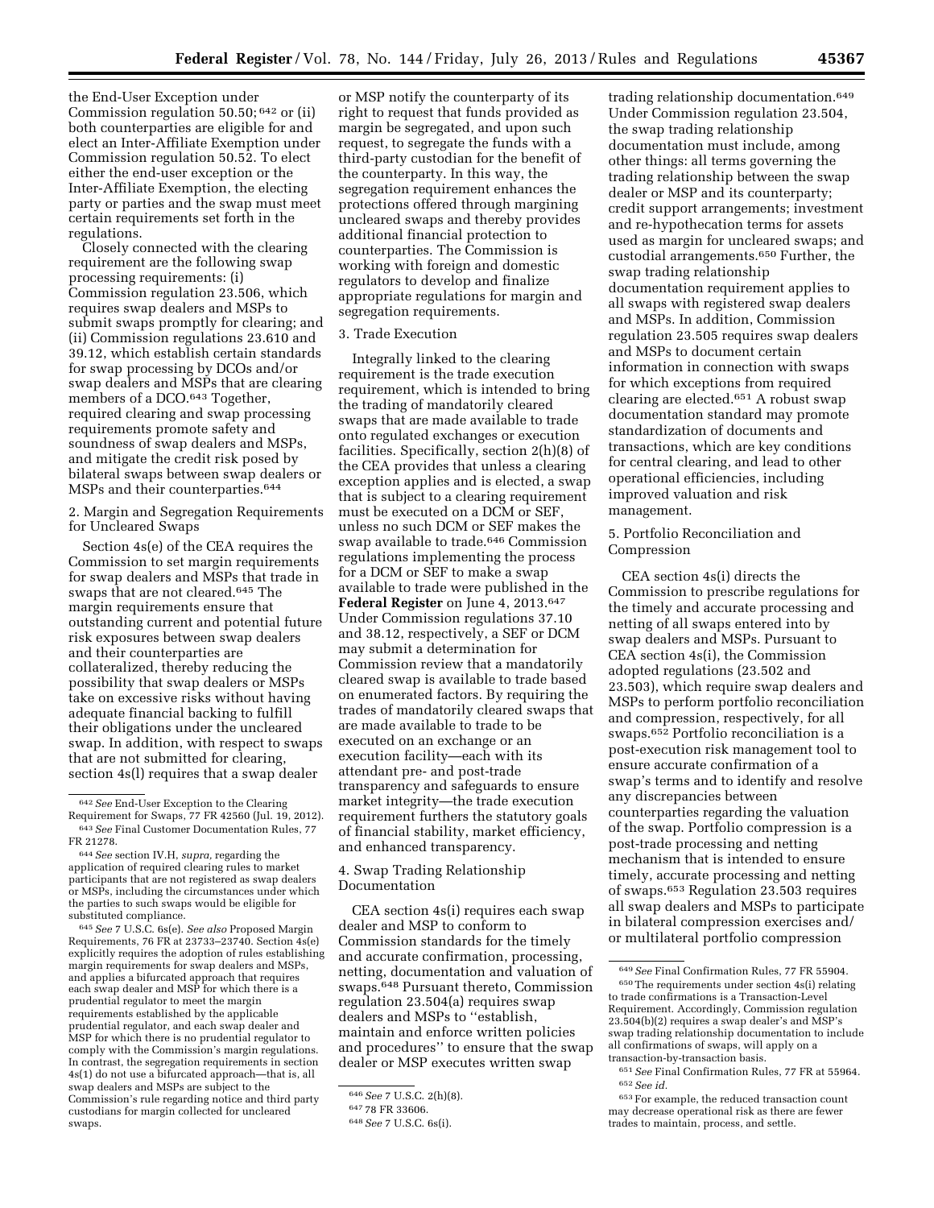the End-User Exception under Commission regulation 50.50;[642] or (ii) both counterparties are eligible for and elect an Inter-Affiliate Exemption under Commission regulation 50.52. To elect either the end-user exception or the Inter-Affiliate Exemption, the electing party or parties and the swap must meet certain requirements set forth in the regulations.

Closely connected with the clearing requirement are the following swap processing requirements: (i) Commission regulation 23.506, which requires swap dealers and MSPs to submit swaps promptly for clearing; and (ii) Commission regulations 23.610 and 39.12, which establish certain standards for swap processing by DCOs and/or swap dealers and MSPs that are clearing members of a DCO.[643] Together, required clearing and swap processing requirements promote safety and soundness of swap dealers and MSPs, and mitigate the credit risk posed by bilateral swaps between swap dealers or MSPs and their counterparties.[644]

2. Margin and Segregation Requirements for Uncleared Swaps

Section 4s(e) of the CEA requires the Commission to set margin requirements for swap dealers and MSPs that trade in swaps that are not cleared.[645] The margin requirements ensure that outstanding current and potential future risk exposures between swap dealers and their counterparties are collateralized, thereby reducing the possibility that swap dealers or MSPs take on excessive risks without having adequate financial backing to fulfill their obligations under the uncleared swap. In addition, with respect to swaps that are not submitted for clearing, section 4s(l) requires that a swap dealer or MSP notify the counterparty of its right to request that funds provided as margin be segregated, and upon such request, to segregate the funds with a third-party custodian for the benefit of the counterparty. In this way, the segregation requirement enhances the protections offered through margining uncleared swaps and thereby provides additional financial protection to counterparties. The Commission is working with foreign and domestic regulators to develop and finalize appropriate regulations for margin and segregation requirements.

3. Trade Execution

Integrally linked to the clearing requirement is the trade execution requirement, which is intended to bring the trading of mandatorily cleared swaps that are made available to trade onto regulated exchanges or execution facilities. Specifically, section 2(h)(8) of the CEA provides that unless a clearing exception applies and is elected, a swap that is subject to a clearing requirement must be executed on a DCM or SEF, unless no such DCM or SEF makes the swap available to trade.[646] Commission regulations implementing the process for a DCM or SEF to make a swap available to trade were published in the **Federal Register** on June 4, 2013.[647] Under Commission regulations 37.10 and 38.12, respectively, a SEF or DCM may submit a determination for Commission review that a mandatorily cleared swap is available to trade based on enumerated factors. By requiring the trades of mandatorily cleared swaps that are made available to trade to be executed on an exchange or an execution facility—each with its attendant pre- and post-trade transparency and safeguards to ensure market integrity—the trade execution requirement furthers the statutory goals of financial stability, market efficiency, and enhanced transparency.

4. Swap Trading Relationship Documentation

CEA section 4s(i) requires each swap dealer and MSP to conform to Commission standards for the timely and accurate confirmation, processing, netting, documentation and valuation of swaps.[648] Pursuant thereto, Commission regulation 23.504(a) requires swap dealers and MSPs to ''establish, maintain and enforce written policies and procedures'' to ensure that the swap dealer or MSP executes written swap trading relationship documentation.[649] Under Commission regulation 23.504, the swap trading relationship documentation must include, among other things: all terms governing the trading relationship between the swap dealer or MSP and its counterparty; credit support arrangements; investment and re-hypothecation terms for assets used as margin for uncleared swaps; and custodial arrangements.[650] Further, the swap trading relationship documentation requirement applies to all swaps with registered swap dealers and MSPs. In addition, Commission regulation 23.505 requires swap dealers and MSPs to document certain information in connection with swaps for which exceptions from required clearing are elected.[651] A robust swap documentation standard may promote standardization of documents and transactions, which are key conditions for central clearing, and lead to other operational efficiencies, including improved valuation and risk management.

5. Portfolio Reconciliation and Compression

CEA section 4s(i) directs the Commission to prescribe regulations for the timely and accurate processing and netting of all swaps entered into by swap dealers and MSPs. Pursuant to CEA section 4s(i), the Commission adopted regulations (23.502 and 23.503), which require swap dealers and MSPs to perform portfolio reconciliation and compression, respectively, for all swaps.[652] Portfolio reconciliation is a post-execution risk management tool to ensure accurate confirmation of a swap's terms and to identify and resolve any discrepancies between counterparties regarding the valuation of the swap. Portfolio compression is a post-trade processing and netting mechanism that is intended to ensure timely, accurate processing and netting of swaps.[653] Regulation 23.503 requires all swap dealers and MSPs to participate in bilateral compression exercises and/or multilateral portfolio compression

---

[642] *See* End-User Exception to the Clearing Requirement for Swaps, 77 FR 42560 (Jul. 19, 2012).

[643] *See* Final Customer Documentation Rules, 77 FR 21278.

[644] *See* section IV.H, *supra,* regarding the application of required clearing rules to market participants that are not registered as swap dealers or MSPs, including the circumstances under which the parties to such swaps would be eligible for substituted compliance.

[645] *See* 7 U.S.C. 6s(e). *See also* Proposed Margin Requirements, 76 FR at 23733–23740. Section 4s(e) explicitly requires the adoption of rules establishing margin requirements for swap dealers and MSPs, and applies a bifurcated approach that requires each swap dealer and MSP for which there is a prudential regulator to meet the margin requirements established by the applicable prudential regulator, and each swap dealer and MSP for which there is no prudential regulator to comply with the Commission's margin regulations. In contrast, the segregation requirements in section 4s(l) do not use a bifurcated approach—that is, all swap dealers and MSPs are subject to the Commission's rule regarding notice and third party custodians for margin collected for uncleared swaps.

[646] *See* 7 U.S.C. 2(h)(8).

[647] 78 FR 33606.

[648] *See* 7 U.S.C. 6s(i).

[649] *See* Final Confirmation Rules, 77 FR 55904.

[650] The requirements under section 4s(i) relating to trade confirmations is a Transaction-Level Requirement. Accordingly, Commission regulation 23.504(b)(2) requires a swap dealer's and MSP's swap trading relationship documentation to include all confirmations of swaps, will apply on a transaction-by-transaction basis.

[651] *See* Final Confirmation Rules, 77 FR at 55964.

[652] *See id.*

[653] For example, the reduced transaction count may decrease operational risk as there are fewer trades to maintain, process, and settle.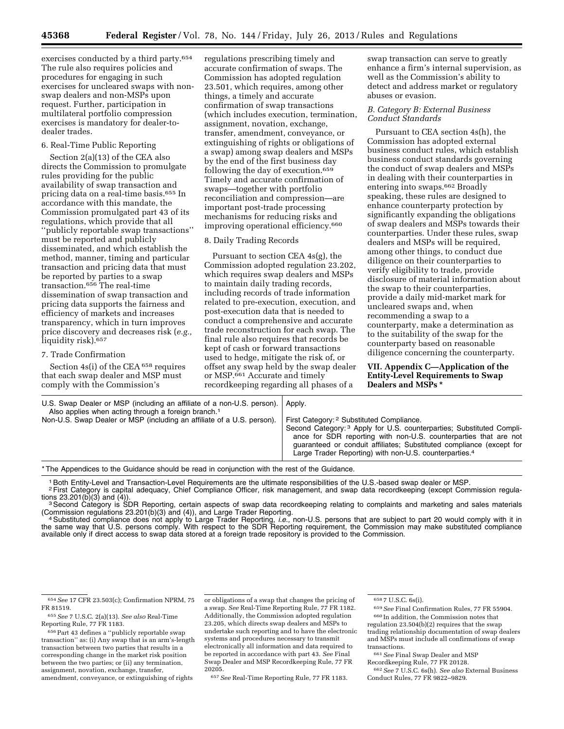exercises conducted by a third party.[654] The rule also requires policies and procedures for engaging in such exercises for uncleared swaps with non-swap dealers and non-MSPs upon request. Further, participation in multilateral portfolio compression exercises is mandatory for dealer-to-dealer trades.

6. Real-Time Public Reporting

Section 2(a)(13) of the CEA also directs the Commission to promulgate rules providing for the public availability of swap transaction and pricing data on a real-time basis.[655] In accordance with this mandate, the Commission promulgated part 43 of its regulations, which provide that all ''publicly reportable swap transactions'' must be reported and publicly disseminated, and which establish the method, manner, timing and particular transaction and pricing data that must be reported by parties to a swap transaction.[656] The real-time dissemination of swap transaction and pricing data supports the fairness and efficiency of markets and increases transparency, which in turn improves price discovery and decreases risk (*e.g.,* liquidity risk).[657]

7. Trade Confirmation

Section 4s(i) of the CEA [658] requires that each swap dealer and MSP must comply with the Commission's regulations prescribing timely and accurate confirmation of swaps. The Commission has adopted regulation 23.501, which requires, among other things, a timely and accurate confirmation of swap transactions (which includes execution, termination, assignment, novation, exchange, transfer, amendment, conveyance, or extinguishing of rights or obligations of a swap) among swap dealers and MSPs by the end of the first business day following the day of execution.[659] Timely and accurate confirmation of swaps—together with portfolio reconciliation and compression—are important post-trade processing mechanisms for reducing risks and improving operational efficiency.[660]

8. Daily Trading Records

Pursuant to section CEA 4s(g), the Commission adopted regulation 23.202, which requires swap dealers and MSPs to maintain daily trading records, including records of trade information related to pre-execution, execution, and post-execution data that is needed to conduct a comprehensive and accurate trade reconstruction for each swap. The final rule also requires that records be kept of cash or forward transactions used to hedge, mitigate the risk of, or offset any swap held by the swap dealer or MSP.[661] Accurate and timely recordkeeping regarding all phases of a swap transaction can serve to greatly enhance a firm's internal supervision, as well as the Commission's ability to detect and address market or regulatory abuses or evasion.

*B. Category B: External Business Conduct Standards*

Pursuant to CEA section 4s(h), the Commission has adopted external business conduct rules, which establish business conduct standards governing the conduct of swap dealers and MSPs in dealing with their counterparties in entering into swaps.[662] Broadly speaking, these rules are designed to enhance counterparty protection by significantly expanding the obligations of swap dealers and MSPs towards their counterparties. Under these rules, swap dealers and MSPs will be required, among other things, to conduct due diligence on their counterparties to verify eligibility to trade, provide disclosure of material information about the swap to their counterparties, provide a daily mid-market mark for uncleared swaps and, when recommending a swap to a counterparty, make a determination as to the suitability of the swap for the counterparty based on reasonable diligence concerning the counterparty.

## VII. Appendix C—Application of the Entity-Level Requirements to Swap Dealers and MSPs *

| | |
|---|---|
| U.S. Swap Dealer or MSP (including an affiliate of a non-U.S. person). Also applies when acting through a foreign branch.[1] | Apply. |
| Non-U.S. Swap Dealer or MSP (including an affiliate of a U.S. person). | First Category:[2] Substituted Compliance. Second Category:[3] Apply for U.S. counterparties; Substituted Compliance for SDR reporting with non-U.S. counterparties that are not guaranteed or conduit affiliates; Substituted compliance (except for Large Trader Reporting) with non-U.S. counterparties.[4] |

* The Appendices to the Guidance should be read in conjunction with the rest of the Guidance.

[1] Both Entity-Level and Transaction-Level Requirements are the ultimate responsibilities of the U.S.-based swap dealer or MSP.

[2] First Category is capital adequacy, Chief Compliance Officer, risk management, and swap data recordkeeping (except Commission regulations 23.201(b)(3) and (4)).

[3] Second Category is SDR Reporting, certain aspects of swap data recordkeeping relating to complaints and marketing and sales materials (Commission regulations 23.201(b)(3) and (4)), and Large Trader Reporting.

[4] Substituted compliance does not apply to Large Trader Reporting, *i.e.,* non-U.S. persons that are subject to part 20 would comply with it in the same way that U.S. persons comply. With respect to the SDR Reporting requirement, the Commission may make substituted compliance available only if direct access to swap data stored at a foreign trade repository is provided to the Commission.

[654] *See* 17 CFR 23.503(c); Confirmation NPRM, 75 FR 81519.

[655] *See* 7 U.S.C. 2(a)(13). *See also* Real-Time Reporting Rule, 77 FR 1183.

[656] Part 43 defines a ''publicly reportable swap transaction'' as: (i) Any swap that is an arm's-length transaction between two parties that results in a corresponding change in the market risk position between the two parties; or (ii) any termination, assignment, novation, exchange, transfer, amendment, conveyance, or extinguishing of rights or obligations of a swap that changes the pricing of a swap. *See* Real-Time Reporting Rule, 77 FR 1182. Additionally, the Commission adopted regulation 23.205, which directs swap dealers and MSPs to undertake such reporting and to have the electronic systems and procedures necessary to transmit electronically all information and data required to be reported in accordance with part 43. *See* Final Swap Dealer and MSP Recordkeeping Rule, 77 FR 20205.

[657] *See* Real-Time Reporting Rule, 77 FR 1183.

[658] 7 U.S.C. 6s(i).

[659] *See* Final Confirmation Rules, 77 FR 55904.

[660] In addition, the Commission notes that regulation 23.504(b)(2) requires that the swap trading relationship documentation of swap dealers and MSPs must include all confirmations of swap transactions.

[661] *See* Final Swap Dealer and MSP Recordkeeping Rule, 77 FR 20128.

[662] *See* 7 U.S.C. 6s(h). *See also* External Business Conduct Rules, 77 FR 9822–9829.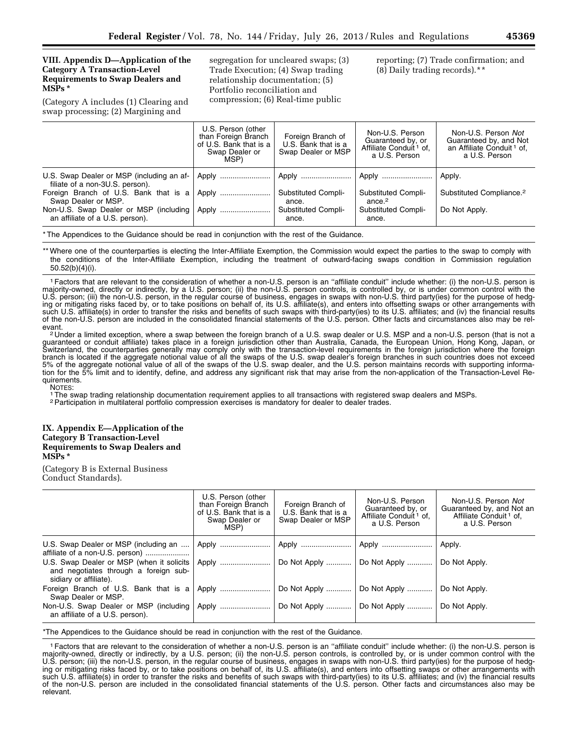## VIII. Appendix D—Application of the Category A Transaction-Level Requirements to Swap Dealers and MSPs *

(Category A includes (1) Clearing and swap processing; (2) Margining and segregation for uncleared swaps; (3) Trade Execution; (4) Swap trading relationship documentation; (5) Portfolio reconciliation and compression; (6) Real-time public reporting; (7) Trade confirmation; and (8) Daily trading records).**

| | U.S. Person (other than Foreign Branch of U.S. Bank that is a Swap Dealer or MSP) | Foreign Branch of U.S. Bank that is a Swap Dealer or MSP | Non-U.S. Person Guaranteed by, or Affiliate Conduit [1] of, a U.S. Person | Non-U.S. Person *Not* Guaranteed by, and Not an Affiliate Conduit [1] of, a U.S. Person |
|---|---|---|---|---|
| U.S. Swap Dealer or MSP (including an affiliate of a non-3U.S. person). | Apply | Apply | Apply | Apply. |
| Foreign Branch of U.S. Bank that is a Swap Dealer or MSP. | Apply | Substituted Compliance. | Substituted Compliance.[2] | Substituted Compliance.[2] |
| Non-U.S. Swap Dealer or MSP (including an affiliate of a U.S. person). | Apply | Substituted Compliance. | Substituted Compliance. | Do Not Apply. |

* The Appendices to the Guidance should be read in conjunction with the rest of the Guidance.

** Where one of the counterparties is electing the Inter-Affiliate Exemption, the Commission would expect the parties to the swap to comply with the conditions of the Inter-Affiliate Exemption, including the treatment of outward-facing swaps condition in Commission regulation 50.52(b)(4)(i).

[1] Factors that are relevant to the consideration of whether a non-U.S. person is an "affiliate conduit" include whether: (i) the non-U.S. person is majority-owned, directly or indirectly, by a U.S. person; (ii) the non-U.S. person controls, is controlled by, or is under common control with the U.S. person; (iii) the non-U.S. person, in the regular course of business, engages in swaps with non-U.S. third party(ies) for the purpose of hedging or mitigating risks faced by, or to take positions on behalf of, its U.S. affiliate(s), and enters into offsetting swaps or other arrangements with such U.S. affiliate(s) in order to transfer the risks and benefits of such swaps with third-party(ies) to its U.S. affiliates; and (iv) the financial results of the non-U.S. person are included in the consolidated financial statements of the U.S. person. Other facts and circumstances also may be relevant.

[2] Under a limited exception, where a swap between the foreign branch of a U.S. swap dealer or U.S. MSP and a non-U.S. person (that is not a guaranteed or conduit affiliate) takes place in a foreign jurisdiction other than Australia, Canada, the European Union, Hong Kong, Japan, or Switzerland, the counterparties generally may comply only with the transaction-level requirements in the foreign jurisdiction where the foreign branch is located if the aggregate notional value of all the swaps of the U.S. swap dealer's foreign branches in such countries does not exceed 5% of the aggregate notional value of all of the swaps of the U.S. swap dealer, and the U.S. person maintains records with supporting information for the 5% limit and to identify, define, and address any significant risk that may arise from the non-application of the Transaction-Level Requirements.

NOTES:

[1] The swap trading relationship documentation requirement applies to all transactions with registered swap dealers and MSPs.

[2] Participation in multilateral portfolio compression exercises is mandatory for dealer to dealer trades.

## IX. Appendix E—Application of the Category B Transaction-Level Requirements to Swap Dealers and MSPs *

(Category B is External Business Conduct Standards).

| | U.S. Person (other than Foreign Branch of U.S. Bank that is a Swap Dealer or MSP) | Foreign Branch of U.S. Bank that is a Swap Dealer or MSP | Non-U.S. Person Guaranteed by, or Affiliate Conduit [1] of, a U.S. Person | Non-U.S. Person *Not* Guaranteed by, and Not an Affiliate Conduit [1] of, a U.S. Person |
|---|---|---|---|---|
| U.S. Swap Dealer or MSP (including an affiliate of a non-U.S. person) | Apply | Apply | Apply | Apply. |
| U.S. Swap Dealer or MSP (when it solicits and negotiates through a foreign subsidiary or affiliate). | Apply | Do Not Apply | Do Not Apply | Do Not Apply. |
| Foreign Branch of U.S. Bank that is a Swap Dealer or MSP. | Apply | Do Not Apply | Do Not Apply | Do Not Apply. |
| Non-U.S. Swap Dealer or MSP (including an affiliate of a U.S. person). | Apply | Do Not Apply | Do Not Apply | Do Not Apply. |

*The Appendices to the Guidance should be read in conjunction with the rest of the Guidance.

[1] Factors that are relevant to the consideration of whether a non-U.S. person is an "affiliate conduit" include whether: (i) the non-U.S. person is majority-owned, directly or indirectly, by a U.S. person; (ii) the non-U.S. person controls, is controlled by, or is under common control with the U.S. person; (iii) the non-U.S. person, in the regular course of business, engages in swaps with non-U.S. third party(ies) for the purpose of hedging or mitigating risks faced by, or to take positions on behalf of, its U.S. affiliate(s), and enters into offsetting swaps or other arrangements with such U.S. affiliate(s) in order to transfer the risks and benefits of such swaps with third-party(ies) to its U.S. affiliates; and (iv) the financial results of the non-U.S. person are included in the consolidated financial statements of the U.S. person. Other facts and circumstances also may be relevant.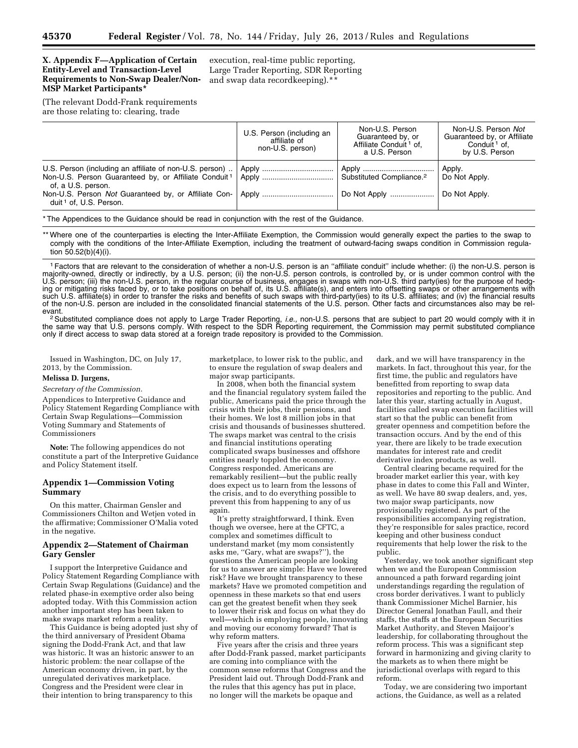## X. Appendix F—Application of Certain Entity-Level and Transaction-Level Requirements to Non-Swap Dealer/Non-MSP Market Participants*

(The relevant Dodd-Frank requirements are those relating to: clearing, trade execution, real-time public reporting, Large Trader Reporting, SDR Reporting and swap data recordkeeping).**

| | U.S. Person (including an affiliate of non-U.S. person) | Non-U.S. Person Guaranteed by, or Affiliate Conduit [1] of, a U.S. Person | Non-U.S. Person *Not* Guaranteed by, or Affiliate Conduit [1] of, by U.S. Person |
|---|---|---|---|
| U.S. Person (including an affiliate of non-U.S. person) | Apply | Apply | Apply. |
| Non-U.S. Person Guaranteed by, or Affiliate Conduit [1] of, a U.S. person. | Apply | Substituted Compliance.[2] | Do Not Apply. |
| Non-U.S. Person *Not* Guaranteed by, or Affiliate Conduit [1] of, U.S. Person. | Apply | Do Not Apply | Do Not Apply. |

* The Appendices to the Guidance should be read in conjunction with the rest of the Guidance.

** Where one of the counterparties is electing the Inter-Affiliate Exemption, the Commission would generally expect the parties to the swap to comply with the conditions of the Inter-Affiliate Exemption, including the treatment of outward-facing swaps condition in Commission regulation 50.52(b)(4)(i).

[1] Factors that are relevant to the consideration of whether a non-U.S. person is an "affiliate conduit" include whether: (i) the non-U.S. person is majority-owned, directly or indirectly, by a U.S. person; (ii) the non-U.S. person controls, is controlled by, or is under common control with the U.S. person; (iii) the non-U.S. person, in the regular course of business, engages in swaps with non-U.S. third party(ies) for the purpose of hedging or mitigating risks faced by, or to take positions on behalf of, its U.S. affiliate(s), and enters into offsetting swaps or other arrangements with such U.S. affiliate(s) in order to transfer the risks and benefits of such swaps with third-party(ies) to its U.S. affiliates; and (iv) the financial results of the non-U.S. person are included in the consolidated financial statements of the U.S. person. Other facts and circumstances also may be relevant.

[2] Substituted compliance does not apply to Large Trader Reporting, *i.e.,* non-U.S. persons that are subject to part 20 would comply with it in the same way that U.S. persons comply. With respect to the SDR Reporting requirement, the Commission may permit substituted compliance only if direct access to swap data stored at a foreign trade repository is provided to the Commission.

Issued in Washington, DC, on July 17, 2013, by the Commission.

**Melissa D. Jurgens,**

*Secretary of the Commission.*

Appendices to Interpretive Guidance and Policy Statement Regarding Compliance with Certain Swap Regulations—Commission Voting Summary and Statements of Commissioners

**Note:** The following appendices do not constitute a part of the Interpretive Guidance and Policy Statement itself.

## Appendix 1—Commission Voting Summary

On this matter, Chairman Gensler and Commissioners Chilton and Wetjen voted in the affirmative; Commissioner O'Malia voted in the negative.

## Appendix 2—Statement of Chairman Gary Gensler

I support the Interpretive Guidance and Policy Statement Regarding Compliance with Certain Swap Regulations (Guidance) and the related phase-in exemptive order also being adopted today. With this Commission action another important step has been taken to make swaps market reform a reality.

This Guidance is being adopted just shy of the third anniversary of President Obama signing the Dodd-Frank Act, and that law was historic. It was an historic answer to an historic problem: the near collapse of the American economy driven, in part, by the unregulated derivatives marketplace. Congress and the President were clear in their intention to bring transparency to this marketplace, to lower risk to the public, and to ensure the regulation of swap dealers and major swap participants.

In 2008, when both the financial system and the financial regulatory system failed the public, Americans paid the price through the crisis with their jobs, their pensions, and their homes. We lost 8 million jobs in that crisis and thousands of businesses shuttered. The swaps market was central to the crisis and financial institutions operating complicated swaps businesses and offshore entities nearly toppled the economy. Congress responded. Americans are remarkably resilient—but the public really does expect us to learn from the lessons of the crisis, and to do everything possible to prevent this from happening to any of us again.

It's pretty straightforward, I think. Even though we oversee, here at the CFTC, a complex and sometimes difficult to understand market (my mom consistently asks me, "Gary, what are swaps?"), the questions the American people are looking for us to answer are simple: Have we lowered risk? Have we brought transparency to these markets? Have we promoted competition and openness in these markets so that end users can get the greatest benefit when they seek to lower their risk and focus on what they do well—which is employing people, innovating and moving our economy forward? That is why reform matters.

Five years after the crisis and three years after Dodd-Frank passed, market participants are coming into compliance with the common sense reforms that Congress and the President laid out. Through Dodd-Frank and the rules that this agency has put in place, no longer will the markets be opaque and dark, and we will have transparency in the markets. In fact, throughout this year, for the first time, the public and regulators have benefitted from reporting to swap data repositories and reporting to the public. And later this year, starting actually in August, facilities called swap execution facilities will start so that the public can benefit from greater openness and competition before the transaction occurs. And by the end of this year, there are likely to be trade execution mandates for interest rate and credit derivative index products, as well.

Central clearing became required for the broader market earlier this year, with key phase in dates to come this Fall and Winter, as well. We have 80 swap dealers, and, yes, two major swap participants, now provisionally registered. As part of the responsibilities accompanying registration, they're responsible for sales practice, record keeping and other business conduct requirements that help lower the risk to the public.

Yesterday, we took another significant step when we and the European Commission announced a path forward regarding joint understandings regarding the regulation of cross border derivatives. I want to publicly thank Commissioner Michel Barnier, his Director General Jonathan Faull, and their staffs, the staffs at the European Securities Market Authority, and Steven Maijoor's leadership, for collaborating throughout the reform process. This was a significant step forward in harmonizing and giving clarity to the markets as to when there might be jurisdictional overlaps with regard to this reform.

Today, we are considering two important actions, the Guidance, as well as a related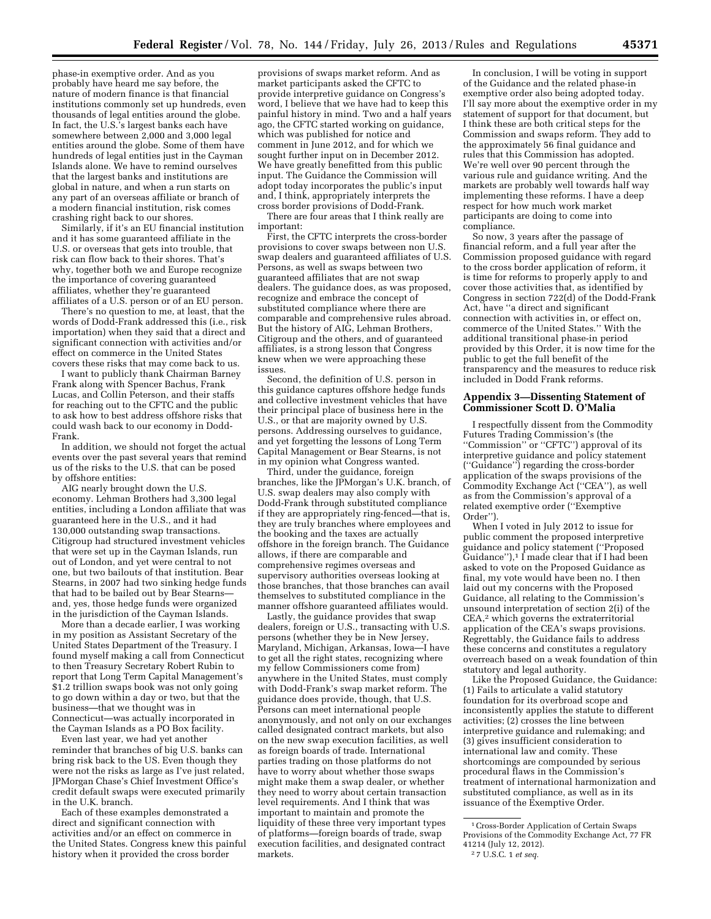phase-in exemptive order. And as you probably have heard me say before, the nature of modern finance is that financial institutions commonly set up hundreds, even thousands of legal entities around the globe. In fact, the U.S.'s largest banks each have somewhere between 2,000 and 3,000 legal entities around the globe. Some of them have hundreds of legal entities just in the Cayman Islands alone. We have to remind ourselves that the largest banks and institutions are global in nature, and when a run starts on any part of an overseas affiliate or branch of a modern financial institution, risk comes crashing right back to our shores.

Similarly, if it's an EU financial institution and it has some guaranteed affiliate in the U.S. or overseas that gets into trouble, that risk can flow back to their shores. That's why, together both we and Europe recognize the importance of covering guaranteed affiliates, whether they're guaranteed affiliates of a U.S. person or of an EU person.

There's no question to me, at least, that the words of Dodd-Frank addressed this (i.e., risk importation) when they said that a direct and significant connection with activities and/or effect on commerce in the United States covers these risks that may come back to us.

I want to publicly thank Chairman Barney Frank along with Spencer Bachus, Frank Lucas, and Collin Peterson, and their staffs for reaching out to the CFTC and the public to ask how to best address offshore risks that could wash back to our economy in Dodd-Frank.

In addition, we should not forget the actual events over the past several years that remind us of the risks to the U.S. that can be posed by offshore entities:

AIG nearly brought down the U.S. economy. Lehman Brothers had 3,300 legal entities, including a London affiliate that was guaranteed here in the U.S., and it had 130,000 outstanding swap transactions. Citigroup had structured investment vehicles that were set up in the Cayman Islands, run out of London, and yet were central to not one, but two bailouts of that institution. Bear Stearns, in 2007 had two sinking hedge funds that had to be bailed out by Bear Stearns—and, yes, those hedge funds were organized in the jurisdiction of the Cayman Islands.

More than a decade earlier, I was working in my position as Assistant Secretary of the United States Department of the Treasury. I found myself making a call from Connecticut to then Treasury Secretary Robert Rubin to report that Long Term Capital Management's $1.2 trillion swaps book was not only going to go down within a day or two, but that the business—that we thought was in Connecticut—was actually incorporated in the Cayman Islands as a PO Box facility.

Even last year, we had yet another reminder that branches of big U.S. banks can bring risk back to the US. Even though they were not the risks as large as I've just related, JPMorgan Chase's Chief Investment Office's credit default swaps were executed primarily in the U.K. branch.

Each of these examples demonstrated a direct and significant connection with activities and/or an effect on commerce in the United States. Congress knew this painful history when it provided the cross border provisions of swaps market reform. And as market participants asked the CFTC to provide interpretive guidance on Congress's word, I believe that we have had to keep this painful history in mind. Two and a half years ago, the CFTC started working on guidance, which was published for notice and comment in June 2012, and for which we sought further input on in December 2012. We have greatly benefitted from this public input. The Guidance the Commission will adopt today incorporates the public's input and, I think, appropriately interprets the cross border provisions of Dodd-Frank.

There are four areas that I think really are important:

First, the CFTC interprets the cross-border provisions to cover swaps between non U.S. swap dealers and guaranteed affiliates of U.S. Persons, as well as swaps between two guaranteed affiliates that are not swap dealers. The guidance does, as was proposed, recognize and embrace the concept of substituted compliance where there are comparable and comprehensive rules abroad. But the history of AIG, Lehman Brothers, Citigroup and the others, and of guaranteed affiliates, is a strong lesson that Congress knew when we were approaching these issues.

Second, the definition of U.S. person in this guidance captures offshore hedge funds and collective investment vehicles that have their principal place of business here in the U.S., or that are majority owned by U.S. persons. Addressing ourselves to guidance, and yet forgetting the lessons of Long Term Capital Management or Bear Stearns, is not in my opinion what Congress wanted.

Third, under the guidance, foreign branches, like the JPMorgan's U.K. branch, of U.S. swap dealers may also comply with Dodd-Frank through substituted compliance if they are appropriately ring-fenced—that is, they are truly branches where employees and the booking and the taxes are actually offshore in the foreign branch. The Guidance allows, if there are comparable and comprehensive regimes overseas and supervisory authorities overseas looking at those branches, that those branches can avail themselves to substituted compliance in the manner offshore guaranteed affiliates would.

Lastly, the guidance provides that swap dealers, foreign or U.S., transacting with U.S. persons (whether they be in New Jersey, Maryland, Michigan, Arkansas, Iowa—I have to get all the right states, recognizing where my fellow Commissioners come from) anywhere in the United States, must comply with Dodd-Frank's swap market reform. The guidance does provide, though, that U.S. Persons can meet international people anonymously, and not only on our exchanges called designated contract markets, but also on the new swap execution facilities, as well as foreign boards of trade. International parties trading on those platforms do not have to worry about whether those swaps might make them a swap dealer, or whether they need to worry about certain transaction level requirements. And I think that was important to maintain and promote the liquidity of these three very important types of platforms—foreign boards of trade, swap execution facilities, and designated contract markets.

In conclusion, I will be voting in support of the Guidance and the related phase-in exemptive order also being adopted today. I'll say more about the exemptive order in my statement of support for that document, but I think these are both critical steps for the Commission and swaps reform. They add to the approximately 56 final guidance and rules that this Commission has adopted. We're well over 90 percent through the various rule and guidance writing. And the markets are probably well towards half way implementing these reforms. I have a deep respect for how much work market participants are doing to come into compliance.

So now, 3 years after the passage of financial reform, and a full year after the Commission proposed guidance with regard to the cross border application of reform, it is time for reforms to properly apply to and cover those activities that, as identified by Congress in section 722(d) of the Dodd-Frank Act, have "a direct and significant connection with activities in, or effect on, commerce of the United States." With the additional transitional phase-in period provided by this Order, it is now time for the public to get the full benefit of the transparency and the measures to reduce risk included in Dodd Frank reforms.

## Appendix 3—Dissenting Statement of Commissioner Scott D. O'Malia

I respectfully dissent from the Commodity Futures Trading Commission's (the "Commission" or "CFTC") approval of its interpretive guidance and policy statement ("Guidance") regarding the cross-border application of the swaps provisions of the Commodity Exchange Act ("CEA"), as well as from the Commission's approval of a related exemptive order ("Exemptive Order").

When I voted in July 2012 to issue for public comment the proposed interpretive guidance and policy statement ("Proposed Guidance"),[1] I made clear that if I had been asked to vote on the Proposed Guidance as final, my vote would have been no. I then laid out my concerns with the Proposed Guidance, all relating to the Commission's unsound interpretation of section 2(i) of the CEA,[2] which governs the extraterritorial application of the CEA's swaps provisions. Regrettably, the Guidance fails to address these concerns and constitutes a regulatory overreach based on a weak foundation of thin statutory and legal authority.

Like the Proposed Guidance, the Guidance: (1) Fails to articulate a valid statutory foundation for its overbroad scope and inconsistently applies the statute to different activities; (2) crosses the line between interpretive guidance and rulemaking; and (3) gives insufficient consideration to international law and comity. These shortcomings are compounded by serious procedural flaws in the Commission's treatment of international harmonization and substituted compliance, as well as in its issuance of the Exemptive Order.

[1] Cross-Border Application of Certain Swaps Provisions of the Commodity Exchange Act, 77 FR 41214 (July 12, 2012).

[2] 7 U.S.C. 1 *et seq.*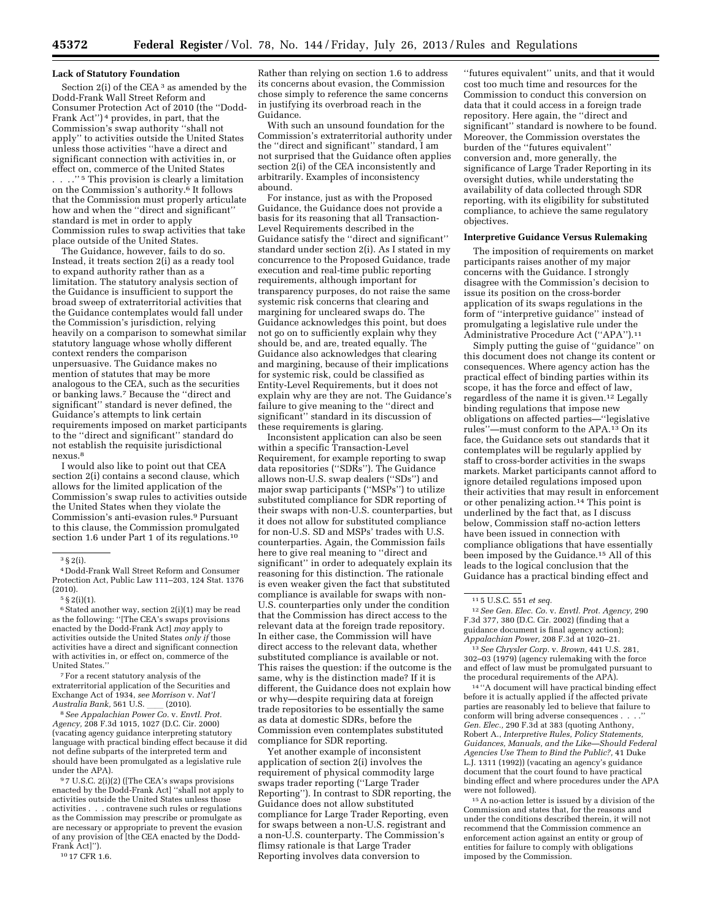## Lack of Statutory Foundation

Section 2(i) of the CEA [3] as amended by the Dodd-Frank Wall Street Reform and Consumer Protection Act of 2010 (the ''Dodd-Frank Act'') [4] provides, in part, that the Commission's swap authority ''shall not apply'' to activities outside the United States unless those activities ''have a direct and significant connection with activities in, or effect on, commerce of the United States . . . .'' [5] This provision is clearly a limitation on the Commission's authority.[6] It follows that the Commission must properly articulate how and when the ''direct and significant'' standard is met in order to apply Commission rules to swap activities that take place outside of the United States.

The Guidance, however, fails to do so. Instead, it treats section 2(i) as a ready tool to expand authority rather than as a limitation. The statutory analysis section of the Guidance is insufficient to support the broad sweep of extraterritorial activities that the Guidance contemplates would fall under the Commission's jurisdiction, relying heavily on a comparison to somewhat similar statutory language whose wholly different context renders the comparison unpersuasive. The Guidance makes no mention of statutes that may be more analogous to the CEA, such as the securities or banking laws.[7] Because the ''direct and significant'' standard is never defined, the Guidance's attempts to link certain requirements imposed on market participants to the ''direct and significant'' standard do not establish the requisite jurisdictional nexus.[8]

I would also like to point out that CEA section 2(i) contains a second clause, which allows for the limited application of the Commission's swap rules to activities outside the United States when they violate the Commission's anti-evasion rules.[9] Pursuant to this clause, the Commission promulgated section 1.6 under Part 1 of its regulations.[10] Rather than relying on section 1.6 to address its concerns about evasion, the Commission chose simply to reference the same concerns in justifying its overbroad reach in the Guidance.

With such an unsound foundation for the Commission's extraterritorial authority under the ''direct and significant'' standard, I am not surprised that the Guidance often applies section 2(i) of the CEA inconsistently and arbitrarily. Examples of inconsistency abound.

For instance, just as with the Proposed Guidance, the Guidance does not provide a basis for its reasoning that all Transaction-Level Requirements described in the Guidance satisfy the ''direct and significant'' standard under section 2(i). As I stated in my concurrence to the Proposed Guidance, trade execution and real-time public reporting requirements, although important for transparency purposes, do not raise the same systemic risk concerns that clearing and margining for uncleared swaps do. The Guidance acknowledges this point, but does not go on to sufficiently explain why they should be, and are, treated equally. The Guidance also acknowledges that clearing and margining, because of their implications for systemic risk, could be classified as Entity-Level Requirements, but it does not explain why are they are not. The Guidance's failure to give meaning to the ''direct and significant'' standard in its discussion of these requirements is glaring.

Inconsistent application can also be seen within a specific Transaction-Level Requirement, for example reporting to swap data repositories (''SDRs''). The Guidance allows non-U.S. swap dealers (''SDs'') and major swap participants (''MSPs'') to utilize substituted compliance for SDR reporting of their swaps with non-U.S. counterparties, but it does not allow for substituted compliance for non-U.S. SD and MSPs' trades with U.S. counterparties. Again, the Commission fails here to give real meaning to ''direct and significant'' in order to adequately explain its reasoning for this distinction. The rationale is even weaker given the fact that substituted compliance is available for swaps with non-U.S. counterparties only under the condition that the Commission has direct access to the relevant data at the foreign trade repository. In either case, the Commission will have direct access to the relevant data, whether substituted compliance is available or not. This raises the question: if the outcome is the same, why is the distinction made? If it is different, the Guidance does not explain how or why—despite requiring data at foreign trade repositories to be essentially the same as data at domestic SDRs, before the Commission even contemplates substituted compliance for SDR reporting.

Yet another example of inconsistent application of section 2(i) involves the requirement of physical commodity large swaps trader reporting (''Large Trader Reporting''). In contrast to SDR reporting, the Guidance does not allow substituted compliance for Large Trader Reporting, even for swaps between a non-U.S. registrant and a non-U.S. counterparty. The Commission's flimsy rationale is that Large Trader Reporting involves data conversion to ''futures equivalent'' units, and that it would cost too much time and resources for the Commission to conduct this conversion on data that it could access in a foreign trade repository. Here again, the ''direct and significant'' standard is nowhere to be found. Moreover, the Commission overstates the burden of the ''futures equivalent'' conversion and, more generally, the significance of Large Trader Reporting in its oversight duties, while understating the availability of data collected through SDR reporting, with its eligibility for substituted compliance, to achieve the same regulatory objectives.

## Interpretive Guidance Versus Rulemaking

The imposition of requirements on market participants raises another of my major concerns with the Guidance. I strongly disagree with the Commission's decision to issue its position on the cross-border application of its swaps regulations in the form of ''interpretive guidance'' instead of promulgating a legislative rule under the Administrative Procedure Act (''APA'').[11]

Simply putting the guise of ''guidance'' on this document does not change its content or consequences. Where agency action has the practical effect of binding parties within its scope, it has the force and effect of law, regardless of the name it is given.[12] Legally binding regulations that impose new obligations on affected parties—''legislative rules''—must conform to the APA.[13] On its face, the Guidance sets out standards that it contemplates will be regularly applied by staff to cross-border activities in the swaps markets. Market participants cannot afford to ignore detailed regulations imposed upon their activities that may result in enforcement or other penalizing action.[14] This point is underlined by the fact that, as I discuss below, Commission staff no-action letters have been issued in connection with compliance obligations that have essentially been imposed by the Guidance.[15] All of this leads to the logical conclusion that the Guidance has a practical binding effect and

---

[3] § 2(i).

[4] Dodd-Frank Wall Street Reform and Consumer Protection Act, Public Law 111–203, 124 Stat. 1376 (2010).

[5] § 2(i)(1).

[6] Stated another way, section 2(i)(1) may be read as the following: ''[The CEA's swaps provisions enacted by the Dodd-Frank Act] *may* apply to activities outside the United States *only if* those activities have a direct and significant connection with activities in, or effect on, commerce of the United States.''

[7] For a recent statutory analysis of the extraterritorial application of the Securities and Exchange Act of 1934, *see Morrison* v. *Nat'l Australia Bank,* 561 U.S. ___ (2010).

[8] *See Appalachian Power Co.* v. *Envtl. Prot. Agency,* 208 F.3d 1015, 1027 (D.C. Cir. 2000) (vacating agency guidance interpreting statutory language with practical binding effect because it did not define subparts of the interpreted term and should have been promulgated as a legislative rule under the APA).

[9] 7 U.S.C. 2(i)(2) ([The CEA's swaps provisions enacted by the Dodd-Frank Act] ''shall not apply to activities outside the United States unless those activities . . . contravene such rules or regulations as the Commission may prescribe or promulgate as are necessary or appropriate to prevent the evasion of any provision of [the CEA enacted by the Dodd-Frank Act]'').

[10] 17 CFR 1.6.

[11] 5 U.S.C. 551 *et seq.*

[12] *See Gen. Elec. Co.* v. *Envtl. Prot. Agency,* 290 F.3d 377, 380 (D.C. Cir. 2002) (finding that a guidance document is final agency action); *Appalachian Power,* 208 F.3d at 1020–21.

[13] *See Chrysler Corp.* v. *Brown,* 441 U.S. 281, 302–03 (1979) (agency rulemaking with the force and effect of law must be promulgated pursuant to the procedural requirements of the APA).

[14] ''A document will have practical binding effect before it is actually applied if the affected private parties are reasonably led to believe that failure to conform will bring adverse consequences . . . .'' *Gen. Elec.,* 290 F.3d at 383 (quoting Anthony, Robert A., *Interpretive Rules, Policy Statements, Guidances, Manuals, and the Like—Should Federal Agencies Use Them to Bind the Public?,* 41 Duke L.J. 1311 (1992)) (vacating an agency's guidance document that the court found to have practical binding effect and where procedures under the APA were not followed).

[15] A no-action letter is issued by a division of the Commission and states that, for the reasons and under the conditions described therein, it will not recommend that the Commission commence an enforcement action against an entity or group of entities for failure to comply with obligations imposed by the Commission.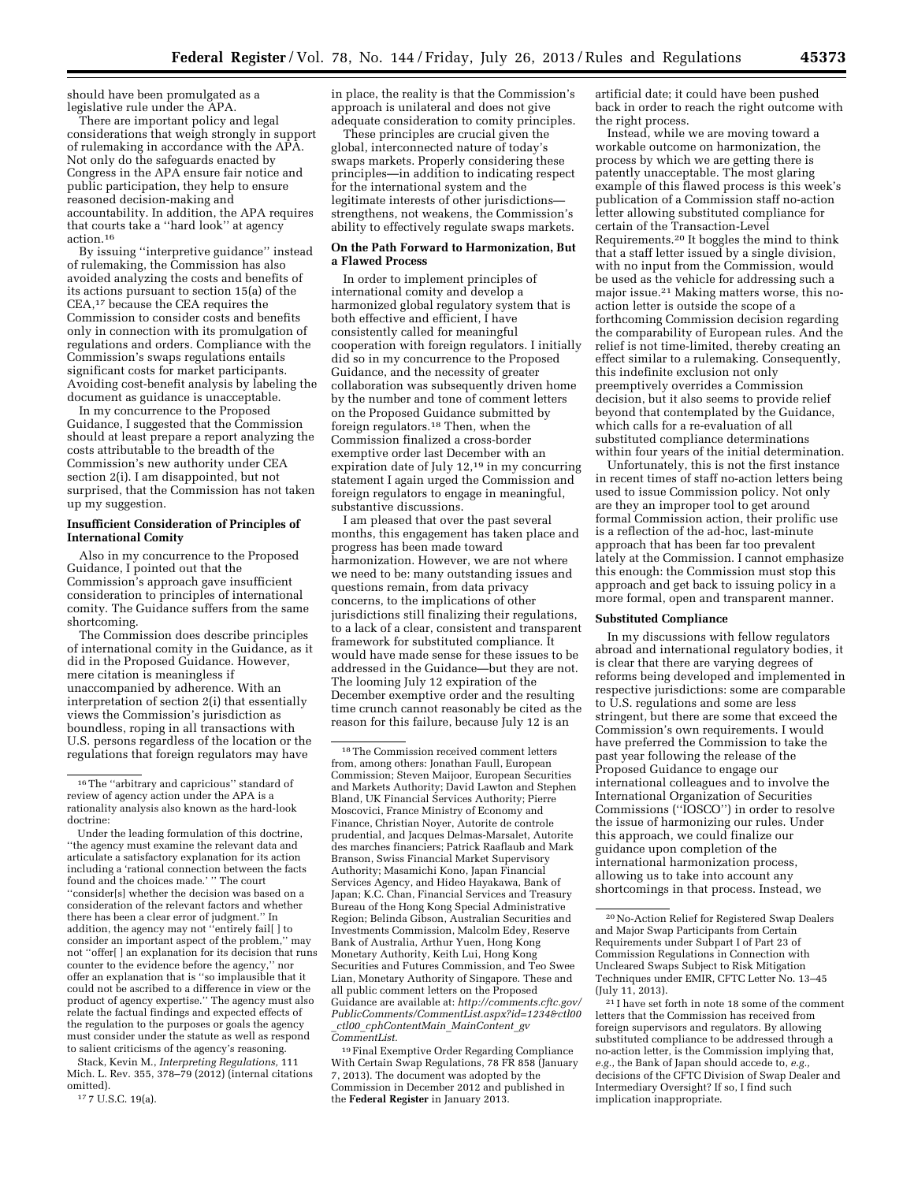should have been promulgated as a legislative rule under the APA.

There are important policy and legal considerations that weigh strongly in support of rulemaking in accordance with the APA. Not only do the safeguards enacted by Congress in the APA ensure fair notice and public participation, they help to ensure reasoned decision-making and accountability. In addition, the APA requires that courts take a "hard look" at agency action.[16]

By issuing "interpretive guidance" instead of rulemaking, the Commission has also avoided analyzing the costs and benefits of its actions pursuant to section 15(a) of the CEA,[17] because the CEA requires the Commission to consider costs and benefits only in connection with its promulgation of regulations and orders. Compliance with the Commission's swaps regulations entails significant costs for market participants. Avoiding cost-benefit analysis by labeling the document as guidance is unacceptable.

In my concurrence to the Proposed Guidance, I suggested that the Commission should at least prepare a report analyzing the costs attributable to the breadth of the Commission's new authority under CEA section 2(i). I am disappointed, but not surprised, that the Commission has not taken up my suggestion.

**Insufficient Consideration of Principles of International Comity**

Also in my concurrence to the Proposed Guidance, I pointed out that the Commission's approach gave insufficient consideration to principles of international comity. The Guidance suffers from the same shortcoming.

The Commission does describe principles of international comity in the Guidance, as it did in the Proposed Guidance. However, mere citation is meaningless if unaccompanied by adherence. With an interpretation of section 2(i) that essentially views the Commission's jurisdiction as boundless, roping in all transactions with U.S. persons regardless of the location or the regulations that foreign regulators may have in place, the reality is that the Commission's approach is unilateral and does not give adequate consideration to comity principles.

These principles are crucial given the global, interconnected nature of today's swaps markets. Properly considering these principles—in addition to indicating respect for the international system and the legitimate interests of other jurisdictions—strengthens, not weakens, the Commission's ability to effectively regulate swaps markets.

**On the Path Forward to Harmonization, But a Flawed Process**

In order to implement principles of international comity and develop a harmonized global regulatory system that is both effective and efficient, I have consistently called for meaningful cooperation with foreign regulators. I initially did so in my concurrence to the Proposed Guidance, and the necessity of greater collaboration was subsequently driven home by the number and tone of comment letters on the Proposed Guidance submitted by foreign regulators.[18] Then, when the Commission finalized a cross-border exemptive order last December with an expiration date of July 12,[19] in my concurring statement I again urged the Commission and foreign regulators to engage in meaningful, substantive discussions.

I am pleased that over the past several months, this engagement has taken place and progress has been made toward harmonization. However, we are not where we need to be: many outstanding issues and questions remain, from data privacy concerns, to the implications of other jurisdictions still finalizing their regulations, to a lack of a clear, consistent and transparent framework for substituted compliance. It would have made sense for these issues to be addressed in the Guidance—but they are not. The looming July 12 expiration of the December exemptive order and the resulting time crunch cannot reasonably be cited as the reason for this failure, because July 12 is an artificial date; it could have been pushed back in order to reach the right outcome with the right process.

Instead, while we are moving toward a workable outcome on harmonization, the process by which we are getting there is patently unacceptable. The most glaring example of this flawed process is this week's publication of a Commission staff no-action letter allowing substituted compliance for certain of the Transaction-Level Requirements.[20] It boggles the mind to think that a staff letter issued by a single division, with no input from the Commission, would be used as the vehicle for addressing such a major issue.[21] Making matters worse, this no-action letter is outside the scope of a forthcoming Commission decision regarding the comparability of European rules. And the relief is not time-limited, thereby creating an effect similar to a rulemaking. Consequently, this indefinite exclusion not only preemptively overrides a Commission decision, but it also seems to provide relief beyond that contemplated by the Guidance, which calls for a re-evaluation of all substituted compliance determinations within four years of the initial determination.

Unfortunately, this is not the first instance in recent times of staff no-action letters being used to issue Commission policy. Not only are they an improper tool to get around formal Commission action, their prolific use is a reflection of the ad-hoc, last-minute approach that has been far too prevalent lately at the Commission. I cannot emphasize this enough: the Commission must stop this approach and get back to issuing policy in a more formal, open and transparent manner.

**Substituted Compliance**

In my discussions with fellow regulators abroad and international regulatory bodies, it is clear that there are varying degrees of reforms being developed and implemented in respective jurisdictions: some are comparable to U.S. regulations and some are less stringent, but there are some that exceed the Commission's own requirements. I would have preferred the Commission to take the past year following the release of the Proposed Guidance to engage our international colleagues and to involve the International Organization of Securities Commissions ("IOSCO") in order to resolve the issue of harmonizing our rules. Under this approach, we could finalize our guidance upon completion of the international harmonization process, allowing us to take into account any shortcomings in that process. Instead, we

---

[16] The "arbitrary and capricious" standard of review of agency action under the APA is a rationality analysis also known as the hard-look doctrine:

Under the leading formulation of this doctrine, "the agency must examine the relevant data and articulate a satisfactory explanation for its action including a 'rational connection between the facts found and the choices made.' " The court "consider[s] whether the decision was based on a consideration of the relevant factors and whether there has been a clear error of judgment." In addition, the agency may not "entirely fail[ ] to consider an important aspect of the problem," may not "offer[ ] an explanation for its decision that runs counter to the evidence before the agency," nor offer an explanation that is "so implausible that it could not be ascribed to a difference in view or the product of agency expertise." The agency must also relate the factual findings and expected effects of the regulation to the purposes or goals the agency must consider under the statute as well as respond to salient criticisms of the agency's reasoning.

Stack, Kevin M., *Interpreting Regulations,* 111 Mich. L. Rev. 355, 378–79 (2012) (internal citations omitted).

[17] 7 U.S.C. 19(a).

[18] The Commission received comment letters from, among others: Jonathan Faull, European Commission; Steven Maijoor, European Securities and Markets Authority; David Lawton and Stephen Bland, UK Financial Services Authority; Pierre Moscovici, France Ministry of Economy and Finance, Christian Noyer, Autorite de controle prudential, and Jacques Delmas-Marsalet, Autorite des marches financiers; Patrick Raaflaub and Mark Branson, Swiss Financial Market Supervisory Authority; Masamichi Kono, Japan Financial Services Agency, and Hideo Hayakawa, Bank of Japan; K.C. Chan, Financial Services and Treasury Bureau of the Hong Kong Special Administrative Region; Belinda Gibson, Australian Securities and Investments Commission, Malcolm Edey, Reserve Bank of Australia, Arthur Yuen, Hong Kong Monetary Authority, Keith Lui, Hong Kong Securities and Futures Commission, and Teo Swee Lian, Monetary Authority of Singapore. These and all public comment letters on the Proposed Guidance are available at: *http://comments.cftc.gov/PublicComments/CommentList.aspx?id=1234&ctl00_ctl00_cphContentMain_MainContent_gvCommentList.*

[19] Final Exemptive Order Regarding Compliance With Certain Swap Regulations, 78 FR 858 (January 7, 2013). The document was adopted by the Commission in December 2012 and published in the **Federal Register** in January 2013.

[20] No-Action Relief for Registered Swap Dealers and Major Swap Participants from Certain Requirements under Subpart I of Part 23 of Commission Regulations in Connection with Uncleared Swaps Subject to Risk Mitigation Techniques under EMIR, CFTC Letter No. 13–45 (July 11, 2013).

[21] I have set forth in note 18 some of the comment letters that the Commission has received from foreign supervisors and regulators. By allowing substituted compliance to be addressed through a no-action letter, is the Commission implying that, *e.g.,* the Bank of Japan should accede to, *e.g.,* decisions of the CFTC Division of Swap Dealer and Intermediary Oversight? If so, I find such implication inappropriate.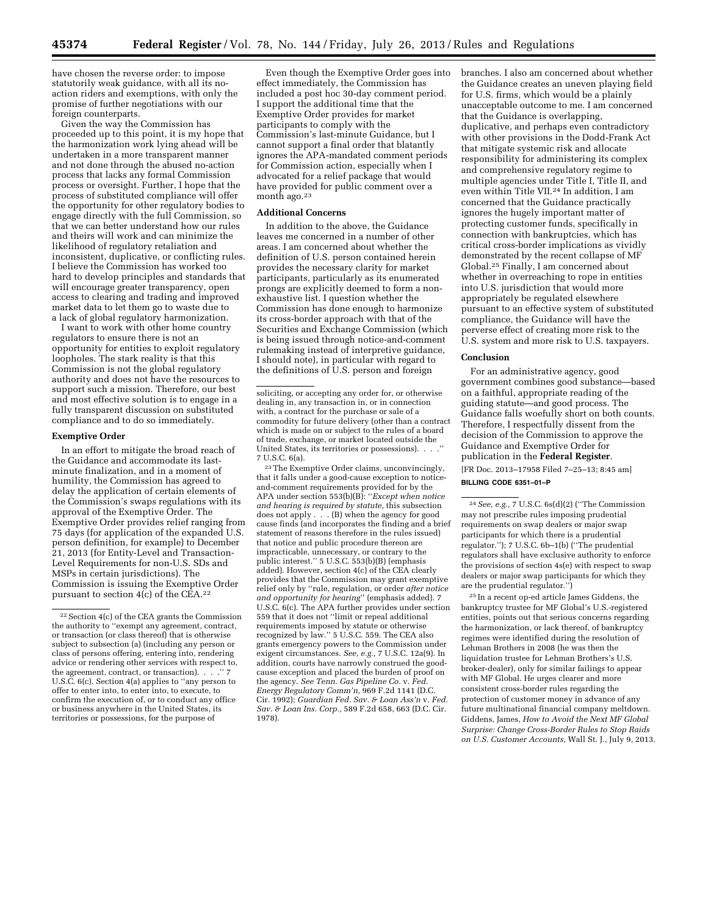have chosen the reverse order: to impose statutorily weak guidance, with all its no-action riders and exemptions, with only the promise of further negotiations with our foreign counterparts.

Given the way the Commission has proceeded up to this point, it is my hope that the harmonization work lying ahead will be undertaken in a more transparent manner and not done through the abused no-action process that lacks any formal Commission process or oversight. Further, I hope that the process of substituted compliance will offer the opportunity for other regulatory bodies to engage directly with the full Commission, so that we can better understand how our rules and theirs will work and can minimize the likelihood of regulatory retaliation and inconsistent, duplicative, or conflicting rules. I believe the Commission has worked too hard to develop principles and standards that will encourage greater transparency, open access to clearing and trading and improved market data to let them go to waste due to a lack of global regulatory harmonization.

I want to work with other home country regulators to ensure there is not an opportunity for entities to exploit regulatory loopholes. The stark reality is that this Commission is not the global regulatory authority and does not have the resources to support such a mission. Therefore, our best and most effective solution is to engage in a fully transparent discussion on substituted compliance and to do so immediately.

#### Exemptive Order

In an effort to mitigate the broad reach of the Guidance and accommodate its last-minute finalization, and in a moment of humility, the Commission has agreed to delay the application of certain elements of the Commission's swaps regulations with its approval of the Exemptive Order. The Exemptive Order provides relief ranging from 75 days (for application of the expanded U.S. person definition, for example) to December 21, 2013 (for Entity-Level and Transaction-Level Requirements for non-U.S. SDs and MSPs in certain jurisdictions). The Commission is issuing the Exemptive Order pursuant to section 4(c) of the CEA.[22]

Even though the Exemptive Order goes into effect immediately, the Commission has included a post hoc 30-day comment period. I support the additional time that the Exemptive Order provides for market participants to comply with the Commission's last-minute Guidance, but I cannot support a final order that blatantly ignores the APA-mandated comment periods for Commission action, especially when I advocated for a relief package that would have provided for public comment over a month ago.[23]

#### Additional Concerns

In addition to the above, the Guidance leaves me concerned in a number of other areas. I am concerned about whether the definition of U.S. person contained herein provides the necessary clarity for market participants, particularly as its enumerated prongs are explicitly deemed to form a non-exhaustive list. I question whether the Commission has done enough to harmonize its cross-border approach with that of the Securities and Exchange Commission (which is being issued through notice-and-comment rulemaking instead of interpretive guidance, I should note), in particular with regard to the definitions of U.S. person and foreign branches. I also am concerned about whether the Guidance creates an uneven playing field for U.S. firms, which would be a plainly unacceptable outcome to me. I am concerned that the Guidance is overlapping, duplicative, and perhaps even contradictory with other provisions in the Dodd-Frank Act that mitigate systemic risk and allocate responsibility for administering its complex and comprehensive regulatory regime to multiple agencies under Title I, Title II, and even within Title VII.[24] In addition, I am concerned that the Guidance practically ignores the hugely important matter of protecting customer funds, specifically in connection with bankruptcies, which has critical cross-border implications as vividly demonstrated by the recent collapse of MF Global.[25] Finally, I am concerned about whether in overreaching to rope in entities into U.S. jurisdiction that would more appropriately be regulated elsewhere pursuant to an effective system of substituted compliance, the Guidance will have the perverse effect of creating more risk to the U.S. system and more risk to U.S. taxpayers.

#### Conclusion

For an administrative agency, good government combines good substance—based on a faithful, appropriate reading of the guiding statute—and good process. The Guidance falls woefully short on both counts. Therefore, I respectfully dissent from the decision of the Commission to approve the Guidance and Exemptive Order for publication in the **Federal Register**.

[FR Doc. 2013–17958 Filed 7–25–13; 8:45 am]

**BILLING CODE 6351–01–P**

---

[22] Section 4(c) of the CEA grants the Commission the authority to ''exempt any agreement, contract, or transaction (or class thereof) that is otherwise subject to subsection (a) (including any person or class of persons offering, entering into, rendering advice or rendering other services with respect to, the agreement, contract, or transaction). . . .'' 7 U.S.C. 6(c). Section 4(a) applies to ''any person to offer to enter into, to enter into, to execute, to confirm the execution of, or to conduct any office or business anywhere in the United States, its territories or possessions, for the purpose of soliciting, or accepting any order for, or otherwise dealing in, any transaction in, or in connection with, a contract for the purchase or sale of a commodity for future delivery (other than a contract which is made on or subject to the rules of a board of trade, exchange, or market located outside the United States, its territories or possessions). . . .'' 7 U.S.C. 6(a).

[23] The Exemptive Order claims, unconvincingly, that it falls under a good-cause exception to notice-and-comment requirements provided for by the APA under section 553(b)(B): ''*Except when notice and hearing is required by statute,* this subsection does not apply . . . (B) when the agency for good cause finds (and incorporates the finding and a brief statement of reasons therefore in the rules issued) that notice and public procedure thereon are impracticable, unnecessary, or contrary to the public interest.'' 5 U.S.C. 553(b)(B) (emphasis added). However, section 4(c) of the CEA clearly provides that the Commission may grant exemptive relief only by ''rule, regulation, or order *after notice and opportunity for hearing*'' (emphasis added). 7 U.S.C. 6(c). The APA further provides under section 559 that it does not ''limit or repeal additional requirements imposed by statute or otherwise recognized by law.'' 5 U.S.C. 559. The CEA also grants emergency powers to the Commission under exigent circumstances. *See, e.g.,* 7 U.S.C. 12a(9). In addition, courts have narrowly construed the good-cause exception and placed the burden of proof on the agency. *See Tenn. Gas Pipeline Co.* v. *Fed. Energy Regulatory Comm'n*, 969 F.2d 1141 (D.C. Cir. 1992); *Guardian Fed. Sav. & Loan Ass'n* v. *Fed. Sav. & Loan Ins. Corp.,* 589 F.2d 658, 663 (D.C. Cir. 1978).

[24] *See, e.g.,* 7 U.S.C. 6s(d)(2) (''The Commission may not prescribe rules imposing prudential requirements on swap dealers or major swap participants for which there is a prudential regulator.''); 7 U.S.C. 6b–1(b) (''The prudential regulators shall have exclusive authority to enforce the provisions of section 4s(e) with respect to swap dealers or major swap participants for which they are the prudential regulator.'')

[25] In a recent op-ed article James Giddens, the bankruptcy trustee for MF Global's U.S.-registered entities, points out that serious concerns regarding the harmonization, or lack thereof, of bankruptcy regimes were identified during the resolution of Lehman Brothers in 2008 (he was then the liquidation trustee for Lehman Brothers's U.S. broker-dealer), only for similar failings to appear with MF Global. He urges clearer and more consistent cross-border rules regarding the protection of customer money in advance of any future multinational financial company meltdown. Giddens, James, *How to Avoid the Next MF Global Surprise: Change Cross-Border Rules to Stop Raids on U.S. Customer Accounts,* Wall St. J., July 9, 2013.